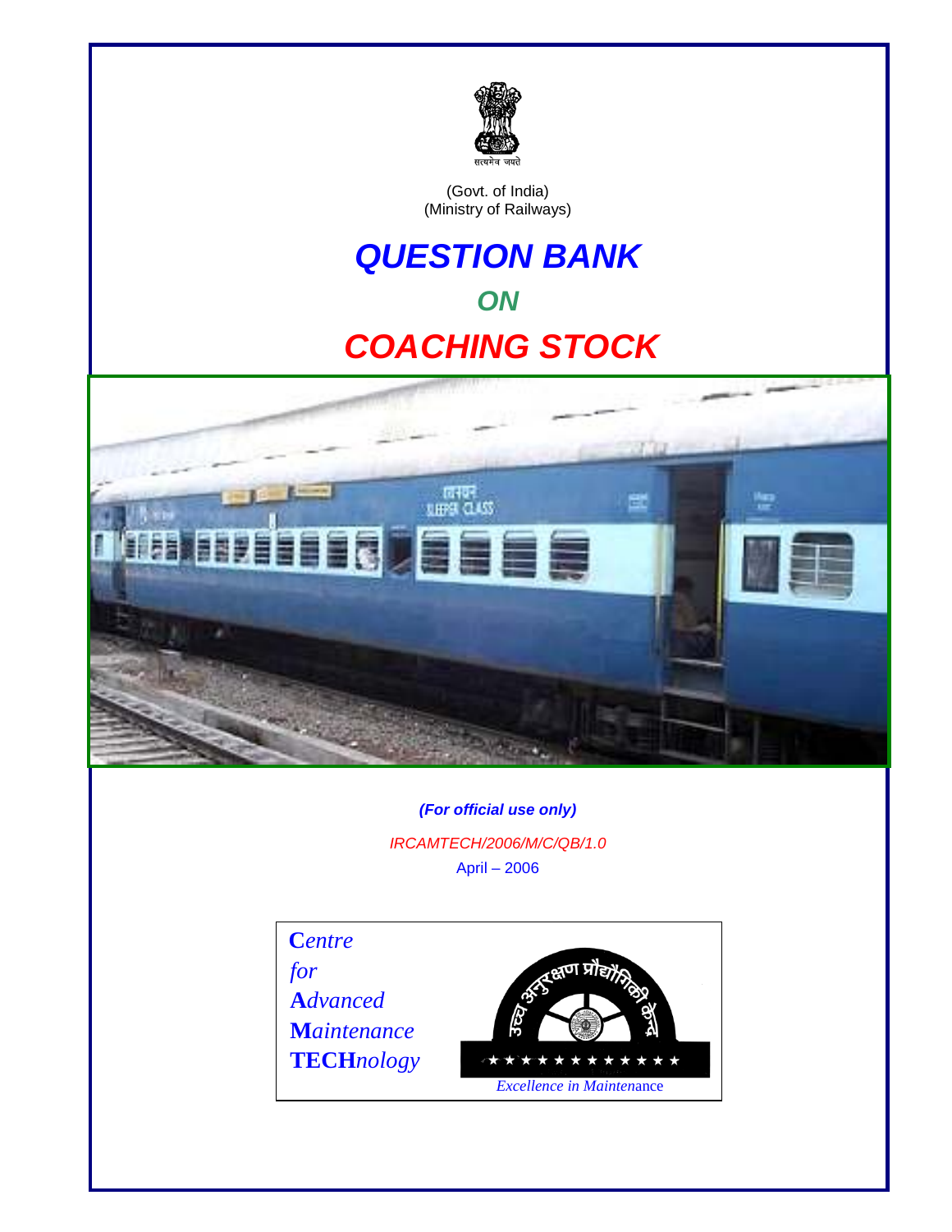(Govt. of India)
(Ministry of Railways)

# QUESTION BANK

## ON

# COACHING STOCK

***(For official use only)***

*IRCAMTECH/2006/M/C/QB/1.0*

April – 2006

**C***entre*
*for*
**A***dvanced*
**M***aintenance*
**TECH***nology*

*Excellence in Maintenance*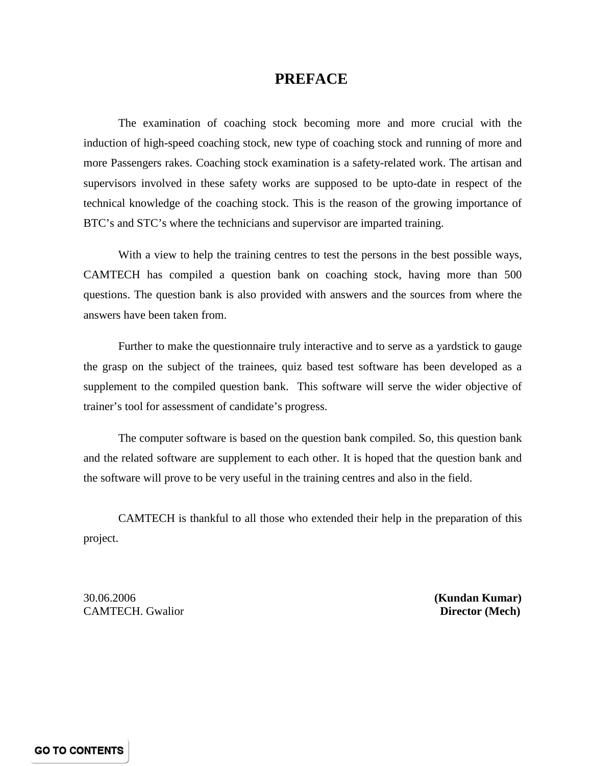# PREFACE

The examination of coaching stock becoming more and more crucial with the induction of high-speed coaching stock, new type of coaching stock and running of more and more Passengers rakes. Coaching stock examination is a safety-related work. The artisan and supervisors involved in these safety works are supposed to be upto-date in respect of the technical knowledge of the coaching stock. This is the reason of the growing importance of BTC's and STC's where the technicians and supervisor are imparted training.

With a view to help the training centres to test the persons in the best possible ways, CAMTECH has compiled a question bank on coaching stock, having more than 500 questions. The question bank is also provided with answers and the sources from where the answers have been taken from.

Further to make the questionnaire truly interactive and to serve as a yardstick to gauge the grasp on the subject of the trainees, quiz based test software has been developed as a supplement to the compiled question bank. This software will serve the wider objective of trainer's tool for assessment of candidate's progress.

The computer software is based on the question bank compiled. So, this question bank and the related software are supplement to each other. It is hoped that the question bank and the software will prove to be very useful in the training centres and also in the field.

CAMTECH is thankful to all those who extended their help in the preparation of this project.

30.06.2006
CAMTECH. Gwalior

**(Kundan Kumar)**
**Director (Mech)**

GO TO CONTENTS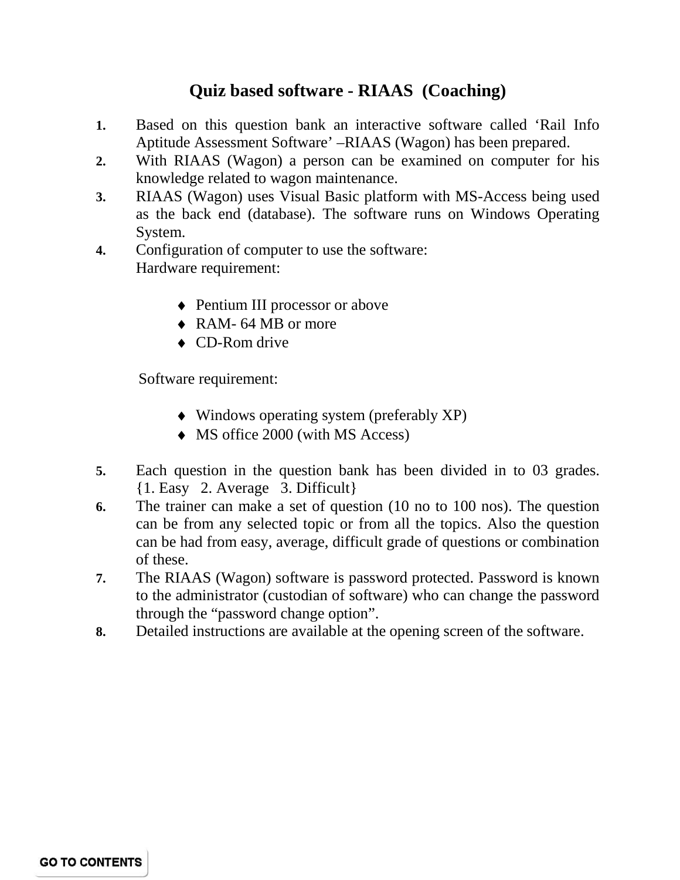# Quiz based software - RIAAS (Coaching)

1. Based on this question bank an interactive software called 'Rail Info Aptitude Assessment Software' –RIAAS (Wagon) has been prepared.
2. With RIAAS (Wagon) a person can be examined on computer for his knowledge related to wagon maintenance.
3. RIAAS (Wagon) uses Visual Basic platform with MS-Access being used as the back end (database). The software runs on Windows Operating System.
4. Configuration of computer to use the software:
   Hardware requirement:

   - Pentium III processor or above
   - RAM- 64 MB or more
   - CD-Rom drive

   Software requirement:

   - Windows operating system (preferably XP)
   - MS office 2000 (with MS Access)

5. Each question in the question bank has been divided in to 03 grades. {1. Easy 2. Average 3. Difficult}
6. The trainer can make a set of question (10 no to 100 nos). The question can be from any selected topic or from all the topics. Also the question can be had from easy, average, difficult grade of questions or combination of these.
7. The RIAAS (Wagon) software is password protected. Password is known to the administrator (custodian of software) who can change the password through the "password change option".
8. Detailed instructions are available at the opening screen of the software.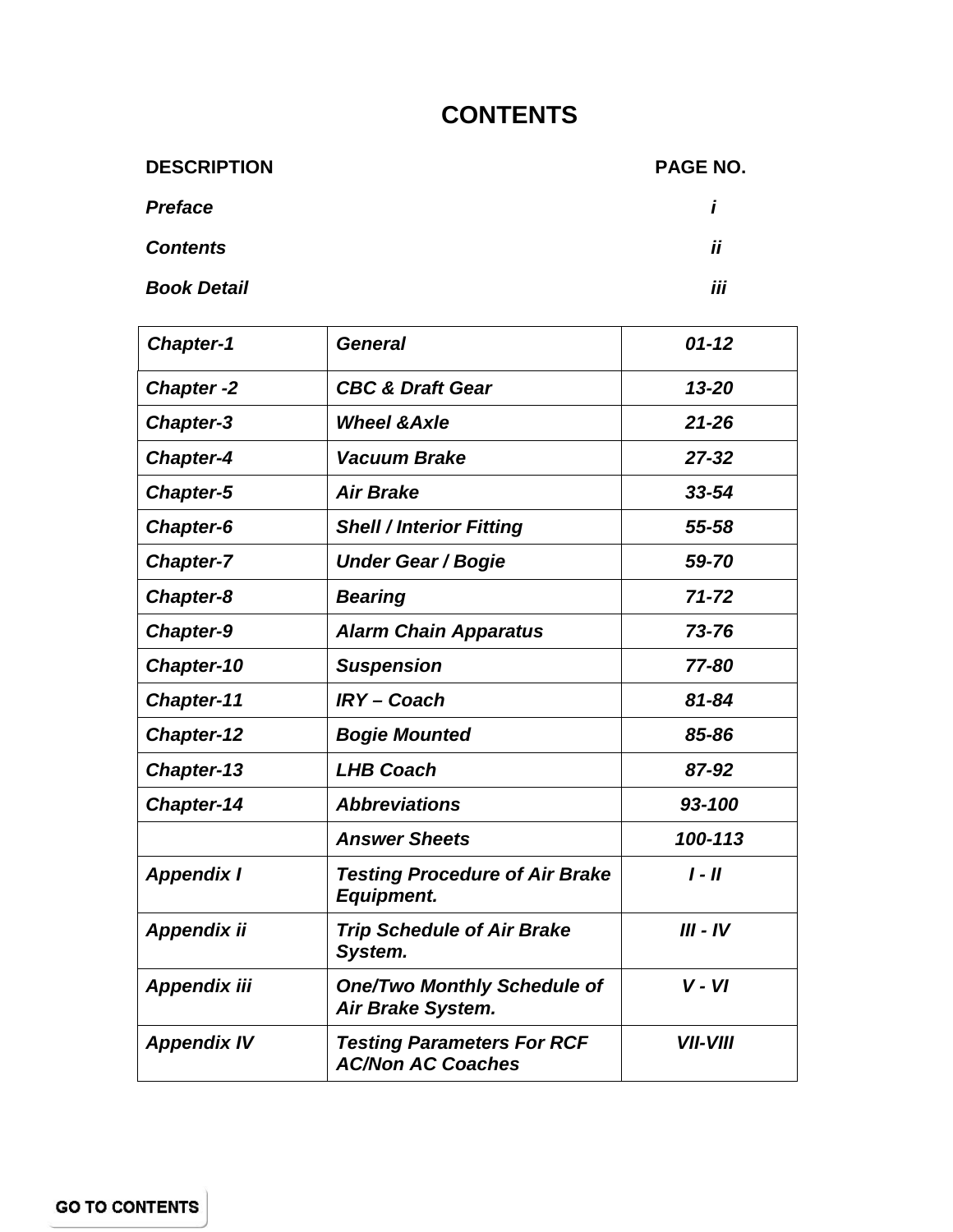# CONTENTS

| DESCRIPTION | PAGE NO. |
|---|---|
| *Preface* | *i* |
| *Contents* | *ii* |
| *Book Detail* | *iii* |

| | | |
|---|---|---|
| *Chapter-1* | *General* | *01-12* |
| *Chapter -2* | *CBC & Draft Gear* | *13-20* |
| *Chapter-3* | *Wheel &Axle* | *21-26* |
| *Chapter-4* | *Vacuum Brake* | *27-32* |
| *Chapter-5* | *Air Brake* | *33-54* |
| *Chapter-6* | *Shell / Interior Fitting* | *55-58* |
| *Chapter-7* | *Under Gear / Bogie* | *59-70* |
| *Chapter-8* | *Bearing* | *71-72* |
| *Chapter-9* | *Alarm Chain Apparatus* | *73-76* |
| *Chapter-10* | *Suspension* | *77-80* |
| *Chapter-11* | *IRY – Coach* | *81-84* |
| *Chapter-12* | *Bogie Mounted* | *85-86* |
| *Chapter-13* | *LHB Coach* | *87-92* |
| *Chapter-14* | *Abbreviations* | *93-100* |
| | *Answer Sheets* | *100-113* |
| *Appendix I* | *Testing Procedure of Air Brake Equipment.* | *I - II* |
| *Appendix ii* | *Trip Schedule of Air Brake System.* | *III - IV* |
| *Appendix iii* | *One/Two Monthly Schedule of Air Brake System.* | *V - VI* |
| *Appendix IV* | *Testing Parameters For RCF AC/Non AC Coaches* | *VII-VIII* |

GO TO CONTENTS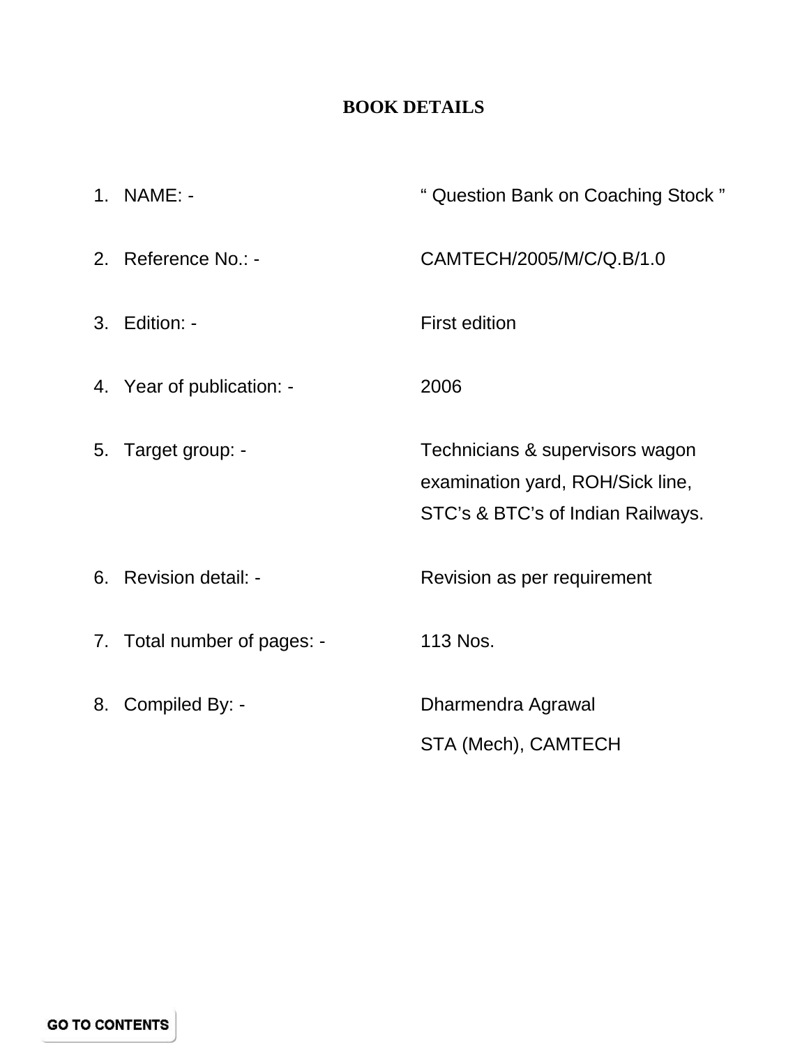# BOOK DETAILS

1. NAME: - " Question Bank on Coaching Stock "

2. Reference No.: - CAMTECH/2005/M/C/Q.B/1.0

3. Edition: - First edition

4. Year of publication: - 2006

5. Target group: - Technicians & supervisors wagon examination yard, ROH/Sick line, STC's & BTC's of Indian Railways.

6. Revision detail: - Revision as per requirement

7. Total number of pages: - 113 Nos.

8. Compiled By: - Dharmendra Agrawal
   STA (Mech), CAMTECH

GO TO CONTENTS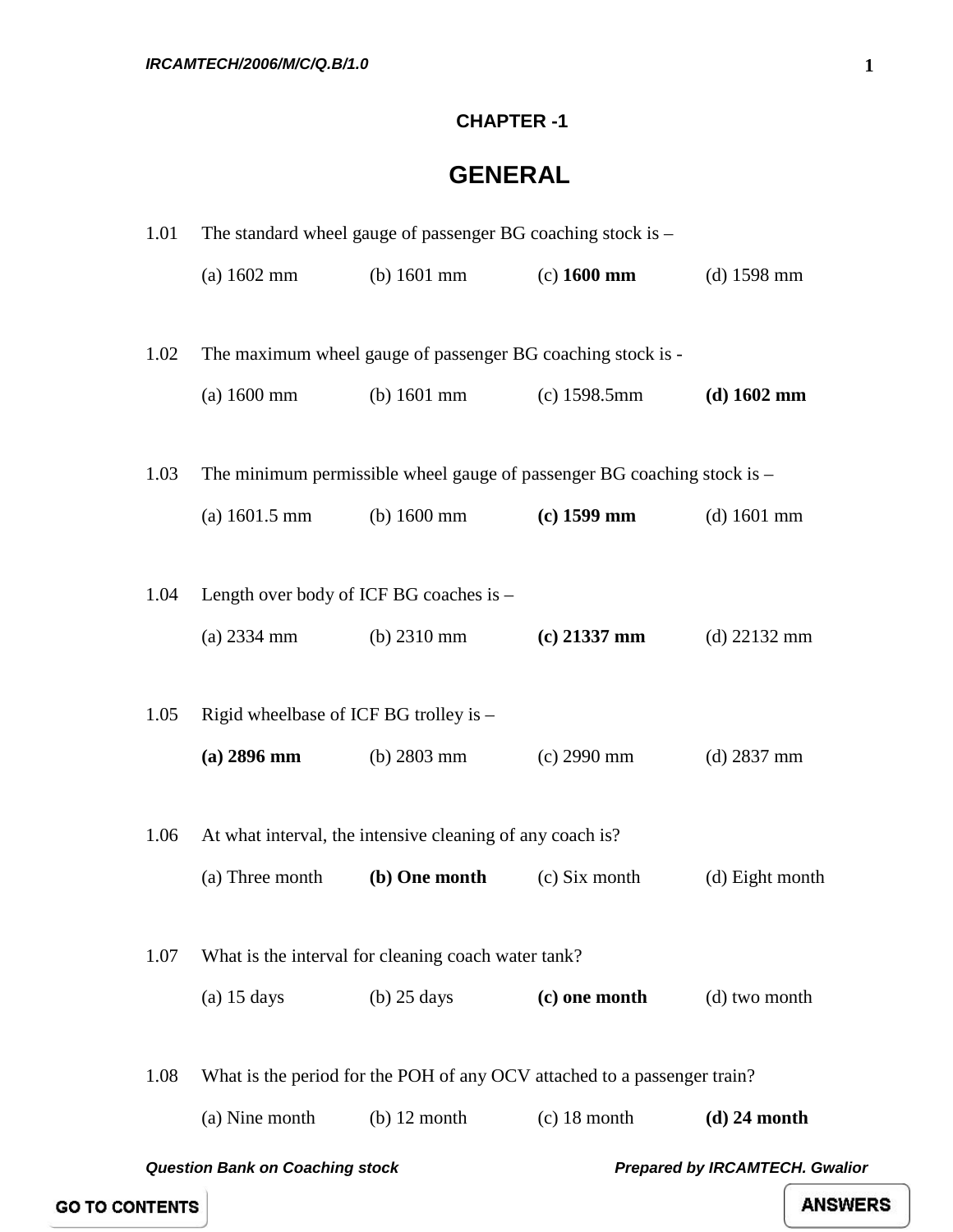# CHAPTER -1

# GENERAL

1.01 The standard wheel gauge of passenger BG coaching stock is –

(a) 1602 mm (b) 1601 mm (c) **1600 mm** (d) 1598 mm

1.02 The maximum wheel gauge of passenger BG coaching stock is -

(a) 1600 mm (b) 1601 mm (c) 1598.5mm **(d) 1602 mm**

1.03 The minimum permissible wheel gauge of passenger BG coaching stock is –

(a) 1601.5 mm (b) 1600 mm **(c) 1599 mm** (d) 1601 mm

1.04 Length over body of ICF BG coaches is –

(a) 2334 mm (b) 2310 mm **(c) 21337 mm** (d) 22132 mm

1.05 Rigid wheelbase of ICF BG trolley is –

**(a) 2896 mm** (b) 2803 mm (c) 2990 mm (d) 2837 mm

1.06 At what interval, the intensive cleaning of any coach is?

(a) Three month **(b) One month** (c) Six month (d) Eight month

1.07 What is the interval for cleaning coach water tank?

(a) 15 days (b) 25 days **(c) one month** (d) two month

1.08 What is the period for the POH of any OCV attached to a passenger train?

(a) Nine month (b) 12 month (c) 18 month **(d) 24 month**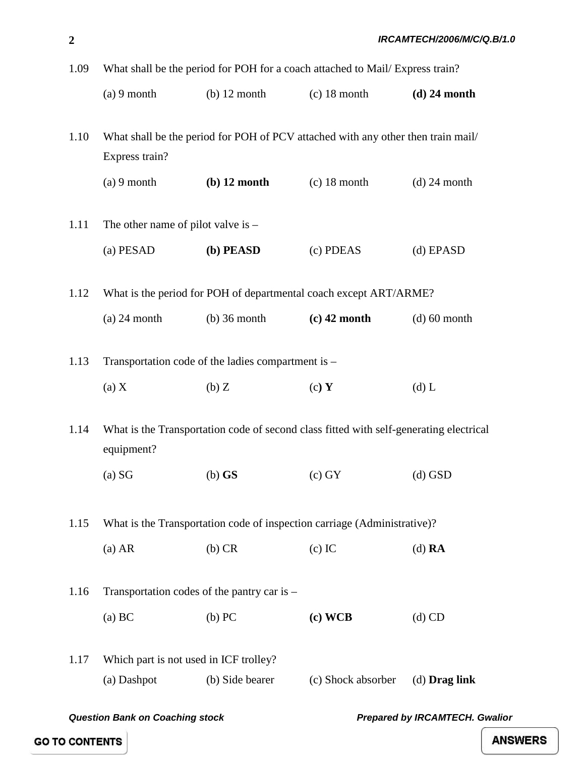1.09 What shall be the period for POH for a coach attached to Mail/ Express train?

(a) 9 month (b) 12 month (c) 18 month **(d) 24 month**

1.10 What shall be the period for POH of PCV attached with any other then train mail/ Express train?

(a) 9 month **(b) 12 month** (c) 18 month (d) 24 month

1.11 The other name of pilot valve is –

(a) PESAD **(b) PEASD** (c) PDEAS (d) EPASD

1.12 What is the period for POH of departmental coach except ART/ARME?

(a) 24 month (b) 36 month **(c) 42 month** (d) 60 month

1.13 Transportation code of the ladies compartment is –

(a) X (b) Z (c**) Y** (d) L

1.14 What is the Transportation code of second class fitted with self-generating electrical equipment?

(a) SG (b) **GS** (c) GY (d) GSD

1.15 What is the Transportation code of inspection carriage (Administrative)?

(a) AR (b) CR (c) IC (d) **RA**

1.16 Transportation codes of the pantry car is –

(a) BC (b) PC **(c) WCB** (d) CD

1.17 Which part is not used in ICF trolley?

(a) Dashpot (b) Side bearer (c) Shock absorber (d) **Drag link**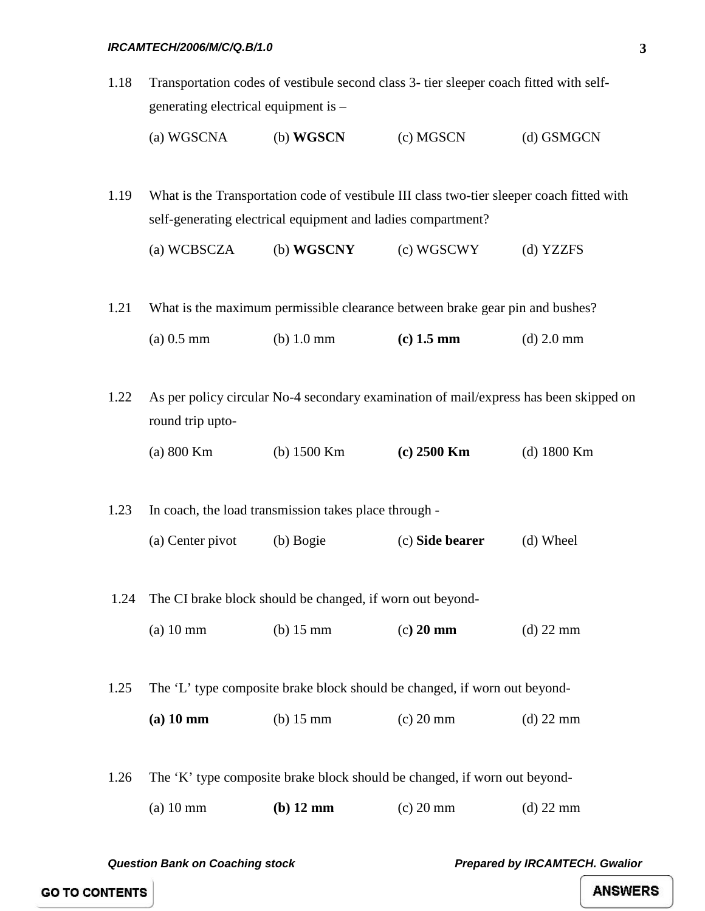1.18 Transportation codes of vestibule second class 3- tier sleeper coach fitted with self-generating electrical equipment is –

(a) WGSCNA (b) **WGSCN** (c) MGSCN (d) GSMGCN

1.19 What is the Transportation code of vestibule III class two-tier sleeper coach fitted with self-generating electrical equipment and ladies compartment?

(a) WCBSCZA (b) **WGSCNY** (c) WGSCWY (d) YZZFS

1.21 What is the maximum permissible clearance between brake gear pin and bushes?

(a) 0.5 mm (b) 1.0 mm **(c) 1.5 mm** (d) 2.0 mm

1.22 As per policy circular No-4 secondary examination of mail/express has been skipped on round trip upto-

(a) 800 Km (b) 1500 Km **(c) 2500 Km** (d) 1800 Km

1.23 In coach, the load transmission takes place through -

(a) Center pivot (b) Bogie (c) **Side bearer** (d) Wheel

1.24 The CI brake block should be changed, if worn out beyond-

(a) 10 mm (b) 15 mm (c**) 20 mm** (d) 22 mm

1.25 The 'L' type composite brake block should be changed, if worn out beyond-

**(a) 10 mm** (b) 15 mm (c) 20 mm (d) 22 mm

1.26 The 'K' type composite brake block should be changed, if worn out beyond-

(a) 10 mm **(b) 12 mm** (c) 20 mm (d) 22 mm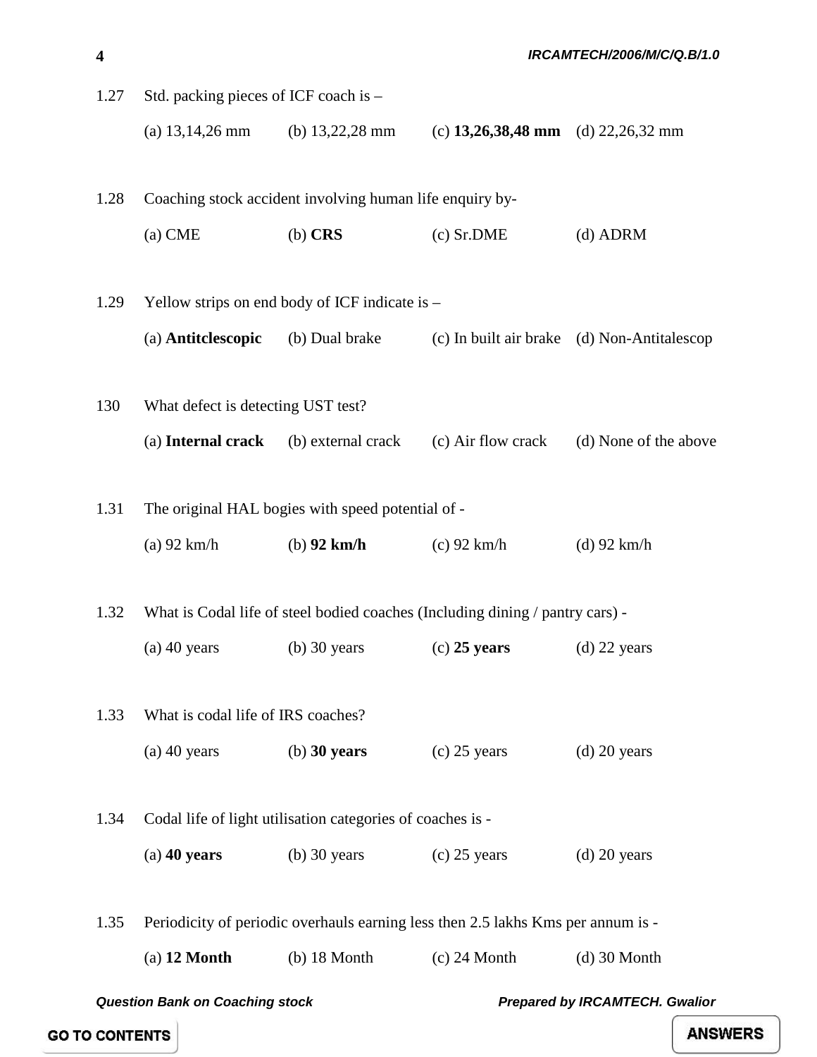1.27 Std. packing pieces of ICF coach is –

(a) 13,14,26 mm (b) 13,22,28 mm (c) **13,26,38,48 mm** (d) 22,26,32 mm

1.28 Coaching stock accident involving human life enquiry by-

(a) CME (b) **CRS** (c) Sr.DME (d) ADRM

1.29 Yellow strips on end body of ICF indicate is –

(a) **Antitclescopic** (b) Dual brake (c) In built air brake (d) Non-Antitalescop

130 What defect is detecting UST test?

(a) **Internal crack** (b) external crack (c) Air flow crack (d) None of the above

1.31 The original HAL bogies with speed potential of -

(a) 92 km/h (b) **92 km/h** (c) 92 km/h (d) 92 km/h

1.32 What is Codal life of steel bodied coaches (Including dining / pantry cars) -

(a) 40 years (b) 30 years (c) **25 years** (d) 22 years

1.33 What is codal life of IRS coaches?

(a) 40 years (b) **30 years** (c) 25 years (d) 20 years

1.34 Codal life of light utilisation categories of coaches is -

(a) **40 years** (b) 30 years (c) 25 years (d) 20 years

1.35 Periodicity of periodic overhauls earning less then 2.5 lakhs Kms per annum is -

(a) **12 Month** (b) 18 Month (c) 24 Month (d) 30 Month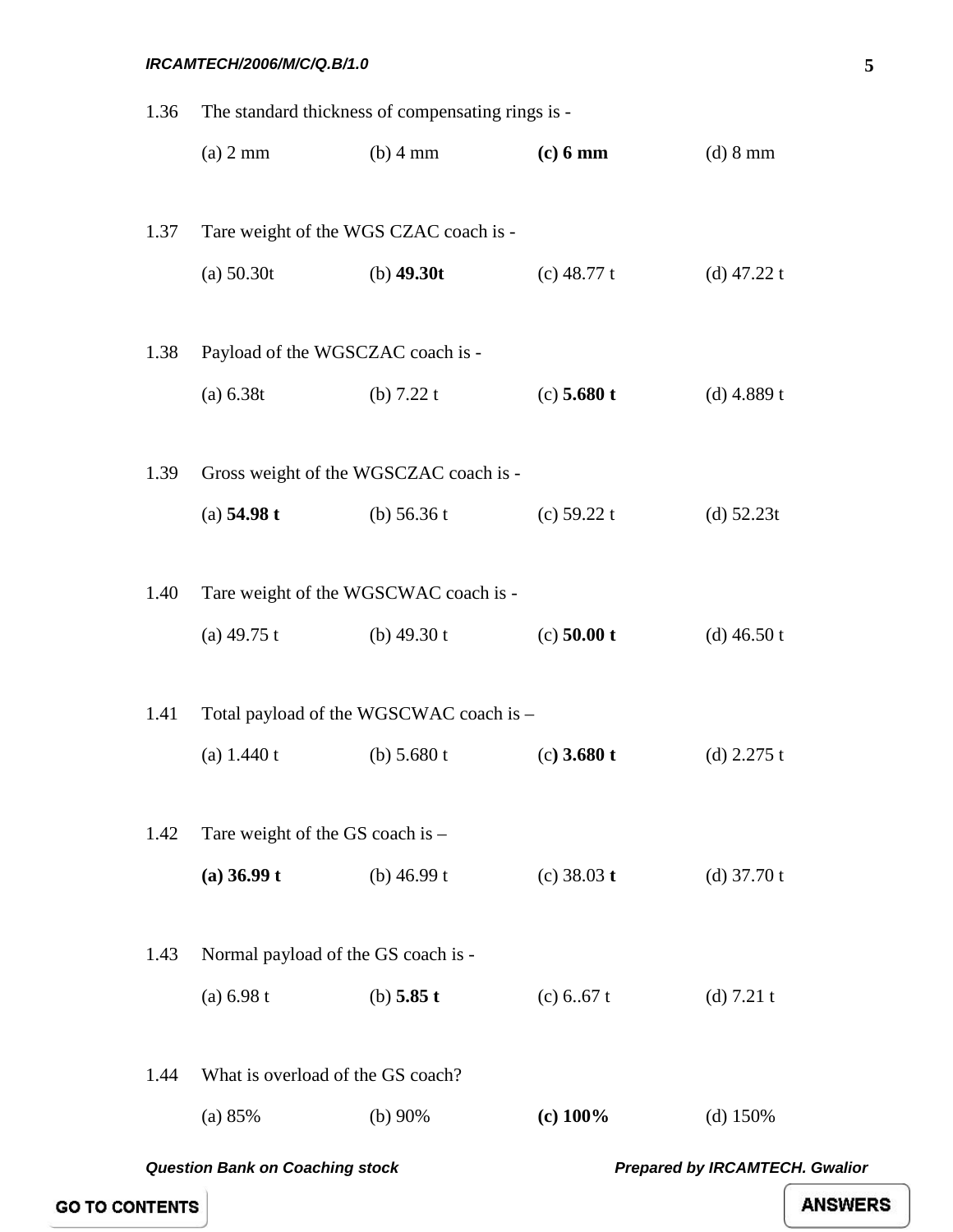1.36 The standard thickness of compensating rings is -

(a) 2 mm (b) 4 mm **(c) 6 mm** (d) 8 mm

1.37 Tare weight of the WGS CZAC coach is -

(a) 50.30t (b) **49.30t** (c) 48.77 t (d) 47.22 t

1.38 Payload of the WGSCZAC coach is -

(a) 6.38t (b) 7.22 t (c) **5.680 t** (d) 4.889 t

1.39 Gross weight of the WGSCZAC coach is -

(a) **54.98 t** (b) 56.36 t (c) 59.22 t (d) 52.23t

1.40 Tare weight of the WGSCWAC coach is -

(a) 49.75 t (b) 49.30 t (c) **50.00 t** (d) 46.50 t

1.41 Total payload of the WGSCWAC coach is –

(a) 1.440 t (b) 5.680 t (c**) 3.680 t** (d) 2.275 t

1.42 Tare weight of the GS coach is –

**(a) 36.99 t** (b) 46.99 t (c) 38.03 **t** (d) 37.70 t

1.43 Normal payload of the GS coach is -

(a) 6.98 t (b) **5.85 t** (c) 6..67 t (d) 7.21 t

1.44 What is overload of the GS coach?

(a) 85% (b) 90% **(c) 100%** (d) 150%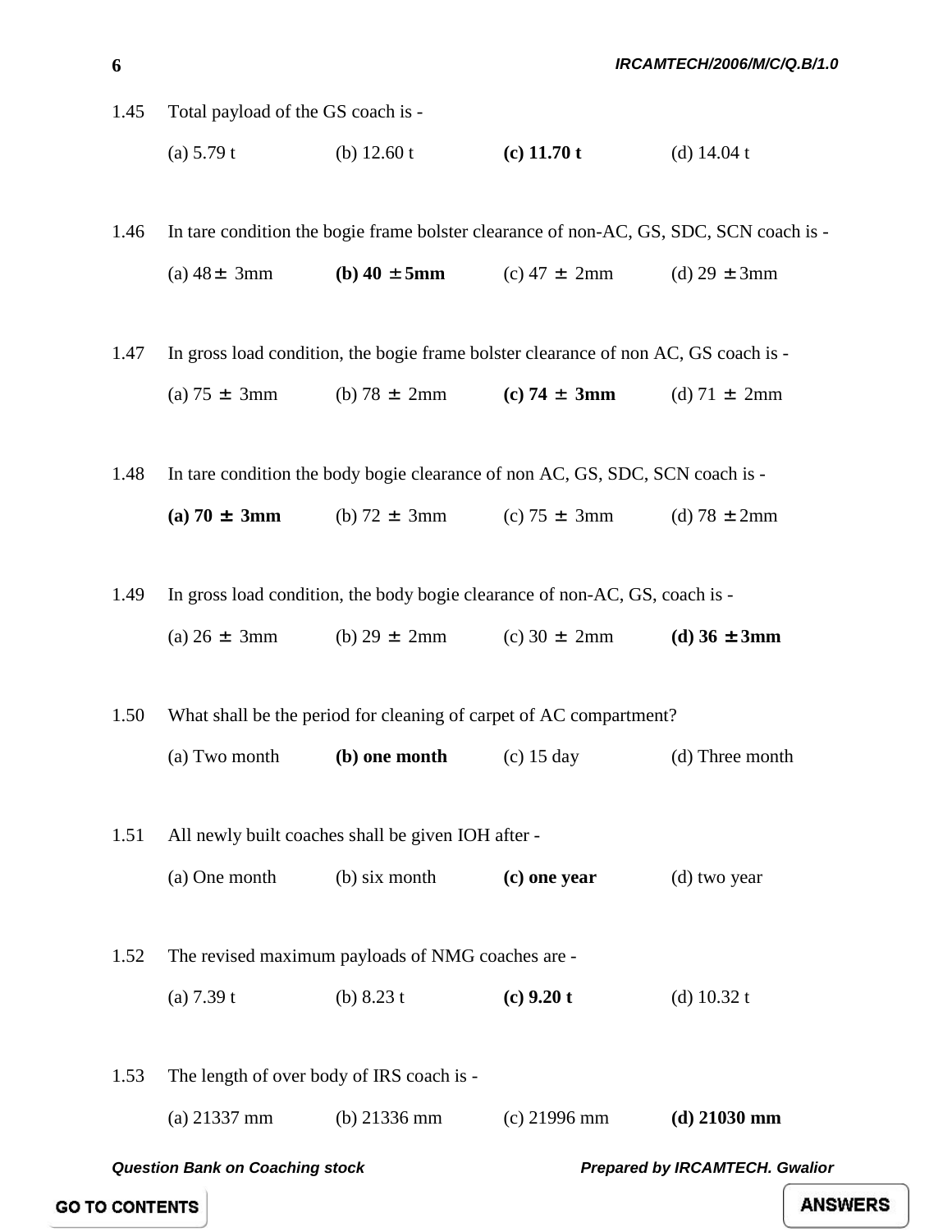1.45 Total payload of the GS coach is -

(a) 5.79 t (b) 12.60 t **(c) 11.70 t** (d) 14.04 t

1.46 In tare condition the bogie frame bolster clearance of non-AC, GS, SDC, SCN coach is -

(a) 48 ± 3mm **(b) 40 ± 5mm** (c) 47 ± 2mm (d) 29 ± 3mm

1.47 In gross load condition, the bogie frame bolster clearance of non AC, GS coach is -

(a) 75 ± 3mm (b) 78 ± 2mm **(c) 74 ± 3mm** (d) 71 ± 2mm

1.48 In tare condition the body bogie clearance of non AC, GS, SDC, SCN coach is -

**(a) 70 ± 3mm** (b) 72 ± 3mm (c) 75 ± 3mm (d) 78 ± 2mm

1.49 In gross load condition, the body bogie clearance of non-AC, GS, coach is -

(a) 26 ± 3mm (b) 29 ± 2mm (c) 30 ± 2mm **(d) 36 ± 3mm**

1.50 What shall be the period for cleaning of carpet of AC compartment?

(a) Two month **(b) one month** (c) 15 day (d) Three month

1.51 All newly built coaches shall be given IOH after -

(a) One month (b) six month **(c) one year** (d) two year

1.52 The revised maximum payloads of NMG coaches are -

(a) 7.39 t (b) 8.23 t **(c) 9.20 t** (d) 10.32 t

1.53 The length of over body of IRS coach is -

(a) 21337 mm (b) 21336 mm (c) 21996 mm **(d) 21030 mm**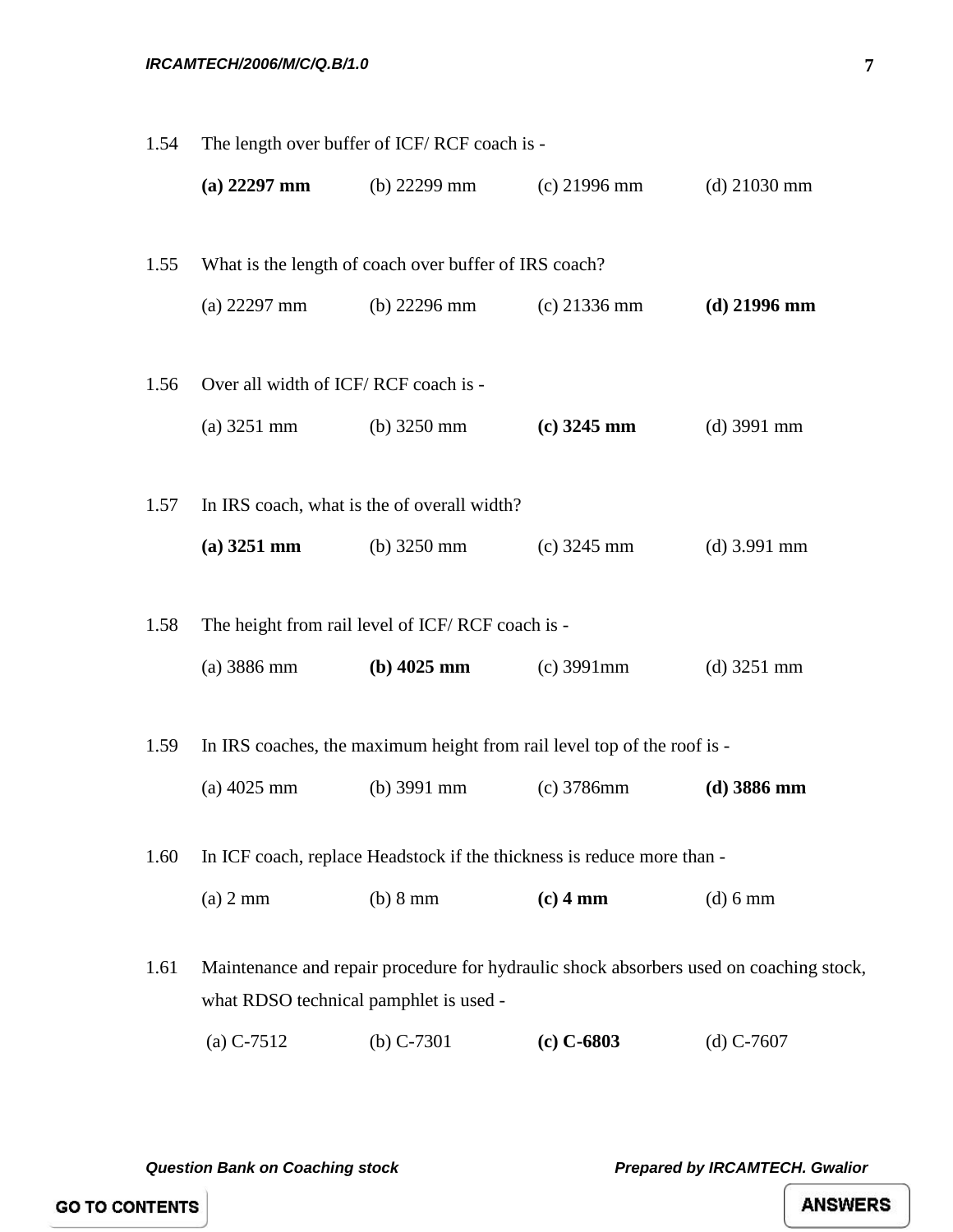1.54 The length over buffer of ICF/ RCF coach is -

**(a) 22297 mm** (b) 22299 mm (c) 21996 mm (d) 21030 mm

1.55 What is the length of coach over buffer of IRS coach?

(a) 22297 mm (b) 22296 mm (c) 21336 mm **(d) 21996 mm**

1.56 Over all width of ICF/ RCF coach is -

(a) 3251 mm (b) 3250 mm **(c) 3245 mm** (d) 3991 mm

1.57 In IRS coach, what is the of overall width?

**(a) 3251 mm** (b) 3250 mm (c) 3245 mm (d) 3.991 mm

1.58 The height from rail level of ICF/ RCF coach is -

(a) 3886 mm **(b) 4025 mm** (c) 3991mm (d) 3251 mm

1.59 In IRS coaches, the maximum height from rail level top of the roof is -

(a) 4025 mm (b) 3991 mm (c) 3786mm **(d) 3886 mm**

1.60 In ICF coach, replace Headstock if the thickness is reduce more than -

(a) 2 mm (b) 8 mm **(c) 4 mm** (d) 6 mm

1.61 Maintenance and repair procedure for hydraulic shock absorbers used on coaching stock, what RDSO technical pamphlet is used -

(a) C-7512 (b) C-7301 **(c) C-6803** (d) C-7607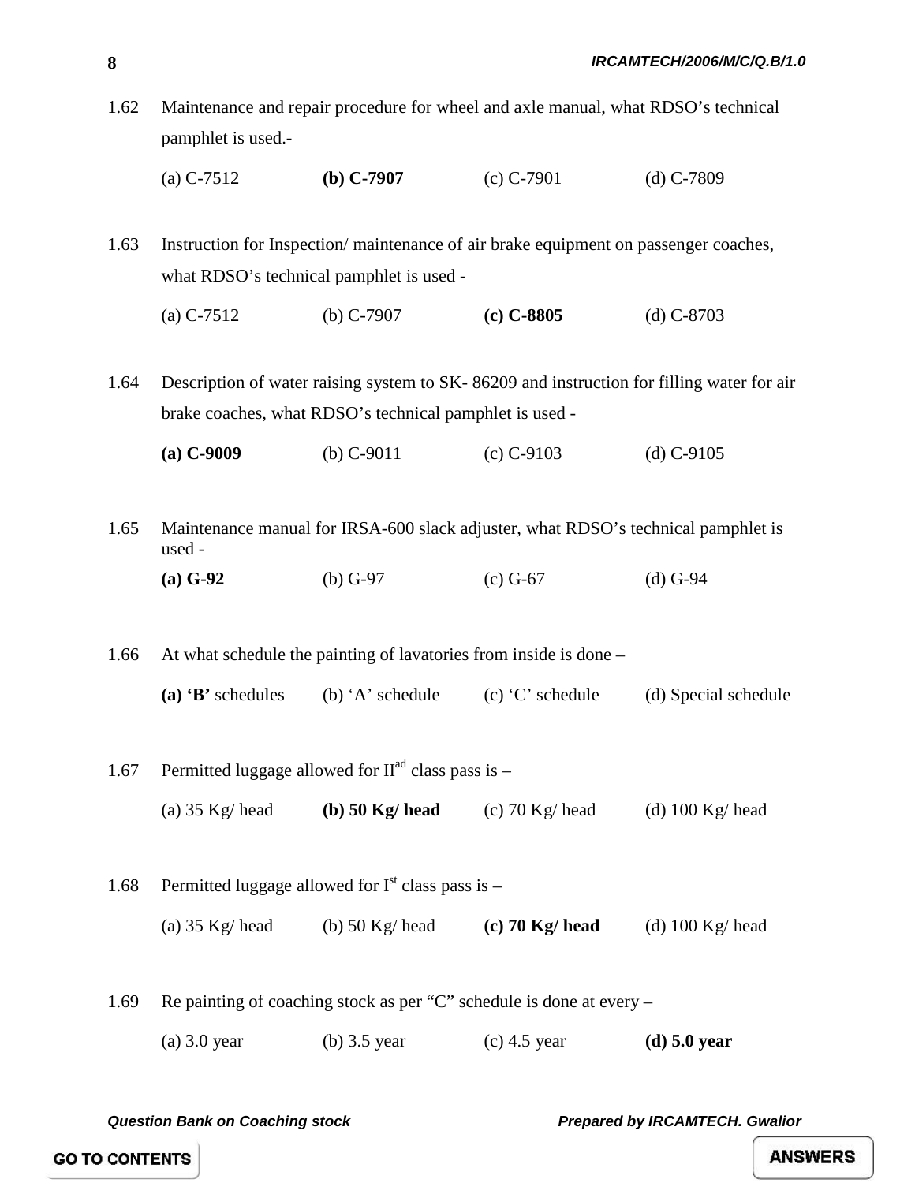1.62 Maintenance and repair procedure for wheel and axle manual, what RDSO's technical pamphlet is used.-

(a) C-7512 **(b) C-7907** (c) C-7901 (d) C-7809

1.63 Instruction for Inspection/ maintenance of air brake equipment on passenger coaches, what RDSO's technical pamphlet is used -

(a) C-7512 (b) C-7907 **(c) C-8805** (d) C-8703

1.64 Description of water raising system to SK- 86209 and instruction for filling water for air brake coaches, what RDSO's technical pamphlet is used -

**(a) C-9009** (b) C-9011 (c) C-9103 (d) C-9105

1.65 Maintenance manual for IRSA-600 slack adjuster, what RDSO's technical pamphlet is used -

**(a) G-92** (b) G-97 (c) G-67 (d) G-94

1.66 At what schedule the painting of lavatories from inside is done –

**(a) 'B'** schedules (b) 'A' schedule (c) 'C' schedule (d) Special schedule

1.67 Permitted luggage allowed for II[ad] class pass is –

(a) 35 Kg/ head **(b) 50 Kg/ head** (c) 70 Kg/ head (d) 100 Kg/ head

1.68 Permitted luggage allowed for I[st] class pass is –

(a) 35 Kg/ head (b) 50 Kg/ head **(c) 70 Kg/ head** (d) 100 Kg/ head

1.69 Re painting of coaching stock as per "C" schedule is done at every –

(a) 3.0 year (b) 3.5 year (c) 4.5 year **(d) 5.0 year**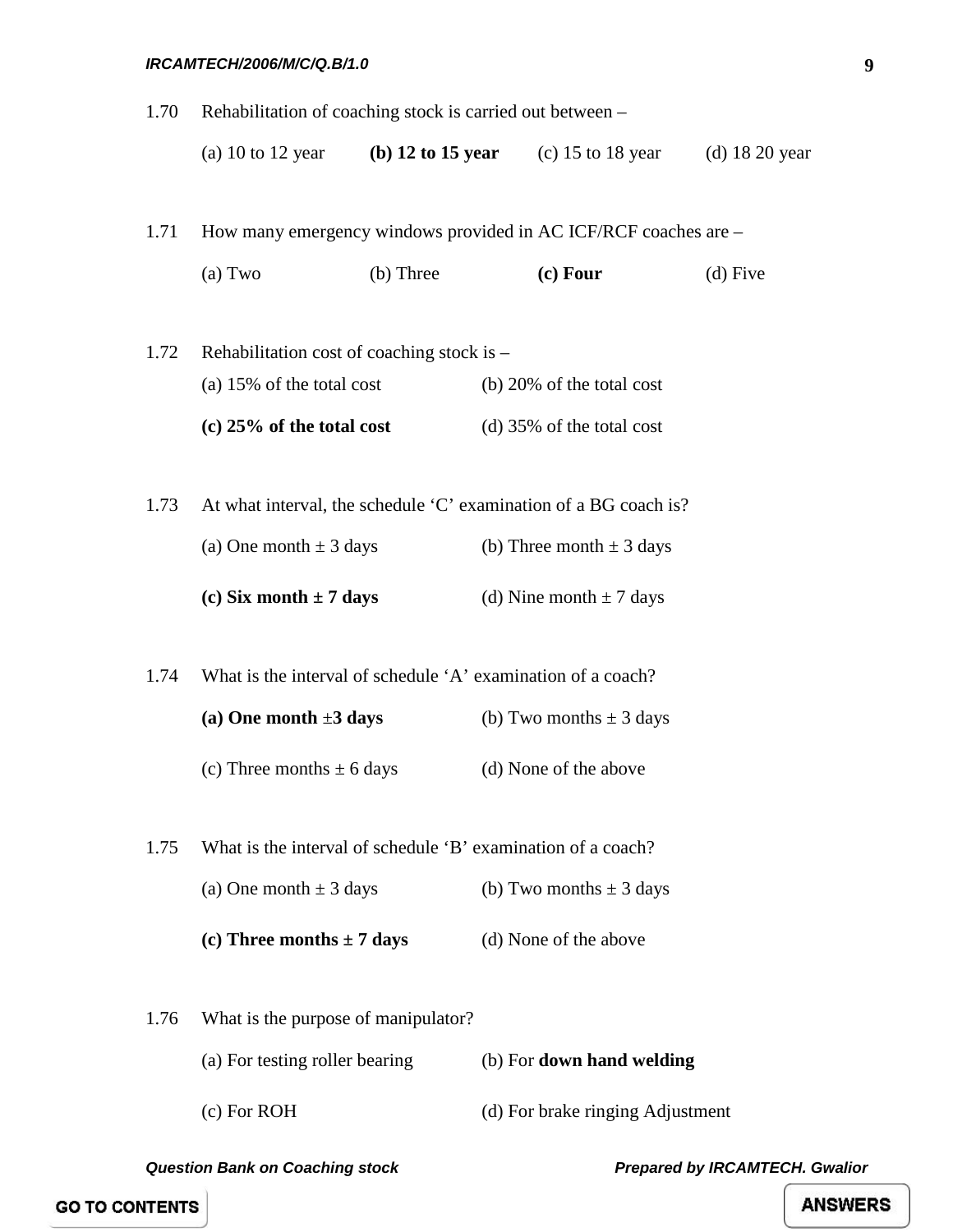1.70 Rehabilitation of coaching stock is carried out between –

(a) 10 to 12 year **(b) 12 to 15 year** (c) 15 to 18 year (d) 18 20 year

1.71 How many emergency windows provided in AC ICF/RCF coaches are –

(a) Two (b) Three **(c) Four** (d) Five

1.72 Rehabilitation cost of coaching stock is –

(a) 15% of the total cost (b) 20% of the total cost

**(c) 25% of the total cost** (d) 35% of the total cost

1.73 At what interval, the schedule 'C' examination of a BG coach is?

(a) One month ± 3 days (b) Three month ± 3 days

**(c) Six month ± 7 days** (d) Nine month ± 7 days

1.74 What is the interval of schedule 'A' examination of a coach?

**(a) One month ±3 days** (b) Two months ± 3 days

(c) Three months ± 6 days (d) None of the above

1.75 What is the interval of schedule 'B' examination of a coach?

(a) One month ± 3 days (b) Two months ± 3 days

**(c) Three months ± 7 days** (d) None of the above

1.76 What is the purpose of manipulator?

(a) For testing roller bearing (b) For **down hand welding**

(c) For ROH (d) For brake ringing Adjustment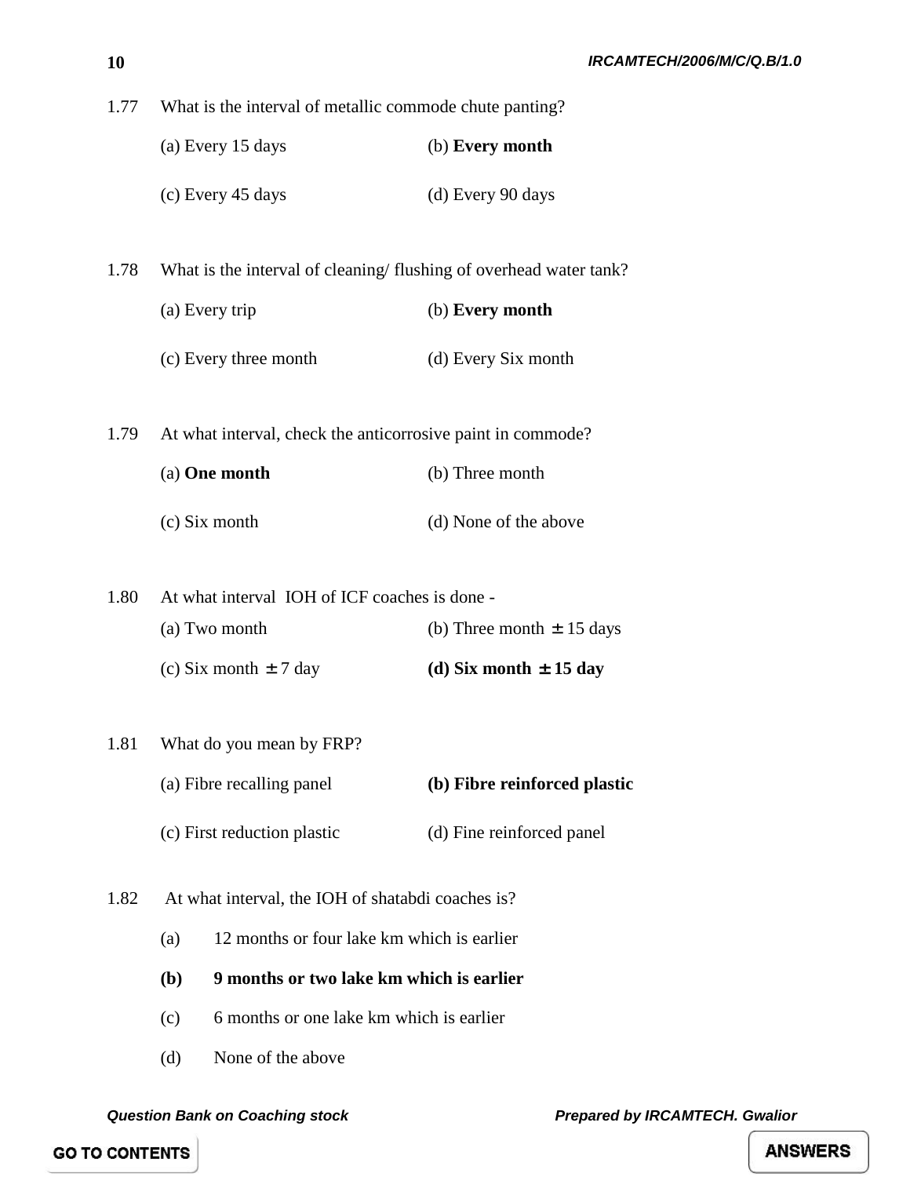1.77 What is the interval of metallic commode chute panting?

(a) Every 15 days (b) **Every month**

(c) Every 45 days (d) Every 90 days

1.78 What is the interval of cleaning/ flushing of overhead water tank?

(a) Every trip (b) **Every month**

(c) Every three month (d) Every Six month

1.79 At what interval, check the anticorrosive paint in commode?

(a) **One month** (b) Three month

(c) Six month (d) None of the above

1.80 At what interval IOH of ICF coaches is done -

(a) Two month (b) Three month $\pm$ 15 days

(c) Six month $\pm$ 7 day **(d) Six month $\pm$ 15 day**

1.81 What do you mean by FRP?

(a) Fibre recalling panel **(b) Fibre reinforced plastic**

(c) First reduction plastic (d) Fine reinforced panel

1.82 At what interval, the IOH of shatabdi coaches is?

(a) 12 months or four lake km which is earlier

**(b) 9 months or two lake km which is earlier**

(c) 6 months or one lake km which is earlier

(d) None of the above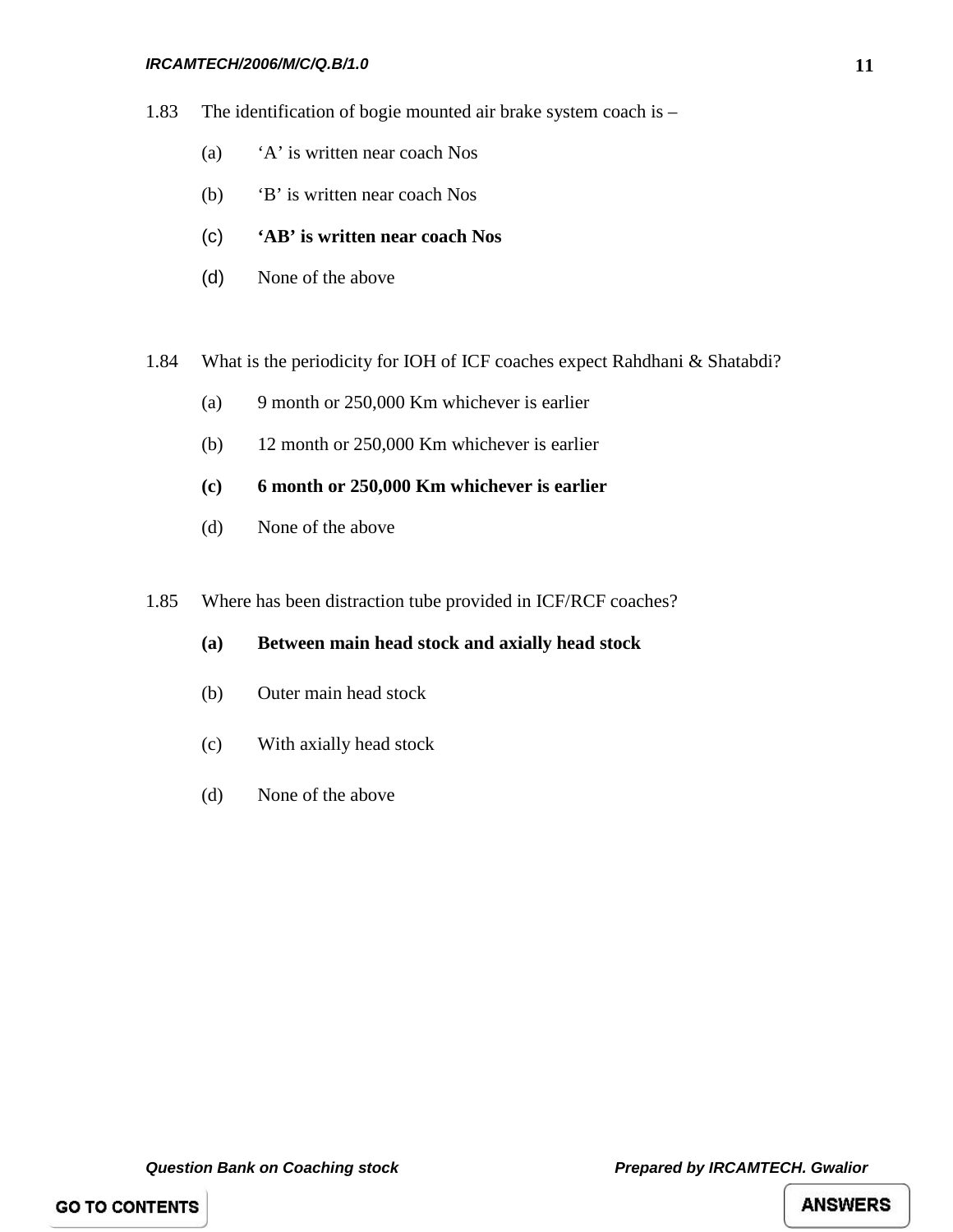1.83 The identification of bogie mounted air brake system coach is –

(a) ‘A’ is written near coach Nos

(b) ‘B’ is written near coach Nos

(c) **‘AB’ is written near coach Nos**

(d) None of the above

1.84 What is the periodicity for IOH of ICF coaches expect Rahdhani & Shatabdi?

(a) 9 month or 250,000 Km whichever is earlier

(b) 12 month or 250,000 Km whichever is earlier

**(c) 6 month or 250,000 Km whichever is earlier**

(d) None of the above

1.85 Where has been distraction tube provided in ICF/RCF coaches?

**(a) Between main head stock and axially head stock**

(b) Outer main head stock

(c) With axially head stock

(d) None of the above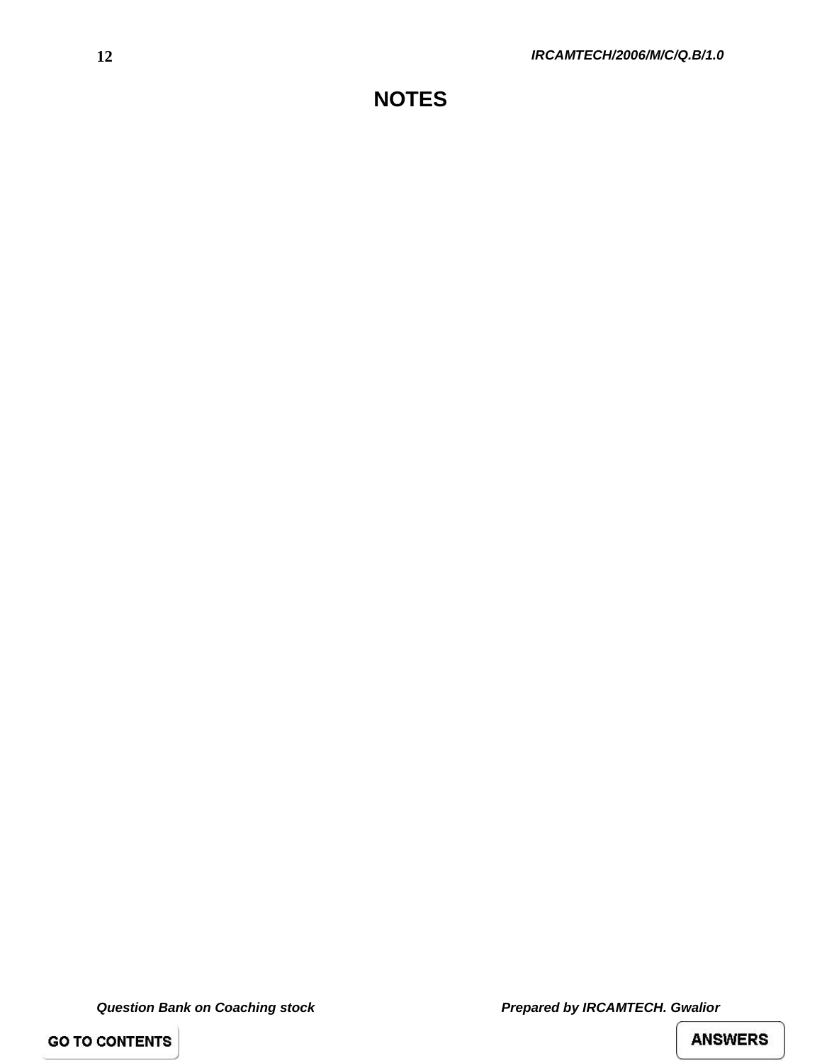# NOTES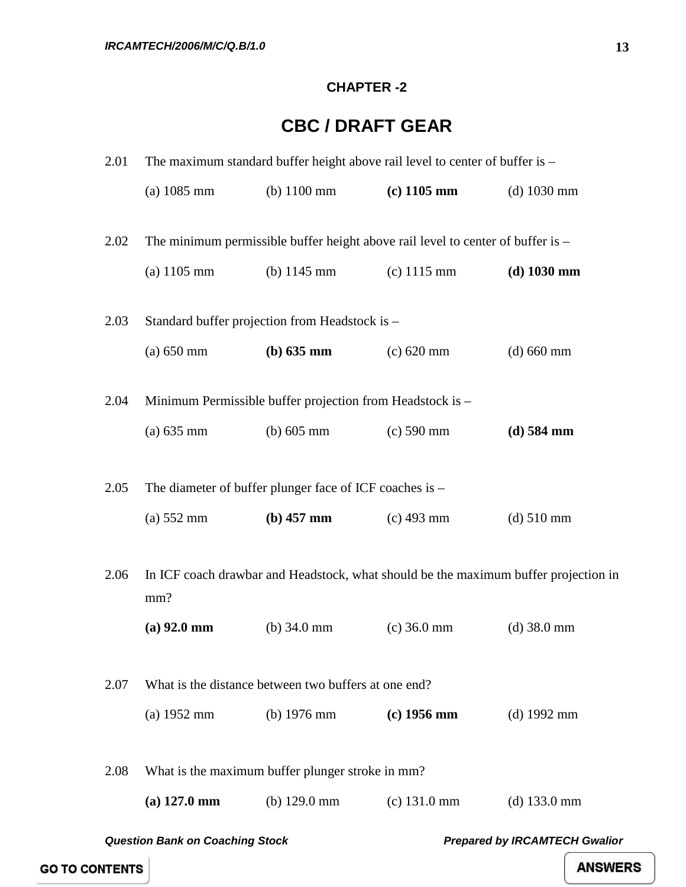## CHAPTER -2

# CBC / DRAFT GEAR

2.01 The maximum standard buffer height above rail level to center of buffer is –

(a) 1085 mm (b) 1100 mm **(c) 1105 mm** (d) 1030 mm

2.02 The minimum permissible buffer height above rail level to center of buffer is –

(a) 1105 mm (b) 1145 mm (c) 1115 mm **(d) 1030 mm**

2.03 Standard buffer projection from Headstock is –

(a) 650 mm **(b) 635 mm** (c) 620 mm (d) 660 mm

2.04 Minimum Permissible buffer projection from Headstock is –

(a) 635 mm (b) 605 mm (c) 590 mm **(d) 584 mm**

2.05 The diameter of buffer plunger face of ICF coaches is –

(a) 552 mm **(b) 457 mm** (c) 493 mm (d) 510 mm

2.06 In ICF coach drawbar and Headstock, what should be the maximum buffer projection in mm?

**(a) 92.0 mm** (b) 34.0 mm (c) 36.0 mm (d) 38.0 mm

2.07 What is the distance between two buffers at one end?

(a) 1952 mm (b) 1976 mm **(c) 1956 mm** (d) 1992 mm

2.08 What is the maximum buffer plunger stroke in mm?

**(a) 127.0 mm** (b) 129.0 mm (c) 131.0 mm (d) 133.0 mm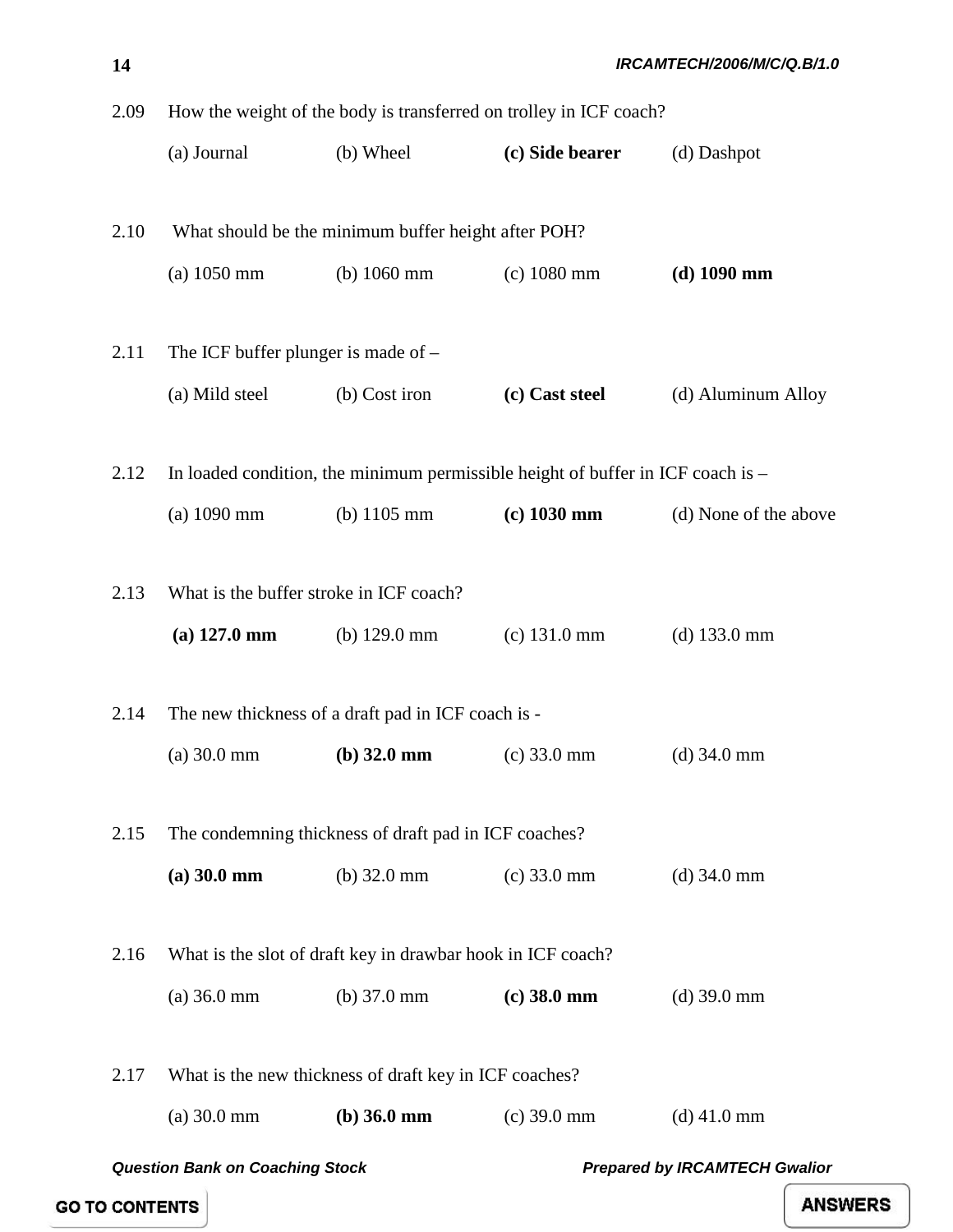2.09 How the weight of the body is transferred on trolley in ICF coach?

(a) Journal (b) Wheel **(c) Side bearer** (d) Dashpot

2.10 What should be the minimum buffer height after POH?

(a) 1050 mm (b) 1060 mm (c) 1080 mm **(d) 1090 mm**

2.11 The ICF buffer plunger is made of –

(a) Mild steel (b) Cost iron **(c) Cast steel** (d) Aluminum Alloy

2.12 In loaded condition, the minimum permissible height of buffer in ICF coach is –

(a) 1090 mm (b) 1105 mm **(c) 1030 mm** (d) None of the above

2.13 What is the buffer stroke in ICF coach?

**(a) 127.0 mm** (b) 129.0 mm (c) 131.0 mm (d) 133.0 mm

2.14 The new thickness of a draft pad in ICF coach is -

(a) 30.0 mm **(b) 32.0 mm** (c) 33.0 mm (d) 34.0 mm

2.15 The condemning thickness of draft pad in ICF coaches?

**(a) 30.0 mm** (b) 32.0 mm (c) 33.0 mm (d) 34.0 mm

2.16 What is the slot of draft key in drawbar hook in ICF coach?

(a) 36.0 mm (b) 37.0 mm **(c) 38.0 mm** (d) 39.0 mm

2.17 What is the new thickness of draft key in ICF coaches?

(a) 30.0 mm **(b) 36.0 mm** (c) 39.0 mm (d) 41.0 mm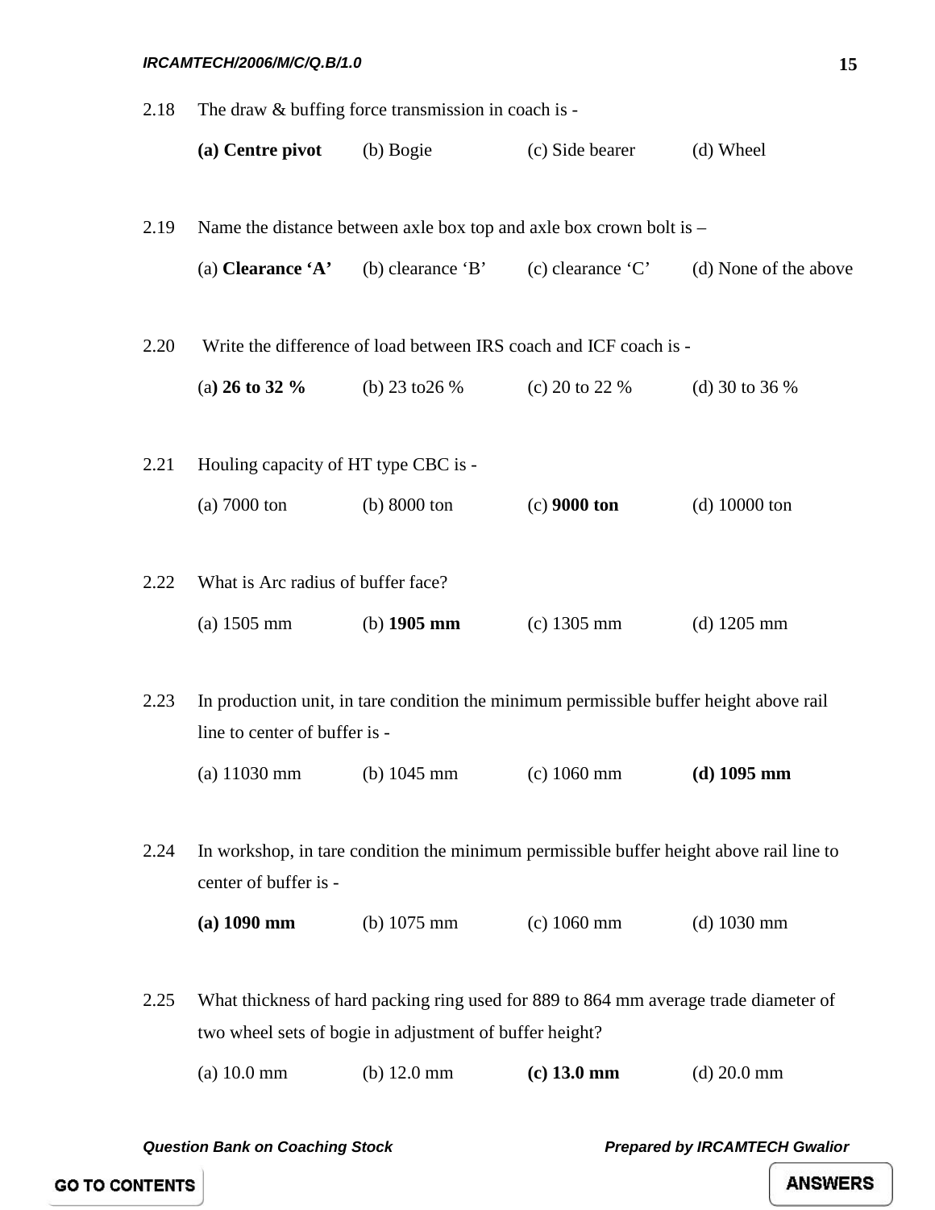2.18 The draw & buffing force transmission in coach is -

**(a) Centre pivot** (b) Bogie (c) Side bearer (d) Wheel

2.19 Name the distance between axle box top and axle box crown bolt is –

(a) **Clearance 'A'** (b) clearance 'B' (c) clearance 'C' (d) None of the above

2.20 Write the difference of load between IRS coach and ICF coach is -

(a**) 26 to 32 %** (b) 23 to26 % (c) 20 to 22 % (d) 30 to 36 %

2.21 Houling capacity of HT type CBC is -

(a) 7000 ton (b) 8000 ton (c) **9000 ton** (d) 10000 ton

2.22 What is Arc radius of buffer face?

(a) 1505 mm (b) **1905 mm** (c) 1305 mm (d) 1205 mm

2.23 In production unit, in tare condition the minimum permissible buffer height above rail line to center of buffer is -

(a) 11030 mm (b) 1045 mm (c) 1060 mm **(d) 1095 mm**

2.24 In workshop, in tare condition the minimum permissible buffer height above rail line to center of buffer is -

**(a) 1090 mm** (b) 1075 mm (c) 1060 mm (d) 1030 mm

2.25 What thickness of hard packing ring used for 889 to 864 mm average trade diameter of two wheel sets of bogie in adjustment of buffer height?

(a) 10.0 mm (b) 12.0 mm **(c) 13.0 mm** (d) 20.0 mm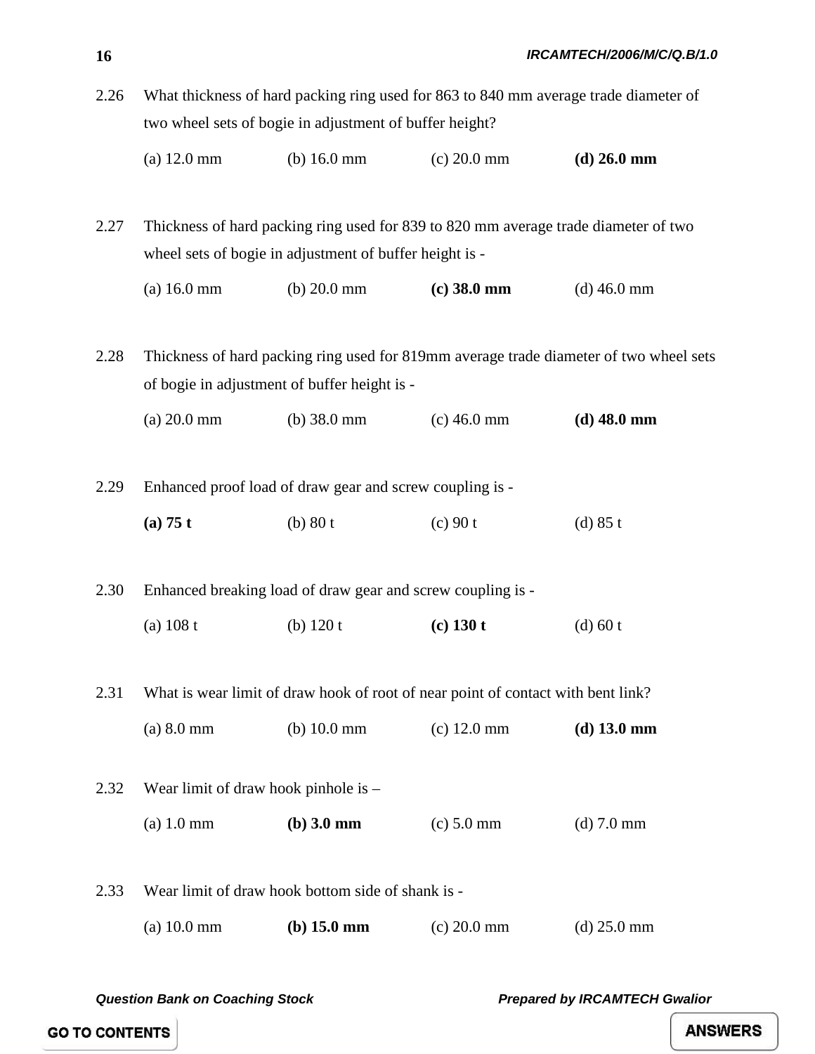2.26 What thickness of hard packing ring used for 863 to 840 mm average trade diameter of two wheel sets of bogie in adjustment of buffer height?

(a) 12.0 mm (b) 16.0 mm (c) 20.0 mm **(d) 26.0 mm**

2.27 Thickness of hard packing ring used for 839 to 820 mm average trade diameter of two wheel sets of bogie in adjustment of buffer height is -

(a) 16.0 mm (b) 20.0 mm **(c) 38.0 mm** (d) 46.0 mm

2.28 Thickness of hard packing ring used for 819mm average trade diameter of two wheel sets of bogie in adjustment of buffer height is -

(a) 20.0 mm (b) 38.0 mm (c) 46.0 mm **(d) 48.0 mm**

2.29 Enhanced proof load of draw gear and screw coupling is -

**(a) 75 t** (b) 80 t (c) 90 t (d) 85 t

2.30 Enhanced breaking load of draw gear and screw coupling is -

(a) 108 t (b) 120 t **(c) 130 t** (d) 60 t

2.31 What is wear limit of draw hook of root of near point of contact with bent link?

(a) 8.0 mm (b) 10.0 mm (c) 12.0 mm **(d) 13.0 mm**

2.32 Wear limit of draw hook pinhole is –

(a) 1.0 mm **(b) 3.0 mm** (c) 5.0 mm (d) 7.0 mm

2.33 Wear limit of draw hook bottom side of shank is -

(a) 10.0 mm **(b) 15.0 mm** (c) 20.0 mm (d) 25.0 mm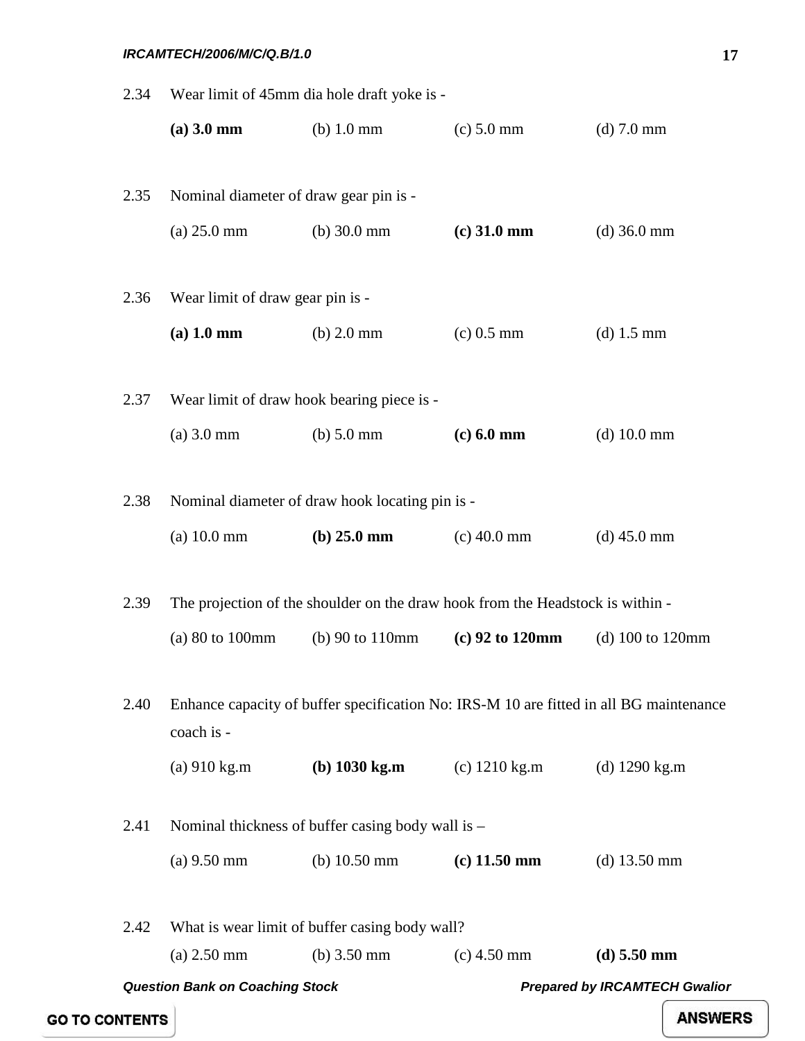2.34 Wear limit of 45mm dia hole draft yoke is -

**(a) 3.0 mm** (b) 1.0 mm (c) 5.0 mm (d) 7.0 mm

2.35 Nominal diameter of draw gear pin is -

(a) 25.0 mm (b) 30.0 mm **(c) 31.0 mm** (d) 36.0 mm

2.36 Wear limit of draw gear pin is -

**(a) 1.0 mm** (b) 2.0 mm (c) 0.5 mm (d) 1.5 mm

2.37 Wear limit of draw hook bearing piece is -

(a) 3.0 mm (b) 5.0 mm **(c) 6.0 mm** (d) 10.0 mm

2.38 Nominal diameter of draw hook locating pin is -

(a) 10.0 mm **(b) 25.0 mm** (c) 40.0 mm (d) 45.0 mm

2.39 The projection of the shoulder on the draw hook from the Headstock is within -

(a) 80 to 100mm (b) 90 to 110mm **(c) 92 to 120mm** (d) 100 to 120mm

2.40 Enhance capacity of buffer specification No: IRS-M 10 are fitted in all BG maintenance coach is -

(a) 910 kg.m **(b) 1030 kg.m** (c) 1210 kg.m (d) 1290 kg.m

2.41 Nominal thickness of buffer casing body wall is –

(a) 9.50 mm (b) 10.50 mm **(c) 11.50 mm** (d) 13.50 mm

2.42 What is wear limit of buffer casing body wall?

(a) 2.50 mm (b) 3.50 mm (c) 4.50 mm **(d) 5.50 mm**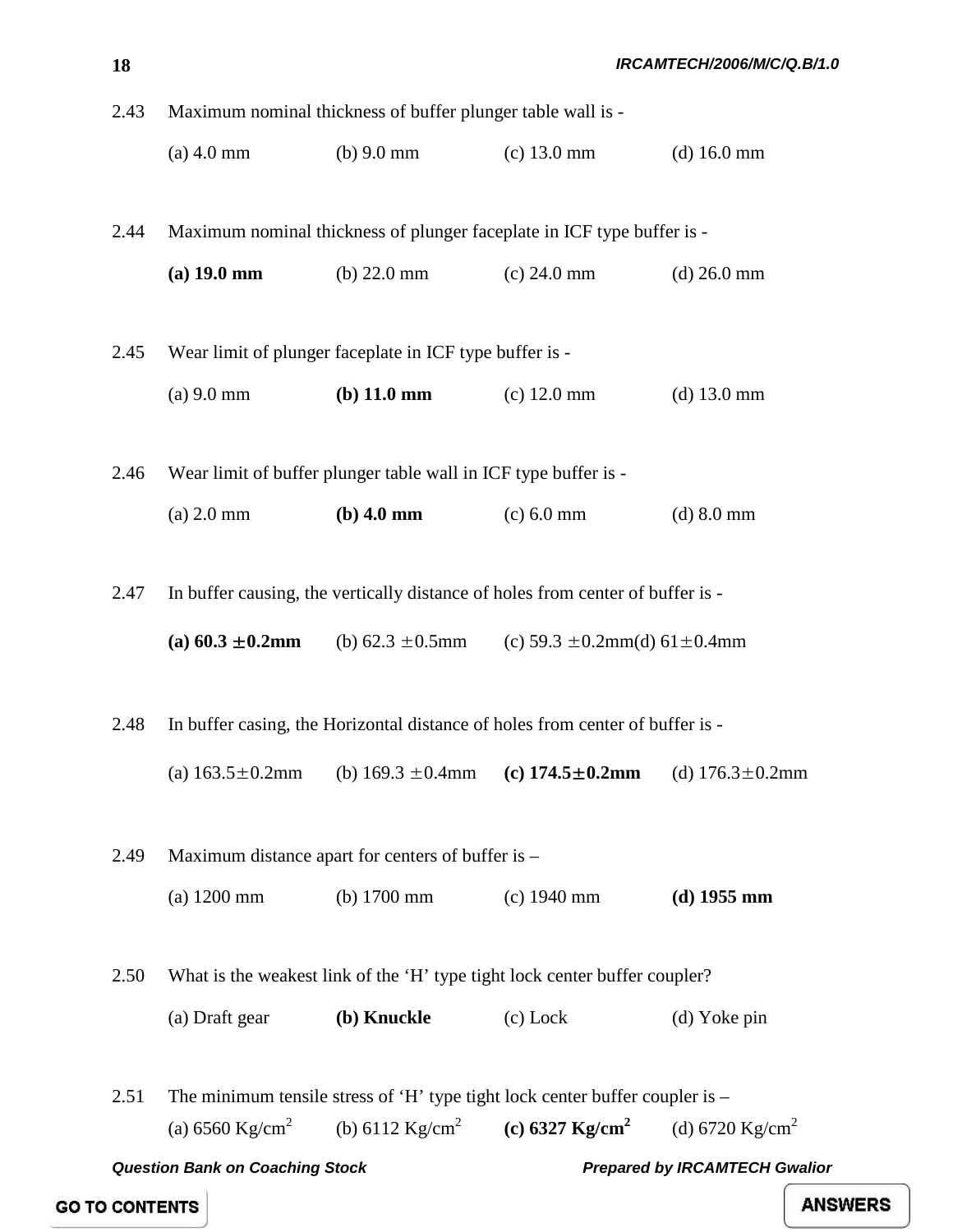2.43 Maximum nominal thickness of buffer plunger table wall is -

(a) 4.0 mm (b) 9.0 mm (c) 13.0 mm (d) 16.0 mm

2.44 Maximum nominal thickness of plunger faceplate in ICF type buffer is -

**(a) 19.0 mm** (b) 22.0 mm (c) 24.0 mm (d) 26.0 mm

2.45 Wear limit of plunger faceplate in ICF type buffer is -

(a) 9.0 mm **(b) 11.0 mm** (c) 12.0 mm (d) 13.0 mm

2.46 Wear limit of buffer plunger table wall in ICF type buffer is -

(a) 2.0 mm **(b) 4.0 mm** (c) 6.0 mm (d) 8.0 mm

2.47 In buffer causing, the vertically distance of holes from center of buffer is -

**(a) 60.3 ±0.2mm** (b) 62.3 ±0.5mm (c) 59.3 ±0.2mm(d) 61±0.4mm

2.48 In buffer casing, the Horizontal distance of holes from center of buffer is -

(a) 163.5±0.2mm (b) 169.3 ±0.4mm **(c) 174.5±0.2mm** (d) 176.3±0.2mm

2.49 Maximum distance apart for centers of buffer is –

(a) 1200 mm (b) 1700 mm (c) 1940 mm **(d) 1955 mm**

2.50 What is the weakest link of the 'H' type tight lock center buffer coupler?

(a) Draft gear **(b) Knuckle** (c) Lock (d) Yoke pin

2.51 The minimum tensile stress of 'H' type tight lock center buffer coupler is –

(a) 6560 $Kg/cm^2$ (b) 6112 $Kg/cm^2$ **(c) 6327 $Kg/cm^2$** (d) 6720 $Kg/cm^2$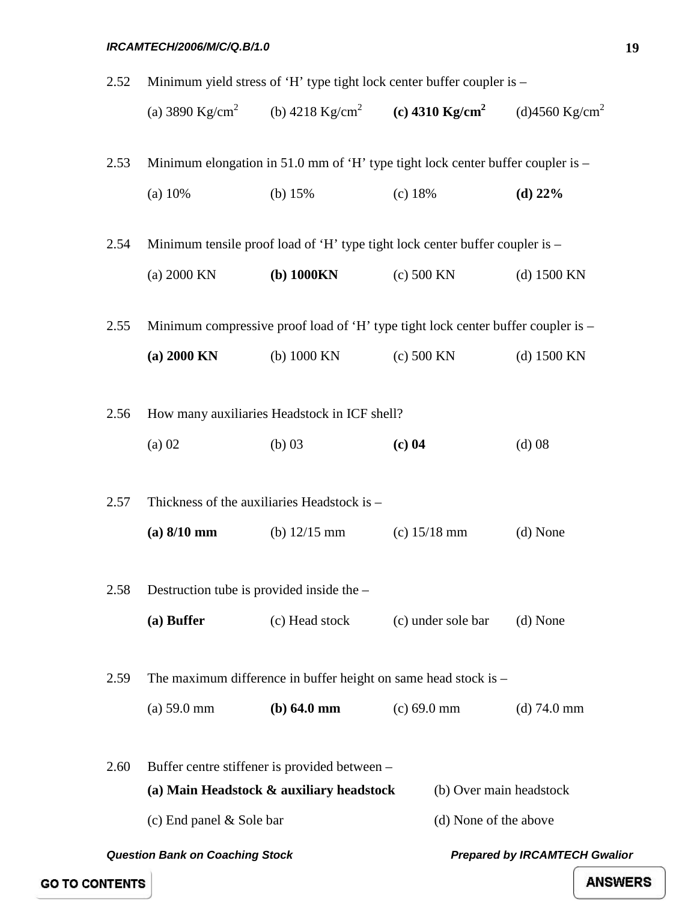2.52 Minimum yield stress of 'H' type tight lock center buffer coupler is –

(a) 3890 $Kg/cm^2$ (b) 4218 $Kg/cm^2$ **(c) 4310 $Kg/cm^2$** (d)4560 $Kg/cm^2$

2.53 Minimum elongation in 51.0 mm of 'H' type tight lock center buffer coupler is –

(a) 10% (b) 15% (c) 18% **(d) 22%**

2.54 Minimum tensile proof load of 'H' type tight lock center buffer coupler is –

(a) 2000 KN **(b) 1000KN** (c) 500 KN (d) 1500 KN

2.55 Minimum compressive proof load of 'H' type tight lock center buffer coupler is –

**(a) 2000 KN** (b) 1000 KN (c) 500 KN (d) 1500 KN

2.56 How many auxiliaries Headstock in ICF shell?

(a) 02 (b) 03 **(c) 04** (d) 08

2.57 Thickness of the auxiliaries Headstock is –

**(a) 8/10 mm** (b) 12/15 mm (c) 15/18 mm (d) None

2.58 Destruction tube is provided inside the –

**(a) Buffer** (c) Head stock (c) under sole bar (d) None

2.59 The maximum difference in buffer height on same head stock is –

(a) 59.0 mm **(b) 64.0 mm** (c) 69.0 mm (d) 74.0 mm

2.60 Buffer centre stiffener is provided between –

**(a) Main Headstock & auxiliary headstock** (b) Over main headstock

(c) End panel & Sole bar (d) None of the above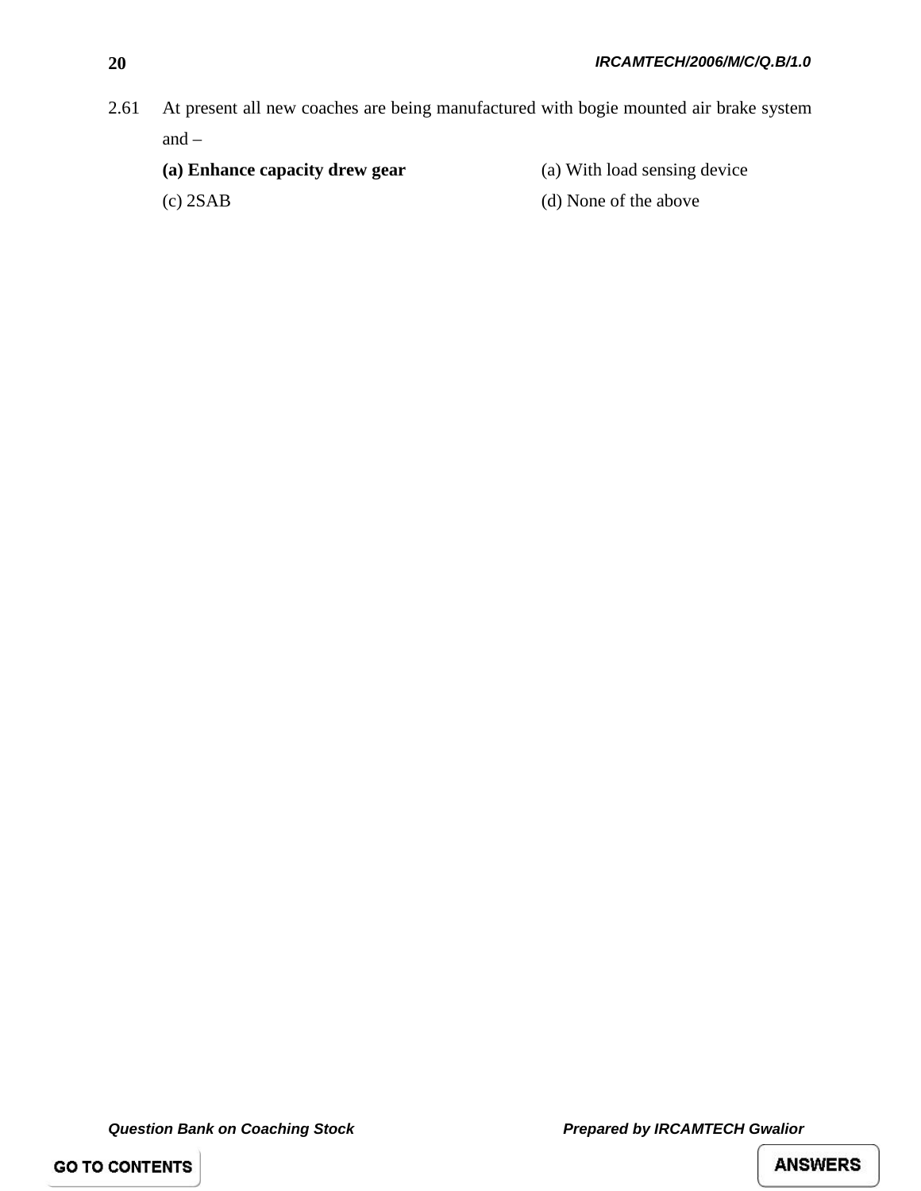2.61 At present all new coaches are being manufactured with bogie mounted air brake system and –

**(a) Enhance capacity drew gear**

(a) With load sensing device

(c) 2SAB

(d) None of the above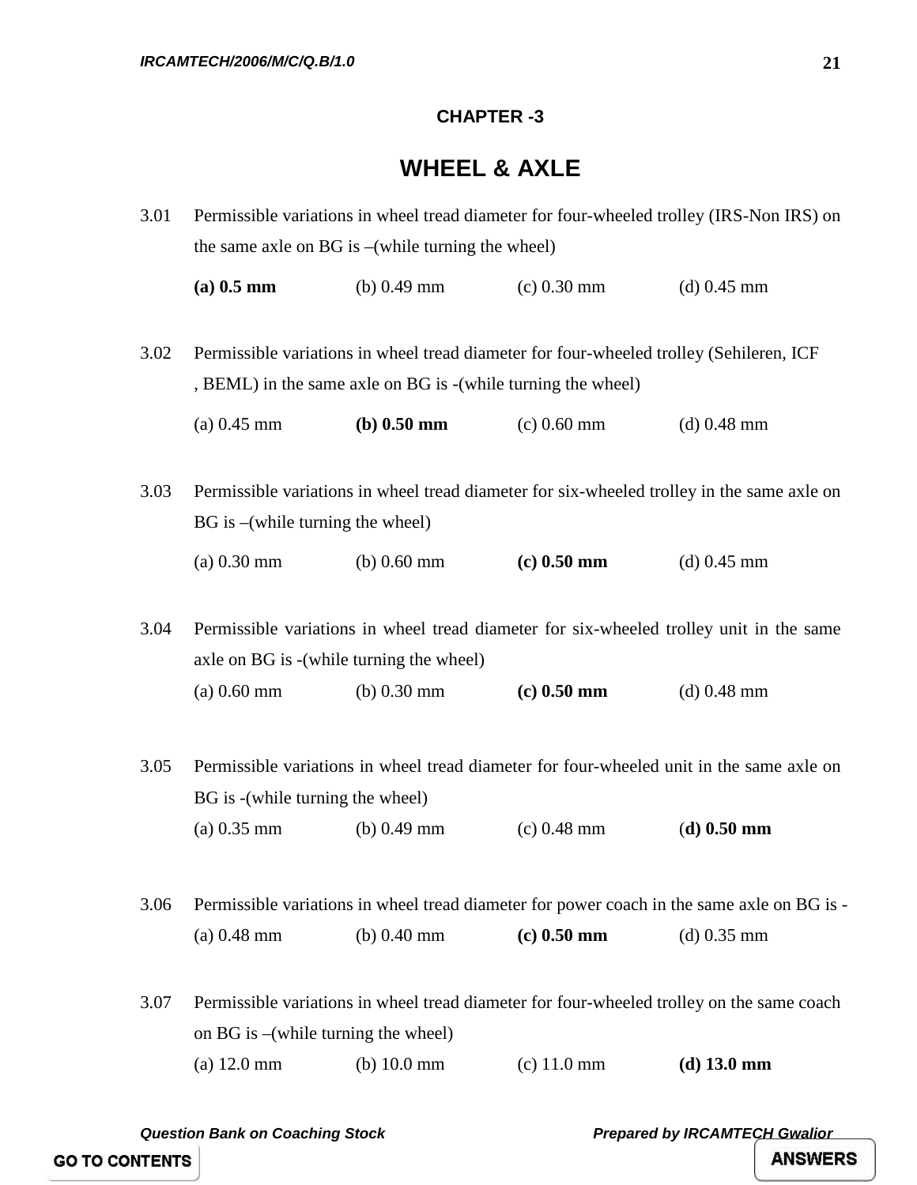## CHAPTER -3

# WHEEL & AXLE

3.01 Permissible variations in wheel tread diameter for four-wheeled trolley (IRS-Non IRS) on the same axle on BG is –(while turning the wheel)

**(a) 0.5 mm** (b) 0.49 mm (c) 0.30 mm (d) 0.45 mm

3.02 Permissible variations in wheel tread diameter for four-wheeled trolley (Sehileren, ICF , BEML) in the same axle on BG is -(while turning the wheel)

(a) 0.45 mm **(b) 0.50 mm** (c) 0.60 mm (d) 0.48 mm

3.03 Permissible variations in wheel tread diameter for six-wheeled trolley in the same axle on BG is –(while turning the wheel)

(a) 0.30 mm (b) 0.60 mm **(c) 0.50 mm** (d) 0.45 mm

3.04 Permissible variations in wheel tread diameter for six-wheeled trolley unit in the same axle on BG is -(while turning the wheel)

(a) 0.60 mm (b) 0.30 mm **(c) 0.50 mm** (d) 0.48 mm

3.05 Permissible variations in wheel tread diameter for four-wheeled unit in the same axle on BG is -(while turning the wheel)

(a) 0.35 mm (b) 0.49 mm (c) 0.48 mm (**d) 0.50 mm**

3.06 Permissible variations in wheel tread diameter for power coach in the same axle on BG is -

(a) 0.48 mm (b) 0.40 mm **(c) 0.50 mm** (d) 0.35 mm

3.07 Permissible variations in wheel tread diameter for four-wheeled trolley on the same coach on BG is –(while turning the wheel)

(a) 12.0 mm (b) 10.0 mm (c) 11.0 mm **(d) 13.0 mm**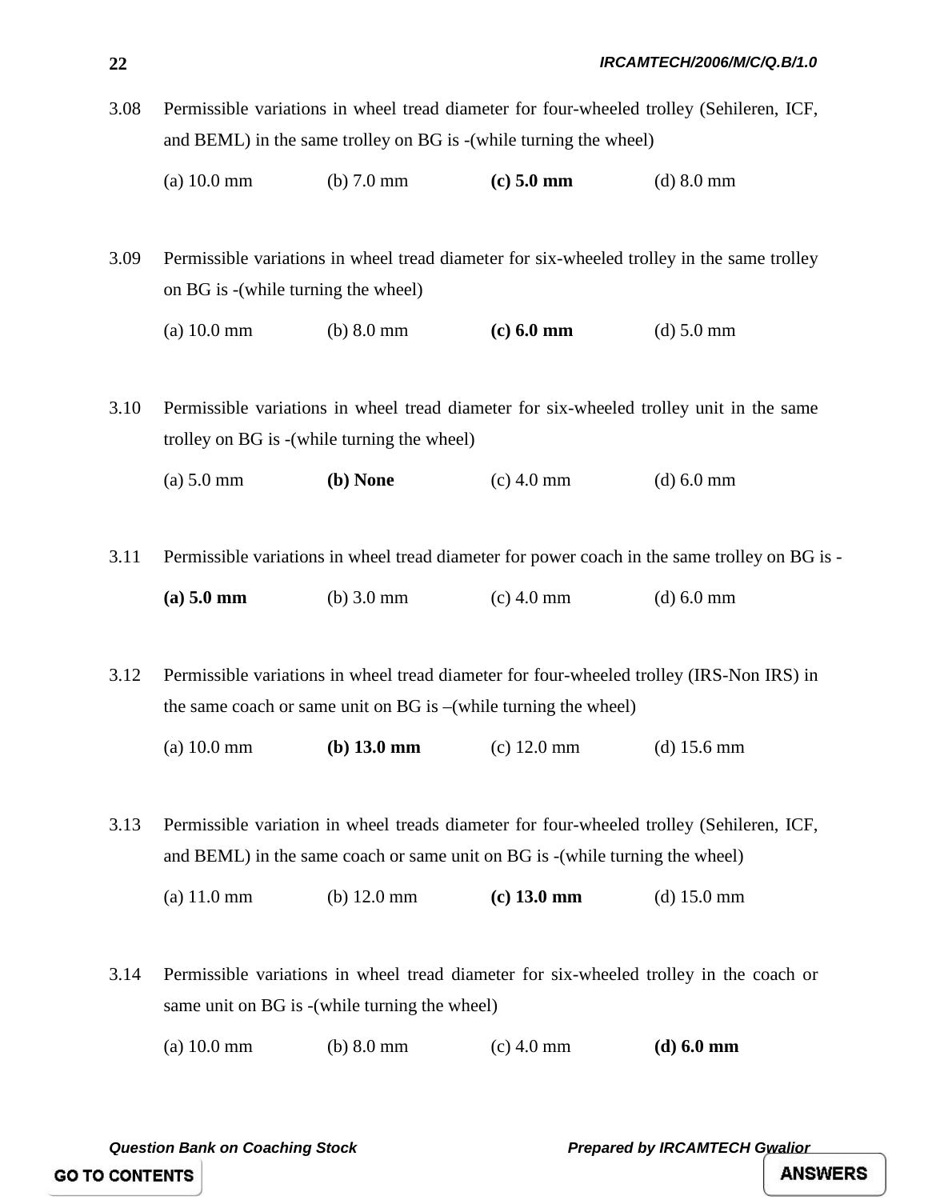3.08 Permissible variations in wheel tread diameter for four-wheeled trolley (Sehileren, ICF, and BEML) in the same trolley on BG is -(while turning the wheel)

(a) 10.0 mm (b) 7.0 mm **(c) 5.0 mm** (d) 8.0 mm

3.09 Permissible variations in wheel tread diameter for six-wheeled trolley in the same trolley on BG is -(while turning the wheel)

(a) 10.0 mm (b) 8.0 mm **(c) 6.0 mm** (d) 5.0 mm

3.10 Permissible variations in wheel tread diameter for six-wheeled trolley unit in the same trolley on BG is -(while turning the wheel)

(a) 5.0 mm **(b) None** (c) 4.0 mm (d) 6.0 mm

3.11 Permissible variations in wheel tread diameter for power coach in the same trolley on BG is -

**(a) 5.0 mm** (b) 3.0 mm (c) 4.0 mm (d) 6.0 mm

3.12 Permissible variations in wheel tread diameter for four-wheeled trolley (IRS-Non IRS) in the same coach or same unit on BG is –(while turning the wheel)

(a) 10.0 mm **(b) 13.0 mm** (c) 12.0 mm (d) 15.6 mm

3.13 Permissible variation in wheel treads diameter for four-wheeled trolley (Sehileren, ICF, and BEML) in the same coach or same unit on BG is -(while turning the wheel)

(a) 11.0 mm (b) 12.0 mm **(c) 13.0 mm** (d) 15.0 mm

3.14 Permissible variations in wheel tread diameter for six-wheeled trolley in the coach or same unit on BG is -(while turning the wheel)

(a) 10.0 mm (b) 8.0 mm (c) 4.0 mm **(d) 6.0 mm**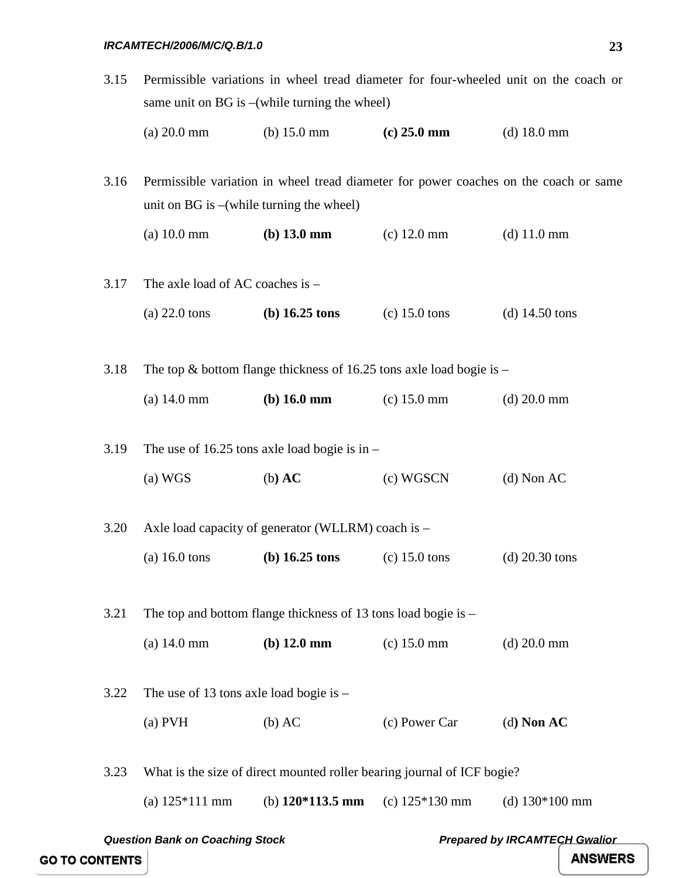3.15 Permissible variations in wheel tread diameter for four-wheeled unit on the coach or same unit on BG is –(while turning the wheel)

(a) 20.0 mm (b) 15.0 mm **(c) 25.0 mm** (d) 18.0 mm

3.16 Permissible variation in wheel tread diameter for power coaches on the coach or same unit on BG is –(while turning the wheel)

(a) 10.0 mm **(b) 13.0 mm** (c) 12.0 mm (d) 11.0 mm

3.17 The axle load of AC coaches is –

(a) 22.0 tons **(b) 16.25 tons** (c) 15.0 tons (d) 14.50 tons

3.18 The top & bottom flange thickness of 16.25 tons axle load bogie is –

(a) 14.0 mm **(b) 16.0 mm** (c) 15.0 mm (d) 20.0 mm

3.19 The use of 16.25 tons axle load bogie is in –

(a) WGS (b**) AC** (c) WGSCN (d) Non AC

3.20 Axle load capacity of generator (WLLRM) coach is –

(a) 16.0 tons **(b) 16.25 tons** (c) 15.0 tons (d) 20.30 tons

3.21 The top and bottom flange thickness of 13 tons load bogie is –

(a) 14.0 mm **(b) 12.0 mm** (c) 15.0 mm (d) 20.0 mm

3.22 The use of 13 tons axle load bogie is –

(a) PVH (b) AC (c) Power Car (d**) Non AC**

3.23 What is the size of direct mounted roller bearing journal of ICF bogie?

(a) 125*111 mm (b) **120*113.5 mm** (c) 125*130 mm (d) 130*100 mm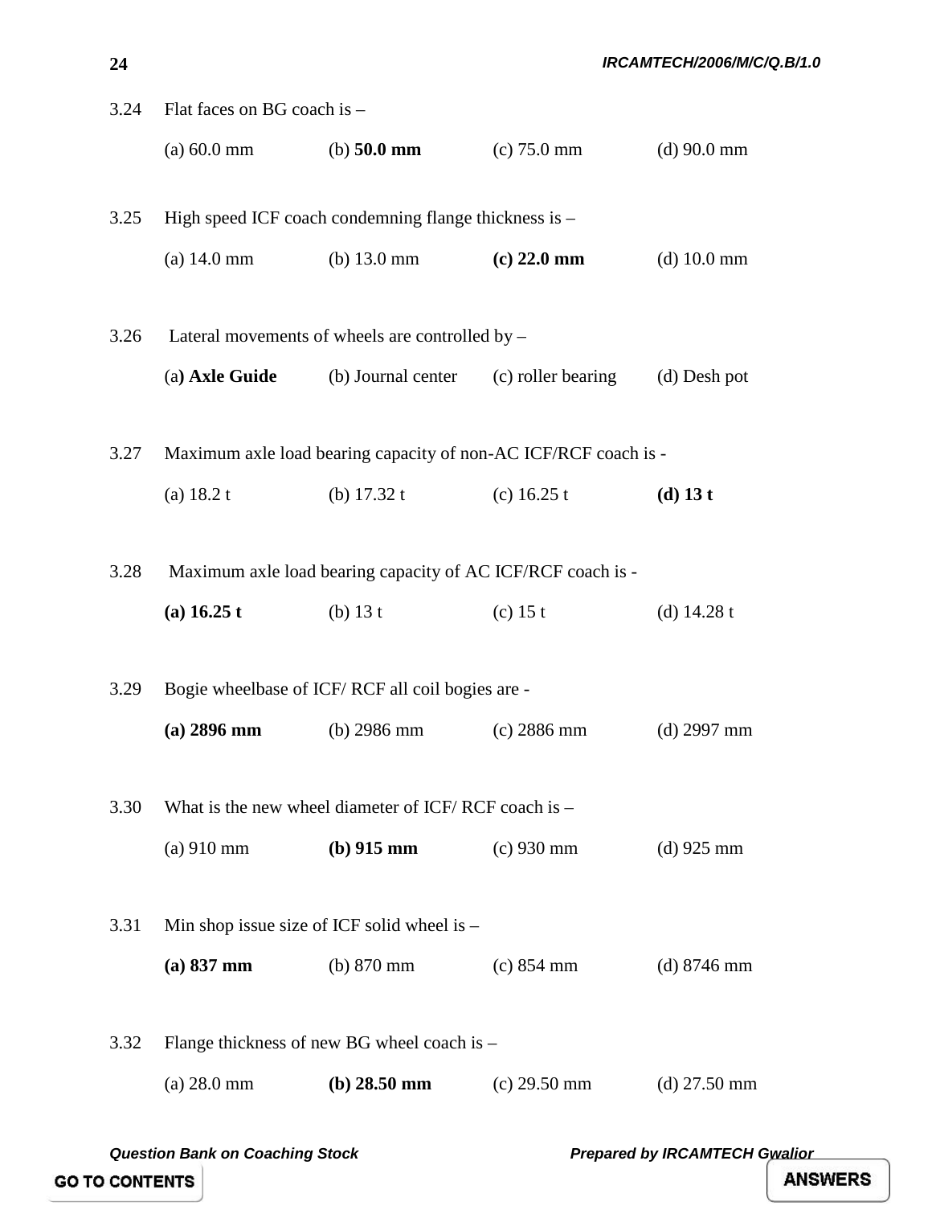3.24 Flat faces on BG coach is –

(a) 60.0 mm (b) **50.0 mm** (c) 75.0 mm (d) 90.0 mm

3.25 High speed ICF coach condemning flange thickness is –

(a) 14.0 mm (b) 13.0 mm **(c) 22.0 mm** (d) 10.0 mm

3.26 Lateral movements of wheels are controlled by –

(a**) Axle Guide** (b) Journal center (c) roller bearing (d) Desh pot

3.27 Maximum axle load bearing capacity of non-AC ICF/RCF coach is -

(a) 18.2 t (b) 17.32 t (c) 16.25 t **(d) 13 t**

3.28 Maximum axle load bearing capacity of AC ICF/RCF coach is -

**(a) 16.25 t** (b) 13 t (c) 15 t (d) 14.28 t

3.29 Bogie wheelbase of ICF/ RCF all coil bogies are -

**(a) 2896 mm** (b) 2986 mm (c) 2886 mm (d) 2997 mm

3.30 What is the new wheel diameter of ICF/ RCF coach is –

(a) 910 mm **(b) 915 mm** (c) 930 mm (d) 925 mm

3.31 Min shop issue size of ICF solid wheel is –

**(a) 837 mm** (b) 870 mm (c) 854 mm (d) 8746 mm

3.32 Flange thickness of new BG wheel coach is –

(a) 28.0 mm **(b) 28.50 mm** (c) 29.50 mm (d) 27.50 mm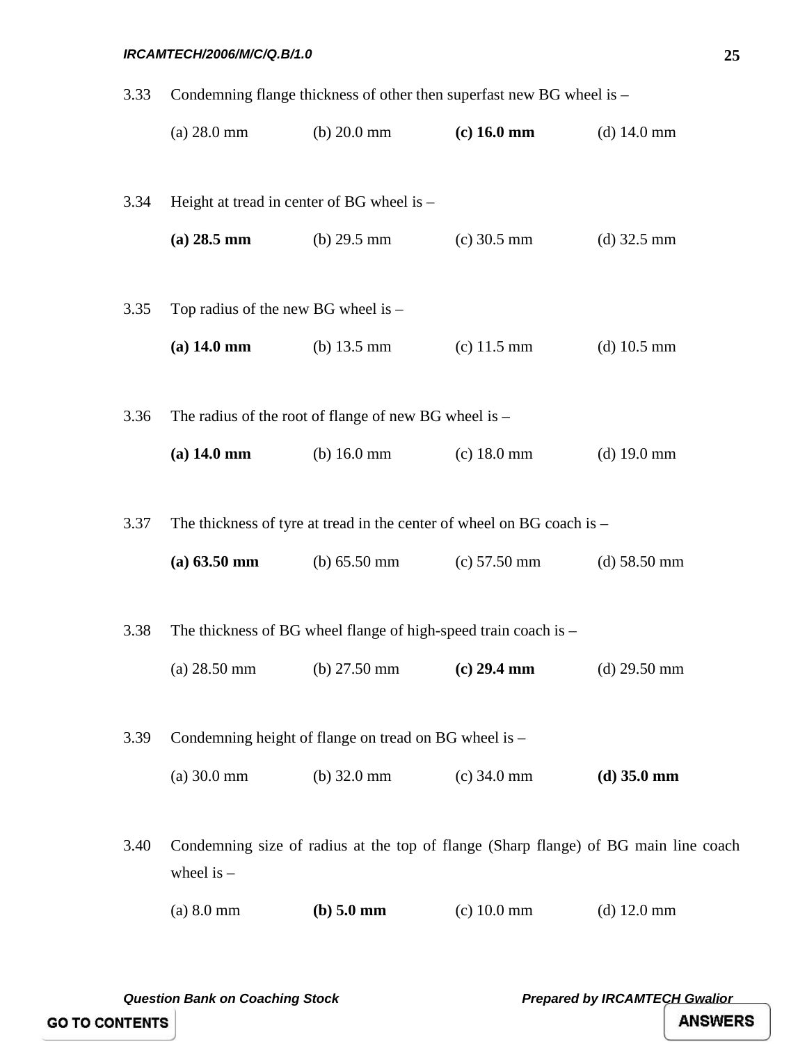3.33 Condemning flange thickness of other then superfast new BG wheel is –

(a) 28.0 mm (b) 20.0 mm **(c) 16.0 mm** (d) 14.0 mm

3.34 Height at tread in center of BG wheel is –

**(a) 28.5 mm** (b) 29.5 mm (c) 30.5 mm (d) 32.5 mm

3.35 Top radius of the new BG wheel is –

**(a) 14.0 mm** (b) 13.5 mm (c) 11.5 mm (d) 10.5 mm

3.36 The radius of the root of flange of new BG wheel is –

**(a) 14.0 mm** (b) 16.0 mm (c) 18.0 mm (d) 19.0 mm

3.37 The thickness of tyre at tread in the center of wheel on BG coach is –

**(a) 63.50 mm** (b) 65.50 mm (c) 57.50 mm (d) 58.50 mm

3.38 The thickness of BG wheel flange of high-speed train coach is –

(a) 28.50 mm (b) 27.50 mm **(c) 29.4 mm** (d) 29.50 mm

3.39 Condemning height of flange on tread on BG wheel is –

(a) 30.0 mm (b) 32.0 mm (c) 34.0 mm **(d) 35.0 mm**

3.40 Condemning size of radius at the top of flange (Sharp flange) of BG main line coach wheel is –

(a) 8.0 mm **(b) 5.0 mm** (c) 10.0 mm (d) 12.0 mm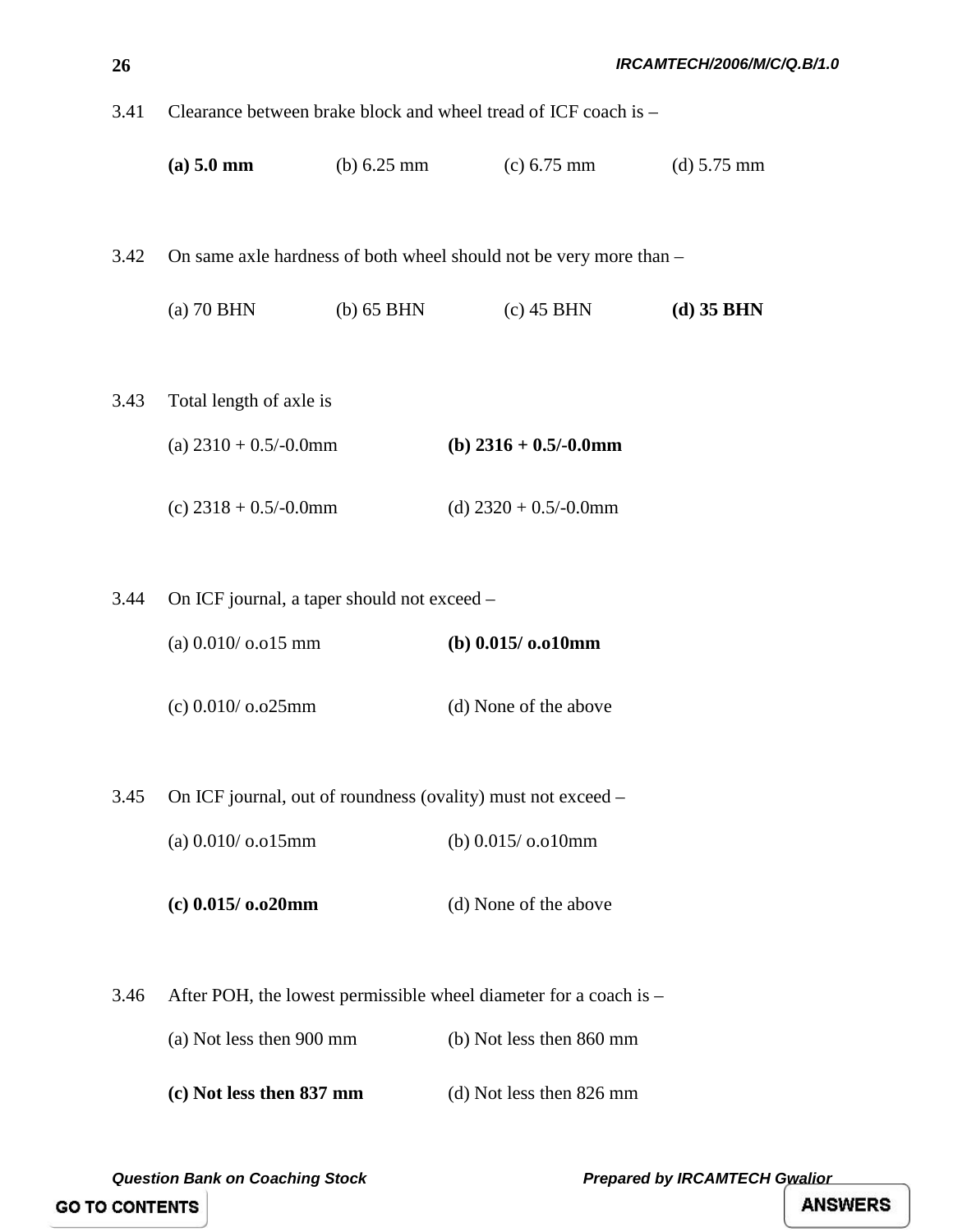3.41 Clearance between brake block and wheel tread of ICF coach is –

**(a) 5.0 mm** (b) 6.25 mm (c) 6.75 mm (d) 5.75 mm

3.42 On same axle hardness of both wheel should not be very more than –

(a) 70 BHN (b) 65 BHN (c) 45 BHN **(d) 35 BHN**

3.43 Total length of axle is

(a) 2310 + 0.5/-0.0mm **(b) 2316 + 0.5/-0.0mm**

(c) 2318 + 0.5/-0.0mm (d) 2320 + 0.5/-0.0mm

3.44 On ICF journal, a taper should not exceed –

(a) 0.010/ o.o15 mm **(b) 0.015/ o.o10mm**

(c) 0.010/ o.o25mm (d) None of the above

3.45 On ICF journal, out of roundness (ovality) must not exceed –

(a) 0.010/ o.o15mm (b) 0.015/ o.o10mm

**(c) 0.015/ o.o20mm** (d) None of the above

3.46 After POH, the lowest permissible wheel diameter for a coach is –

(a) Not less then 900 mm (b) Not less then 860 mm

**(c) Not less then 837 mm** (d) Not less then 826 mm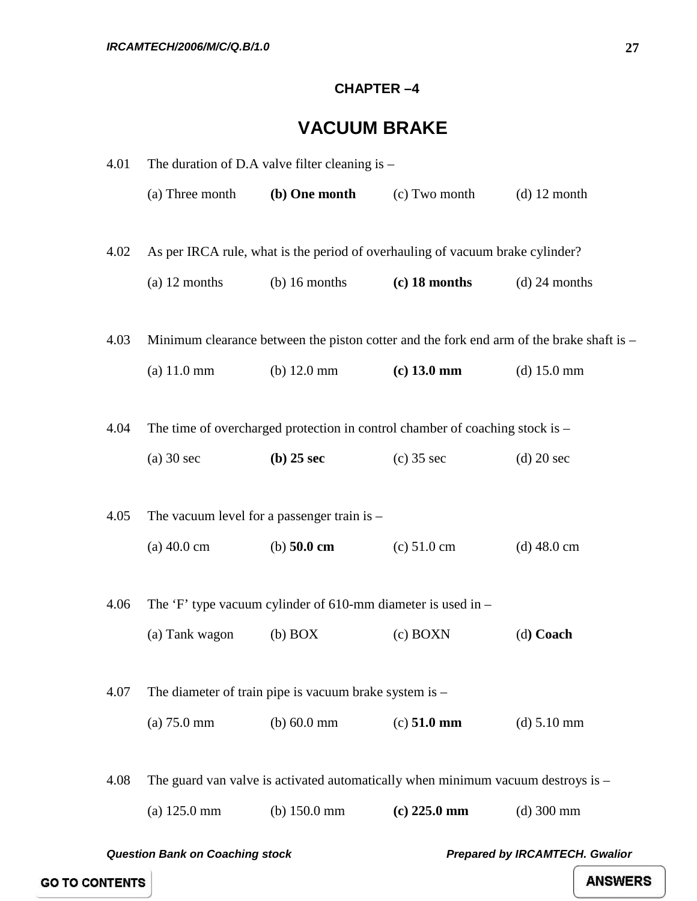## CHAPTER –4

# VACUUM BRAKE

4.01 The duration of D.A valve filter cleaning is –

(a) Three month **(b) One month** (c) Two month (d) 12 month

4.02 As per IRCA rule, what is the period of overhauling of vacuum brake cylinder?

(a) 12 months (b) 16 months **(c) 18 months** (d) 24 months

4.03 Minimum clearance between the piston cotter and the fork end arm of the brake shaft is –

(a) 11.0 mm (b) 12.0 mm **(c) 13.0 mm** (d) 15.0 mm

4.04 The time of overcharged protection in control chamber of coaching stock is –

(a) 30 sec **(b) 25 sec** (c) 35 sec (d) 20 sec

4.05 The vacuum level for a passenger train is –

(a) 40.0 cm (b) **50.0 cm** (c) 51.0 cm (d) 48.0 cm

4.06 The 'F' type vacuum cylinder of 610-mm diameter is used in –

(a) Tank wagon (b) BOX (c) BOXN (d**) Coach**

4.07 The diameter of train pipe is vacuum brake system is –

(a) 75.0 mm (b) 60.0 mm (c) **51.0 mm** (d) 5.10 mm

4.08 The guard van valve is activated automatically when minimum vacuum destroys is –

(a) 125.0 mm (b) 150.0 mm **(c) 225.0 mm** (d) 300 mm

Question Bank on Coaching stock Prepared by IRCAMTECH. Gwalior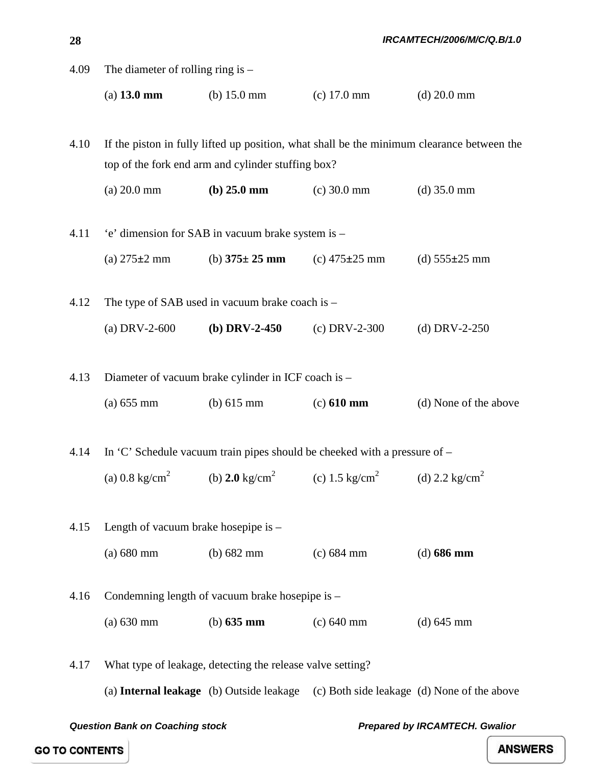4.09 The diameter of rolling ring is –

(a) **13.0 mm** (b) 15.0 mm (c) 17.0 mm (d) 20.0 mm

4.10 If the piston in fully lifted up position, what shall be the minimum clearance between the top of the fork end arm and cylinder stuffing box?

(a) 20.0 mm **(b) 25.0 mm** (c) 30.0 mm (d) 35.0 mm

4.11 'e' dimension for SAB in vacuum brake system is –

(a) 275±2 mm (b) **375± 25 mm** (c) 475±25 mm (d) 555±25 mm

4.12 The type of SAB used in vacuum brake coach is –

(a) DRV-2-600 **(b) DRV-2-450** (c) DRV-2-300 (d) DRV-2-250

4.13 Diameter of vacuum brake cylinder in ICF coach is –

(a) 655 mm (b) 615 mm (c) **610 mm** (d) None of the above

4.14 In 'C' Schedule vacuum train pipes should be cheeked with a pressure of –

(a) 0.8 kg/cm$^2$ (b) **2.0** kg/cm$^2$ (c) 1.5 kg/cm$^2$ (d) 2.2 kg/cm$^2$

4.15 Length of vacuum brake hosepipe is –

(a) 680 mm (b) 682 mm (c) 684 mm (d) **686 mm**

4.16 Condemning length of vacuum brake hosepipe is –

(a) 630 mm (b) **635 mm** (c) 640 mm (d) 645 mm

4.17 What type of leakage, detecting the release valve setting?

(a) **Internal leakage** (b) Outside leakage (c) Both side leakage (d) None of the above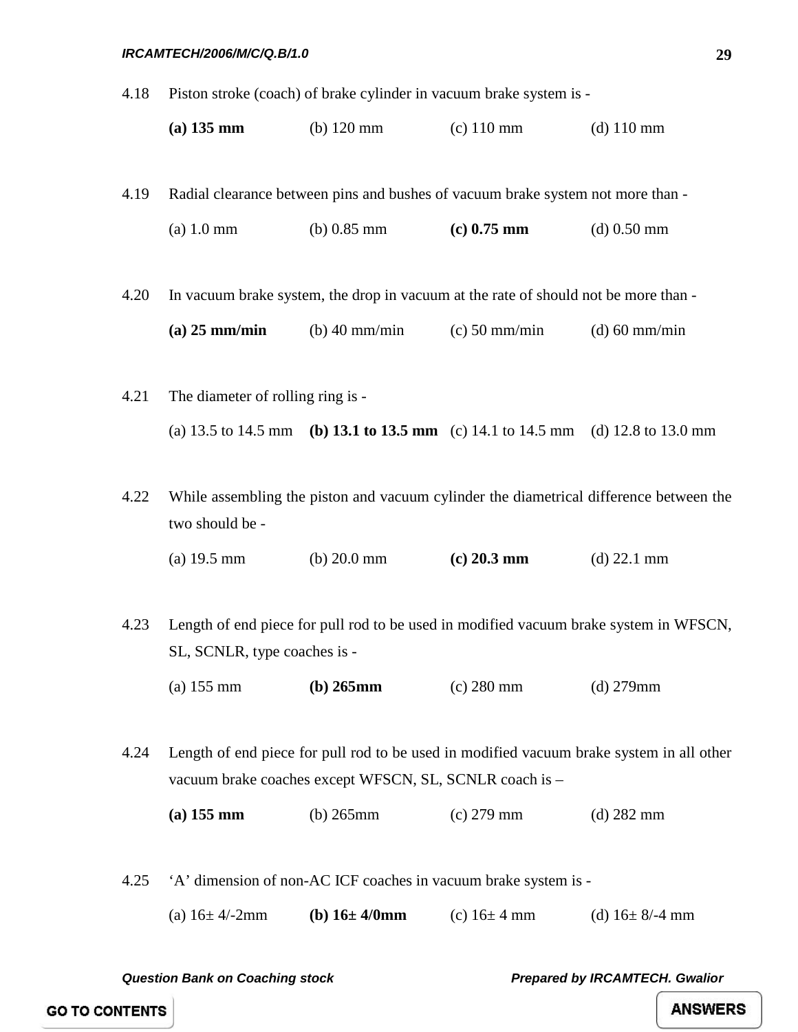4.18 Piston stroke (coach) of brake cylinder in vacuum brake system is -

**(a) 135 mm** (b) 120 mm (c) 110 mm (d) 110 mm

4.19 Radial clearance between pins and bushes of vacuum brake system not more than -

(a) 1.0 mm (b) 0.85 mm **(c) 0.75 mm** (d) 0.50 mm

4.20 In vacuum brake system, the drop in vacuum at the rate of should not be more than -

**(a) 25 mm/min** (b) 40 mm/min (c) 50 mm/min (d) 60 mm/min

4.21 The diameter of rolling ring is -

(a) 13.5 to 14.5 mm **(b) 13.1 to 13.5 mm** (c) 14.1 to 14.5 mm (d) 12.8 to 13.0 mm

4.22 While assembling the piston and vacuum cylinder the diametrical difference between the two should be -

(a) 19.5 mm (b) 20.0 mm **(c) 20.3 mm** (d) 22.1 mm

4.23 Length of end piece for pull rod to be used in modified vacuum brake system in WFSCN, SL, SCNLR, type coaches is -

(a) 155 mm **(b) 265mm** (c) 280 mm (d) 279mm

4.24 Length of end piece for pull rod to be used in modified vacuum brake system in all other vacuum brake coaches except WFSCN, SL, SCNLR coach is –

**(a) 155 mm** (b) 265mm (c) 279 mm (d) 282 mm

4.25 'A' dimension of non-AC ICF coaches in vacuum brake system is -

(a) 16± 4/-2mm **(b) 16± 4/0mm** (c) 16± 4 mm (d) 16± 8/-4 mm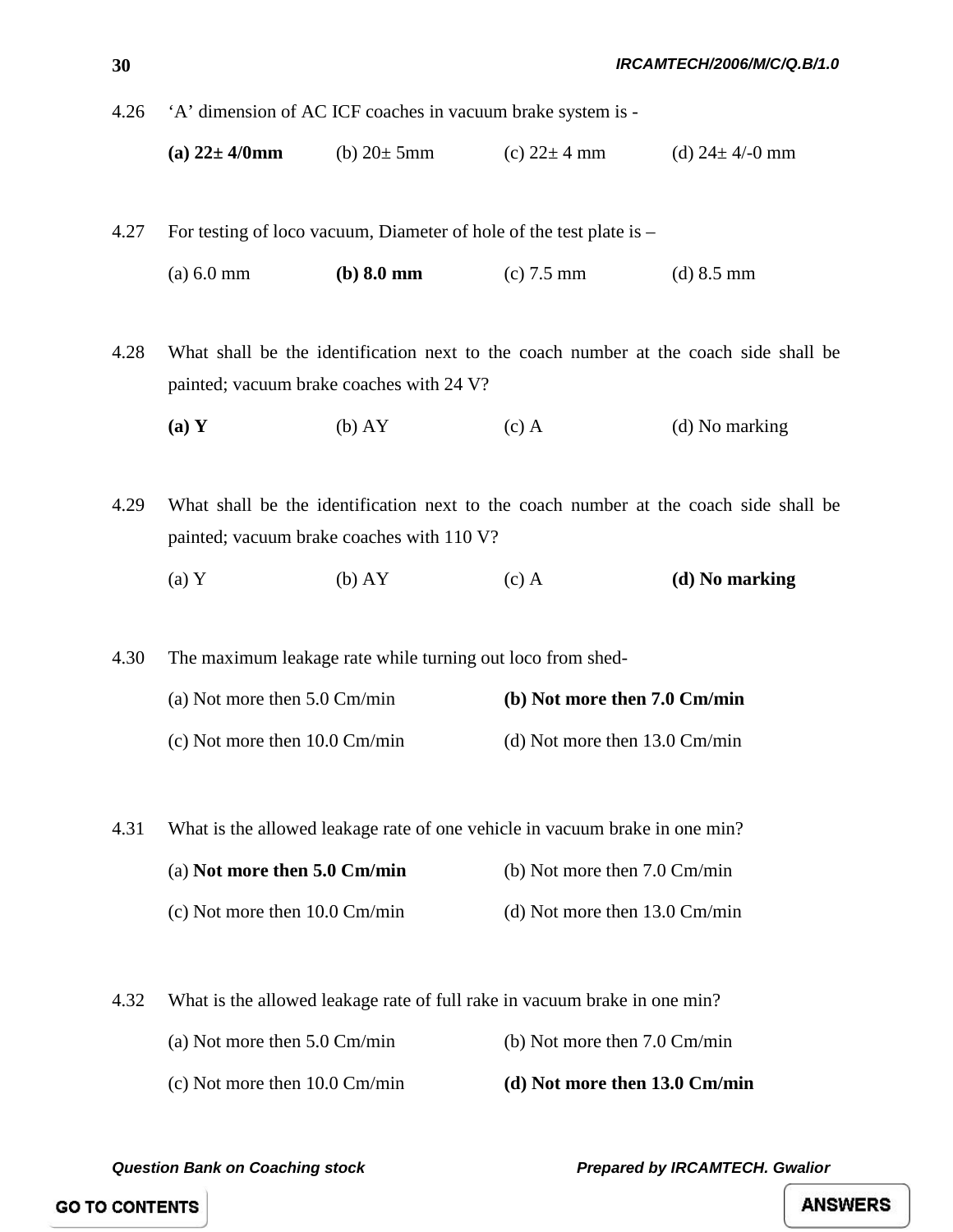4.26 ‘A’ dimension of AC ICF coaches in vacuum brake system is -

**(a) 22± 4/0mm** (b) 20± 5mm (c) 22± 4 mm (d) 24± 4/-0 mm

4.27 For testing of loco vacuum, Diameter of hole of the test plate is –

(a) 6.0 mm **(b) 8.0 mm** (c) 7.5 mm (d) 8.5 mm

4.28 What shall be the identification next to the coach number at the coach side shall be painted; vacuum brake coaches with 24 V?

**(a) Y** (b) AY (c) A (d) No marking

4.29 What shall be the identification next to the coach number at the coach side shall be painted; vacuum brake coaches with 110 V?

(a) Y (b) AY (c) A **(d) No marking**

4.30 The maximum leakage rate while turning out loco from shed-

(a) Not more then 5.0 Cm/min **(b) Not more then 7.0 Cm/min**

(c) Not more then 10.0 Cm/min (d) Not more then 13.0 Cm/min

4.31 What is the allowed leakage rate of one vehicle in vacuum brake in one min?

(a) **Not more then 5.0 Cm/min** (b) Not more then 7.0 Cm/min

(c) Not more then 10.0 Cm/min (d) Not more then 13.0 Cm/min

4.32 What is the allowed leakage rate of full rake in vacuum brake in one min?

(a) Not more then 5.0 Cm/min (b) Not more then 7.0 Cm/min

(c) Not more then 10.0 Cm/min **(d) Not more then 13.0 Cm/min**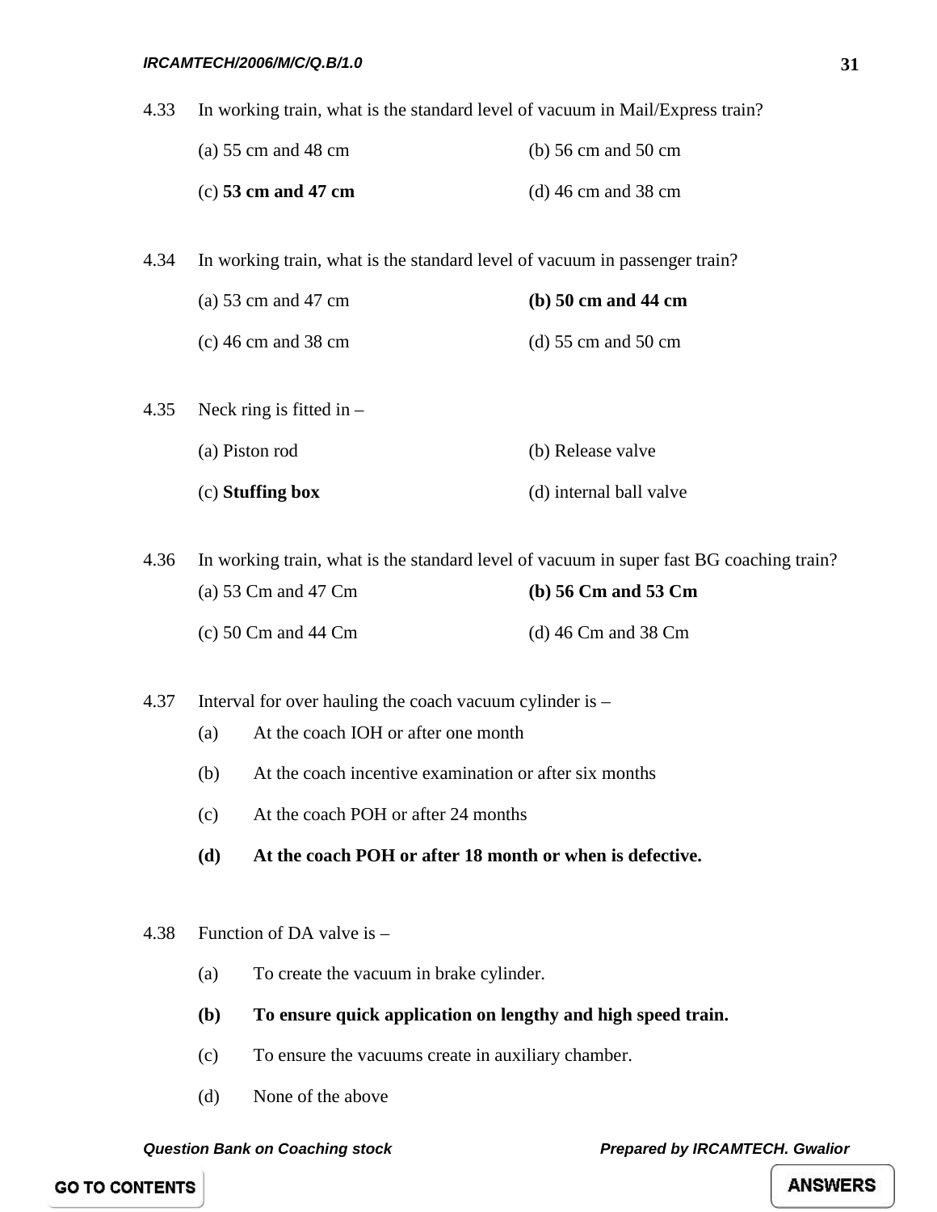4.33 In working train, what is the standard level of vacuum in Mail/Express train?

(a) 55 cm and 48 cm  
(b) 56 cm and 50 cm  
(c) **53 cm and 47 cm**  
(d) 46 cm and 38 cm

4.34 In working train, what is the standard level of vacuum in passenger train?

(a) 53 cm and 47 cm  
**(b) 50 cm and 44 cm**  
(c) 46 cm and 38 cm  
(d) 55 cm and 50 cm

4.35 Neck ring is fitted in –

(a) Piston rod  
(b) Release valve  
(c) **Stuffing box**  
(d) internal ball valve

4.36 In working train, what is the standard level of vacuum in super fast BG coaching train?

(a) 53 Cm and 47 Cm  
**(b) 56 Cm and 53 Cm**  
(c) 50 Cm and 44 Cm  
(d) 46 Cm and 38 Cm

4.37 Interval for over hauling the coach vacuum cylinder is –

(a) At the coach IOH or after one month  
(b) At the coach incentive examination or after six months  
(c) At the coach POH or after 24 months  
**(d) At the coach POH or after 18 month or when is defective.**

4.38 Function of DA valve is –

(a) To create the vacuum in brake cylinder.  
**(b) To ensure quick application on lengthy and high speed train.**  
(c) To ensure the vacuums create in auxiliary chamber.  
(d) None of the above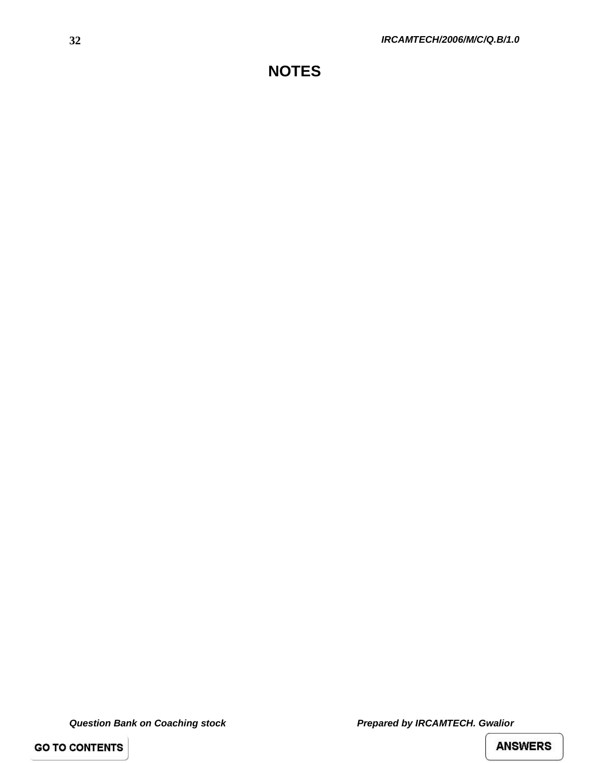# NOTES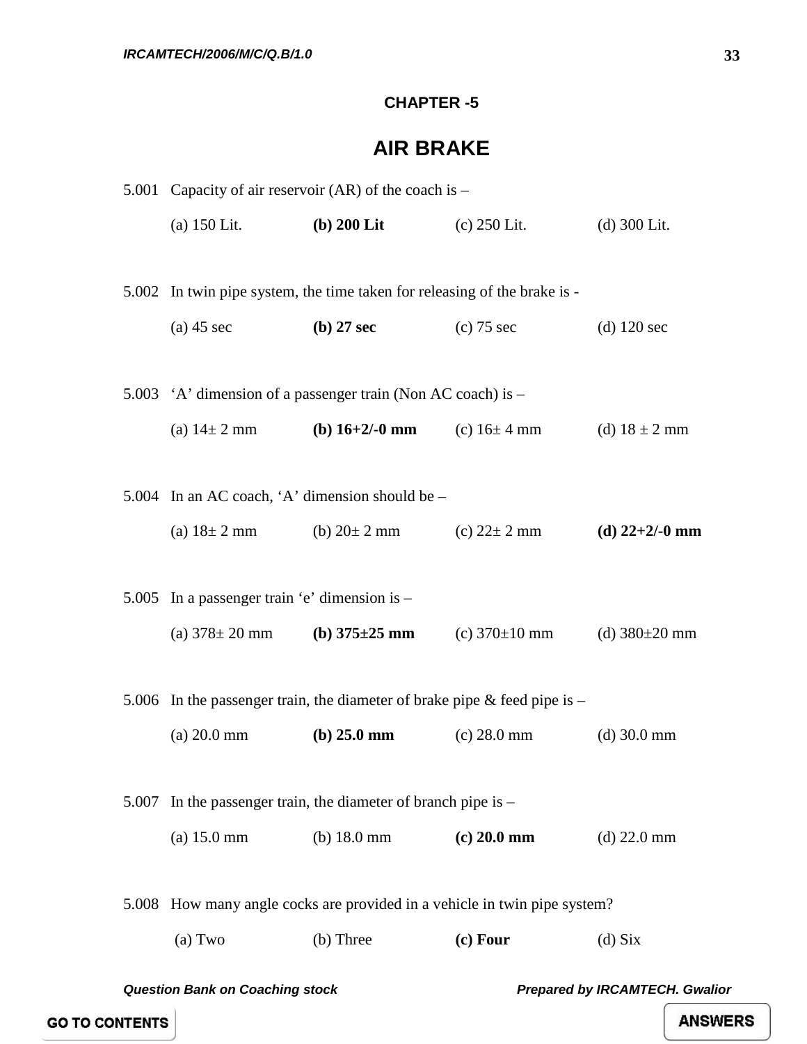# CHAPTER -5

## AIR BRAKE

5.001 Capacity of air reservoir (AR) of the coach is –

(a) 150 Lit. **(b) 200 Lit** (c) 250 Lit. (d) 300 Lit.

5.002 In twin pipe system, the time taken for releasing of the brake is -

(a) 45 sec **(b) 27 sec** (c) 75 sec (d) 120 sec

5.003 'A' dimension of a passenger train (Non AC coach) is –

(a) 14± 2 mm **(b) 16+2/-0 mm** (c) 16± 4 mm (d) 18 ± 2 mm

5.004 In an AC coach, 'A' dimension should be –

(a) 18± 2 mm (b) 20± 2 mm (c) 22± 2 mm **(d) 22+2/-0 mm**

5.005 In a passenger train 'e' dimension is –

(a) 378± 20 mm **(b) 375±25 mm** (c) 370±10 mm (d) 380±20 mm

5.006 In the passenger train, the diameter of brake pipe & feed pipe is –

(a) 20.0 mm **(b) 25.0 mm** (c) 28.0 mm (d) 30.0 mm

5.007 In the passenger train, the diameter of branch pipe is –

(a) 15.0 mm (b) 18.0 mm **(c) 20.0 mm** (d) 22.0 mm

5.008 How many angle cocks are provided in a vehicle in twin pipe system?

(a) Two (b) Three **(c) Four** (d) Six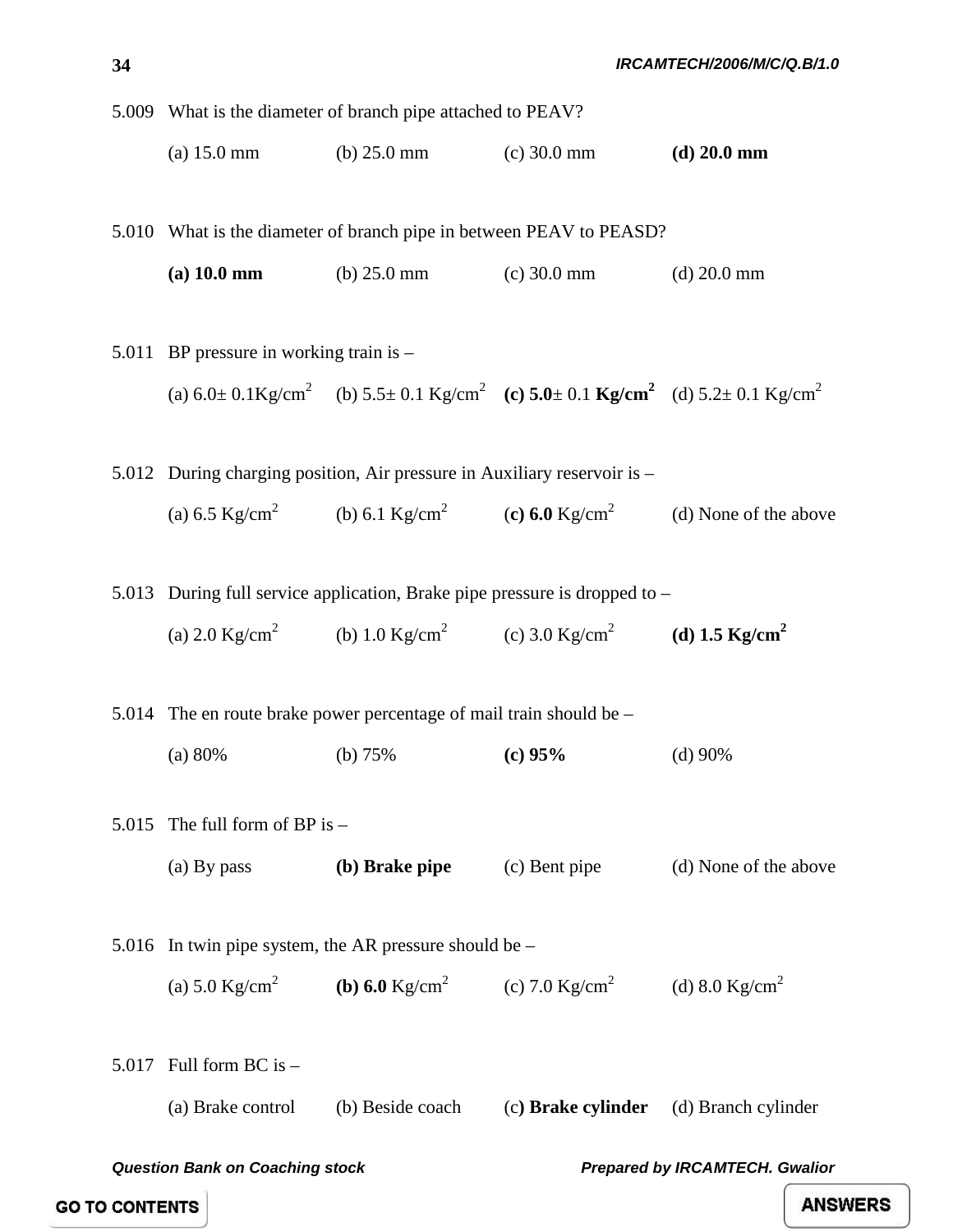5.009 What is the diameter of branch pipe attached to PEAV?

(a) 15.0 mm (b) 25.0 mm (c) 30.0 mm **(d) 20.0 mm**

5.010 What is the diameter of branch pipe in between PEAV to PEASD?

**(a) 10.0 mm** (b) 25.0 mm (c) 30.0 mm (d) 20.0 mm

5.011 BP pressure in working train is –

(a) 6.0± 0.1Kg/cm$^2$ (b) 5.5± 0.1 Kg/cm$^2$ **(c) 5.0**± 0.1 **Kg/cm$^2$** (d) 5.2± 0.1 Kg/cm$^2$

5.012 During charging position, Air pressure in Auxiliary reservoir is –

(a) 6.5 Kg/cm$^2$ (b) 6.1 Kg/cm$^2$ (**c) 6.0** Kg/cm$^2$ (d) None of the above

5.013 During full service application, Brake pipe pressure is dropped to –

(a) 2.0 Kg/cm$^2$ (b) 1.0 Kg/cm$^2$ (c) 3.0 Kg/cm$^2$ **(d) 1.5 Kg/cm$^2$**

5.014 The en route brake power percentage of mail train should be –

(a) 80% (b) 75% **(c) 95%** (d) 90%

5.015 The full form of BP is –

(a) By pass **(b) Brake pipe** (c) Bent pipe (d) None of the above

5.016 In twin pipe system, the AR pressure should be –

(a) 5.0 Kg/cm$^2$ **(b) 6.0** Kg/cm$^2$ (c) 7.0 Kg/cm$^2$ (d) 8.0 Kg/cm$^2$

5.017 Full form BC is –

(a) Brake control (b) Beside coach (c**) Brake cylinder** (d) Branch cylinder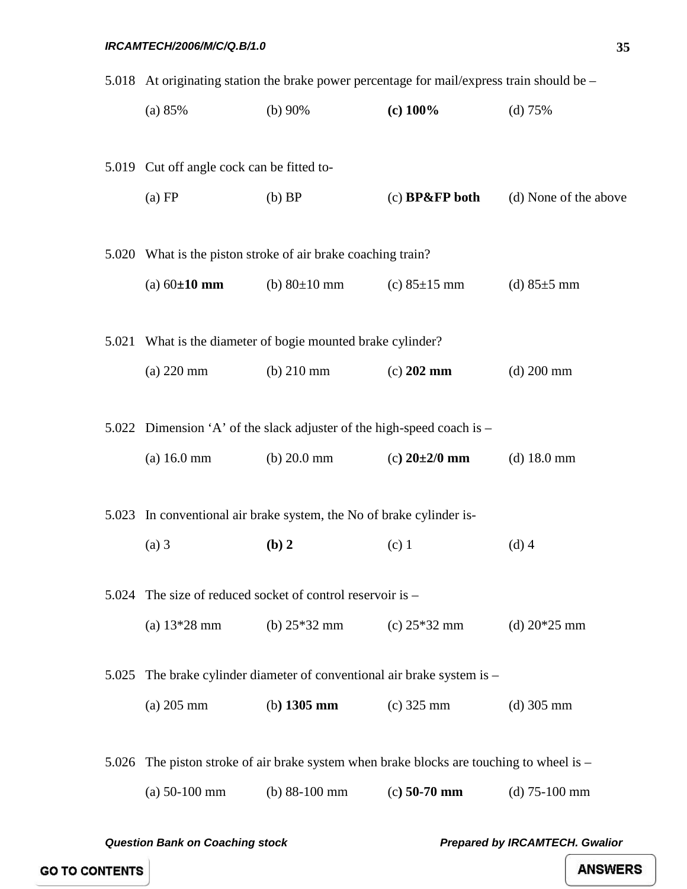5.018 At originating station the brake power percentage for mail/express train should be –

(a) 85%    (b) 90%    **(c) 100%**    (d) 75%

5.019 Cut off angle cock can be fitted to-

(a) FP    (b) BP    (c) **BP&FP both**    (d) None of the above

5.020 What is the piston stroke of air brake coaching train?

(a) 60**±10 mm**    (b) 80±10 mm    (c) 85±15 mm    (d) 85±5 mm

5.021 What is the diameter of bogie mounted brake cylinder?

(a) 220 mm    (b) 210 mm    (c) **202 mm**    (d) 200 mm

5.022 Dimension 'A' of the slack adjuster of the high-speed coach is –

(a) 16.0 mm    (b) 20.0 mm    (c**) 20±2/0 mm**    (d) 18.0 mm

5.023 In conventional air brake system, the No of brake cylinder is-

(a) 3    **(b) 2**    (c) 1    (d) 4

5.024 The size of reduced socket of control reservoir is –

(a) 13*28 mm    (b) 25*32 mm    (c) 25*32 mm    (d) 20*25 mm

5.025 The brake cylinder diameter of conventional air brake system is –

(a) 205 mm    (b**) 1305 mm**    (c) 325 mm    (d) 305 mm

5.026 The piston stroke of air brake system when brake blocks are touching to wheel is –

(a) 50-100 mm    (b) 88-100 mm    (c**) 50-70 mm**    (d) 75-100 mm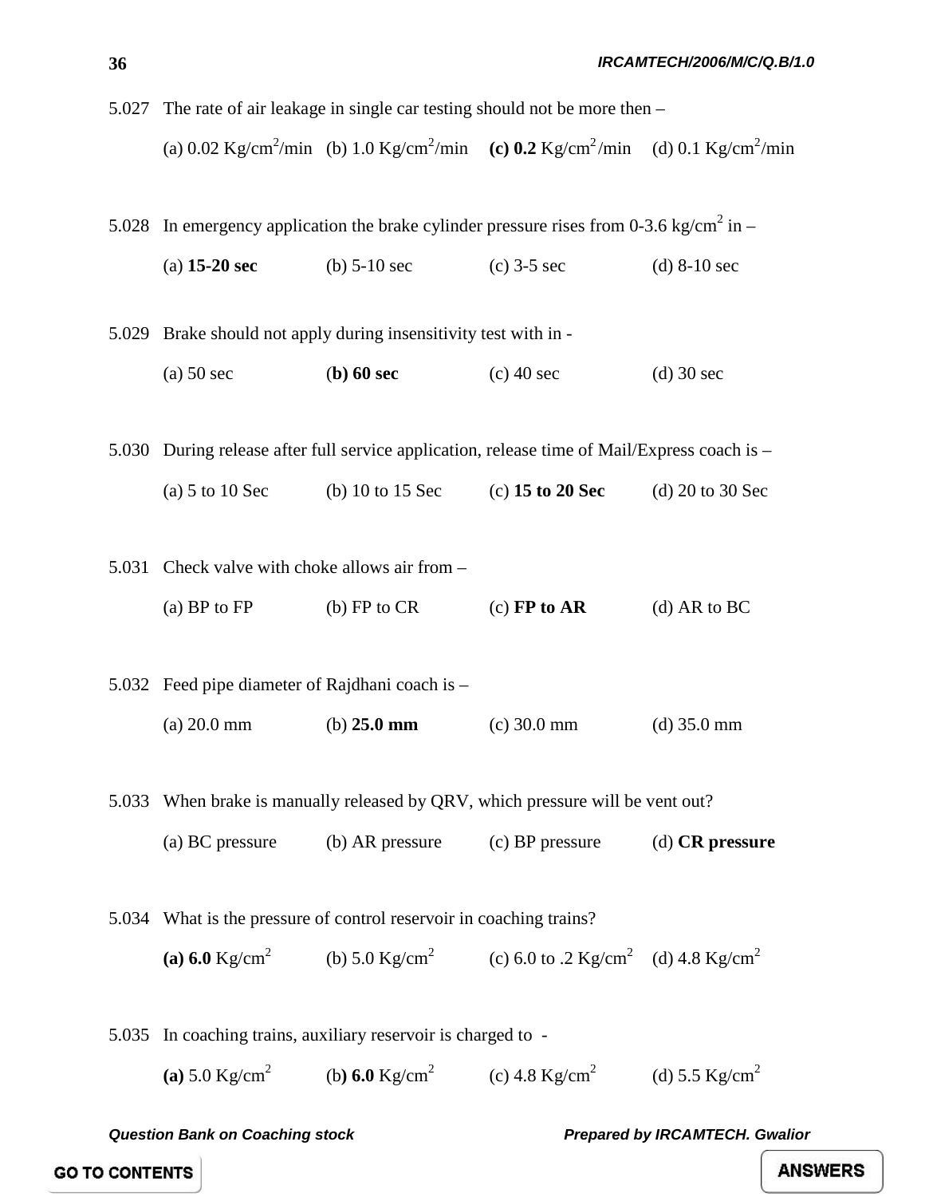5.027 The rate of air leakage in single car testing should not be more then –

(a) 0.02 $Kg/cm^2/min$ (b) 1.0 $Kg/cm^2/min$ **(c) 0.2** $Kg/cm^2/min$ (d) 0.1 $Kg/cm^2/min$

5.028 In emergency application the brake cylinder pressure rises from 0-3.6 $kg/cm^2$ in –

(a) **15-20 sec** (b) 5-10 sec (c) 3-5 sec (d) 8-10 sec

5.029 Brake should not apply during insensitivity test with in -

(a) 50 sec (**b) 60 sec** (c) 40 sec (d) 30 sec

5.030 During release after full service application, release time of Mail/Express coach is –

(a) 5 to 10 Sec (b) 10 to 15 Sec (c) **15 to 20 Sec** (d) 20 to 30 Sec

5.031 Check valve with choke allows air from –

(a) BP to FP (b) FP to CR (c) **FP to AR** (d) AR to BC

5.032 Feed pipe diameter of Rajdhani coach is –

(a) 20.0 mm (b) **25.0 mm** (c) 30.0 mm (d) 35.0 mm

5.033 When brake is manually released by QRV, which pressure will be vent out?

(a) BC pressure (b) AR pressure (c) BP pressure (d) **CR pressure**

5.034 What is the pressure of control reservoir in coaching trains?

**(a) 6.0** $Kg/cm^2$ (b) 5.0 $Kg/cm^2$ (c) 6.0 to .2 $Kg/cm^2$ (d) 4.8 $Kg/cm^2$

5.035 In coaching trains, auxiliary reservoir is charged to -

**(a)** 5.0 $Kg/cm^2$ (b**) 6.0** $Kg/cm^2$ (c) 4.8 $Kg/cm^2$ (d) 5.5 $Kg/cm^2$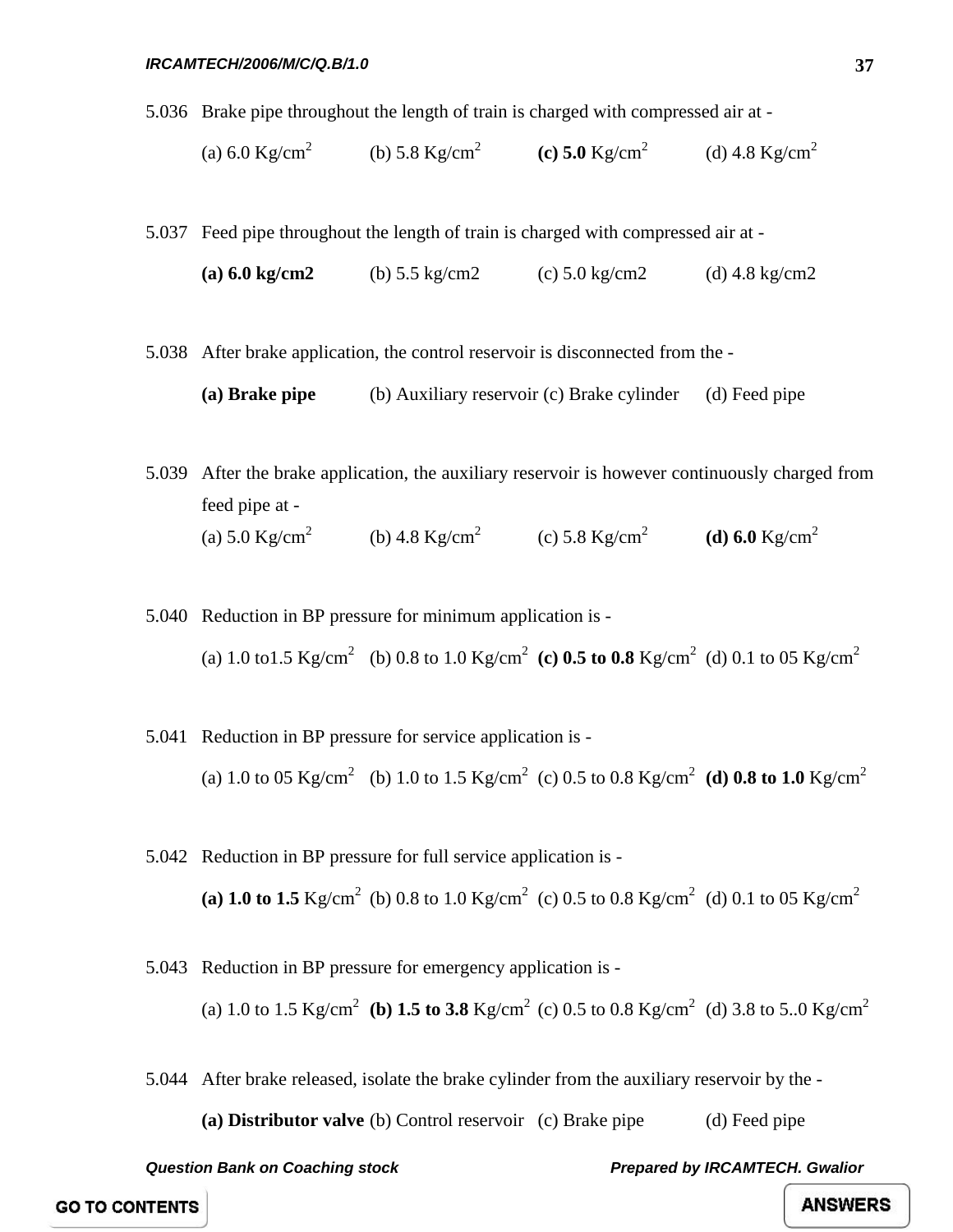5.036 Brake pipe throughout the length of train is charged with compressed air at -

(a) 6.0 Kg/cm$^2$ (b) 5.8 Kg/cm$^2$ **(c) 5.0** Kg/cm$^2$ (d) 4.8 Kg/cm$^2$

5.037 Feed pipe throughout the length of train is charged with compressed air at -

**(a) 6.0 kg/cm2** (b) 5.5 kg/cm2 (c) 5.0 kg/cm2 (d) 4.8 kg/cm2

5.038 After brake application, the control reservoir is disconnected from the -

**(a) Brake pipe** (b) Auxiliary reservoir (c) Brake cylinder (d) Feed pipe

5.039 After the brake application, the auxiliary reservoir is however continuously charged from feed pipe at -

(a) 5.0 Kg/cm$^2$ (b) 4.8 Kg/cm$^2$ (c) 5.8 Kg/cm$^2$ **(d) 6.0** Kg/cm$^2$

5.040 Reduction in BP pressure for minimum application is -

(a) 1.0 to1.5 Kg/cm$^2$ (b) 0.8 to 1.0 Kg/cm$^2$ **(c) 0.5 to 0.8** Kg/cm$^2$ (d) 0.1 to 05 Kg/cm$^2$

5.041 Reduction in BP pressure for service application is -

(a) 1.0 to 05 Kg/cm$^2$ (b) 1.0 to 1.5 Kg/cm$^2$ (c) 0.5 to 0.8 Kg/cm$^2$ **(d) 0.8 to 1.0** Kg/cm$^2$

5.042 Reduction in BP pressure for full service application is -

**(a) 1.0 to 1.5** Kg/cm$^2$ (b) 0.8 to 1.0 Kg/cm$^2$ (c) 0.5 to 0.8 Kg/cm$^2$ (d) 0.1 to 05 Kg/cm$^2$

5.043 Reduction in BP pressure for emergency application is -

(a) 1.0 to 1.5 Kg/cm$^2$ **(b) 1.5 to 3.8** Kg/cm$^2$ (c) 0.5 to 0.8 Kg/cm$^2$ (d) 3.8 to 5..0 Kg/cm$^2$

5.044 After brake released, isolate the brake cylinder from the auxiliary reservoir by the -

**(a) Distributor valve** (b) Control reservoir (c) Brake pipe (d) Feed pipe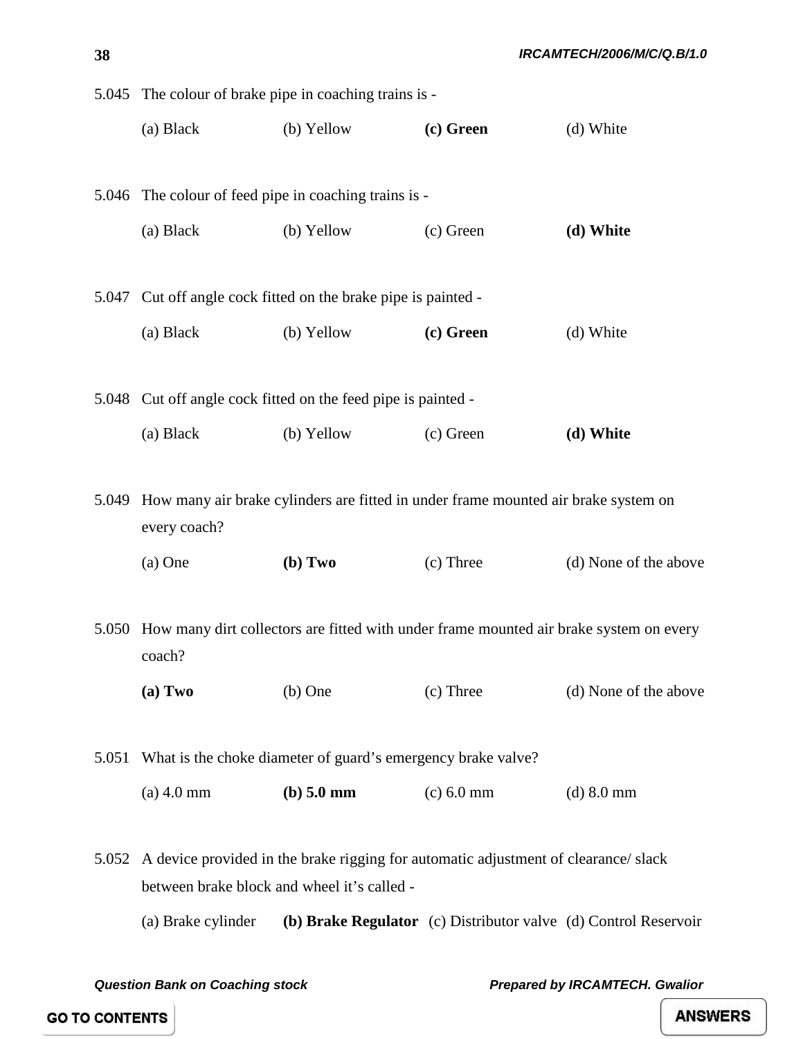5.045 The colour of brake pipe in coaching trains is -

(a) Black (b) Yellow **(c) Green** (d) White

5.046 The colour of feed pipe in coaching trains is -

(a) Black (b) Yellow (c) Green **(d) White**

5.047 Cut off angle cock fitted on the brake pipe is painted -

(a) Black (b) Yellow **(c) Green** (d) White

5.048 Cut off angle cock fitted on the feed pipe is painted -

(a) Black (b) Yellow (c) Green **(d) White**

5.049 How many air brake cylinders are fitted in under frame mounted air brake system on every coach?

(a) One **(b) Two** (c) Three (d) None of the above

5.050 How many dirt collectors are fitted with under frame mounted air brake system on every coach?

**(a) Two** (b) One (c) Three (d) None of the above

5.051 What is the choke diameter of guard's emergency brake valve?

(a) 4.0 mm **(b) 5.0 mm** (c) 6.0 mm (d) 8.0 mm

5.052 A device provided in the brake rigging for automatic adjustment of clearance/ slack between brake block and wheel it's called -

(a) Brake cylinder **(b) Brake Regulator** (c) Distributor valve (d) Control Reservoir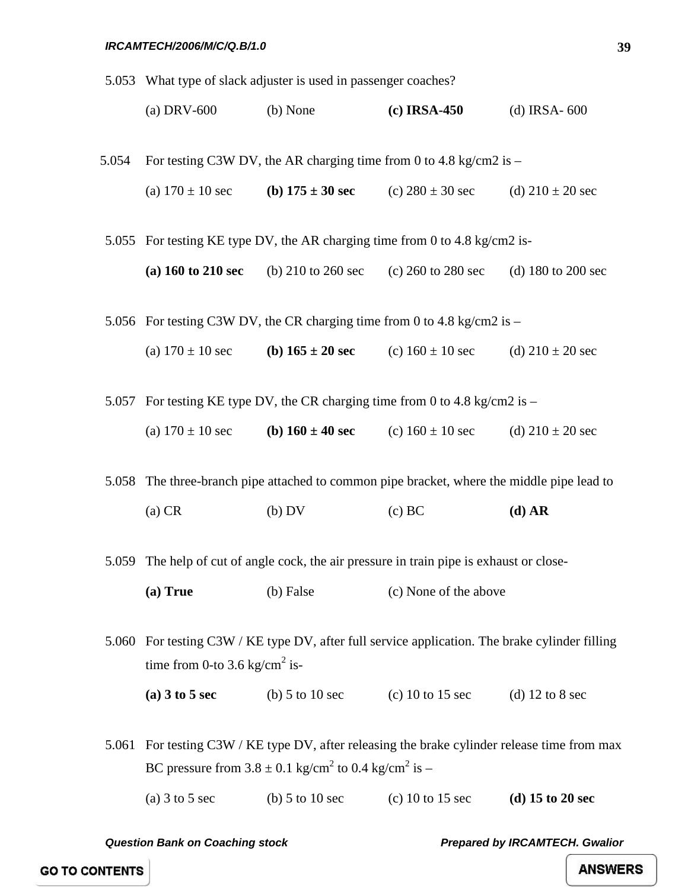5.053 What type of slack adjuster is used in passenger coaches?

(a) DRV-600 (b) None **(c) IRSA-450** (d) IRSA- 600

5.054 For testing C3W DV, the AR charging time from 0 to 4.8 kg/cm2 is –

(a) 170 ± 10 sec **(b) 175 ± 30 sec** (c) 280 ± 30 sec (d) 210 ± 20 sec

5.055 For testing KE type DV, the AR charging time from 0 to 4.8 kg/cm2 is-

**(a) 160 to 210 sec** (b) 210 to 260 sec (c) 260 to 280 sec (d) 180 to 200 sec

5.056 For testing C3W DV, the CR charging time from 0 to 4.8 kg/cm2 is –

(a) 170 ± 10 sec **(b) 165 ± 20 sec** (c) 160 ± 10 sec (d) 210 ± 20 sec

5.057 For testing KE type DV, the CR charging time from 0 to 4.8 kg/cm2 is –

(a) 170 ± 10 sec **(b) 160 ± 40 sec** (c) 160 ± 10 sec (d) 210 ± 20 sec

5.058 The three-branch pipe attached to common pipe bracket, where the middle pipe lead to

(a) CR (b) DV (c) BC **(d) AR**

5.059 The help of cut of angle cock, the air pressure in train pipe is exhaust or close-

**(a) True** (b) False (c) None of the above

5.060 For testing C3W / KE type DV, after full service application. The brake cylinder filling time from 0-to 3.6 kg/cm$^2$ is-

**(a) 3 to 5 sec** (b) 5 to 10 sec (c) 10 to 15 sec (d) 12 to 8 sec

5.061 For testing C3W / KE type DV, after releasing the brake cylinder release time from max BC pressure from 3.8 ± 0.1 kg/cm$^2$ to 0.4 kg/cm$^2$ is –

(a) 3 to 5 sec (b) 5 to 10 sec (c) 10 to 15 sec **(d) 15 to 20 sec**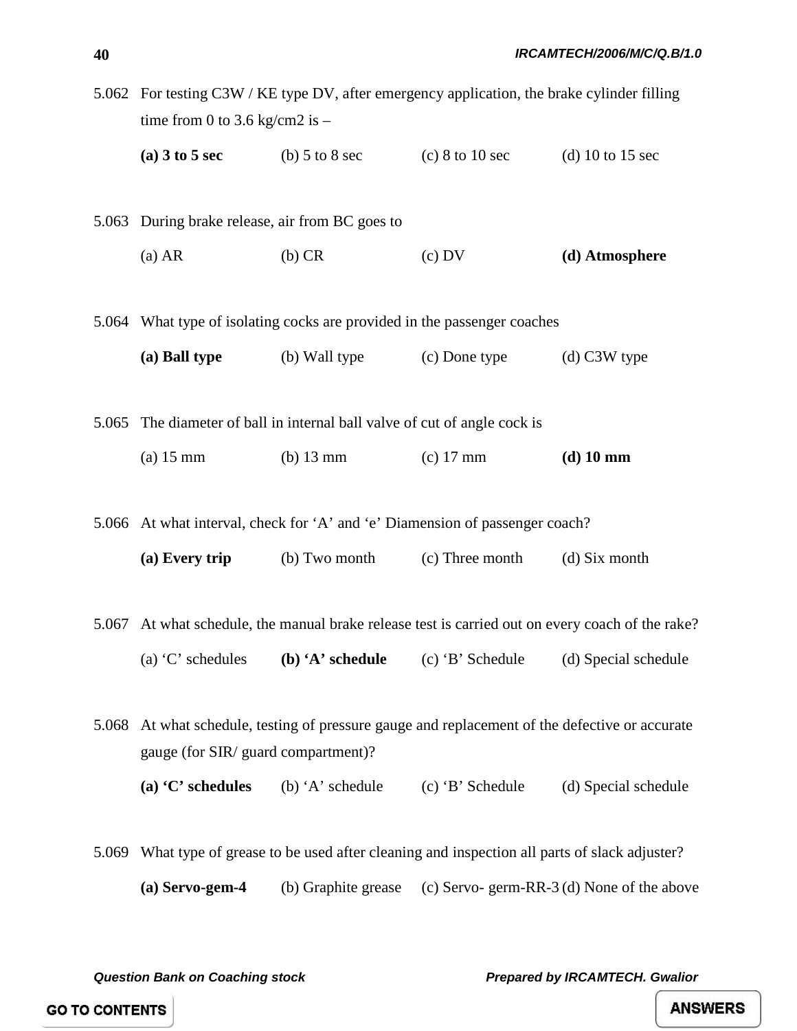5.062 For testing C3W / KE type DV, after emergency application, the brake cylinder filling time from 0 to 3.6 kg/cm2 is –

**(a) 3 to 5 sec** (b) 5 to 8 sec (c) 8 to 10 sec (d) 10 to 15 sec

5.063 During brake release, air from BC goes to

(a) AR (b) CR (c) DV **(d) Atmosphere**

5.064 What type of isolating cocks are provided in the passenger coaches

**(a) Ball type** (b) Wall type (c) Done type (d) C3W type

5.065 The diameter of ball in internal ball valve of cut of angle cock is

(a) 15 mm (b) 13 mm (c) 17 mm **(d) 10 mm**

5.066 At what interval, check for 'A' and 'e' Diamension of passenger coach?

**(a) Every trip** (b) Two month (c) Three month (d) Six month

5.067 At what schedule, the manual brake release test is carried out on every coach of the rake?

(a) 'C' schedules **(b) 'A' schedule** (c) 'B' Schedule (d) Special schedule

5.068 At what schedule, testing of pressure gauge and replacement of the defective or accurate gauge (for SIR/ guard compartment)?

**(a) 'C' schedules** (b) 'A' schedule (c) 'B' Schedule (d) Special schedule

5.069 What type of grease to be used after cleaning and inspection all parts of slack adjuster?

**(a) Servo-gem-4** (b) Graphite grease (c) Servo- germ-RR-3 (d) None of the above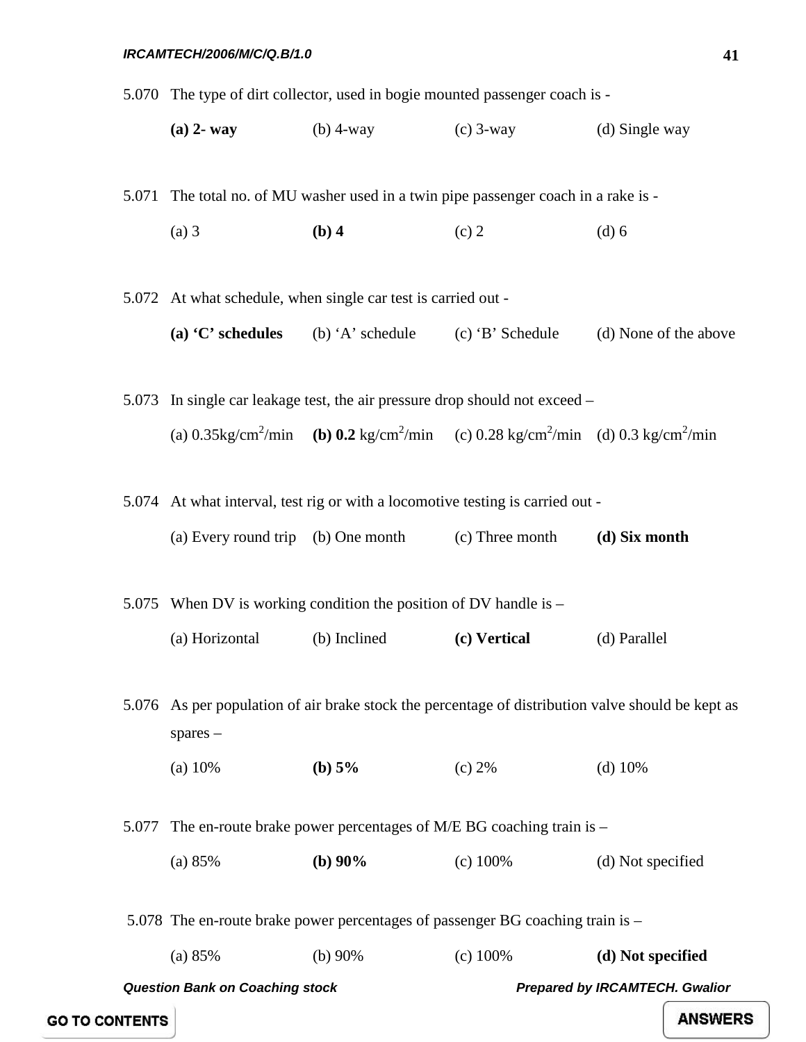5.070 The type of dirt collector, used in bogie mounted passenger coach is -

**(a) 2- way** (b) 4-way (c) 3-way (d) Single way

5.071 The total no. of MU washer used in a twin pipe passenger coach in a rake is -

(a) 3 **(b) 4** (c) 2 (d) 6

5.072 At what schedule, when single car test is carried out -

**(a) 'C' schedules** (b) 'A' schedule (c) 'B' Schedule (d) None of the above

5.073 In single car leakage test, the air pressure drop should not exceed –

(a) 0.35kg/cm$^2$/min **(b) 0.2** kg/cm$^2$/min (c) 0.28 kg/cm$^2$/min (d) 0.3 kg/cm$^2$/min

5.074 At what interval, test rig or with a locomotive testing is carried out -

(a) Every round trip (b) One month (c) Three month **(d) Six month**

5.075 When DV is working condition the position of DV handle is –

(a) Horizontal (b) Inclined **(c) Vertical** (d) Parallel

5.076 As per population of air brake stock the percentage of distribution valve should be kept as spares –

(a) 10% **(b) 5%** (c) 2% (d) 10%

5.077 The en-route brake power percentages of M/E BG coaching train is –

(a) 85% **(b) 90%** (c) 100% (d) Not specified

5.078 The en-route brake power percentages of passenger BG coaching train is –

(a) 85% (b) 90% (c) 100% **(d) Not specified**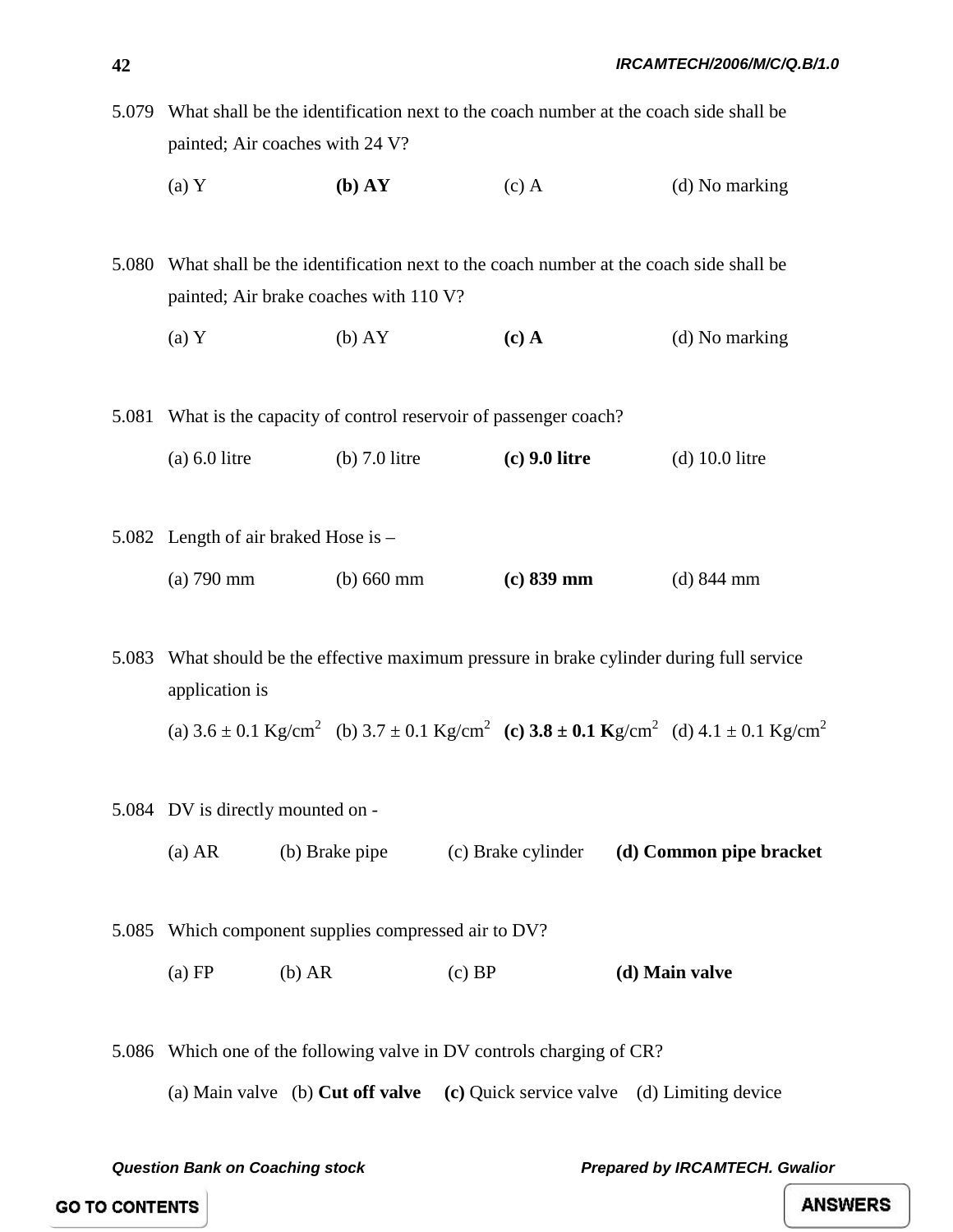5.079 What shall be the identification next to the coach number at the coach side shall be painted; Air coaches with 24 V?

(a) Y  **(b) AY**  (c) A  (d) No marking

5.080 What shall be the identification next to the coach number at the coach side shall be painted; Air brake coaches with 110 V?

(a) Y  (b) AY  **(c) A**  (d) No marking

5.081 What is the capacity of control reservoir of passenger coach?

(a) 6.0 litre  (b) 7.0 litre  **(c) 9.0 litre**  (d) 10.0 litre

5.082 Length of air braked Hose is –

(a) 790 mm  (b) 660 mm  **(c) 839 mm**  (d) 844 mm

5.083 What should be the effective maximum pressure in brake cylinder during full service application is

(a) $3.6 \pm 0.1$ Kg/cm$^2$  (b) $3.7 \pm 0.1$ Kg/cm$^2$  **(c) $3.8 \pm 0.1$ K**g/cm$^2$  (d) $4.1 \pm 0.1$ Kg/cm$^2$

5.084 DV is directly mounted on -

(a) AR  (b) Brake pipe  (c) Brake cylinder  **(d) Common pipe bracket**

5.085 Which component supplies compressed air to DV?

(a) FP  (b) AR  (c) BP  **(d) Main valve**

5.086 Which one of the following valve in DV controls charging of CR?

(a) Main valve  (b) **Cut off valve**  **(c)** Quick service valve  (d) Limiting device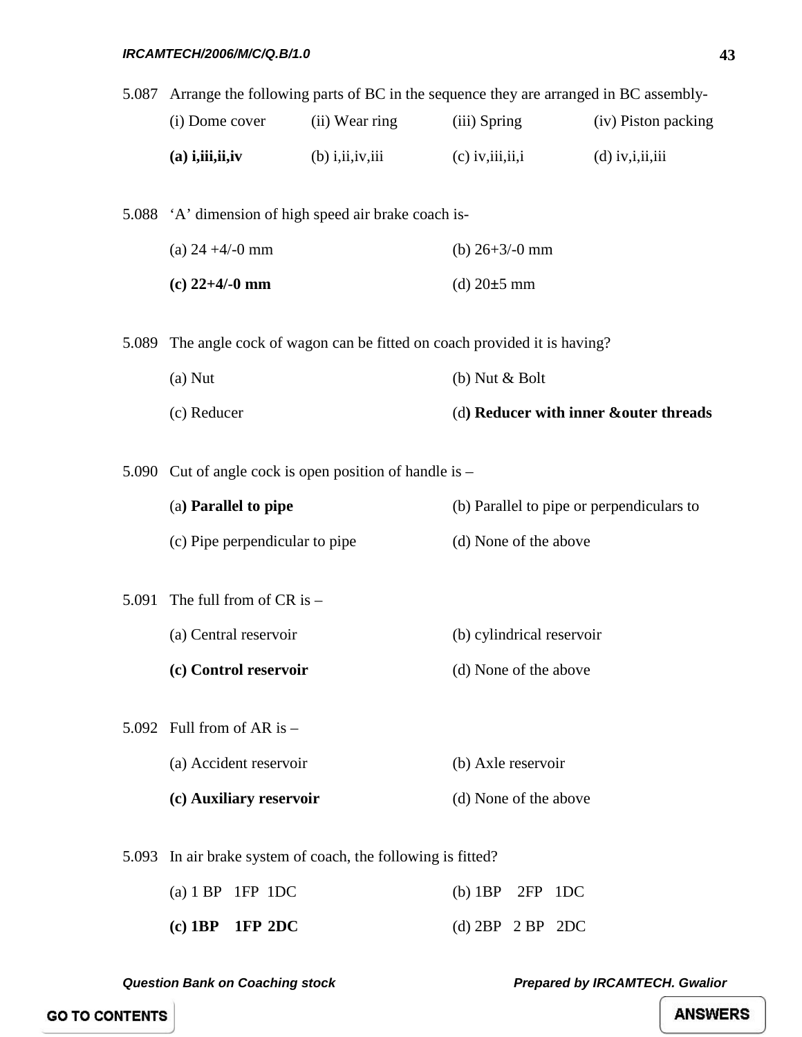5.087 Arrange the following parts of BC in the sequence they are arranged in BC assembly-

(i) Dome cover (ii) Wear ring (iii) Spring (iv) Piston packing

**(a) i,iii,ii,iv** (b) i,ii,iv,iii (c) iv,iii,ii,i (d) iv,i,ii,iii

5.088 'A' dimension of high speed air brake coach is-

(a) 24 +4/-0 mm (b) 26+3/-0 mm

**(c) 22+4/-0 mm** (d) 20±5 mm

5.089 The angle cock of wagon can be fitted on coach provided it is having?

(a) Nut (b) Nut & Bolt

(c) Reducer (d**) Reducer with inner &outer threads**

5.090 Cut of angle cock is open position of handle is –

(a**) Parallel to pipe** (b) Parallel to pipe or perpendiculars to

(c) Pipe perpendicular to pipe (d) None of the above

5.091 The full from of CR is –

(a) Central reservoir (b) cylindrical reservoir

**(c) Control reservoir** (d) None of the above

5.092 Full from of AR is –

(a) Accident reservoir (b) Axle reservoir

**(c) Auxiliary reservoir** (d) None of the above

5.093 In air brake system of coach, the following is fitted?

(a) 1 BP 1FP 1DC (b) 1BP 2FP 1DC

**(c) 1BP 1FP 2DC** (d) 2BP 2 BP 2DC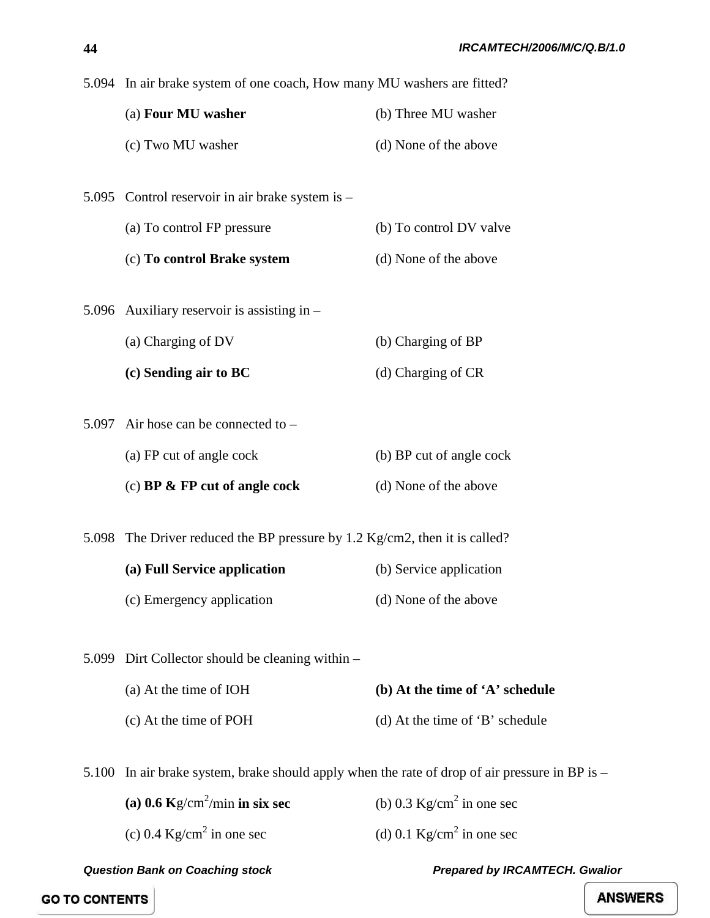5.094 In air brake system of one coach, How many MU washers are fitted?

(a) **Four MU washer** (b) Three MU washer

(c) Two MU washer (d) None of the above

5.095 Control reservoir in air brake system is –

(a) To control FP pressure (b) To control DV valve

(c) **To control Brake system** (d) None of the above

5.096 Auxiliary reservoir is assisting in –

(a) Charging of DV (b) Charging of BP

**(c) Sending air to BC** (d) Charging of CR

5.097 Air hose can be connected to –

(a) FP cut of angle cock (b) BP cut of angle cock

(c) **BP & FP cut of angle cock** (d) None of the above

5.098 The Driver reduced the BP pressure by 1.2 Kg/cm2, then it is called?

**(a) Full Service application** (b) Service application

(c) Emergency application (d) None of the above

5.099 Dirt Collector should be cleaning within –

(a) At the time of IOH **(b) At the time of 'A' schedule**

(c) At the time of POH (d) At the time of 'B' schedule

5.100 In air brake system, brake should apply when the rate of drop of air pressure in BP is –

**(a) 0.6 K**g/cm$^2$/min **in six sec** (b) 0.3 Kg/cm$^2$ in one sec

(c) 0.4 Kg/cm$^2$ in one sec (d) 0.1 Kg/cm$^2$ in one sec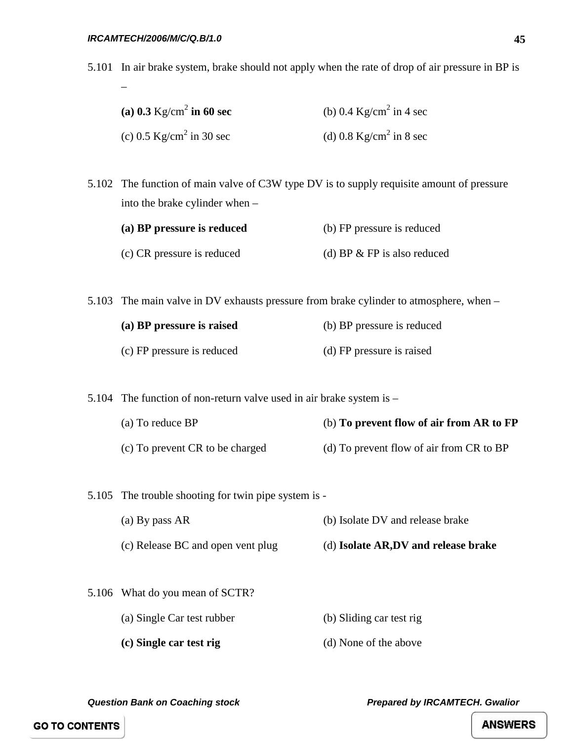5.101 In air brake system, brake should not apply when the rate of drop of air pressure in BP is –

(a) **0.3** Kg/cm$^2$ **in 60 sec** (b) 0.4 Kg/cm$^2$ in 4 sec

(c) 0.5 Kg/cm$^2$ in 30 sec (d) 0.8 Kg/cm$^2$ in 8 sec

5.102 The function of main valve of C3W type DV is to supply requisite amount of pressure into the brake cylinder when –

**(a) BP pressure is reduced** (b) FP pressure is reduced

(c) CR pressure is reduced (d) BP & FP is also reduced

5.103 The main valve in DV exhausts pressure from brake cylinder to atmosphere, when –

**(a) BP pressure is raised** (b) BP pressure is reduced

(c) FP pressure is reduced (d) FP pressure is raised

5.104 The function of non-return valve used in air brake system is –

(a) To reduce BP (b) **To prevent flow of air from AR to FP**

(c) To prevent CR to be charged (d) To prevent flow of air from CR to BP

5.105 The trouble shooting for twin pipe system is -

(a) By pass AR (b) Isolate DV and release brake

(c) Release BC and open vent plug (d) **Isolate AR,DV and release brake**

5.106 What do you mean of SCTR?

(a) Single Car test rubber (b) Sliding car test rig

**(c) Single car test rig** (d) None of the above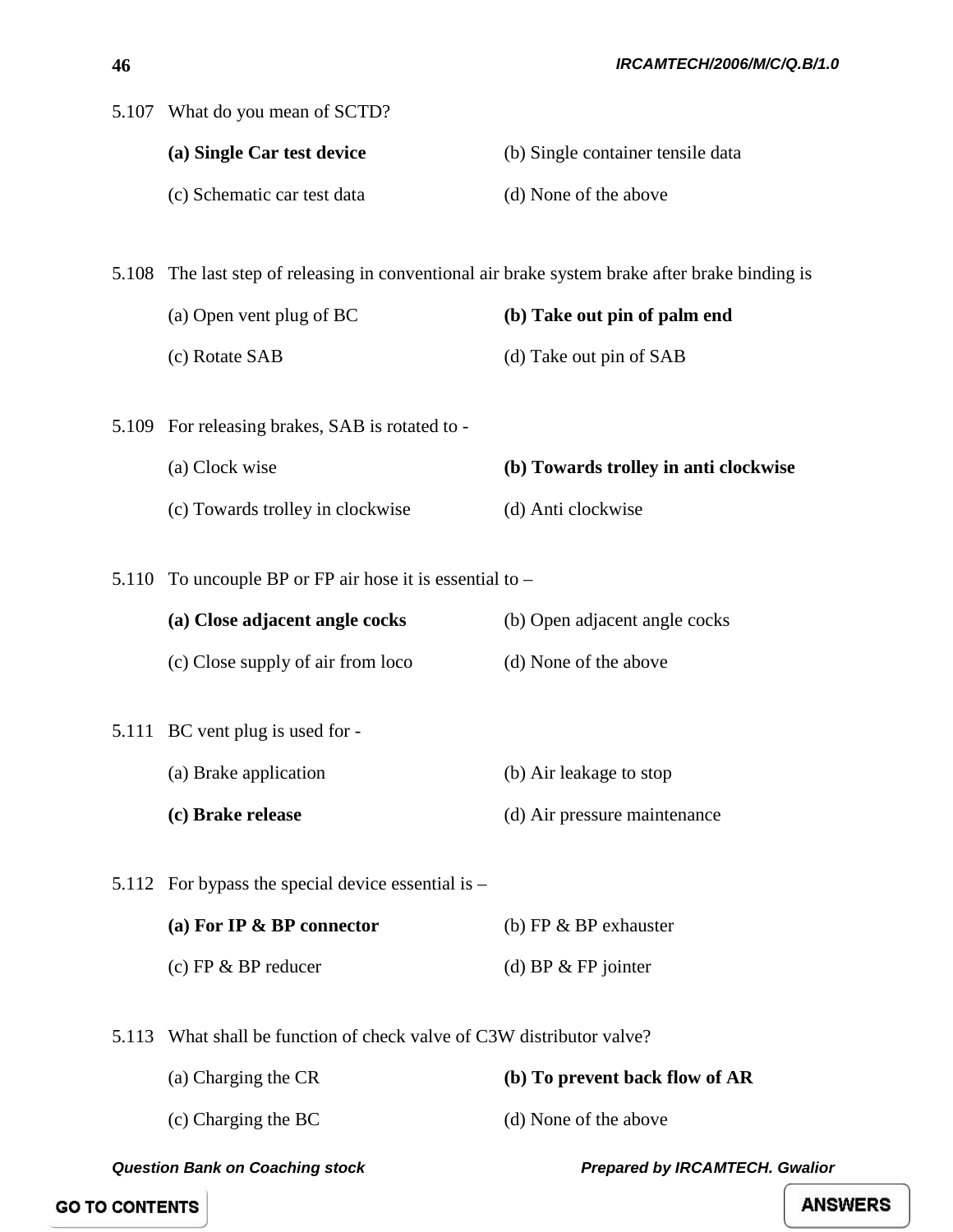5.107 What do you mean of SCTD?

**(a) Single Car test device** (b) Single container tensile data

(c) Schematic car test data (d) None of the above

5.108 The last step of releasing in conventional air brake system brake after brake binding is

(a) Open vent plug of BC **(b) Take out pin of palm end**

(c) Rotate SAB (d) Take out pin of SAB

5.109 For releasing brakes, SAB is rotated to -

(a) Clock wise **(b) Towards trolley in anti clockwise**

(c) Towards trolley in clockwise (d) Anti clockwise

5.110 To uncouple BP or FP air hose it is essential to –

**(a) Close adjacent angle cocks** (b) Open adjacent angle cocks

(c) Close supply of air from loco (d) None of the above

5.111 BC vent plug is used for -

(a) Brake application (b) Air leakage to stop

**(c) Brake release** (d) Air pressure maintenance

5.112 For bypass the special device essential is –

**(a) For IP & BP connector** (b) FP & BP exhauster

(c) FP & BP reducer (d) BP & FP jointer

5.113 What shall be function of check valve of C3W distributor valve?

(a) Charging the CR **(b) To prevent back flow of AR**

(c) Charging the BC (d) None of the above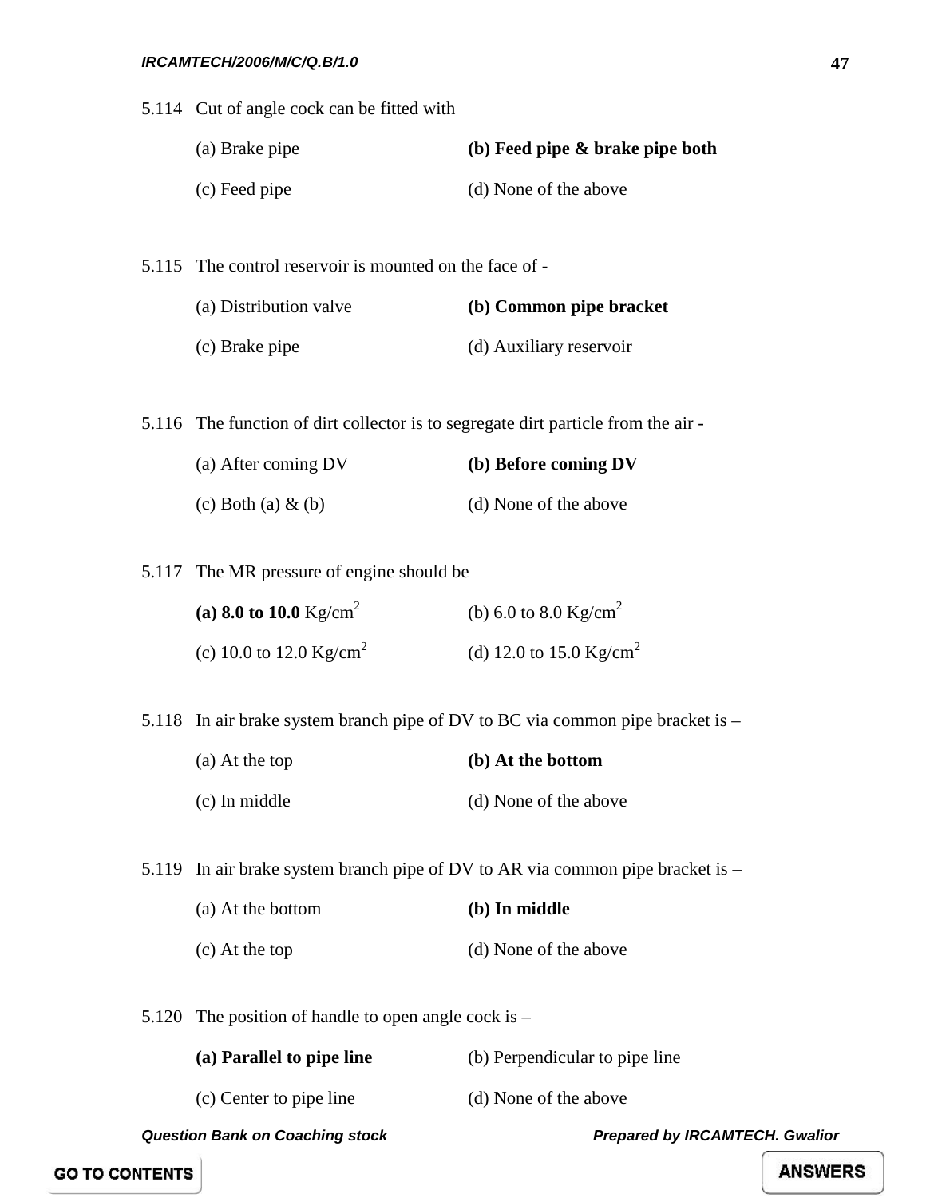5.114 Cut of angle cock can be fitted with

(a) Brake pipe **(b) Feed pipe & brake pipe both**

(c) Feed pipe (d) None of the above

5.115 The control reservoir is mounted on the face of -

(a) Distribution valve **(b) Common pipe bracket**

(c) Brake pipe (d) Auxiliary reservoir

5.116 The function of dirt collector is to segregate dirt particle from the air -

(a) After coming DV **(b) Before coming DV**

(c) Both (a) & (b) (d) None of the above

5.117 The MR pressure of engine should be

**(a) 8.0 to 10.0** Kg/cm$^2$ (b) 6.0 to 8.0 Kg/cm$^2$

(c) 10.0 to 12.0 Kg/cm$^2$ (d) 12.0 to 15.0 Kg/cm$^2$

5.118 In air brake system branch pipe of DV to BC via common pipe bracket is –

(a) At the top **(b) At the bottom**

(c) In middle (d) None of the above

5.119 In air brake system branch pipe of DV to AR via common pipe bracket is –

(a) At the bottom **(b) In middle**

(c) At the top (d) None of the above

5.120 The position of handle to open angle cock is –

**(a) Parallel to pipe line** (b) Perpendicular to pipe line

(c) Center to pipe line (d) None of the above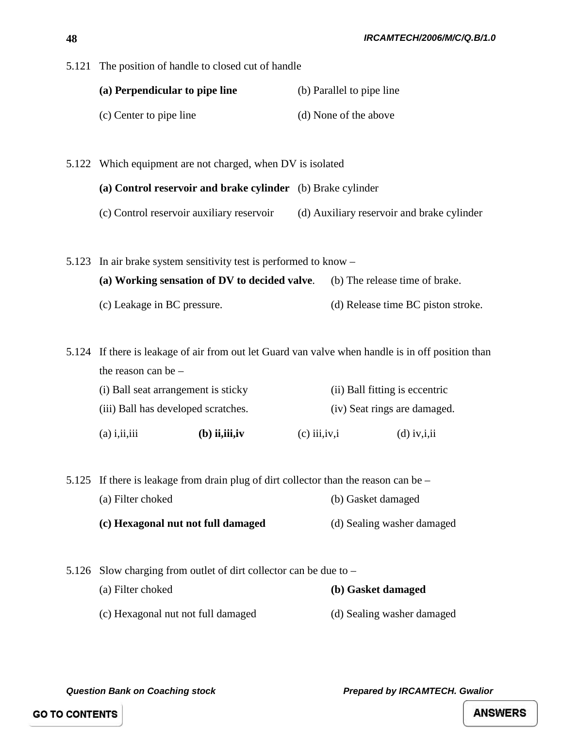5.121 The position of handle to closed cut of handle

**(a) Perpendicular to pipe line** (b) Parallel to pipe line

(c) Center to pipe line (d) None of the above

5.122 Which equipment are not charged, when DV is isolated

**(a) Control reservoir and brake cylinder** (b) Brake cylinder

(c) Control reservoir auxiliary reservoir (d) Auxiliary reservoir and brake cylinder

5.123 In air brake system sensitivity test is performed to know –

**(a) Working sensation of DV to decided valve**. (b) The release time of brake.

(c) Leakage in BC pressure. (d) Release time BC piston stroke.

5.124 If there is leakage of air from out let Guard van valve when handle is in off position than the reason can be –

(i) Ball seat arrangement is sticky (ii) Ball fitting is eccentric

(iii) Ball has developed scratches. (iv) Seat rings are damaged.

(a) i,ii,iii **(b) ii,iii,iv** (c) iii,iv,i (d) iv,i,ii

5.125 If there is leakage from drain plug of dirt collector than the reason can be –

(a) Filter choked (b) Gasket damaged

**(c) Hexagonal nut not full damaged** (d) Sealing washer damaged

5.126 Slow charging from outlet of dirt collector can be due to –

(a) Filter choked **(b) Gasket damaged**

(c) Hexagonal nut not full damaged (d) Sealing washer damaged

GO TO CONTENTS

ANSWERS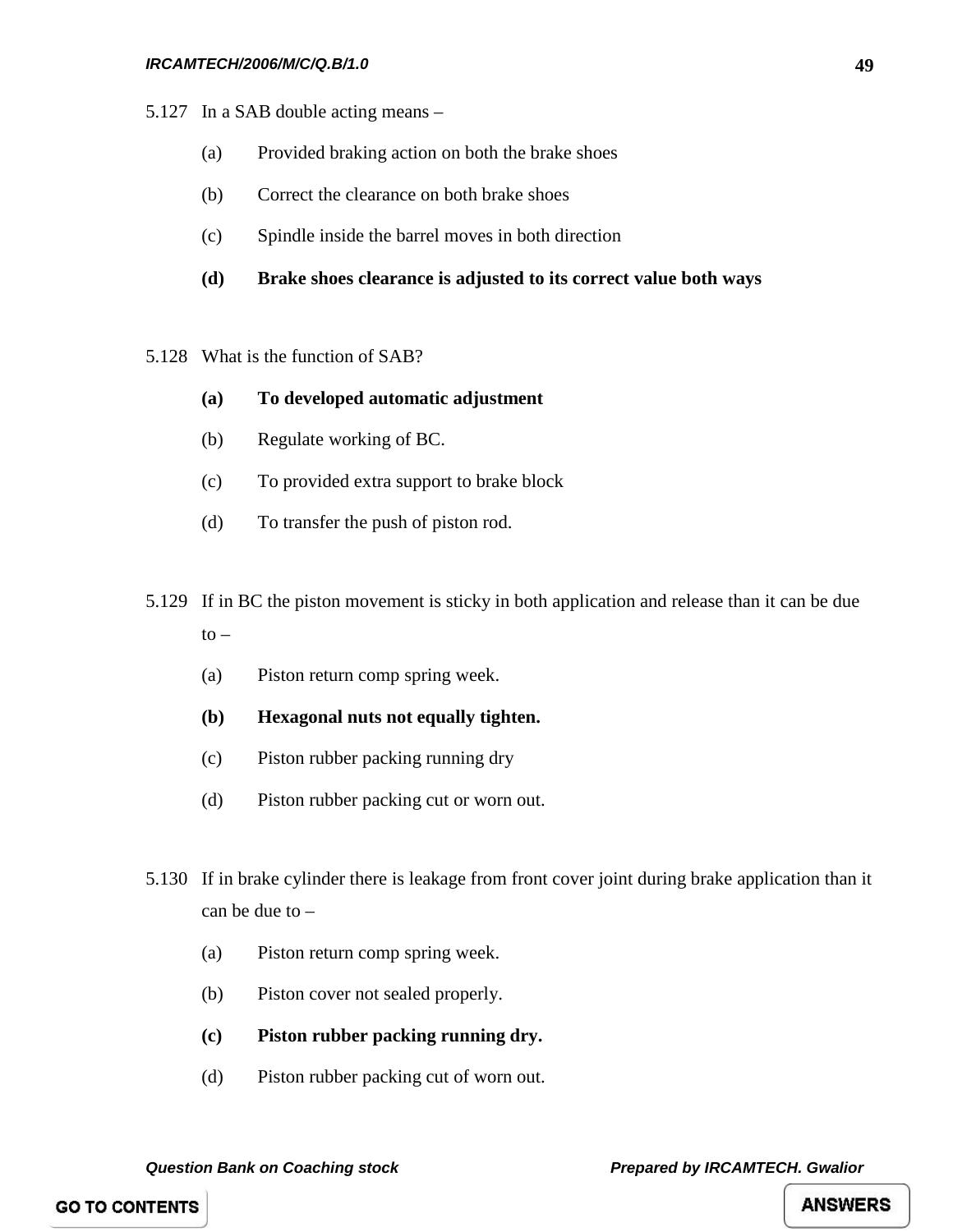5.127 In a SAB double acting means –

- (a) Provided braking action on both the brake shoes
- (b) Correct the clearance on both brake shoes
- (c) Spindle inside the barrel moves in both direction
- **(d) Brake shoes clearance is adjusted to its correct value both ways**

5.128 What is the function of SAB?

- **(a) To developed automatic adjustment**
- (b) Regulate working of BC.
- (c) To provided extra support to brake block
- (d) To transfer the push of piston rod.

5.129 If in BC the piston movement is sticky in both application and release than it can be due to –

- (a) Piston return comp spring week.
- **(b) Hexagonal nuts not equally tighten.**
- (c) Piston rubber packing running dry
- (d) Piston rubber packing cut or worn out.

5.130 If in brake cylinder there is leakage from front cover joint during brake application than it can be due to –

- (a) Piston return comp spring week.
- (b) Piston cover not sealed properly.
- **(c) Piston rubber packing running dry.**
- (d) Piston rubber packing cut of worn out.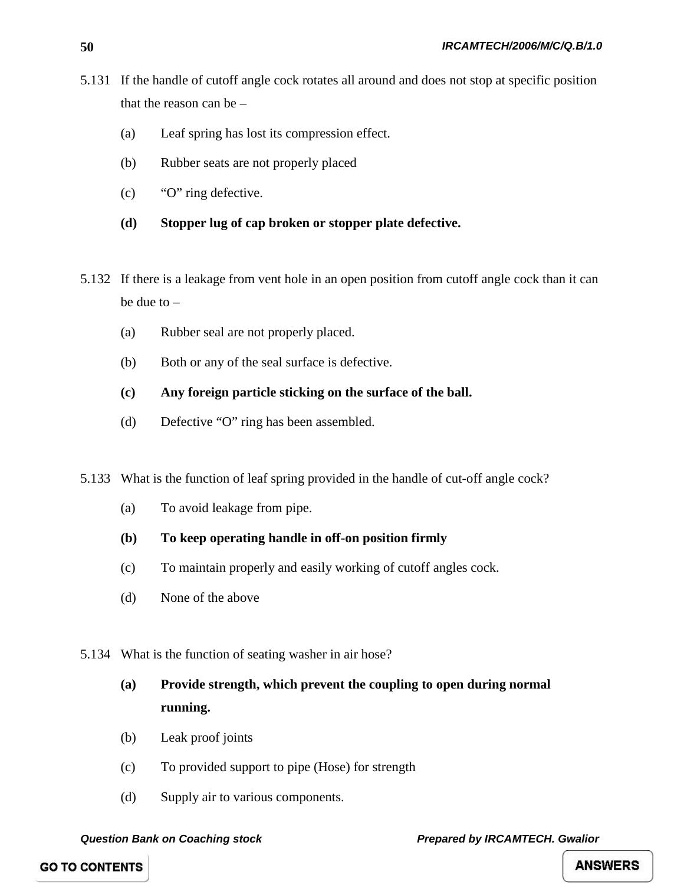5.131 If the handle of cutoff angle cock rotates all around and does not stop at specific position that the reason can be –

(a) Leaf spring has lost its compression effect.

(b) Rubber seats are not properly placed

(c) "O" ring defective.

**(d) Stopper lug of cap broken or stopper plate defective.**

5.132 If there is a leakage from vent hole in an open position from cutoff angle cock than it can be due to –

(a) Rubber seal are not properly placed.

(b) Both or any of the seal surface is defective.

**(c) Any foreign particle sticking on the surface of the ball.**

(d) Defective "O" ring has been assembled.

5.133 What is the function of leaf spring provided in the handle of cut-off angle cock?

(a) To avoid leakage from pipe.

**(b) To keep operating handle in off-on position firmly**

(c) To maintain properly and easily working of cutoff angles cock.

(d) None of the above

5.134 What is the function of seating washer in air hose?

**(a) Provide strength, which prevent the coupling to open during normal running.**

(b) Leak proof joints

(c) To provided support to pipe (Hose) for strength

(d) Supply air to various components.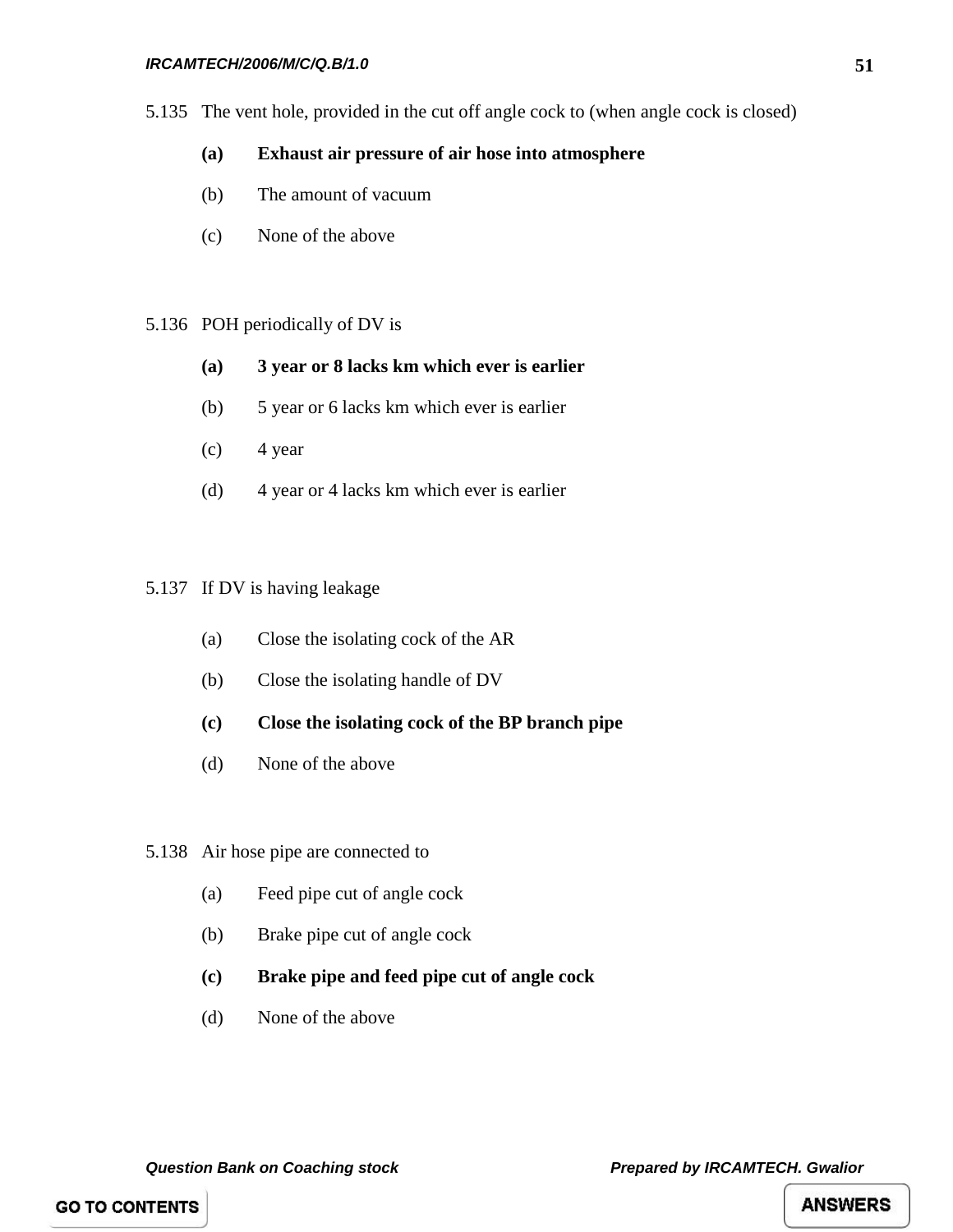5.135 The vent hole, provided in the cut off angle cock to (when angle cock is closed)

**(a) Exhaust air pressure of air hose into atmosphere**

(b) The amount of vacuum

(c) None of the above

5.136 POH periodically of DV is

**(a) 3 year or 8 lacks km which ever is earlier**

(b) 5 year or 6 lacks km which ever is earlier

(c) 4 year

(d) 4 year or 4 lacks km which ever is earlier

5.137 If DV is having leakage

(a) Close the isolating cock of the AR

(b) Close the isolating handle of DV

**(c) Close the isolating cock of the BP branch pipe**

(d) None of the above

5.138 Air hose pipe are connected to

(a) Feed pipe cut of angle cock

(b) Brake pipe cut of angle cock

**(c) Brake pipe and feed pipe cut of angle cock**

(d) None of the above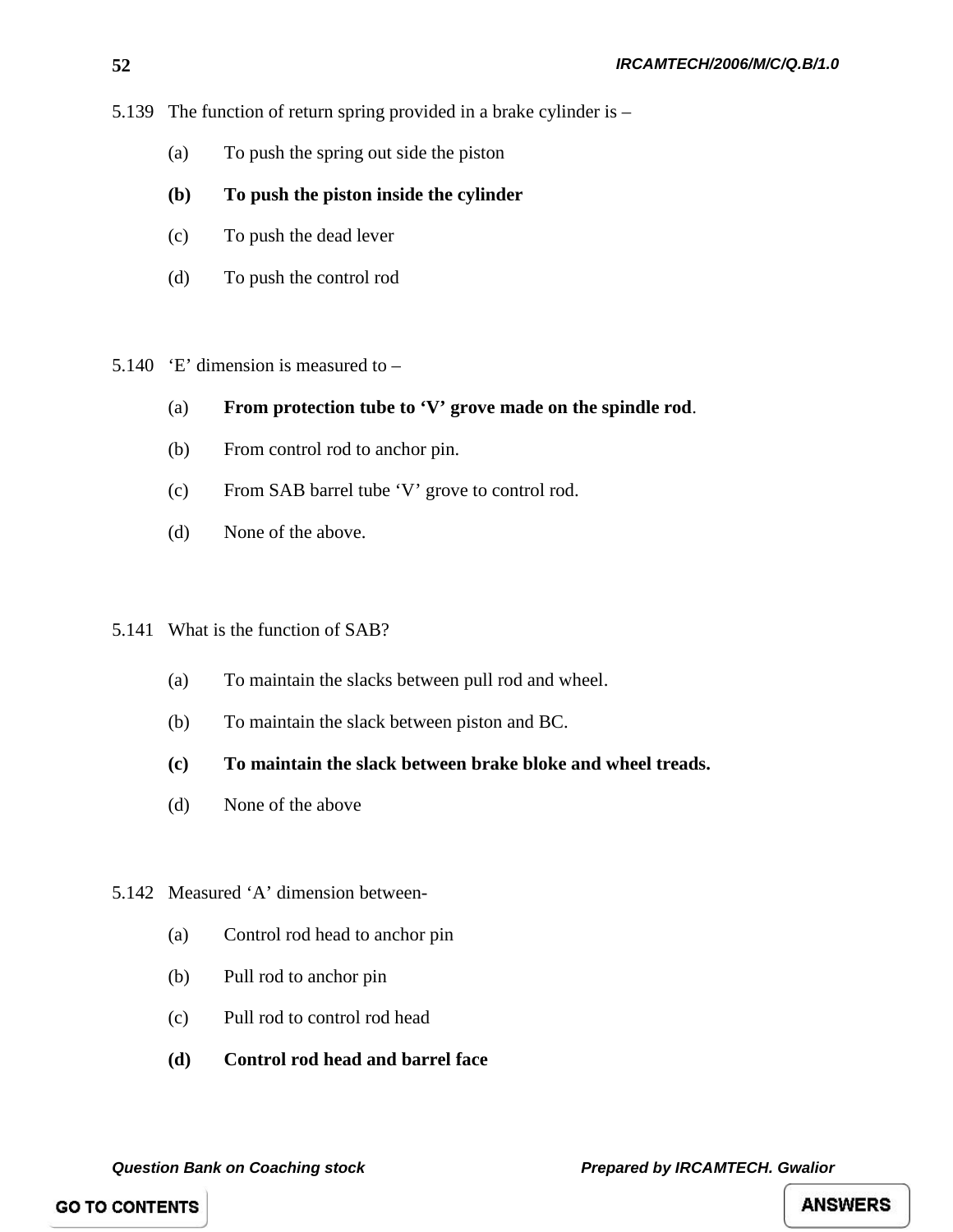5.139 The function of return spring provided in a brake cylinder is –

(a) To push the spring out side the piston

**(b) To push the piston inside the cylinder**

(c) To push the dead lever

(d) To push the control rod

5.140 'E' dimension is measured to –

(a) **From protection tube to 'V' grove made on the spindle rod**.

(b) From control rod to anchor pin.

(c) From SAB barrel tube 'V' grove to control rod.

(d) None of the above.

5.141 What is the function of SAB?

(a) To maintain the slacks between pull rod and wheel.

(b) To maintain the slack between piston and BC.

**(c) To maintain the slack between brake bloke and wheel treads.**

(d) None of the above

5.142 Measured 'A' dimension between-

(a) Control rod head to anchor pin

(b) Pull rod to anchor pin

(c) Pull rod to control rod head

**(d) Control rod head and barrel face**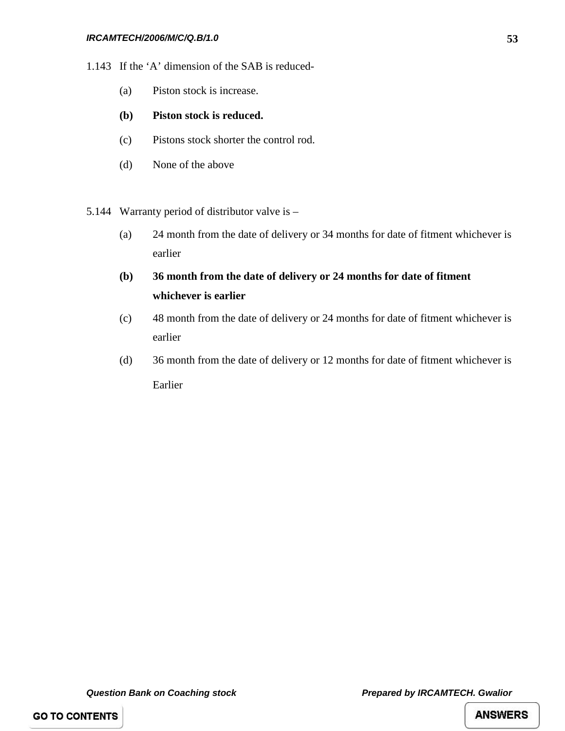1.143 If the 'A' dimension of the SAB is reduced-

(a) Piston stock is increase.

**(b) Piston stock is reduced.**

(c) Pistons stock shorter the control rod.

(d) None of the above

5.144 Warranty period of distributor valve is –

(a) 24 month from the date of delivery or 34 months for date of fitment whichever is earlier

**(b) 36 month from the date of delivery or 24 months for date of fitment whichever is earlier**

(c) 48 month from the date of delivery or 24 months for date of fitment whichever is earlier

(d) 36 month from the date of delivery or 12 months for date of fitment whichever is Earlier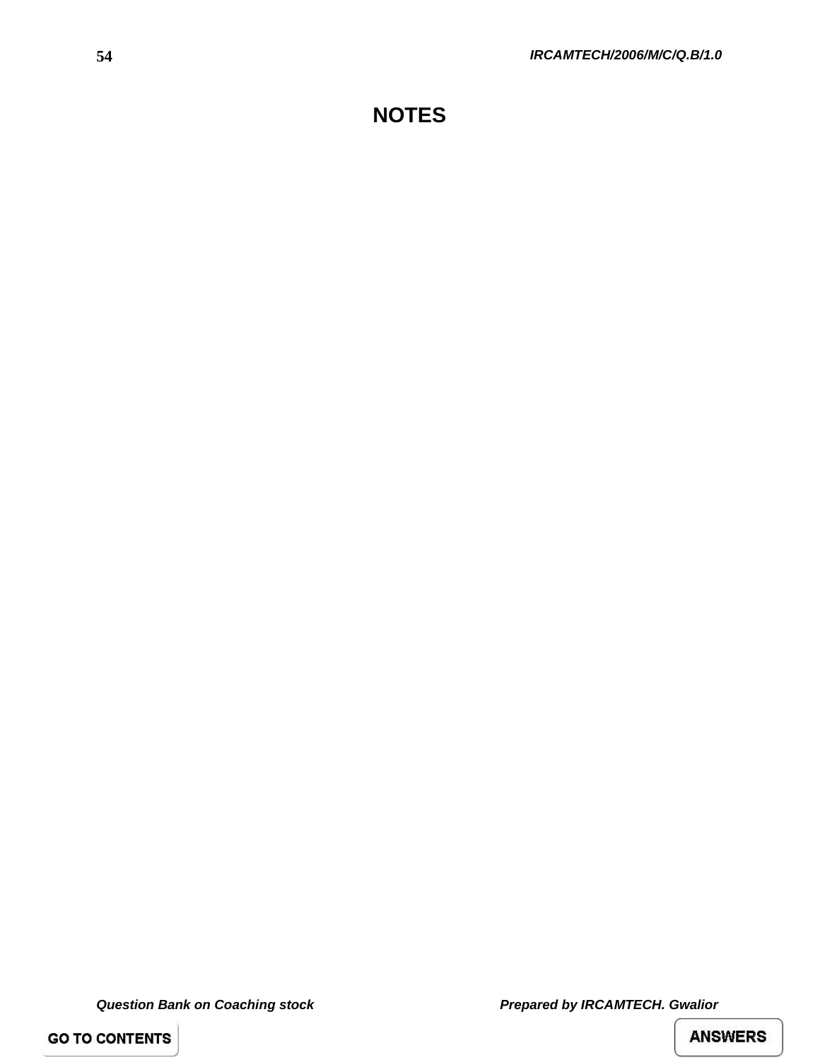# NOTES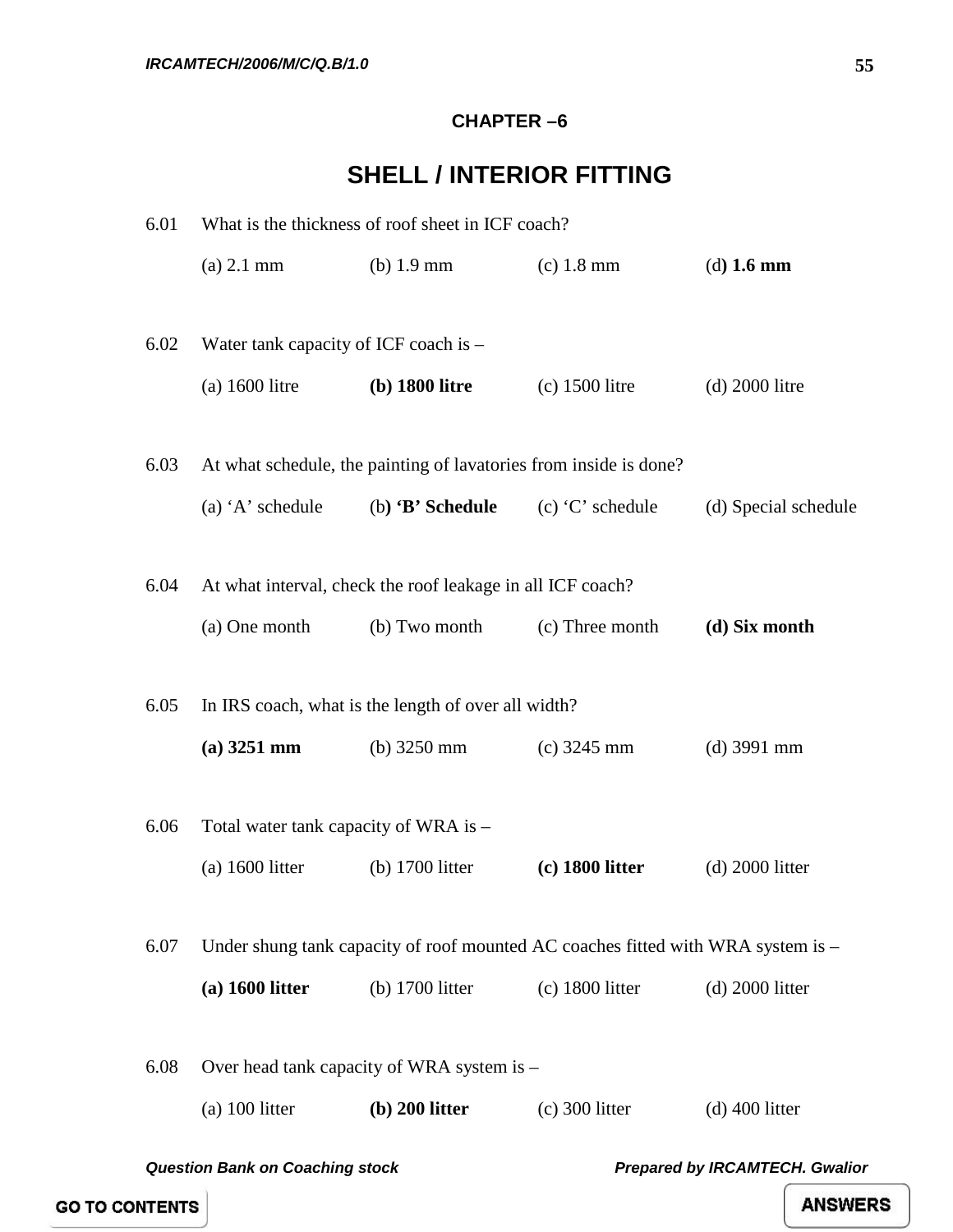## CHAPTER –6

# SHELL / INTERIOR FITTING

6.01 What is the thickness of roof sheet in ICF coach?

(a) 2.1 mm (b) 1.9 mm (c) 1.8 mm (d**) 1.6 mm**

6.02 Water tank capacity of ICF coach is –

(a) 1600 litre **(b) 1800 litre** (c) 1500 litre (d) 2000 litre

6.03 At what schedule, the painting of lavatories from inside is done?

(a) 'A' schedule (b**) 'B' Schedule** (c) 'C' schedule (d) Special schedule

6.04 At what interval, check the roof leakage in all ICF coach?

(a) One month (b) Two month (c) Three month **(d) Six month**

6.05 In IRS coach, what is the length of over all width?

**(a) 3251 mm** (b) 3250 mm (c) 3245 mm (d) 3991 mm

6.06 Total water tank capacity of WRA is –

(a) 1600 litter (b) 1700 litter **(c) 1800 litter** (d) 2000 litter

6.07 Under shung tank capacity of roof mounted AC coaches fitted with WRA system is –

**(a) 1600 litter** (b) 1700 litter (c) 1800 litter (d) 2000 litter

6.08 Over head tank capacity of WRA system is –

(a) 100 litter **(b) 200 litter** (c) 300 litter (d) 400 litter

GO TO CONTENTS

ANSWERS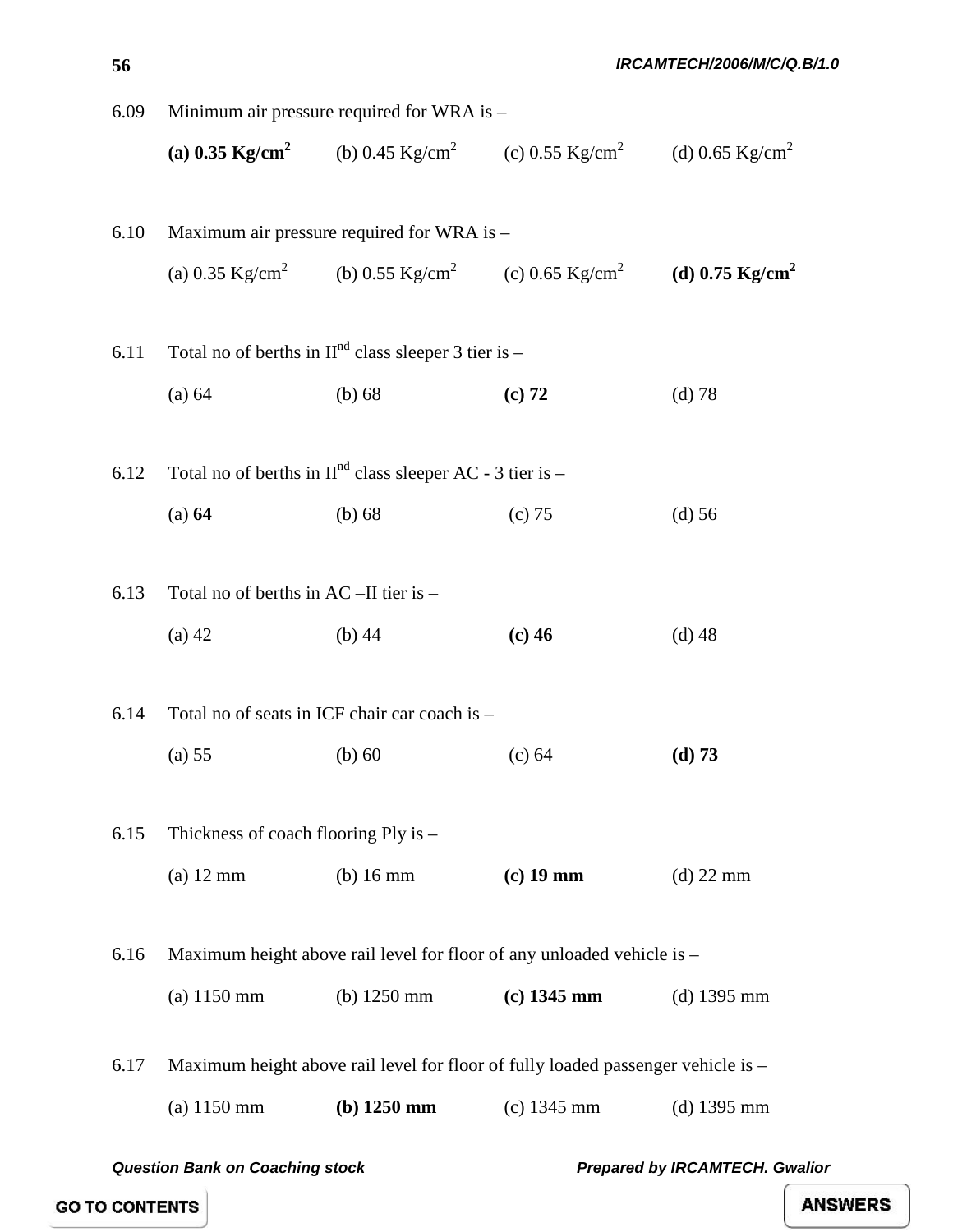6.09 Minimum air pressure required for WRA is –

**(a) 0.35 Kg/cm$^2$** (b) 0.45 Kg/cm$^2$ (c) 0.55 Kg/cm$^2$ (d) 0.65 Kg/cm$^2$

6.10 Maximum air pressure required for WRA is –

(a) 0.35 Kg/cm$^2$ (b) 0.55 Kg/cm$^2$ (c) 0.65 Kg/cm$^2$ **(d) 0.75 Kg/cm$^2$**

6.11 Total no of berths in II$^{nd}$ class sleeper 3 tier is –

(a) 64 (b) 68 **(c) 72** (d) 78

6.12 Total no of berths in II$^{nd}$ class sleeper AC - 3 tier is –

(a) **64** (b) 68 (c) 75 (d) 56

6.13 Total no of berths in AC –II tier is –

(a) 42 (b) 44 **(c) 46** (d) 48

6.14 Total no of seats in ICF chair car coach is –

(a) 55 (b) 60 (c) 64 **(d) 73**

6.15 Thickness of coach flooring Ply is –

(a) 12 mm (b) 16 mm **(c) 19 mm** (d) 22 mm

6.16 Maximum height above rail level for floor of any unloaded vehicle is –

(a) 1150 mm (b) 1250 mm **(c) 1345 mm** (d) 1395 mm

6.17 Maximum height above rail level for floor of fully loaded passenger vehicle is –

(a) 1150 mm **(b) 1250 mm** (c) 1345 mm (d) 1395 mm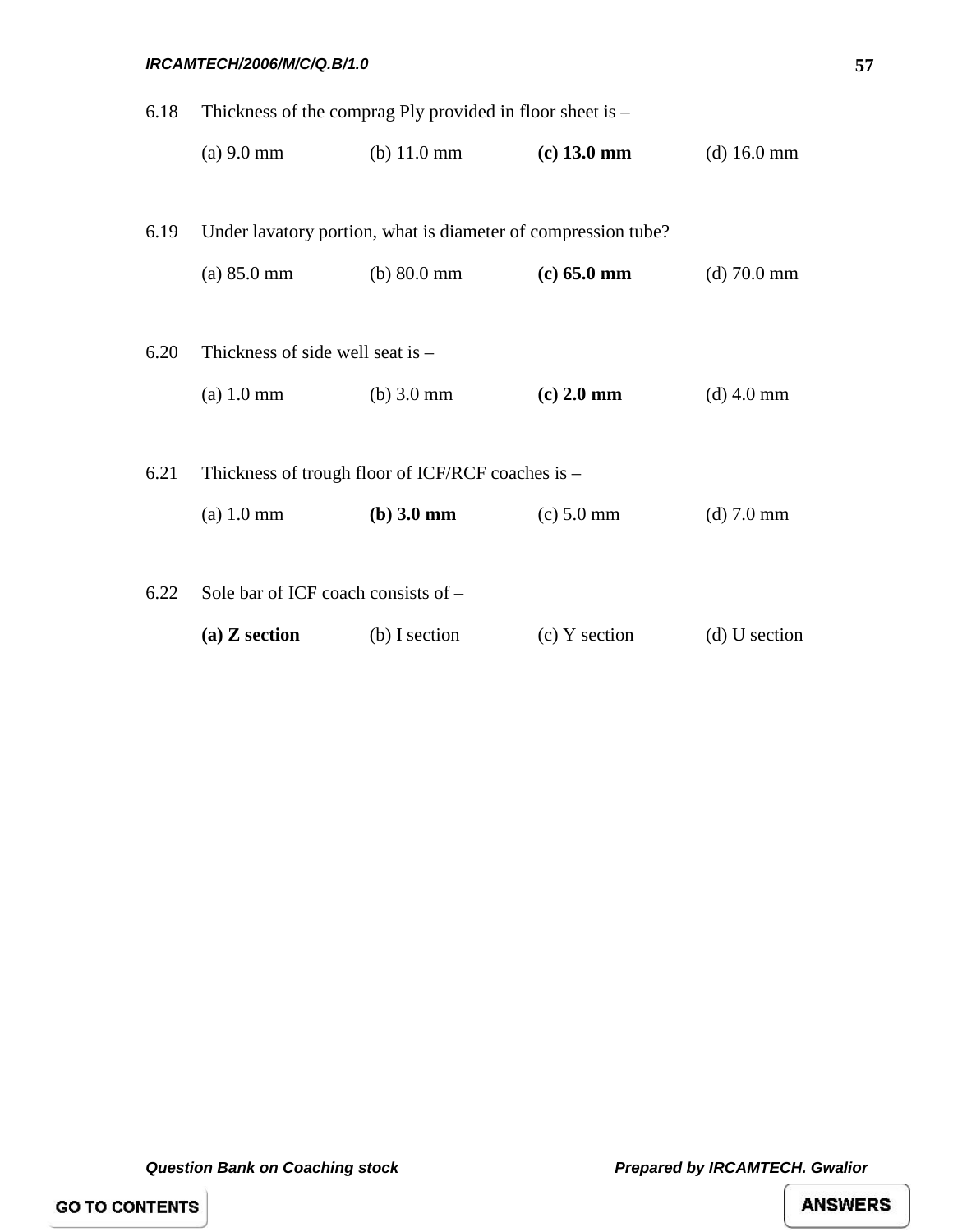6.18 Thickness of the comprag Ply provided in floor sheet is –

(a) 9.0 mm (b) 11.0 mm **(c) 13.0 mm** (d) 16.0 mm

6.19 Under lavatory portion, what is diameter of compression tube?

(a) 85.0 mm (b) 80.0 mm **(c) 65.0 mm** (d) 70.0 mm

6.20 Thickness of side well seat is –

(a) 1.0 mm (b) 3.0 mm **(c) 2.0 mm** (d) 4.0 mm

6.21 Thickness of trough floor of ICF/RCF coaches is –

(a) 1.0 mm **(b) 3.0 mm** (c) 5.0 mm (d) 7.0 mm

6.22 Sole bar of ICF coach consists of –

**(a) Z section** (b) I section (c) Y section (d) U section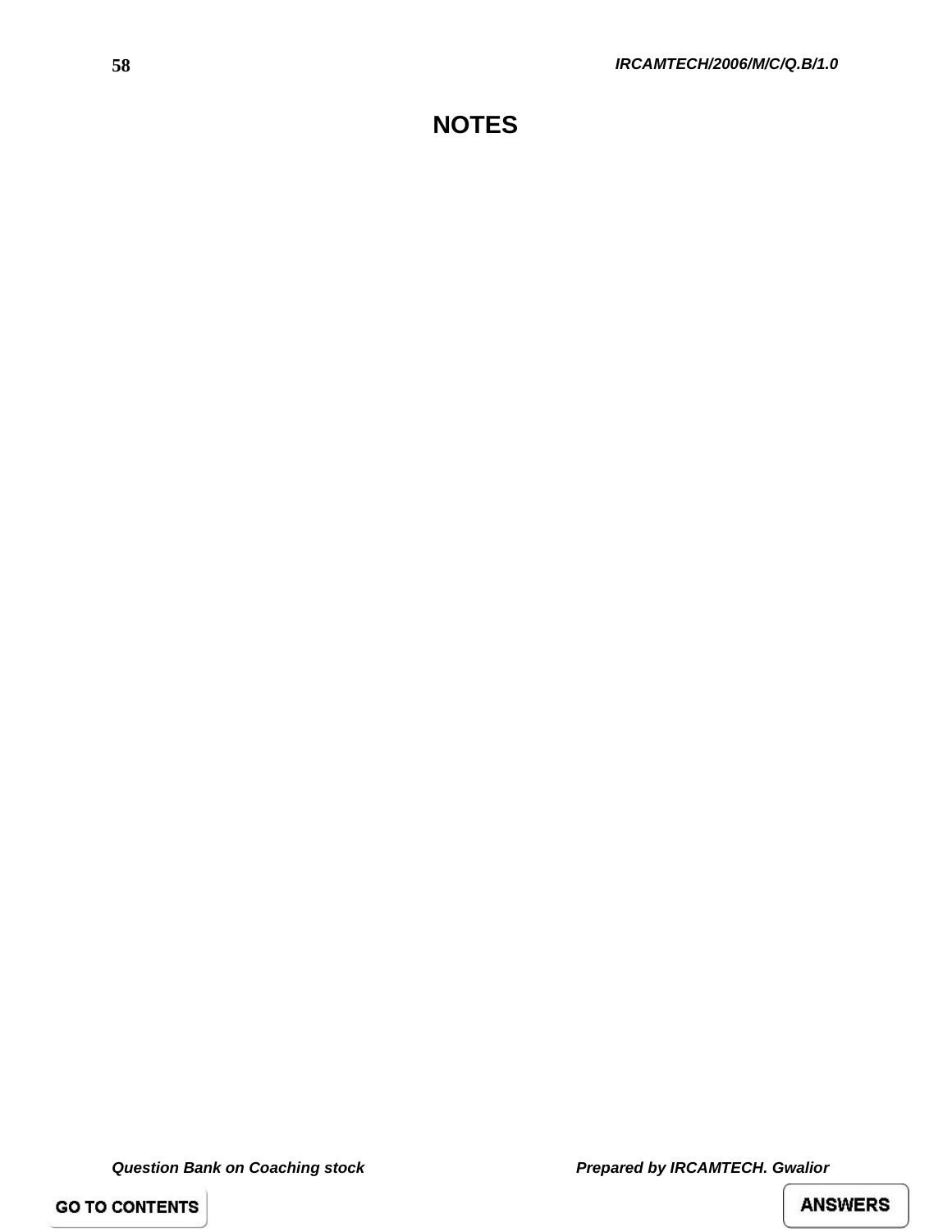# NOTES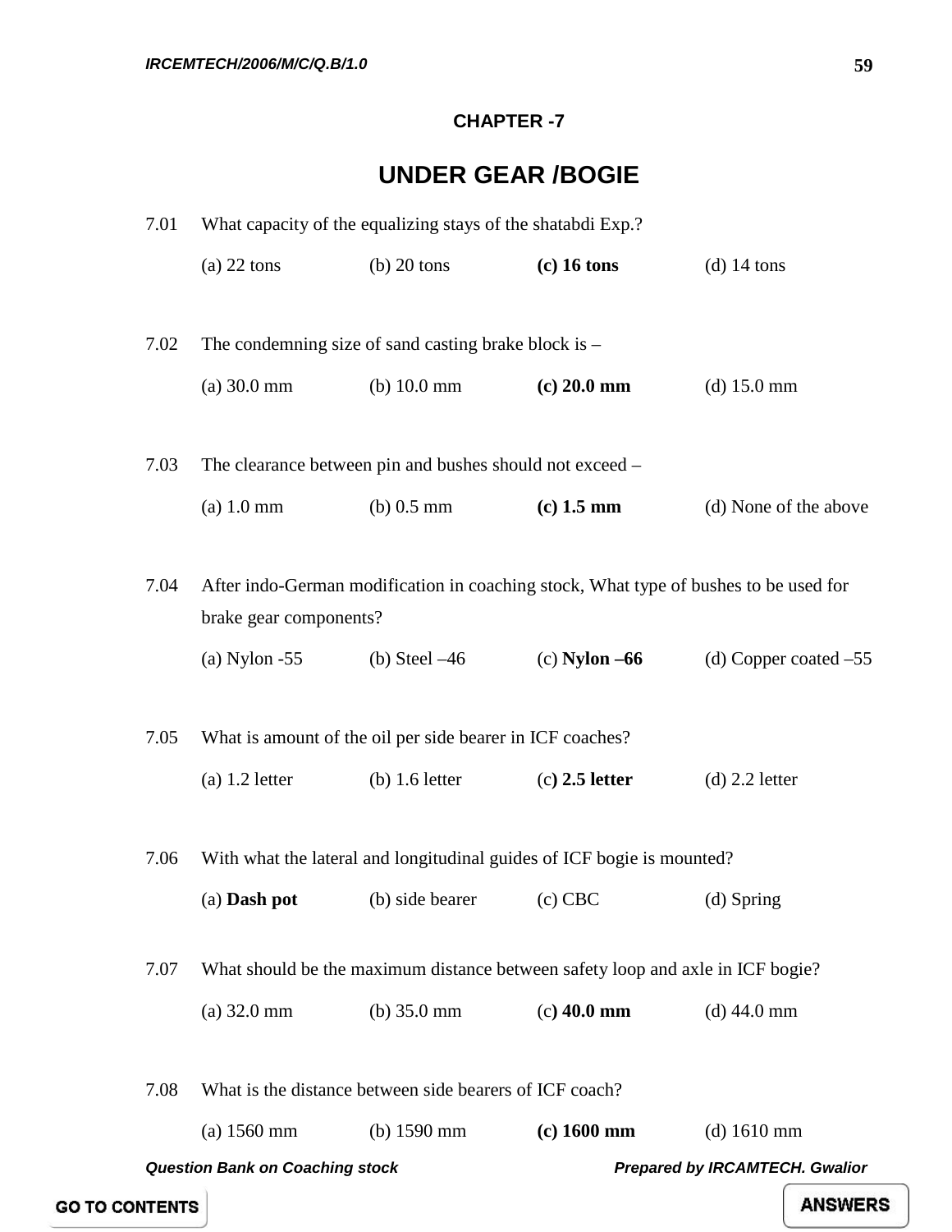## CHAPTER -7

# UNDER GEAR /BOGIE

7.01 What capacity of the equalizing stays of the shatabdi Exp.?

(a) 22 tons (b) 20 tons **(c) 16 tons** (d) 14 tons

7.02 The condemning size of sand casting brake block is –

(a) 30.0 mm (b) 10.0 mm **(c) 20.0 mm** (d) 15.0 mm

7.03 The clearance between pin and bushes should not exceed –

(a) 1.0 mm (b) 0.5 mm **(c) 1.5 mm** (d) None of the above

7.04 After indo-German modification in coaching stock, What type of bushes to be used for brake gear components?

(a) Nylon -55 (b) Steel –46 (c) **Nylon –66** (d) Copper coated –55

7.05 What is amount of the oil per side bearer in ICF coaches?

(a) 1.2 letter (b) 1.6 letter (c**) 2.5 letter** (d) 2.2 letter

7.06 With what the lateral and longitudinal guides of ICF bogie is mounted?

(a) **Dash pot** (b) side bearer (c) CBC (d) Spring

7.07 What should be the maximum distance between safety loop and axle in ICF bogie?

(a) 32.0 mm (b) 35.0 mm (c**) 40.0 mm** (d) 44.0 mm

7.08 What is the distance between side bearers of ICF coach?

(a) 1560 mm (b) 1590 mm **(c) 1600 mm** (d) 1610 mm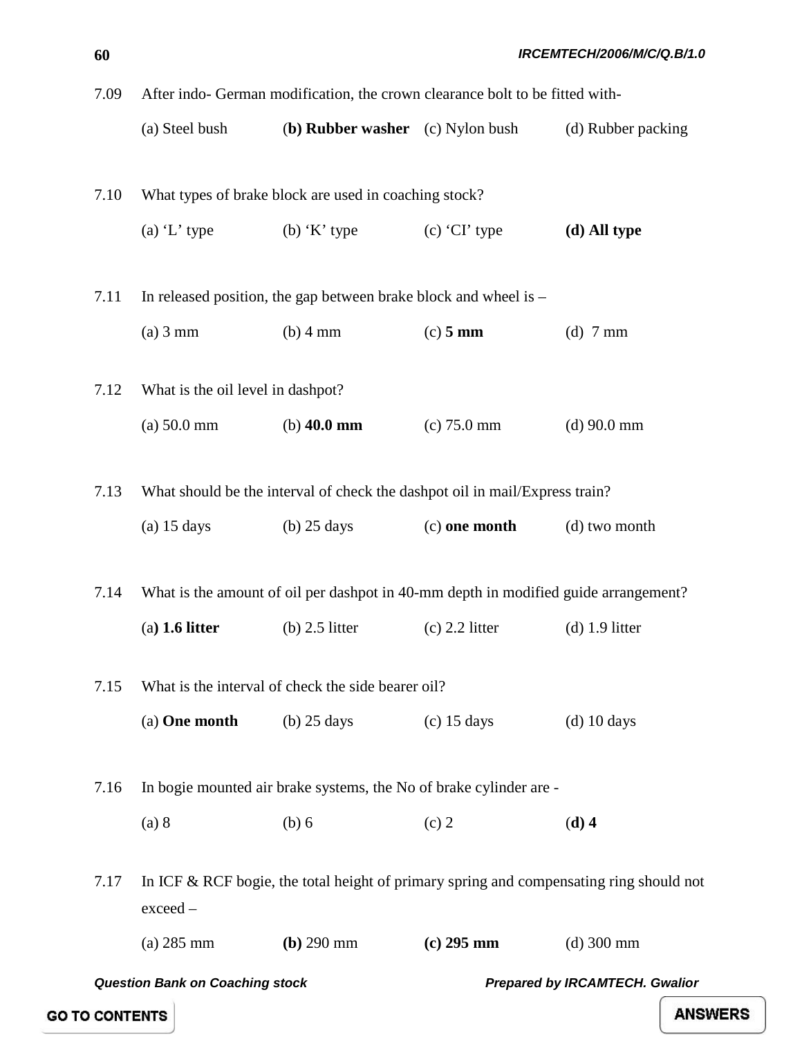7.09 After indo- German modification, the crown clearance bolt to be fitted with-

(a) Steel bush (**b) Rubber washer** (c) Nylon bush (d) Rubber packing

7.10 What types of brake block are used in coaching stock?

(a) 'L' type (b) 'K' type (c) 'CI' type **(d) All type**

7.11 In released position, the gap between brake block and wheel is –

(a) 3 mm (b) 4 mm (c) **5 mm** (d) 7 mm

7.12 What is the oil level in dashpot?

(a) 50.0 mm (b) **40.0 mm** (c) 75.0 mm (d) 90.0 mm

7.13 What should be the interval of check the dashpot oil in mail/Express train?

(a) 15 days (b) 25 days (c) **one month** (d) two month

7.14 What is the amount of oil per dashpot in 40-mm depth in modified guide arrangement?

(a**) 1.6 litter** (b) 2.5 litter (c) 2.2 litter (d) 1.9 litter

7.15 What is the interval of check the side bearer oil?

(a) **One month** (b) 25 days (c) 15 days (d) 10 days

7.16 In bogie mounted air brake systems, the No of brake cylinder are -

(a) 8 (b) 6 (c) 2 (**d) 4**

7.17 In ICF & RCF bogie, the total height of primary spring and compensating ring should not exceed –

(a) 285 mm **(b)** 290 mm **(c) 295 mm** (d) 300 mm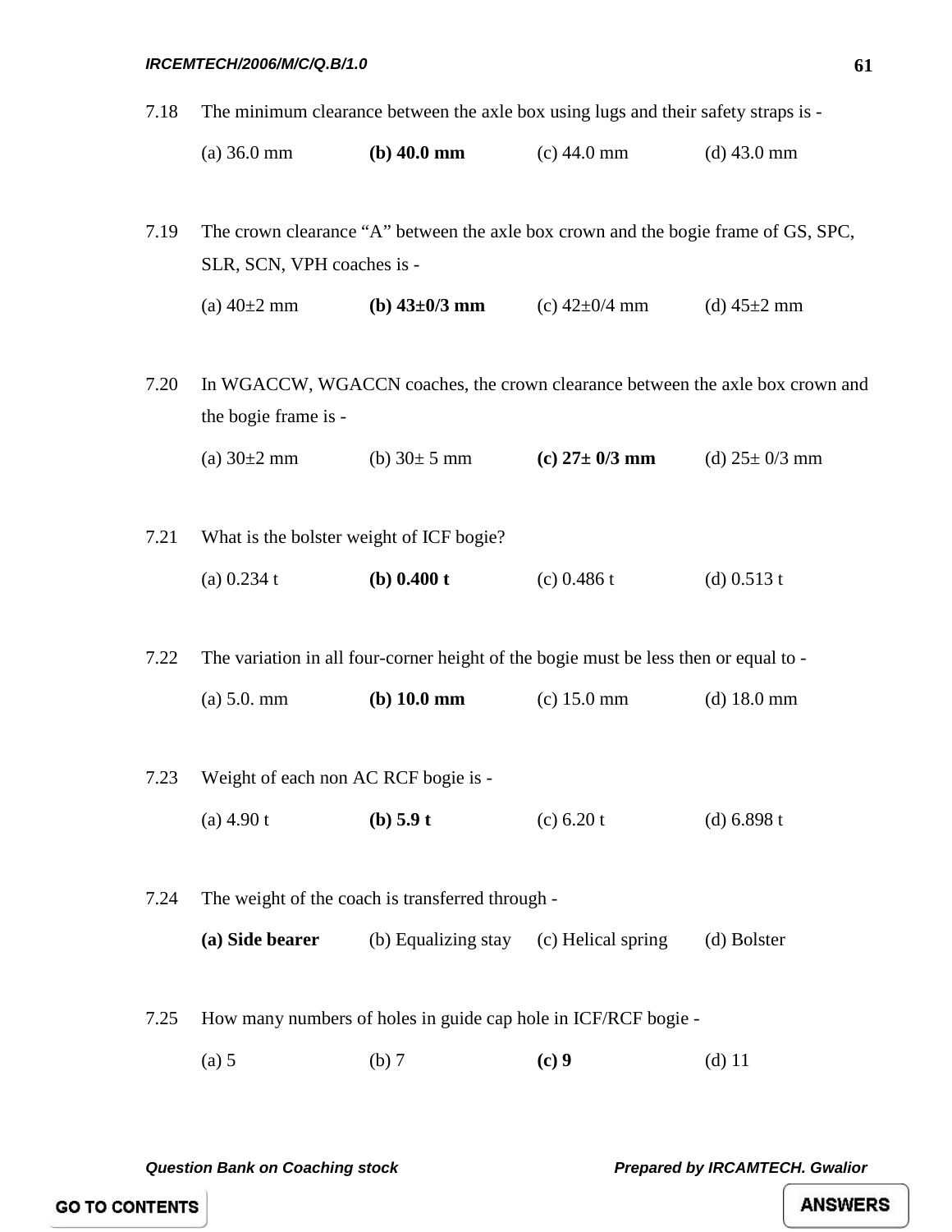7.18 The minimum clearance between the axle box using lugs and their safety straps is -

(a) 36.0 mm **(b) 40.0 mm** (c) 44.0 mm (d) 43.0 mm

7.19 The crown clearance "A" between the axle box crown and the bogie frame of GS, SPC, SLR, SCN, VPH coaches is -

(a) 40±2 mm **(b) 43±0/3 mm** (c) 42±0/4 mm (d) 45±2 mm

7.20 In WGACCW, WGACCN coaches, the crown clearance between the axle box crown and the bogie frame is -

(a) 30±2 mm (b) 30± 5 mm **(c) 27± 0/3 mm** (d) 25± 0/3 mm

7.21 What is the bolster weight of ICF bogie?

(a) 0.234 t **(b) 0.400 t** (c) 0.486 t (d) 0.513 t

7.22 The variation in all four-corner height of the bogie must be less then or equal to -

(a) 5.0. mm **(b) 10.0 mm** (c) 15.0 mm (d) 18.0 mm

7.23 Weight of each non AC RCF bogie is -

(a) 4.90 t **(b) 5.9 t** (c) 6.20 t (d) 6.898 t

7.24 The weight of the coach is transferred through -

**(a) Side bearer** (b) Equalizing stay (c) Helical spring (d) Bolster

7.25 How many numbers of holes in guide cap hole in ICF/RCF bogie -

(a) 5 (b) 7 **(c) 9** (d) 11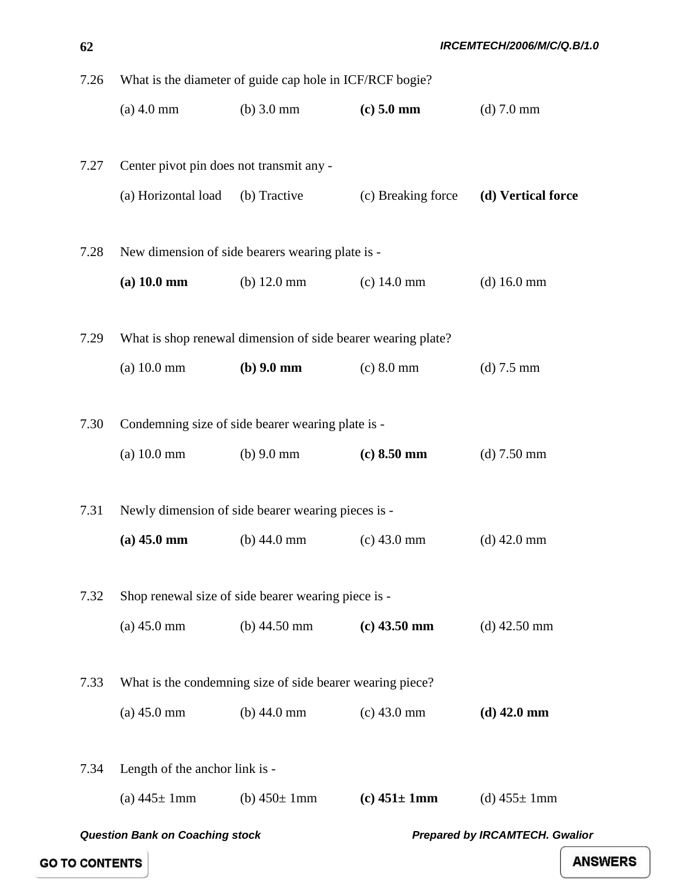7.26 What is the diameter of guide cap hole in ICF/RCF bogie?

(a) 4.0 mm (b) 3.0 mm **(c) 5.0 mm** (d) 7.0 mm

7.27 Center pivot pin does not transmit any -

(a) Horizontal load (b) Tractive (c) Breaking force **(d) Vertical force**

7.28 New dimension of side bearers wearing plate is -

**(a) 10.0 mm** (b) 12.0 mm (c) 14.0 mm (d) 16.0 mm

7.29 What is shop renewal dimension of side bearer wearing plate?

(a) 10.0 mm **(b) 9.0 mm** (c) 8.0 mm (d) 7.5 mm

7.30 Condemning size of side bearer wearing plate is -

(a) 10.0 mm (b) 9.0 mm **(c) 8.50 mm** (d) 7.50 mm

7.31 Newly dimension of side bearer wearing pieces is -

**(a) 45.0 mm** (b) 44.0 mm (c) 43.0 mm (d) 42.0 mm

7.32 Shop renewal size of side bearer wearing piece is -

(a) 45.0 mm (b) 44.50 mm **(c) 43.50 mm** (d) 42.50 mm

7.33 What is the condemning size of side bearer wearing piece?

(a) 45.0 mm (b) 44.0 mm (c) 43.0 mm **(d) 42.0 mm**

7.34 Length of the anchor link is -

(a) 445± 1mm (b) 450± 1mm **(c) 451± 1mm** (d) 455± 1mm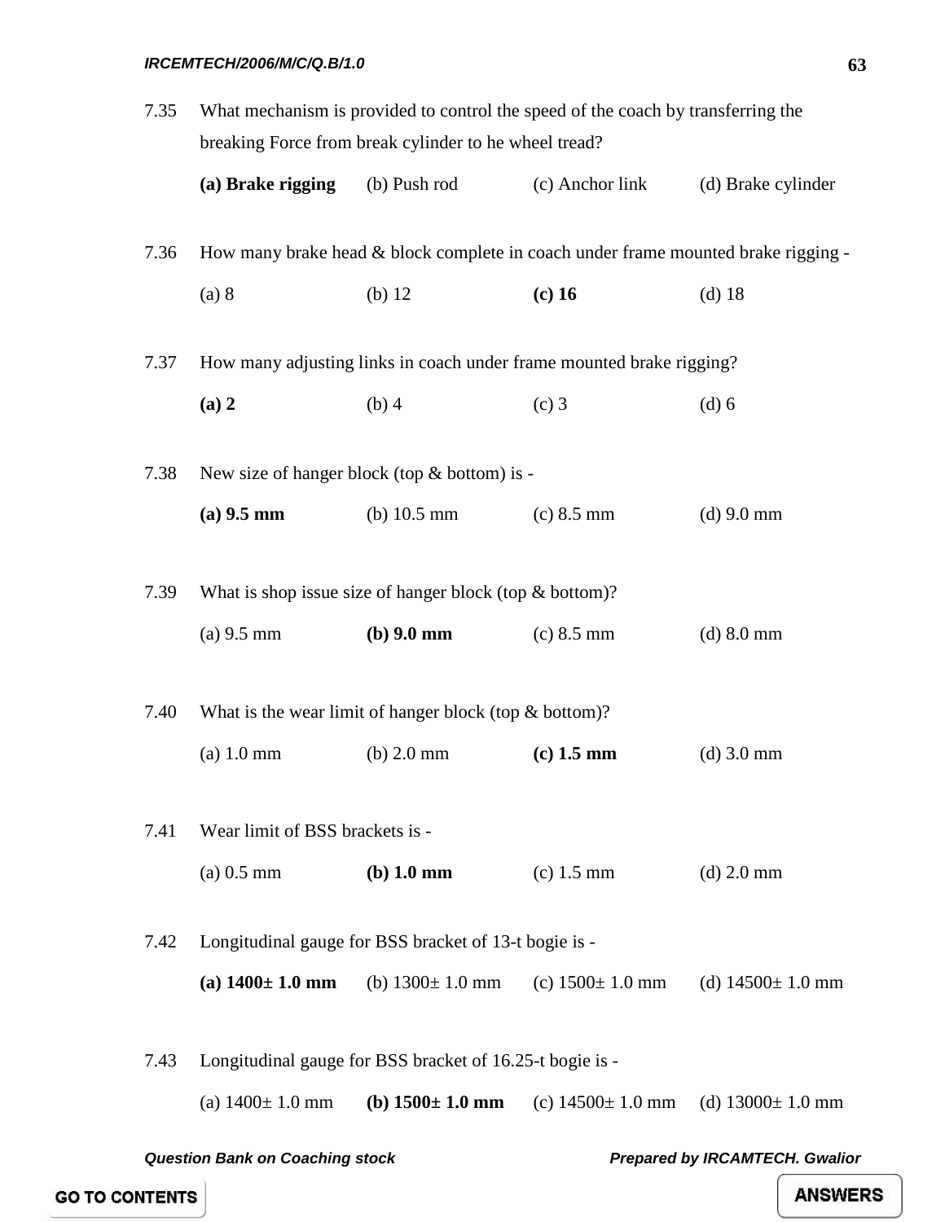7.35 What mechanism is provided to control the speed of the coach by transferring the breaking Force from break cylinder to he wheel tread?

**(a) Brake rigging** (b) Push rod (c) Anchor link (d) Brake cylinder

7.36 How many brake head & block complete in coach under frame mounted brake rigging -

(a) 8 (b) 12 **(c) 16** (d) 18

7.37 How many adjusting links in coach under frame mounted brake rigging?

**(a) 2** (b) 4 (c) 3 (d) 6

7.38 New size of hanger block (top & bottom) is -

**(a) 9.5 mm** (b) 10.5 mm (c) 8.5 mm (d) 9.0 mm

7.39 What is shop issue size of hanger block (top & bottom)?

(a) 9.5 mm **(b) 9.0 mm** (c) 8.5 mm (d) 8.0 mm

7.40 What is the wear limit of hanger block (top & bottom)?

(a) 1.0 mm (b) 2.0 mm **(c) 1.5 mm** (d) 3.0 mm

7.41 Wear limit of BSS brackets is -

(a) 0.5 mm **(b) 1.0 mm** (c) 1.5 mm (d) 2.0 mm

7.42 Longitudinal gauge for BSS bracket of 13-t bogie is -

**(a) 1400± 1.0 mm** (b) 1300± 1.0 mm (c) 1500± 1.0 mm (d) 14500± 1.0 mm

7.43 Longitudinal gauge for BSS bracket of 16.25-t bogie is -

(a) 1400± 1.0 mm **(b) 1500± 1.0 mm** (c) 14500± 1.0 mm (d) 13000± 1.0 mm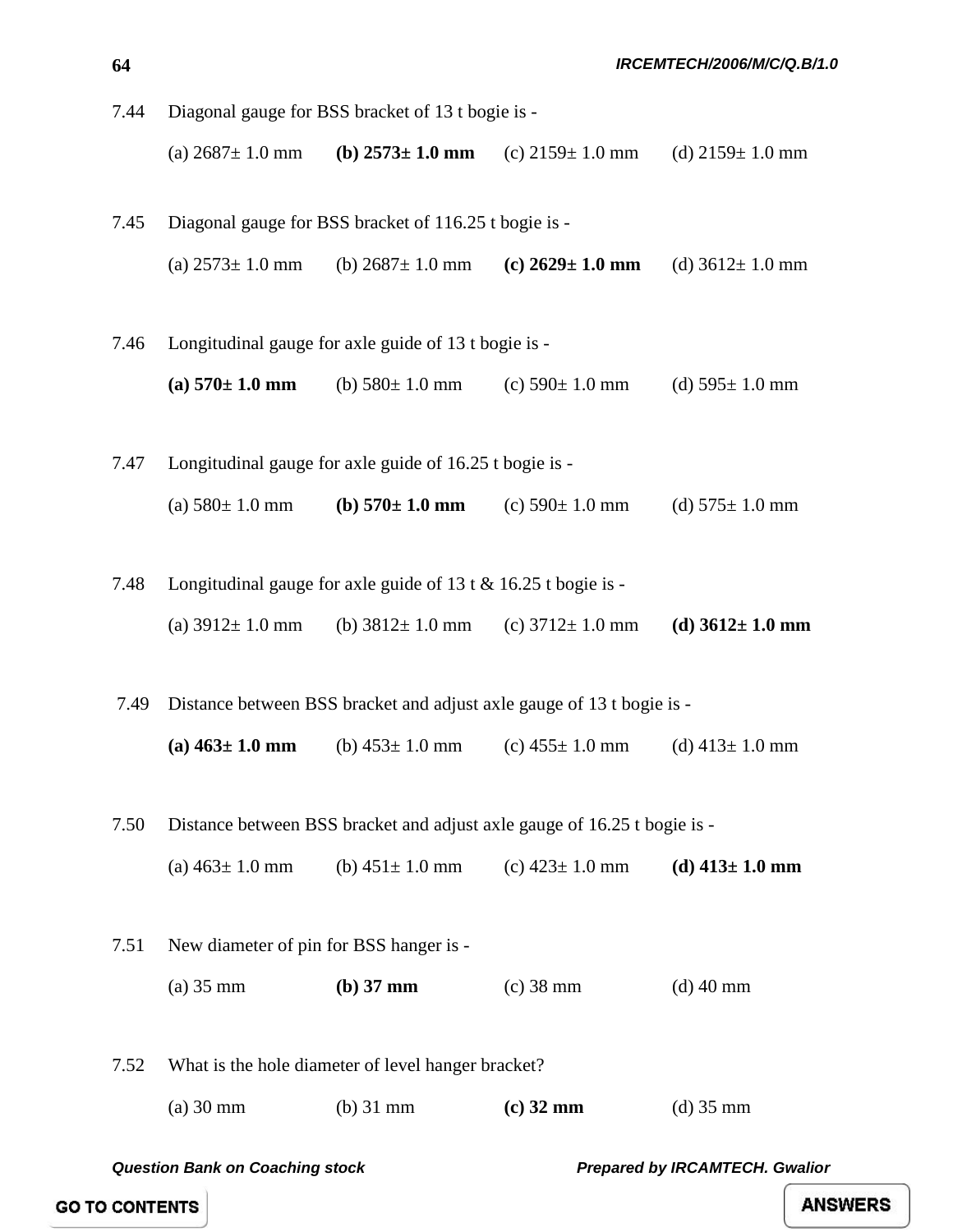7.44 Diagonal gauge for BSS bracket of 13 t bogie is -

(a) 2687± 1.0 mm **(b) 2573± 1.0 mm** (c) 2159± 1.0 mm (d) 2159± 1.0 mm

7.45 Diagonal gauge for BSS bracket of 116.25 t bogie is -

(a) 2573± 1.0 mm (b) 2687± 1.0 mm **(c) 2629± 1.0 mm** (d) 3612± 1.0 mm

7.46 Longitudinal gauge for axle guide of 13 t bogie is -

**(a) 570± 1.0 mm** (b) 580± 1.0 mm (c) 590± 1.0 mm (d) 595± 1.0 mm

7.47 Longitudinal gauge for axle guide of 16.25 t bogie is -

(a) 580± 1.0 mm **(b) 570± 1.0 mm** (c) 590± 1.0 mm (d) 575± 1.0 mm

7.48 Longitudinal gauge for axle guide of 13 t & 16.25 t bogie is -

(a) 3912± 1.0 mm (b) 3812± 1.0 mm (c) 3712± 1.0 mm **(d) 3612± 1.0 mm**

7.49 Distance between BSS bracket and adjust axle gauge of 13 t bogie is -

**(a) 463± 1.0 mm** (b) 453± 1.0 mm (c) 455± 1.0 mm (d) 413± 1.0 mm

7.50 Distance between BSS bracket and adjust axle gauge of 16.25 t bogie is -

(a) 463± 1.0 mm (b) 451± 1.0 mm (c) 423± 1.0 mm **(d) 413± 1.0 mm**

7.51 New diameter of pin for BSS hanger is -

(a) 35 mm **(b) 37 mm** (c) 38 mm (d) 40 mm

7.52 What is the hole diameter of level hanger bracket?

(a) 30 mm (b) 31 mm **(c) 32 mm** (d) 35 mm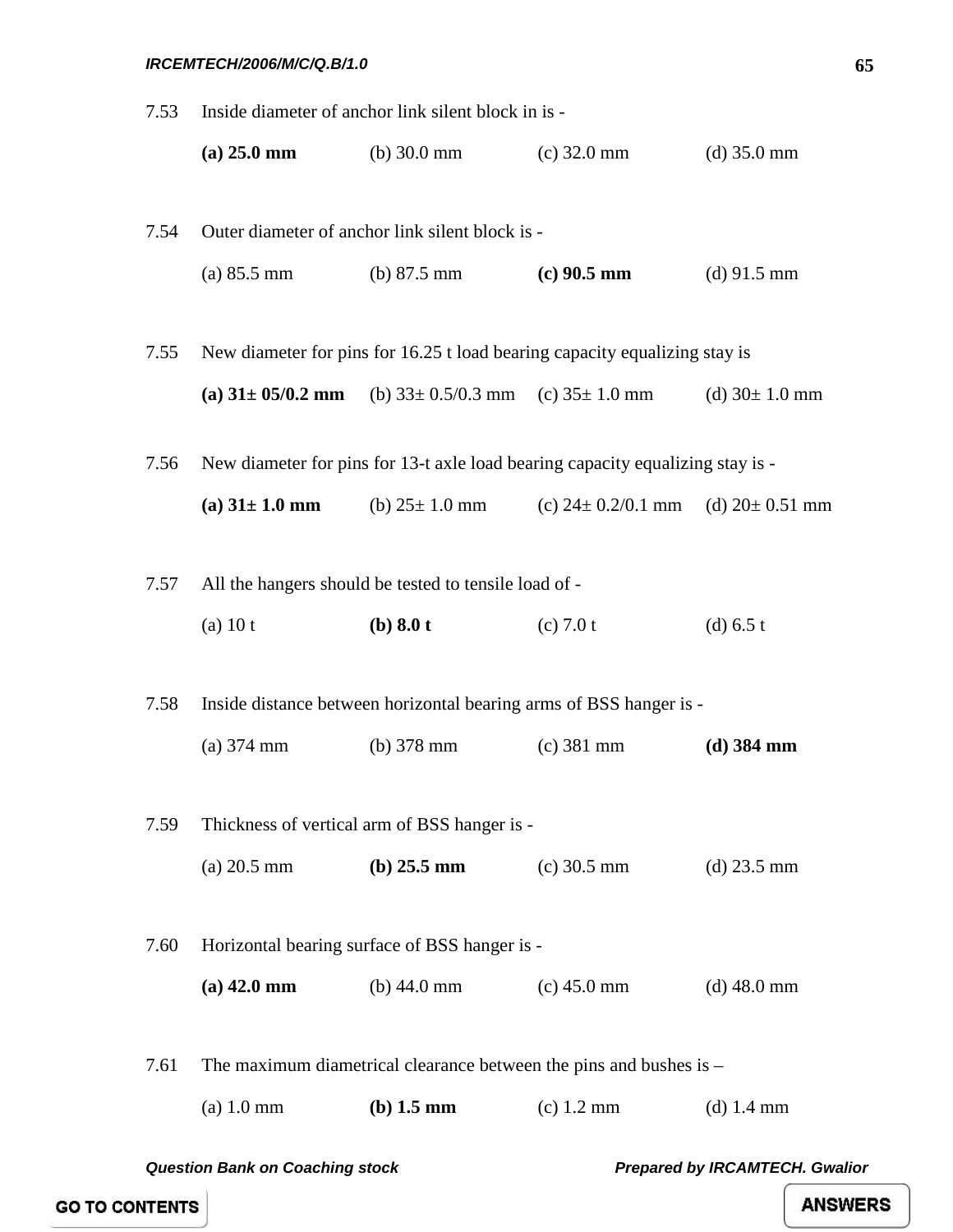7.53 Inside diameter of anchor link silent block in is -

**(a) 25.0 mm** (b) 30.0 mm (c) 32.0 mm (d) 35.0 mm

7.54 Outer diameter of anchor link silent block is -

(a) 85.5 mm (b) 87.5 mm **(c) 90.5 mm** (d) 91.5 mm

7.55 New diameter for pins for 16.25 t load bearing capacity equalizing stay is

**(a) 31± 05/0.2 mm** (b) 33± 0.5/0.3 mm (c) 35± 1.0 mm (d) 30± 1.0 mm

7.56 New diameter for pins for 13-t axle load bearing capacity equalizing stay is -

**(a) 31± 1.0 mm** (b) 25± 1.0 mm (c) 24± 0.2/0.1 mm (d) 20± 0.51 mm

7.57 All the hangers should be tested to tensile load of -

(a) 10 t **(b) 8.0 t** (c) 7.0 t (d) 6.5 t

7.58 Inside distance between horizontal bearing arms of BSS hanger is -

(a) 374 mm (b) 378 mm (c) 381 mm **(d) 384 mm**

7.59 Thickness of vertical arm of BSS hanger is -

(a) 20.5 mm **(b) 25.5 mm** (c) 30.5 mm (d) 23.5 mm

7.60 Horizontal bearing surface of BSS hanger is -

**(a) 42.0 mm** (b) 44.0 mm (c) 45.0 mm (d) 48.0 mm

7.61 The maximum diametrical clearance between the pins and bushes is –

(a) 1.0 mm **(b) 1.5 mm** (c) 1.2 mm (d) 1.4 mm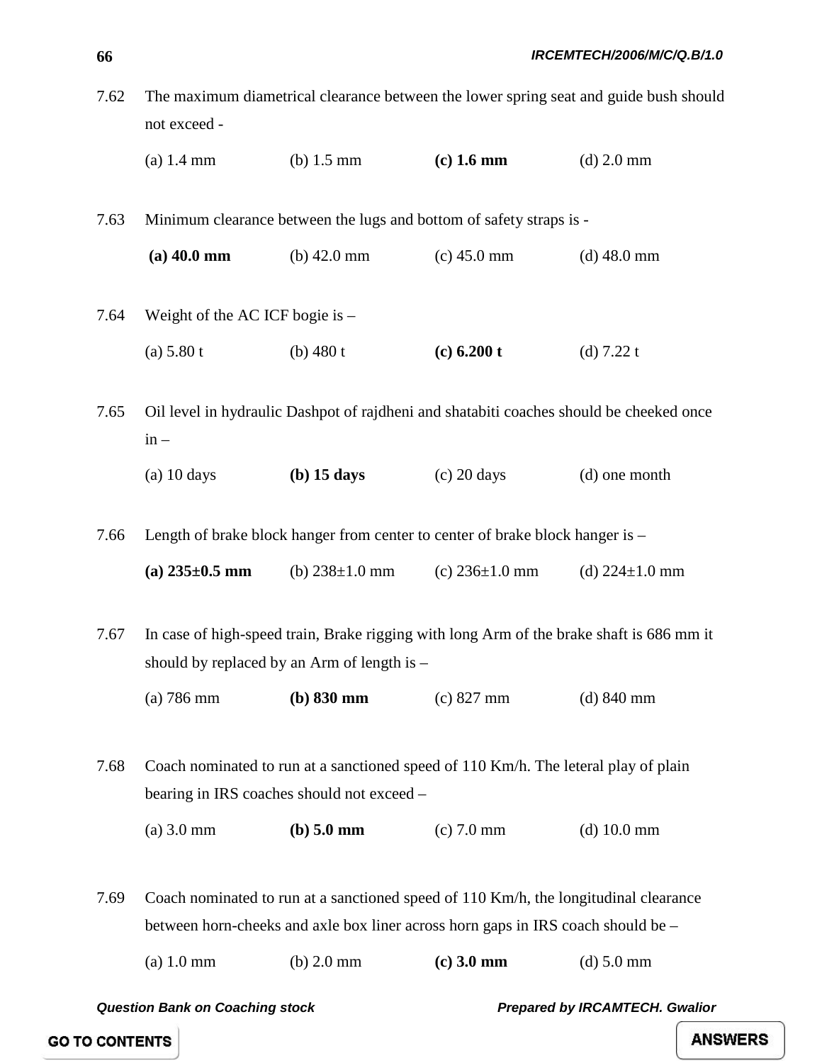7.62 The maximum diametrical clearance between the lower spring seat and guide bush should not exceed -

(a) 1.4 mm (b) 1.5 mm **(c) 1.6 mm** (d) 2.0 mm

7.63 Minimum clearance between the lugs and bottom of safety straps is -

**(a) 40.0 mm** (b) 42.0 mm (c) 45.0 mm (d) 48.0 mm

7.64 Weight of the AC ICF bogie is –

(a) 5.80 t (b) 480 t **(c) 6.200 t** (d) 7.22 t

7.65 Oil level in hydraulic Dashpot of rajdheni and shatabiti coaches should be cheeked once in –

(a) 10 days **(b) 15 days** (c) 20 days (d) one month

7.66 Length of brake block hanger from center to center of brake block hanger is –

**(a) 235±0.5 mm** (b) 238±1.0 mm (c) 236±1.0 mm (d) 224±1.0 mm

7.67 In case of high-speed train, Brake rigging with long Arm of the brake shaft is 686 mm it should by replaced by an Arm of length is –

(a) 786 mm **(b) 830 mm** (c) 827 mm (d) 840 mm

7.68 Coach nominated to run at a sanctioned speed of 110 Km/h. The leteral play of plain bearing in IRS coaches should not exceed –

(a) 3.0 mm **(b) 5.0 mm** (c) 7.0 mm (d) 10.0 mm

7.69 Coach nominated to run at a sanctioned speed of 110 Km/h, the longitudinal clearance between horn-cheeks and axle box liner across horn gaps in IRS coach should be –

(a) 1.0 mm (b) 2.0 mm **(c) 3.0 mm** (d) 5.0 mm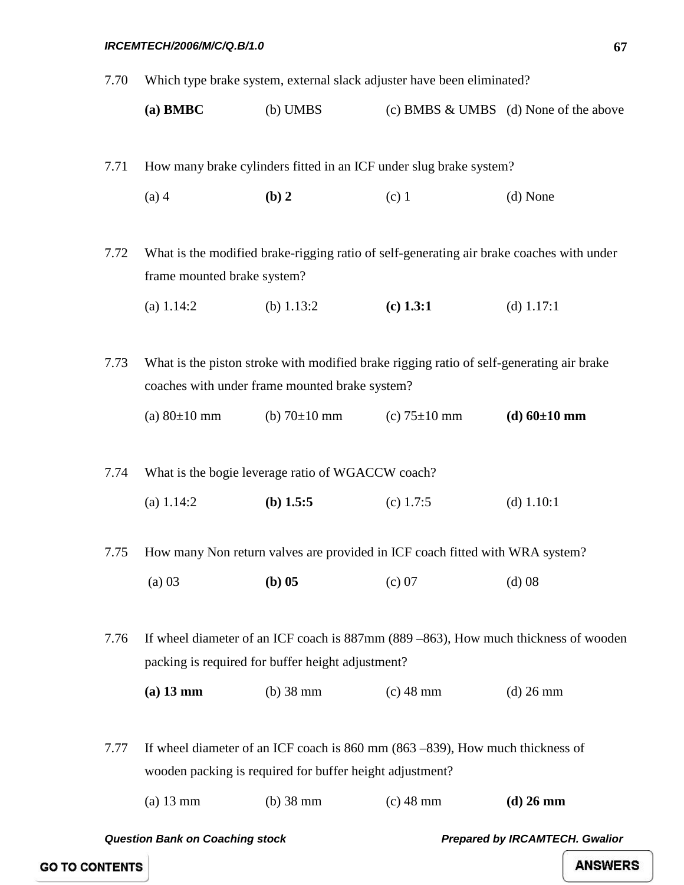7.70 Which type brake system, external slack adjuster have been eliminated?

**(a) BMBC** (b) UMBS (c) BMBS & UMBS (d) None of the above

7.71 How many brake cylinders fitted in an ICF under slug brake system?

(a) 4 **(b) 2** (c) 1 (d) None

7.72 What is the modified brake-rigging ratio of self-generating air brake coaches with under frame mounted brake system?

(a) 1.14:2 (b) 1.13:2 **(c) 1.3:1** (d) 1.17:1

7.73 What is the piston stroke with modified brake rigging ratio of self-generating air brake coaches with under frame mounted brake system?

(a) 80±10 mm (b) 70±10 mm (c) 75±10 mm **(d) 60±10 mm**

7.74 What is the bogie leverage ratio of WGACCW coach?

(a) 1.14:2 **(b) 1.5:5** (c) 1.7:5 (d) 1.10:1

7.75 How many Non return valves are provided in ICF coach fitted with WRA system?

(a) 03 **(b) 05** (c) 07 (d) 08

7.76 If wheel diameter of an ICF coach is 887mm (889 –863), How much thickness of wooden packing is required for buffer height adjustment?

**(a) 13 mm** (b) 38 mm (c) 48 mm (d) 26 mm

7.77 If wheel diameter of an ICF coach is 860 mm (863 –839), How much thickness of wooden packing is required for buffer height adjustment?

(a) 13 mm (b) 38 mm (c) 48 mm **(d) 26 mm**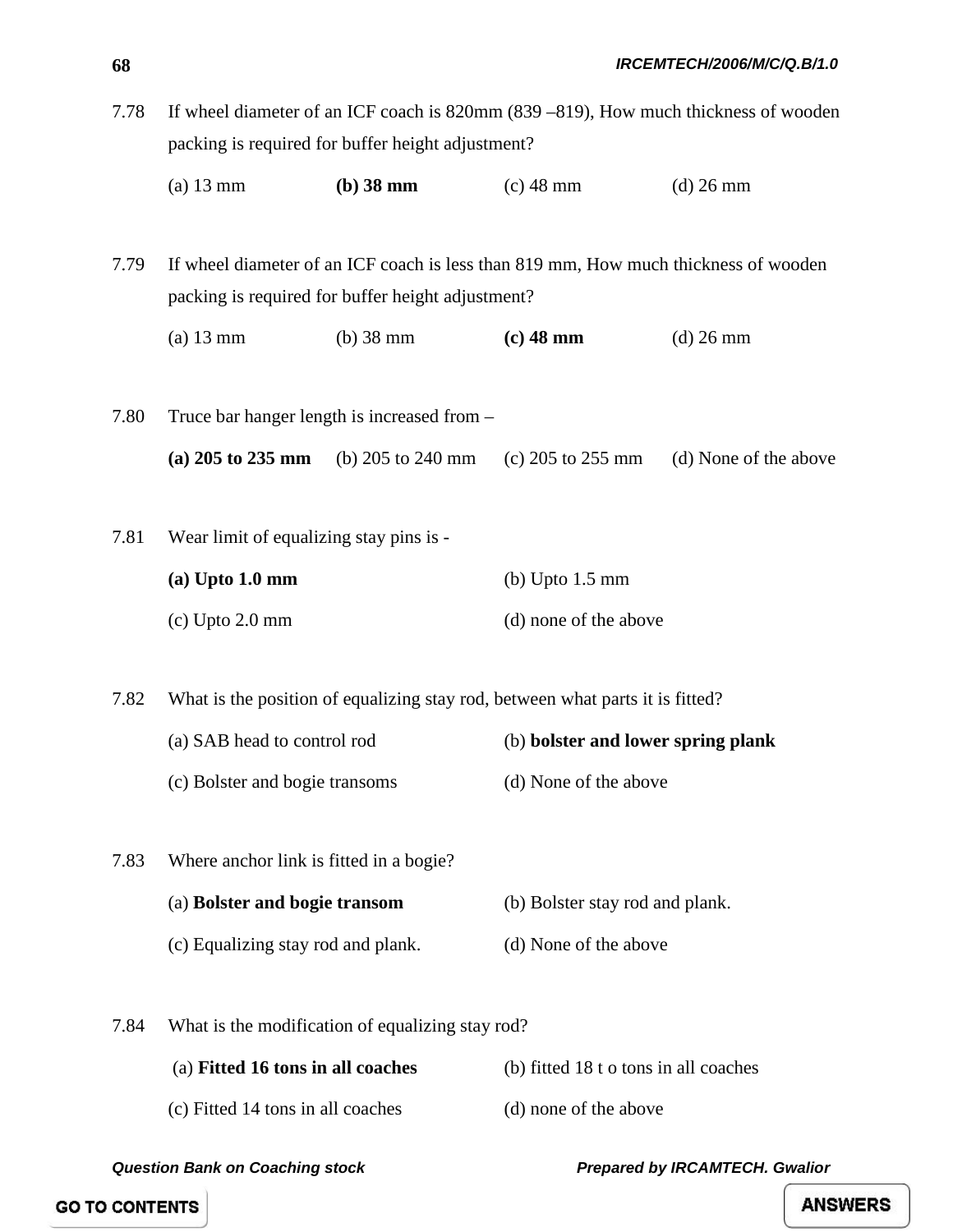7.78 If wheel diameter of an ICF coach is 820mm (839 –819), How much thickness of wooden packing is required for buffer height adjustment?

(a) 13 mm **(b) 38 mm** (c) 48 mm (d) 26 mm

7.79 If wheel diameter of an ICF coach is less than 819 mm, How much thickness of wooden packing is required for buffer height adjustment?

(a) 13 mm (b) 38 mm **(c) 48 mm** (d) 26 mm

7.80 Truce bar hanger length is increased from –

**(a) 205 to 235 mm** (b) 205 to 240 mm (c) 205 to 255 mm (d) None of the above

7.81 Wear limit of equalizing stay pins is -

**(a) Upto 1.0 mm** (b) Upto 1.5 mm

(c) Upto 2.0 mm (d) none of the above

7.82 What is the position of equalizing stay rod, between what parts it is fitted?

(a) SAB head to control rod (b) **bolster and lower spring plank**

(c) Bolster and bogie transoms (d) None of the above

7.83 Where anchor link is fitted in a bogie?

(a) **Bolster and bogie transom** (b) Bolster stay rod and plank.

(c) Equalizing stay rod and plank. (d) None of the above

7.84 What is the modification of equalizing stay rod?

(a) **Fitted 16 tons in all coaches** (b) fitted 18 t o tons in all coaches

(c) Fitted 14 tons in all coaches (d) none of the above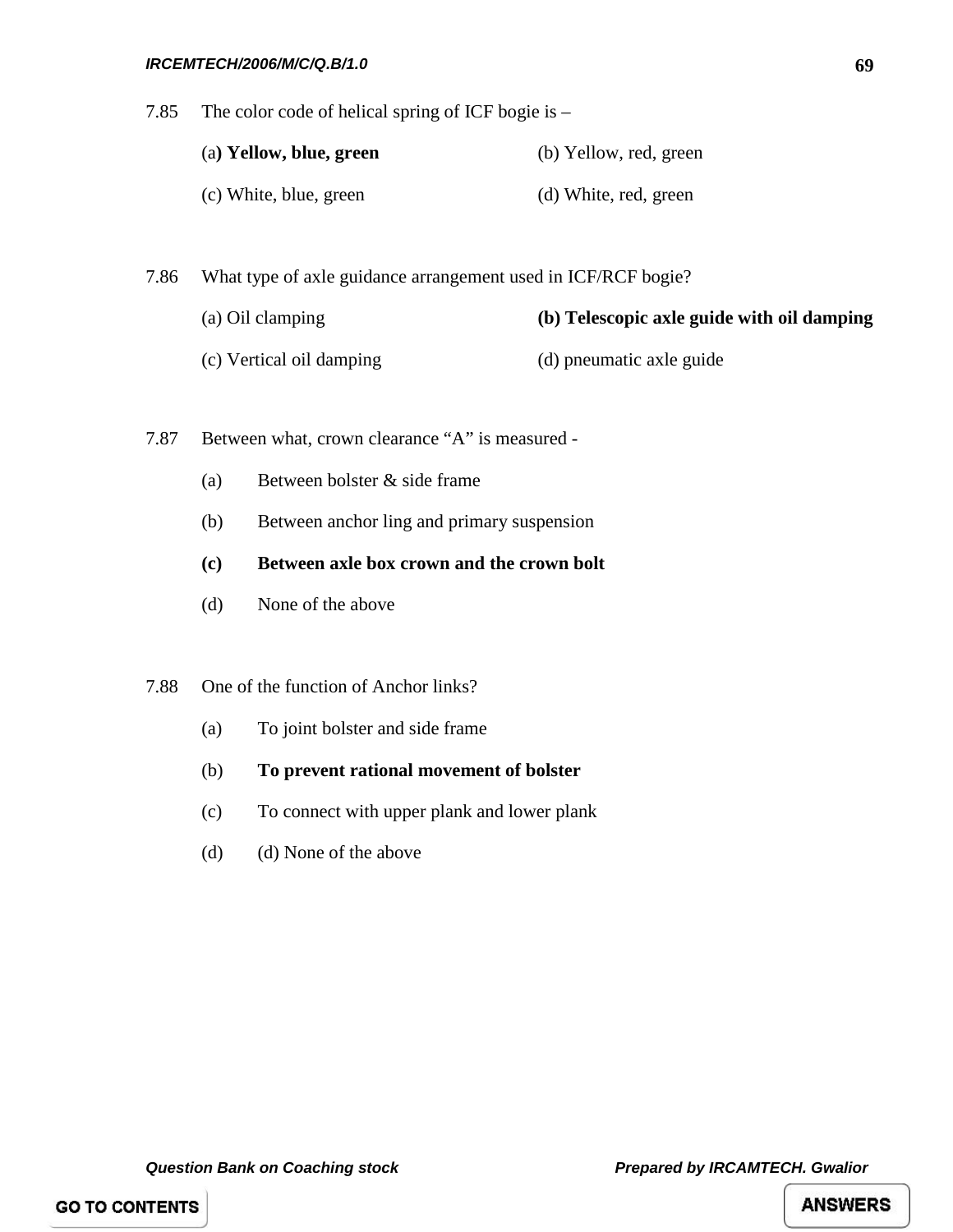7.85 The color code of helical spring of ICF bogie is –

(a**) Yellow, blue, green** (b) Yellow, red, green

(c) White, blue, green (d) White, red, green

7.86 What type of axle guidance arrangement used in ICF/RCF bogie?

(a) Oil clamping **(b) Telescopic axle guide with oil damping**

(c) Vertical oil damping (d) pneumatic axle guide

7.87 Between what, crown clearance "A" is measured -

(a) Between bolster & side frame

(b) Between anchor ling and primary suspension

**(c) Between axle box crown and the crown bolt**

(d) None of the above

7.88 One of the function of Anchor links?

(a) To joint bolster and side frame

(b) **To prevent rational movement of bolster**

(c) To connect with upper plank and lower plank

(d) (d) None of the above

GO TO CONTENTS

ANSWERS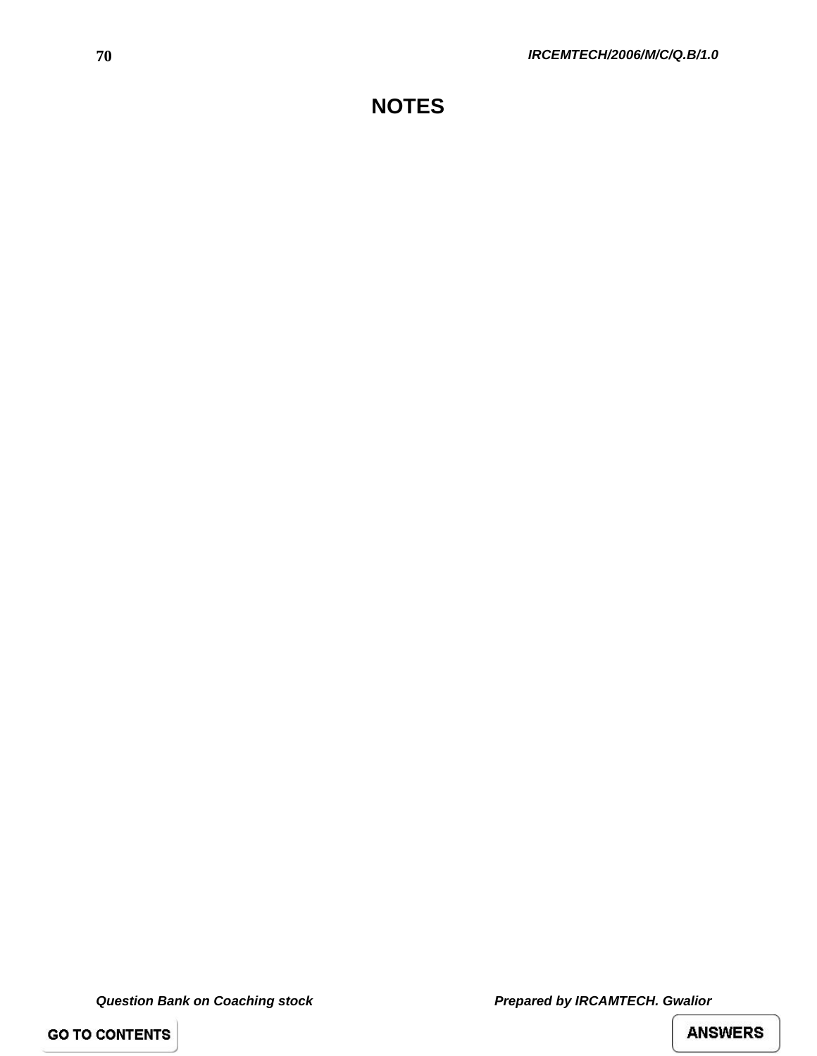# NOTES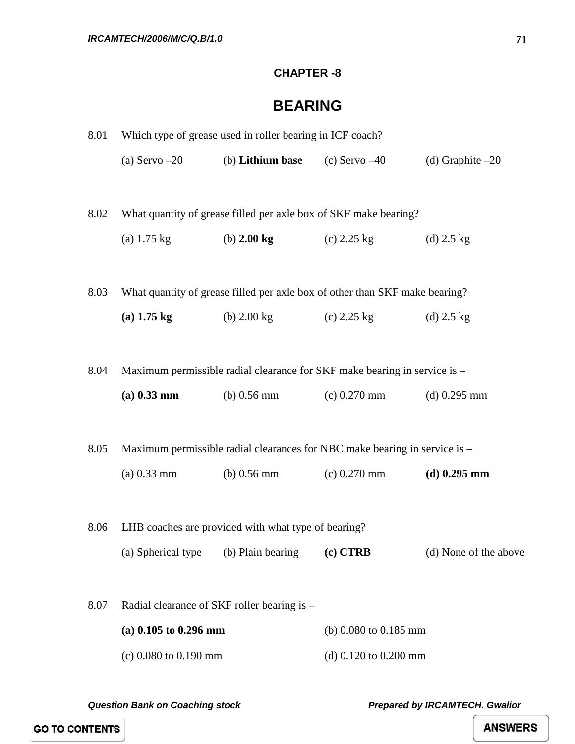## CHAPTER -8

# BEARING

8.01 Which type of grease used in roller bearing in ICF coach?

(a) Servo –20 (b) **Lithium base** (c) Servo –40 (d) Graphite –20

8.02 What quantity of grease filled per axle box of SKF make bearing?

(a) 1.75 kg (b) **2.00 kg** (c) 2.25 kg (d) 2.5 kg

8.03 What quantity of grease filled per axle box of other than SKF make bearing?

**(a) 1.75 kg** (b) 2.00 kg (c) 2.25 kg (d) 2.5 kg

8.04 Maximum permissible radial clearance for SKF make bearing in service is –

**(a) 0.33 mm** (b) 0.56 mm (c) 0.270 mm (d) 0.295 mm

8.05 Maximum permissible radial clearances for NBC make bearing in service is –

(a) 0.33 mm (b) 0.56 mm (c) 0.270 mm **(d) 0.295 mm**

8.06 LHB coaches are provided with what type of bearing?

(a) Spherical type (b) Plain bearing **(c) CTRB** (d) None of the above

8.07 Radial clearance of SKF roller bearing is –

**(a) 0.105 to 0.296 mm** (b) 0.080 to 0.185 mm

(c) 0.080 to 0.190 mm (d) 0.120 to 0.200 mm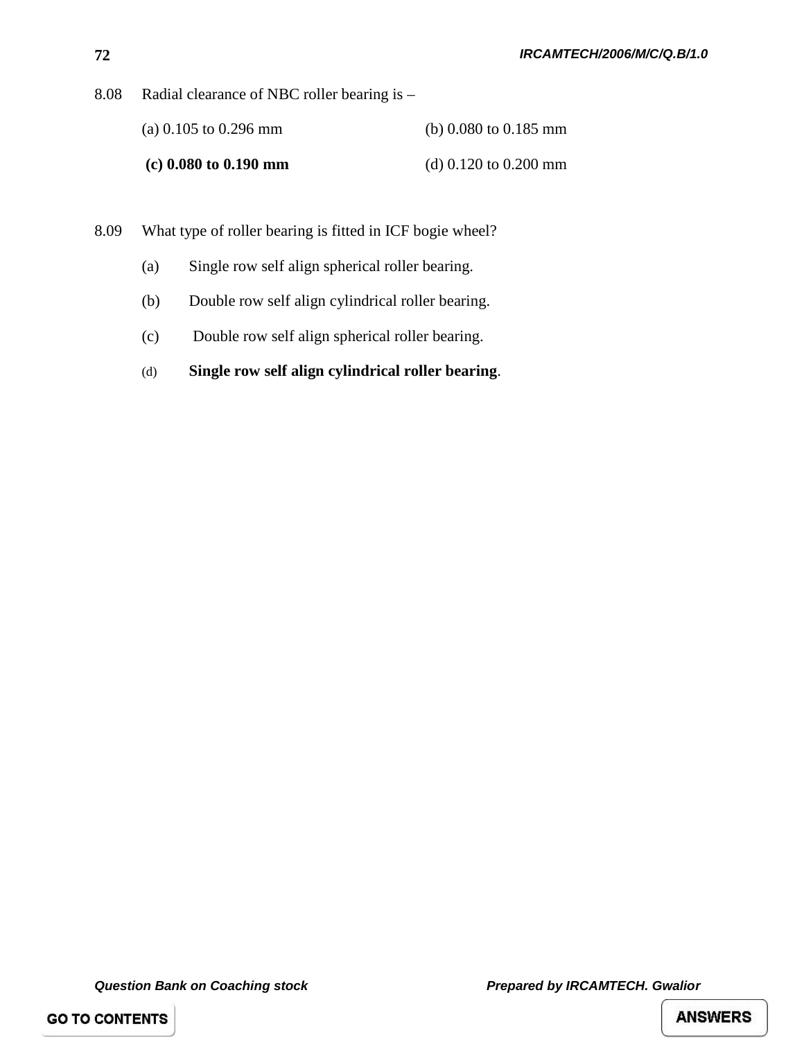8.08 Radial clearance of NBC roller bearing is –

(a) 0.105 to 0.296 mm (b) 0.080 to 0.185 mm

**(c) 0.080 to 0.190 mm** (d) 0.120 to 0.200 mm

8.09 What type of roller bearing is fitted in ICF bogie wheel?

(a) Single row self align spherical roller bearing.

(b) Double row self align cylindrical roller bearing.

(c) Double row self align spherical roller bearing.

(d) **Single row self align cylindrical roller bearing**.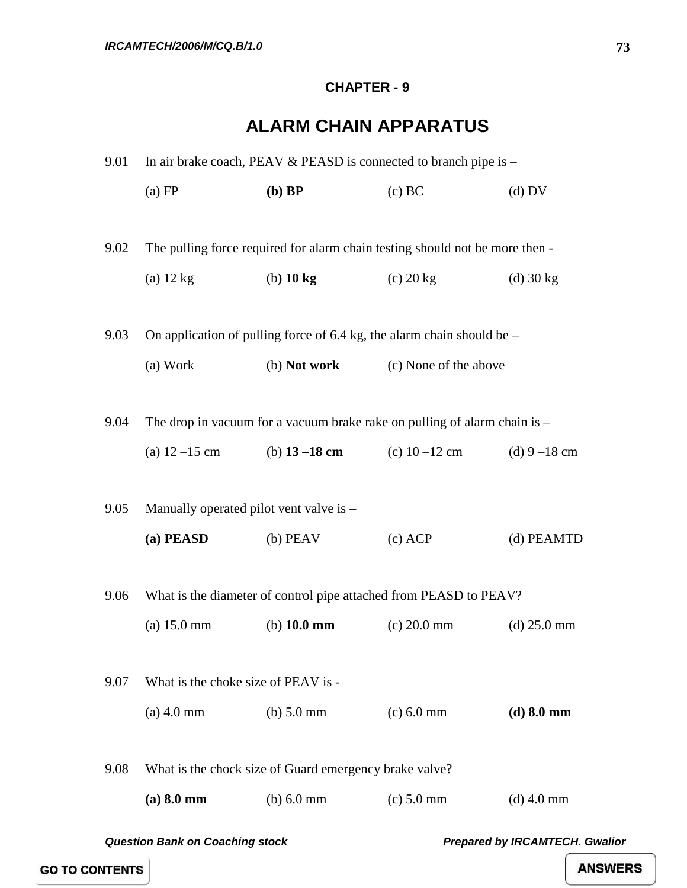## CHAPTER - 9

# ALARM CHAIN APPARATUS

9.01 In air brake coach, PEAV & PEASD is connected to branch pipe is –

(a) FP  **(b) BP**  (c) BC  (d) DV

9.02 The pulling force required for alarm chain testing should not be more then -

(a) 12 kg  (b**) 10 kg**  (c) 20 kg  (d) 30 kg

9.03 On application of pulling force of 6.4 kg, the alarm chain should be –

(a) Work  (b) **Not work**  (c) None of the above

9.04 The drop in vacuum for a vacuum brake rake on pulling of alarm chain is –

(a) 12 –15 cm  (b) **13 –18 cm**  (c) 10 –12 cm  (d) 9 –18 cm

9.05 Manually operated pilot vent valve is –

**(a) PEASD**  (b) PEAV  (c) ACP  (d) PEAMTD

9.06 What is the diameter of control pipe attached from PEASD to PEAV?

(a) 15.0 mm  (b) **10.0 mm**  (c) 20.0 mm  (d) 25.0 mm

9.07 What is the choke size of PEAV is -

(a) 4.0 mm  (b) 5.0 mm  (c) 6.0 mm  **(d) 8.0 mm**

9.08 What is the chock size of Guard emergency brake valve?

**(a) 8.0 mm**  (b) 6.0 mm  (c) 5.0 mm  (d) 4.0 mm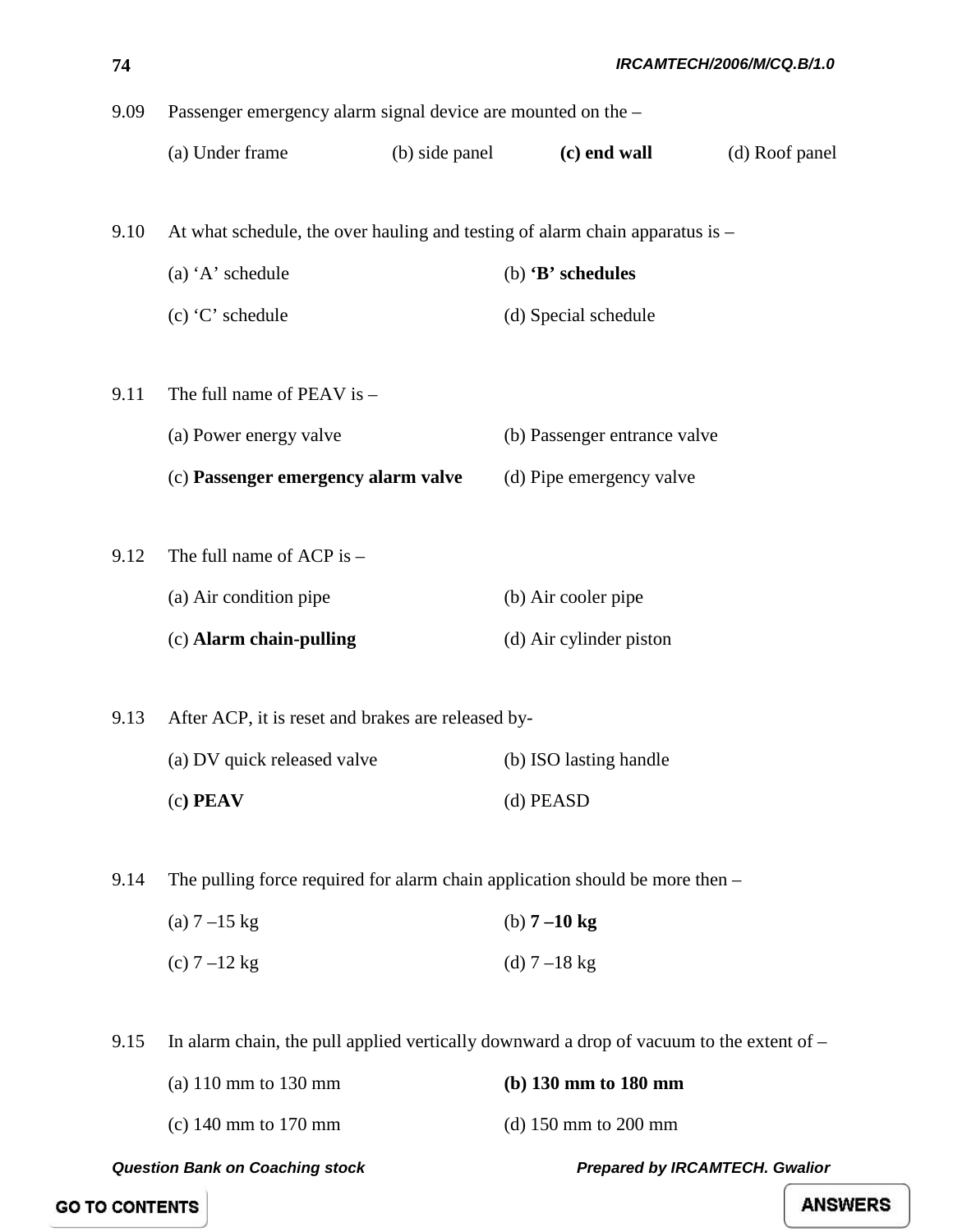9.09 Passenger emergency alarm signal device are mounted on the –

(a) Under frame (b) side panel **(c) end wall** (d) Roof panel

9.10 At what schedule, the over hauling and testing of alarm chain apparatus is –

(a) 'A' schedule (b) **'B' schedules**

(c) 'C' schedule (d) Special schedule

9.11 The full name of PEAV is –

(a) Power energy valve (b) Passenger entrance valve

(c) **Passenger emergency alarm valve** (d) Pipe emergency valve

9.12 The full name of ACP is –

(a) Air condition pipe (b) Air cooler pipe

(c) **Alarm chain-pulling** (d) Air cylinder piston

9.13 After ACP, it is reset and brakes are released by-

(a) DV quick released valve (b) ISO lasting handle

(c**) PEAV** (d) PEASD

9.14 The pulling force required for alarm chain application should be more then –

(a) 7 –15 kg (b) **7 –10 kg**

(c) 7 –12 kg (d) 7 –18 kg

9.15 In alarm chain, the pull applied vertically downward a drop of vacuum to the extent of –

(a) 110 mm to 130 mm **(b) 130 mm to 180 mm**

(c) 140 mm to 170 mm (d) 150 mm to 200 mm

GO TO CONTENTS

ANSWERS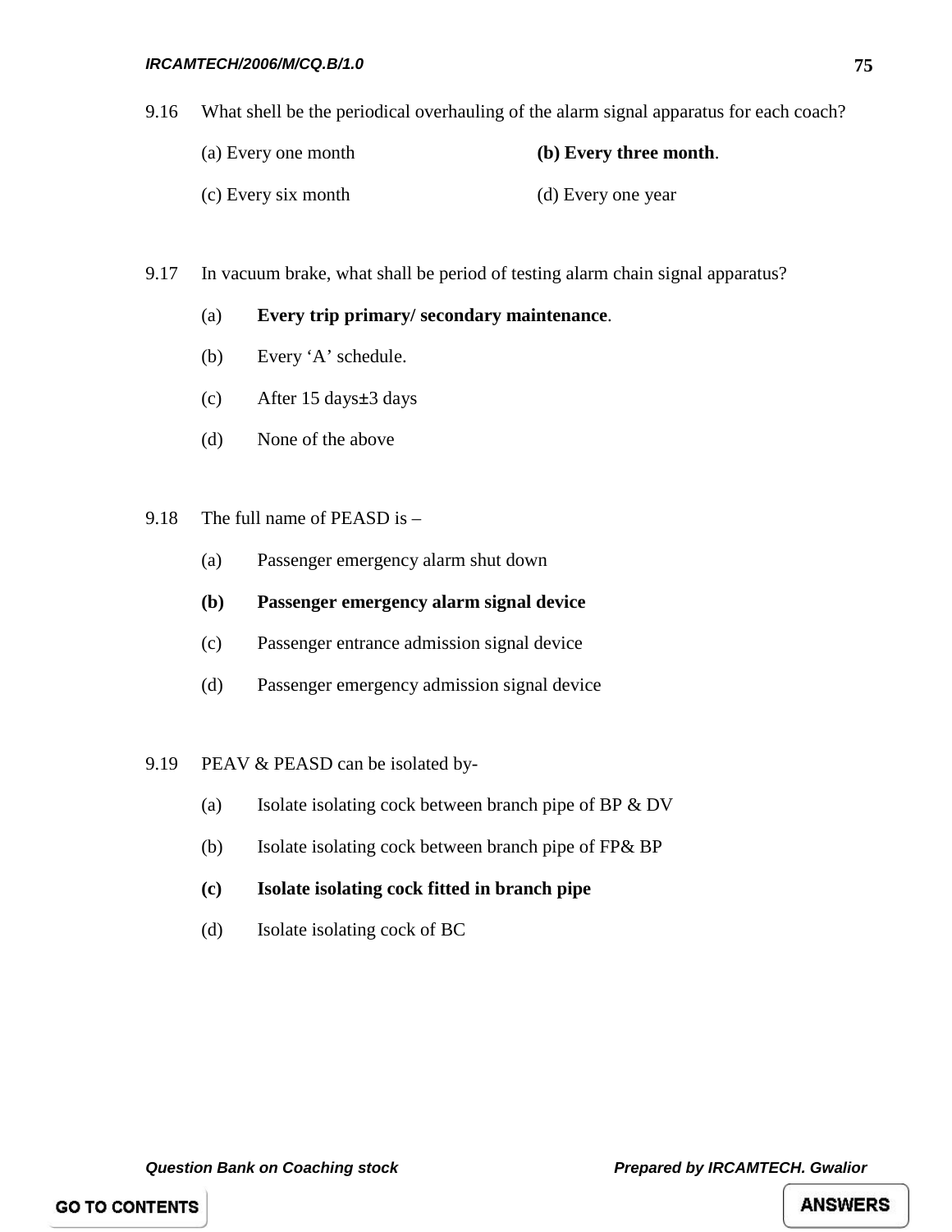9.16 What shell be the periodical overhauling of the alarm signal apparatus for each coach?

(a) Every one month **(b) Every three month**.

(c) Every six month (d) Every one year

9.17 In vacuum brake, what shall be period of testing alarm chain signal apparatus?

(a) **Every trip primary/ secondary maintenance**.

(b) Every 'A' schedule.

(c) After 15 days±3 days

(d) None of the above

9.18 The full name of PEASD is –

(a) Passenger emergency alarm shut down

**(b) Passenger emergency alarm signal device**

(c) Passenger entrance admission signal device

(d) Passenger emergency admission signal device

9.19 PEAV & PEASD can be isolated by-

(a) Isolate isolating cock between branch pipe of BP & DV

(b) Isolate isolating cock between branch pipe of FP& BP

**(c) Isolate isolating cock fitted in branch pipe**

(d) Isolate isolating cock of BC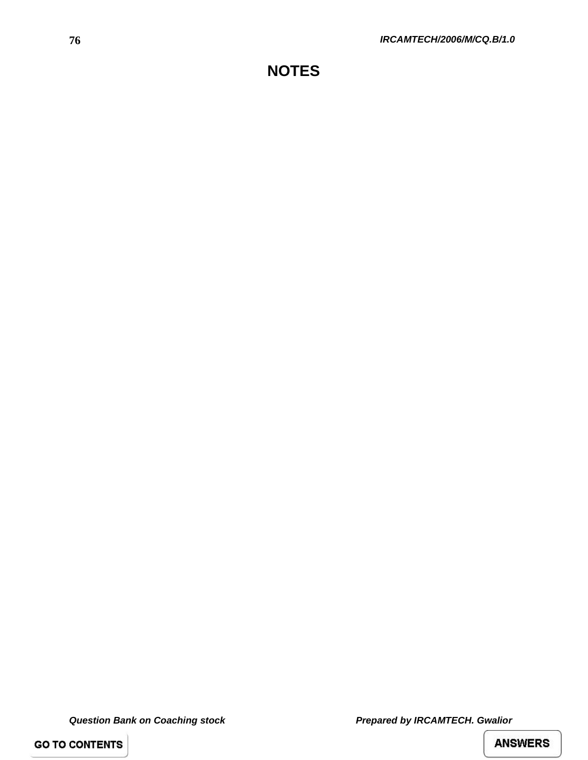# NOTES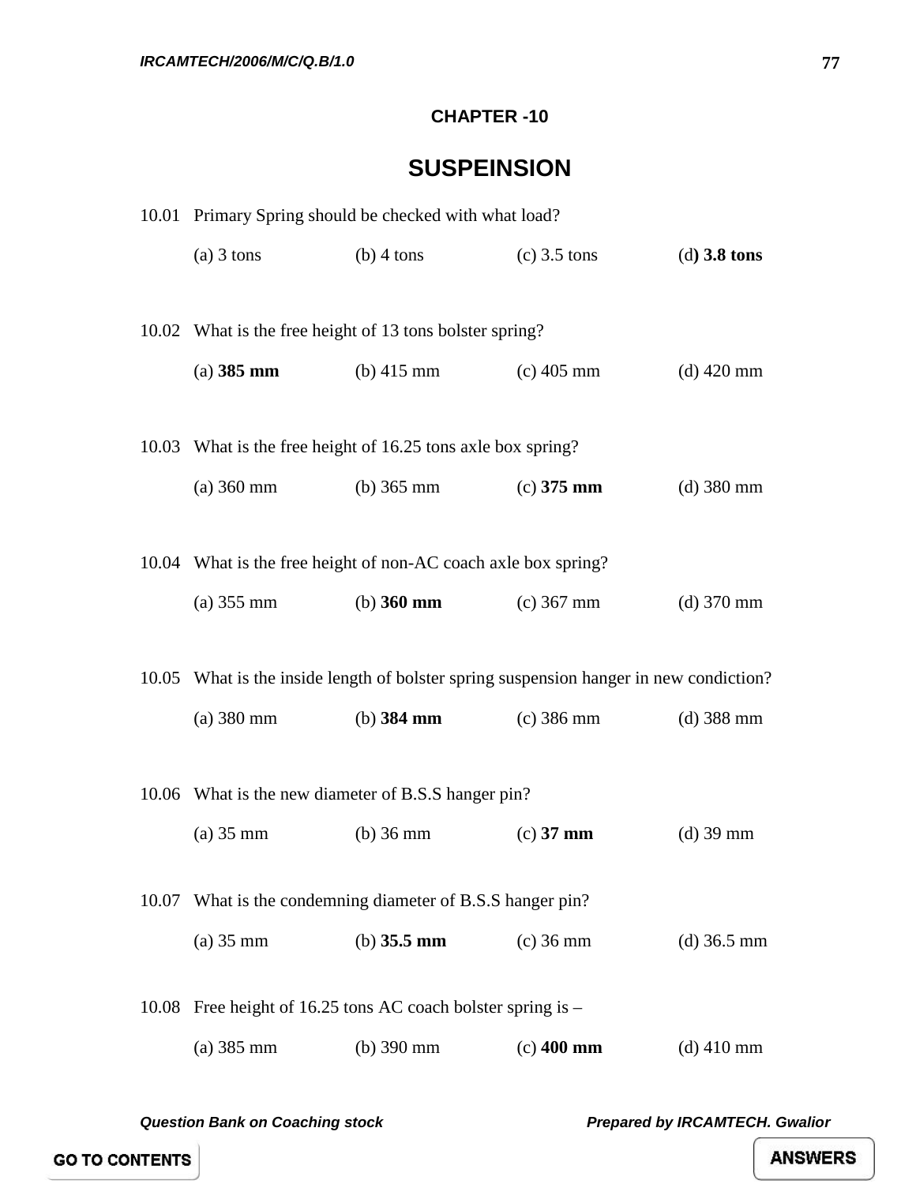## CHAPTER -10

# SUSPEINSION

10.01 Primary Spring should be checked with what load?

(a) 3 tons (b) 4 tons (c) 3.5 tons (d**) 3.8 tons**

10.02 What is the free height of 13 tons bolster spring?

(a) **385 mm** (b) 415 mm (c) 405 mm (d) 420 mm

10.03 What is the free height of 16.25 tons axle box spring?

(a) 360 mm (b) 365 mm (c) **375 mm** (d) 380 mm

10.04 What is the free height of non-AC coach axle box spring?

(a) 355 mm (b) **360 mm** (c) 367 mm (d) 370 mm

10.05 What is the inside length of bolster spring suspension hanger in new condiction?

(a) 380 mm (b) **384 mm** (c) 386 mm (d) 388 mm

10.06 What is the new diameter of B.S.S hanger pin?

(a) 35 mm (b) 36 mm (c) **37 mm** (d) 39 mm

10.07 What is the condemning diameter of B.S.S hanger pin?

(a) 35 mm (b) **35.5 mm** (c) 36 mm (d) 36.5 mm

10.08 Free height of 16.25 tons AC coach bolster spring is –

(a) 385 mm (b) 390 mm (c) **400 mm** (d) 410 mm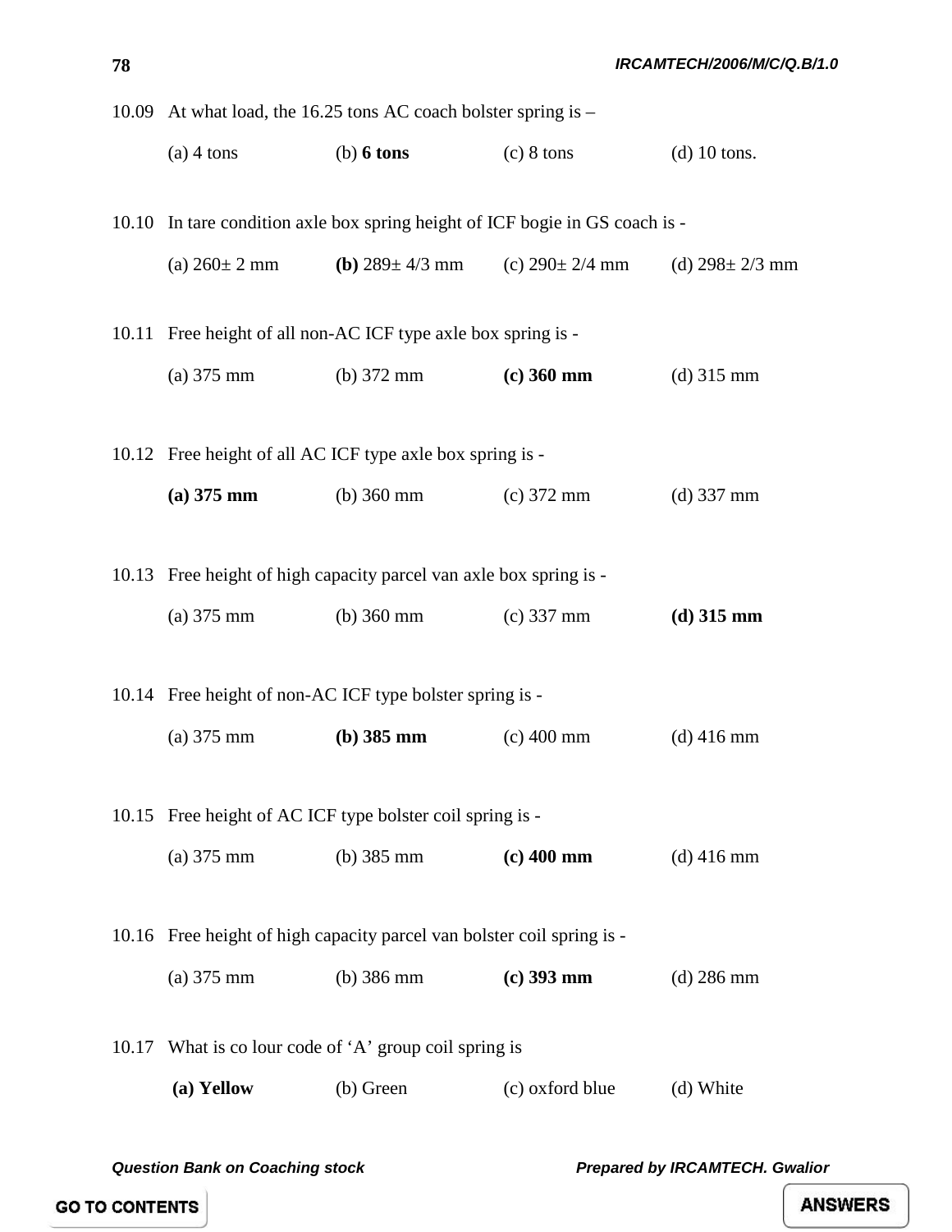10.09 At what load, the 16.25 tons AC coach bolster spring is –

(a) 4 tons (b) **6 tons** (c) 8 tons (d) 10 tons.

10.10 In tare condition axle box spring height of ICF bogie in GS coach is -

(a) 260± 2 mm **(b)** 289± 4/3 mm (c) 290± 2/4 mm (d) 298± 2/3 mm

10.11 Free height of all non-AC ICF type axle box spring is -

(a) 375 mm (b) 372 mm **(c) 360 mm** (d) 315 mm

10.12 Free height of all AC ICF type axle box spring is -

**(a) 375 mm** (b) 360 mm (c) 372 mm (d) 337 mm

10.13 Free height of high capacity parcel van axle box spring is -

(a) 375 mm (b) 360 mm (c) 337 mm **(d) 315 mm**

10.14 Free height of non-AC ICF type bolster spring is -

(a) 375 mm **(b) 385 mm** (c) 400 mm (d) 416 mm

10.15 Free height of AC ICF type bolster coil spring is -

(a) 375 mm (b) 385 mm **(c) 400 mm** (d) 416 mm

10.16 Free height of high capacity parcel van bolster coil spring is -

(a) 375 mm (b) 386 mm **(c) 393 mm** (d) 286 mm

10.17 What is co lour code of 'A' group coil spring is

**(a) Yellow** (b) Green (c) oxford blue (d) White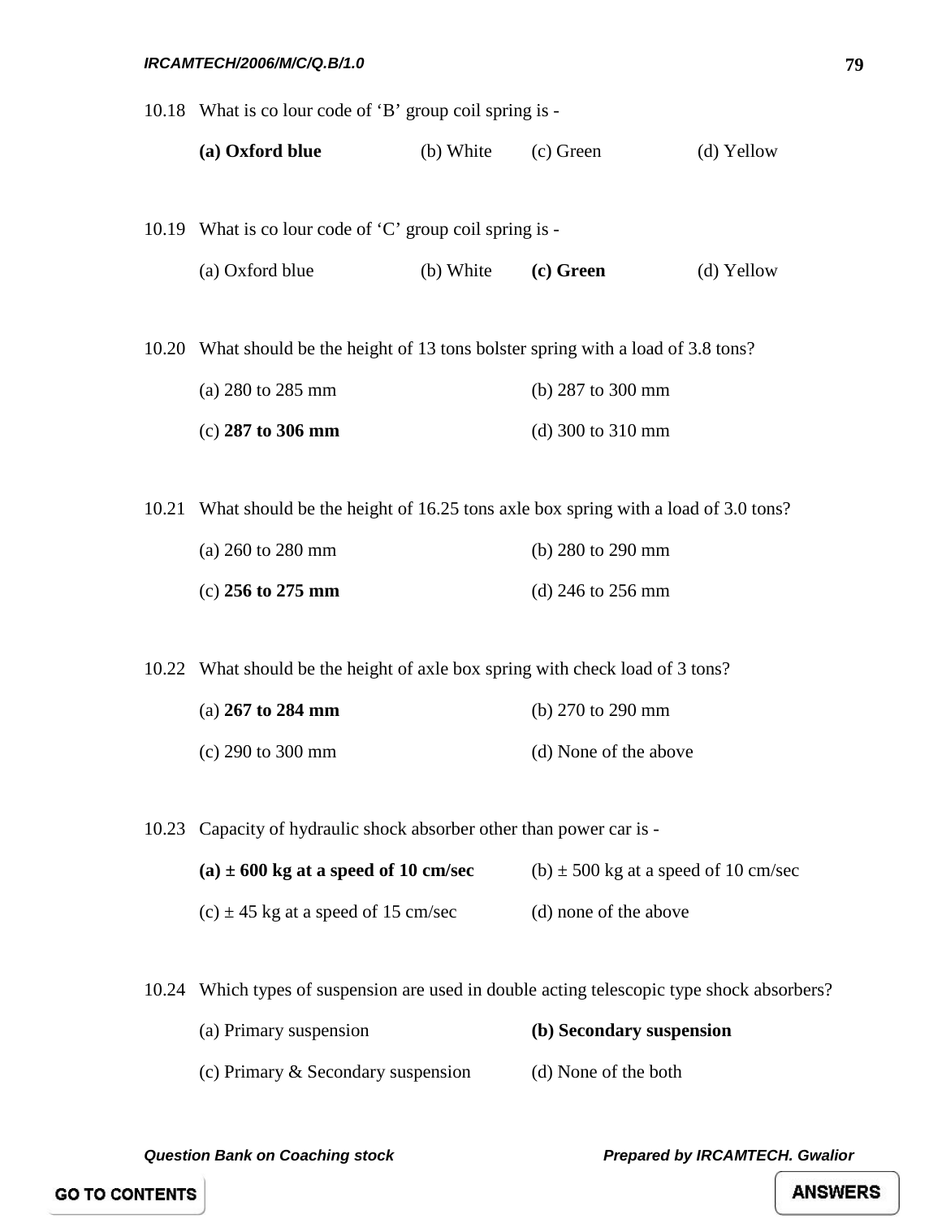10.18 What is co lour code of ‘B’ group coil spring is -

**(a) Oxford blue** (b) White (c) Green (d) Yellow

10.19 What is co lour code of ‘C’ group coil spring is -

(a) Oxford blue (b) White **(c) Green** (d) Yellow

10.20 What should be the height of 13 tons bolster spring with a load of 3.8 tons?

(a) 280 to 285 mm (b) 287 to 300 mm

(c) **287 to 306 mm** (d) 300 to 310 mm

10.21 What should be the height of 16.25 tons axle box spring with a load of 3.0 tons?

(a) 260 to 280 mm (b) 280 to 290 mm

(c) **256 to 275 mm** (d) 246 to 256 mm

10.22 What should be the height of axle box spring with check load of 3 tons?

(a) **267 to 284 mm** (b) 270 to 290 mm

(c) 290 to 300 mm (d) None of the above

10.23 Capacity of hydraulic shock absorber other than power car is -

**(a) ± 600 kg at a speed of 10 cm/sec** (b) ± 500 kg at a speed of 10 cm/sec

(c) ± 45 kg at a speed of 15 cm/sec (d) none of the above

10.24 Which types of suspension are used in double acting telescopic type shock absorbers?

(a) Primary suspension **(b) Secondary suspension**

(c) Primary & Secondary suspension (d) None of the both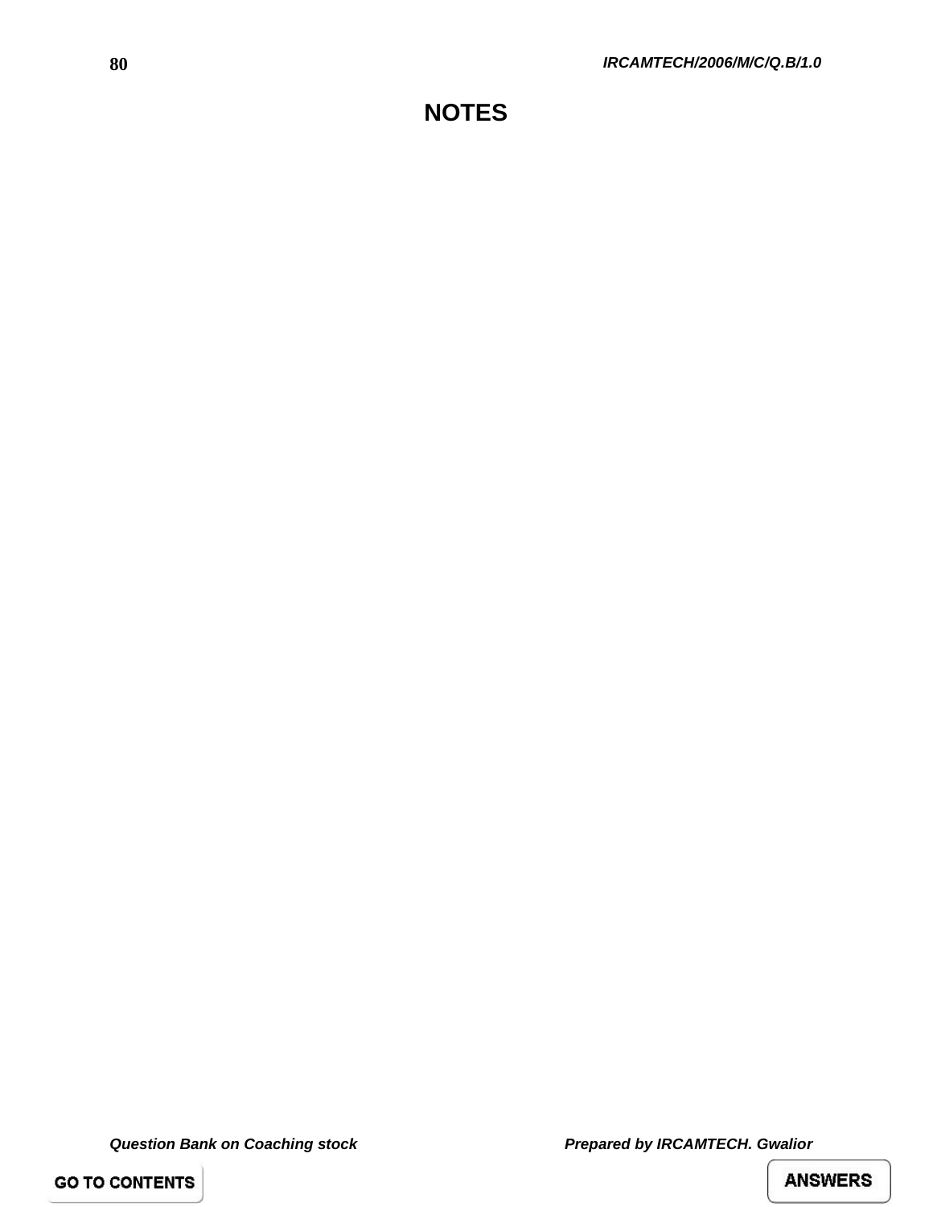# NOTES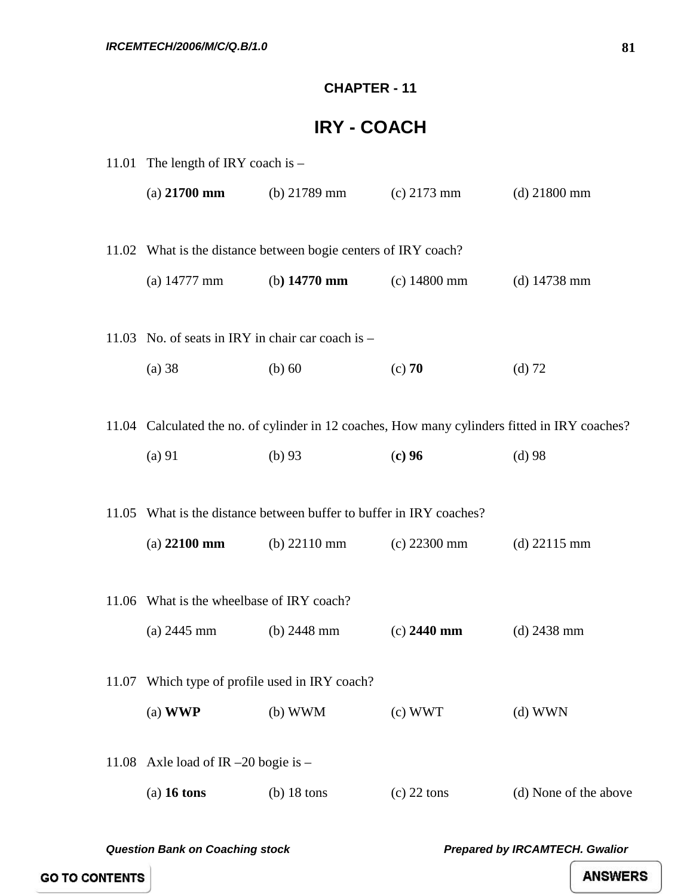## CHAPTER - 11

# IRY - COACH

11.01 The length of IRY coach is –

(a) **21700 mm** (b) 21789 mm (c) 2173 mm (d) 21800 mm

11.02 What is the distance between bogie centers of IRY coach?

(a) 14777 mm (b**) 14770 mm** (c) 14800 mm (d) 14738 mm

11.03 No. of seats in IRY in chair car coach is –

(a) 38 (b) 60 (c) **70** (d) 72

11.04 Calculated the no. of cylinder in 12 coaches, How many cylinders fitted in IRY coaches?

(a) 91 (b) 93 (**c) 96** (d) 98

11.05 What is the distance between buffer to buffer in IRY coaches?

(a) **22100 mm** (b) 22110 mm (c) 22300 mm (d) 22115 mm

11.06 What is the wheelbase of IRY coach?

(a) 2445 mm (b) 2448 mm (c) **2440 mm** (d) 2438 mm

11.07 Which type of profile used in IRY coach?

(a) **WWP** (b) WWM (c) WWT (d) WWN

11.08 Axle load of IR –20 bogie is –

(a) **16 tons** (b) 18 tons (c) 22 tons (d) None of the above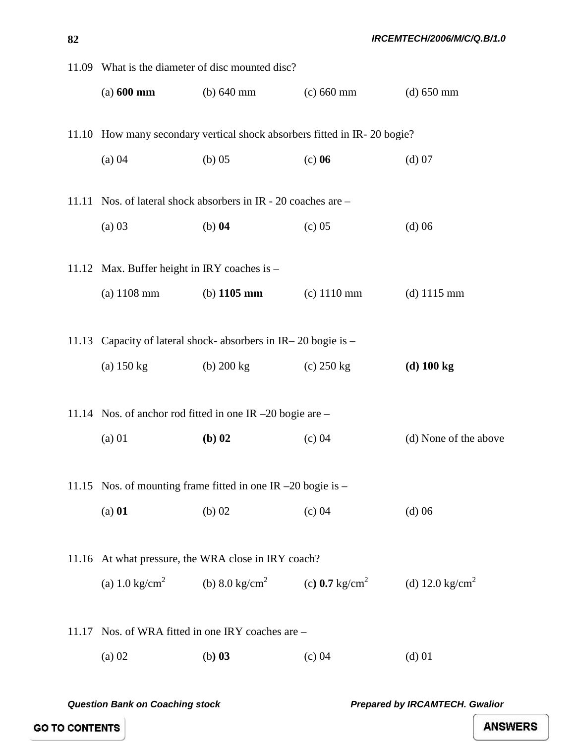11.09 What is the diameter of disc mounted disc?

(a) **600 mm** (b) 640 mm (c) 660 mm (d) 650 mm

11.10 How many secondary vertical shock absorbers fitted in IR- 20 bogie?

(a) 04 (b) 05 (c) **06** (d) 07

11.11 Nos. of lateral shock absorbers in IR - 20 coaches are –

(a) 03 (b) **04** (c) 05 (d) 06

11.12 Max. Buffer height in IRY coaches is –

(a) 1108 mm (b) **1105 mm** (c) 1110 mm (d) 1115 mm

11.13 Capacity of lateral shock- absorbers in IR– 20 bogie is –

(a) 150 kg (b) 200 kg (c) 250 kg **(d) 100 kg**

11.14 Nos. of anchor rod fitted in one IR –20 bogie are –

(a) 01 **(b) 02** (c) 04 (d) None of the above

11.15 Nos. of mounting frame fitted in one IR –20 bogie is –

(a) **01** (b) 02 (c) 04 (d) 06

11.16 At what pressure, the WRA close in IRY coach?

(a) 1.0 kg/cm$^2$ (b) 8.0 kg/cm$^2$ (c) **0.7** kg/cm$^2$ (d) 12.0 kg/cm$^2$

11.17 Nos. of WRA fitted in one IRY coaches are –

(a) 02 (b) **03** (c) 04 (d) 01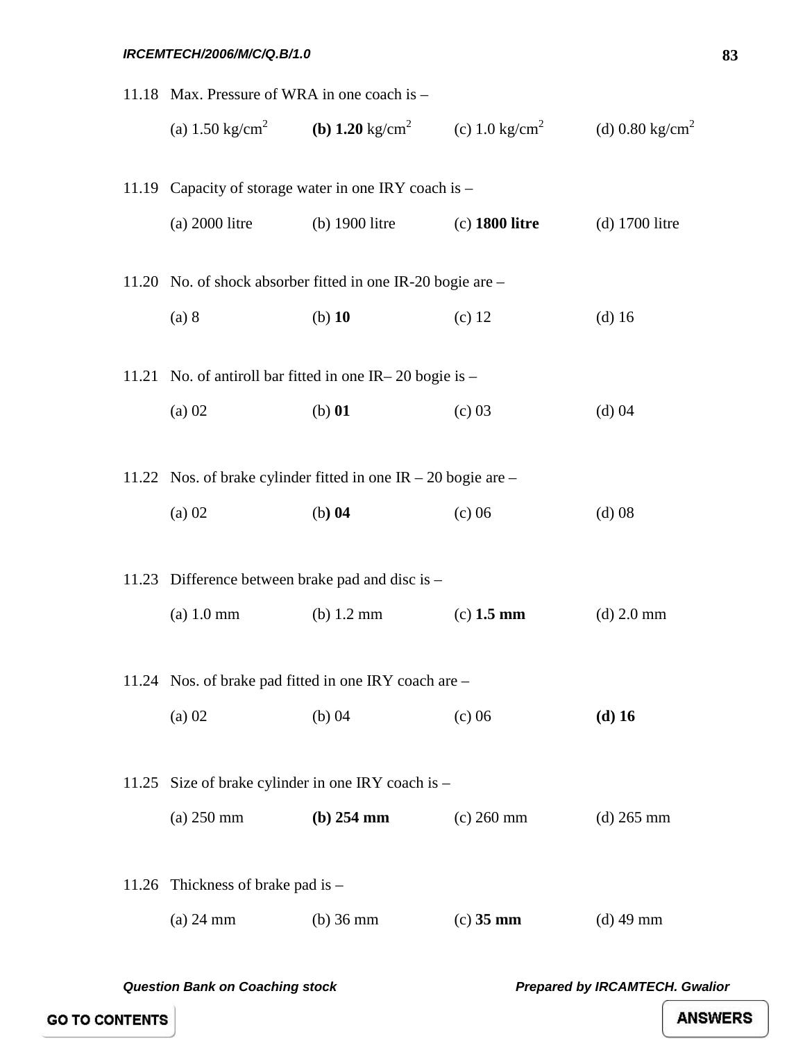11.18 Max. Pressure of WRA in one coach is –

(a) 1.50 $kg/cm^2$ **(b) 1.20** $kg/cm^2$ (c) 1.0 $kg/cm^2$ (d) 0.80 $kg/cm^2$

11.19 Capacity of storage water in one IRY coach is –

(a) 2000 litre (b) 1900 litre (c) **1800 litre** (d) 1700 litre

11.20 No. of shock absorber fitted in one IR-20 bogie are –

(a) 8 (b) **10** (c) 12 (d) 16

11.21 No. of antiroll bar fitted in one IR– 20 bogie is –

(a) 02 (b) **01** (c) 03 (d) 04

11.22 Nos. of brake cylinder fitted in one IR – 20 bogie are –

(a) 02 (b**) 04** (c) 06 (d) 08

11.23 Difference between brake pad and disc is –

(a) 1.0 mm (b) 1.2 mm (c) **1.5 mm** (d) 2.0 mm

11.24 Nos. of brake pad fitted in one IRY coach are –

(a) 02 (b) 04 (c) 06 **(d) 16**

11.25 Size of brake cylinder in one IRY coach is –

(a) 250 mm **(b) 254 mm** (c) 260 mm (d) 265 mm

11.26 Thickness of brake pad is –

(a) 24 mm (b) 36 mm (c) **35 mm** (d) 49 mm

GO TO CONTENTS

ANSWERS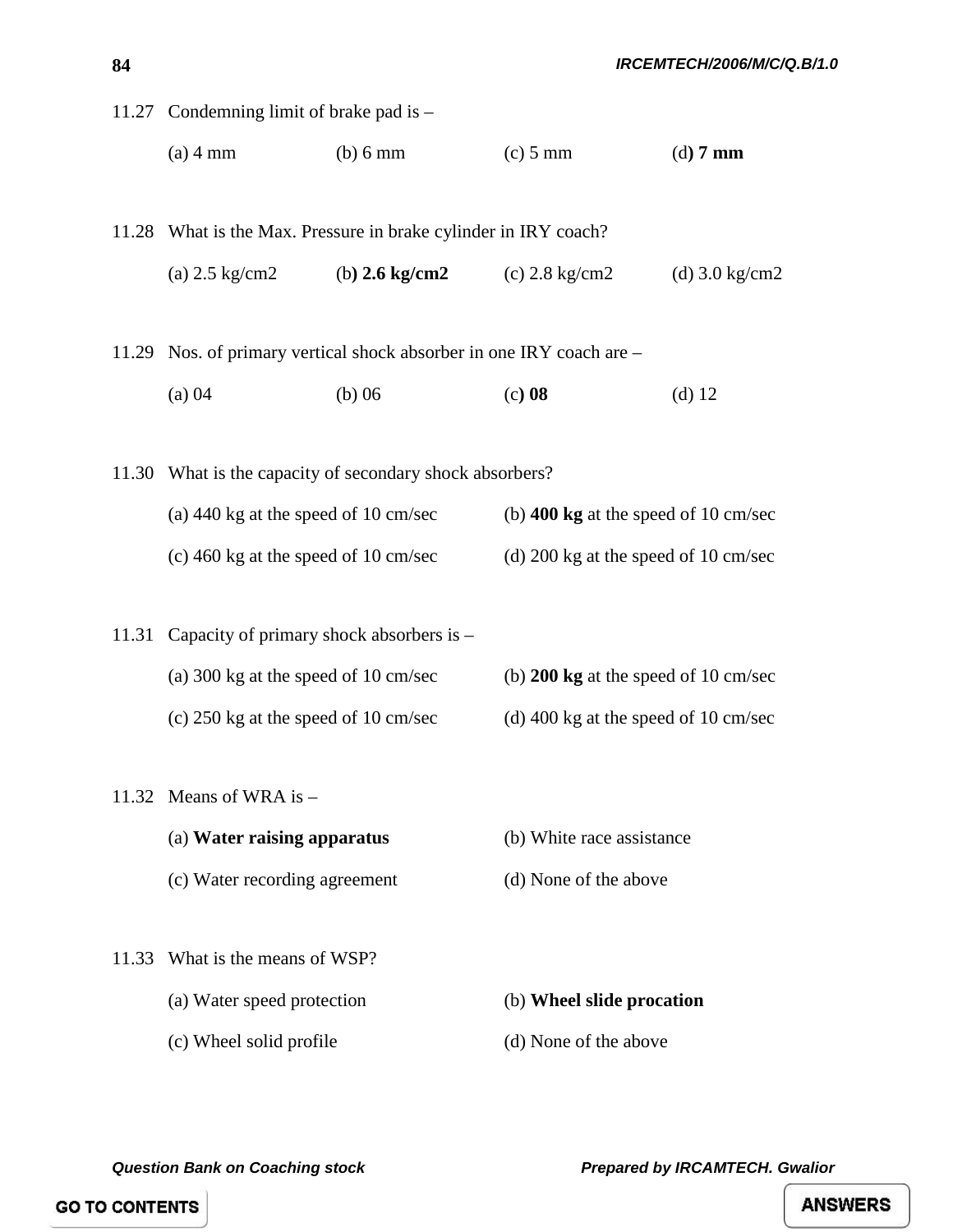11.27 Condemning limit of brake pad is –

(a) 4 mm (b) 6 mm (c) 5 mm (d**) 7 mm**

11.28 What is the Max. Pressure in brake cylinder in IRY coach?

(a) 2.5 kg/cm2 (b**) 2.6 kg/cm2** (c) 2.8 kg/cm2 (d) 3.0 kg/cm2

11.29 Nos. of primary vertical shock absorber in one IRY coach are –

(a) 04 (b) 06 (c**) 08** (d) 12

11.30 What is the capacity of secondary shock absorbers?

(a) 440 kg at the speed of 10 cm/sec
(b) **400 kg** at the speed of 10 cm/sec
(c) 460 kg at the speed of 10 cm/sec
(d) 200 kg at the speed of 10 cm/sec

11.31 Capacity of primary shock absorbers is –

(a) 300 kg at the speed of 10 cm/sec
(b) **200 kg** at the speed of 10 cm/sec
(c) 250 kg at the speed of 10 cm/sec
(d) 400 kg at the speed of 10 cm/sec

11.32 Means of WRA is –

(a) **Water raising apparatus**
(b) White race assistance
(c) Water recording agreement
(d) None of the above

11.33 What is the means of WSP?

(a) Water speed protection
(b) **Wheel slide procation**
(c) Wheel solid profile
(d) None of the above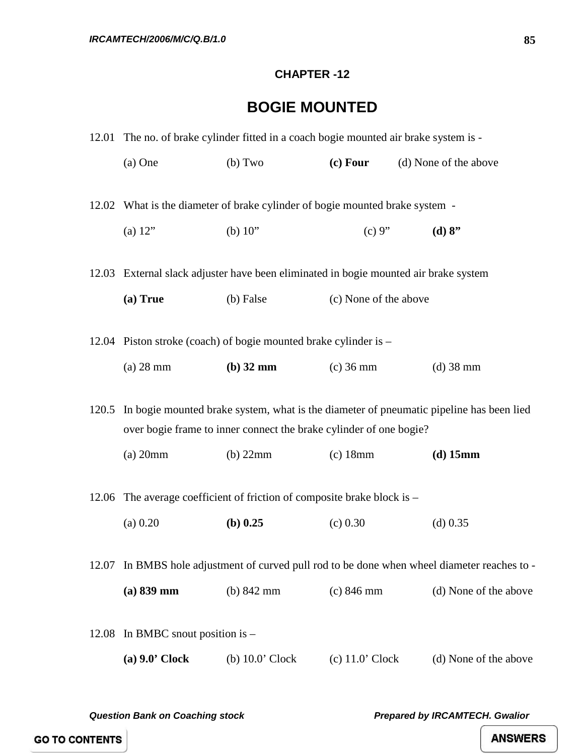## CHAPTER -12

# BOGIE MOUNTED

12.01 The no. of brake cylinder fitted in a coach bogie mounted air brake system is -

(a) One (b) Two **(c) Four** (d) None of the above

12.02 What is the diameter of brake cylinder of bogie mounted brake system -

(a) 12" (b) 10" (c) 9" **(d) 8"**

12.03 External slack adjuster have been eliminated in bogie mounted air brake system

**(a) True** (b) False (c) None of the above

12.04 Piston stroke (coach) of bogie mounted brake cylinder is –

(a) 28 mm **(b) 32 mm** (c) 36 mm (d) 38 mm

120.5 In bogie mounted brake system, what is the diameter of pneumatic pipeline has been lied over bogie frame to inner connect the brake cylinder of one bogie?

(a) 20mm (b) 22mm (c) 18mm **(d) 15mm**

12.06 The average coefficient of friction of composite brake block is –

(a) 0.20 **(b) 0.25** (c) 0.30 (d) 0.35

12.07 In BMBS hole adjustment of curved pull rod to be done when wheel diameter reaches to -

**(a) 839 mm** (b) 842 mm (c) 846 mm (d) None of the above

12.08 In BMBC snout position is –

**(a) 9.0' Clock** (b) 10.0' Clock (c) 11.0' Clock (d) None of the above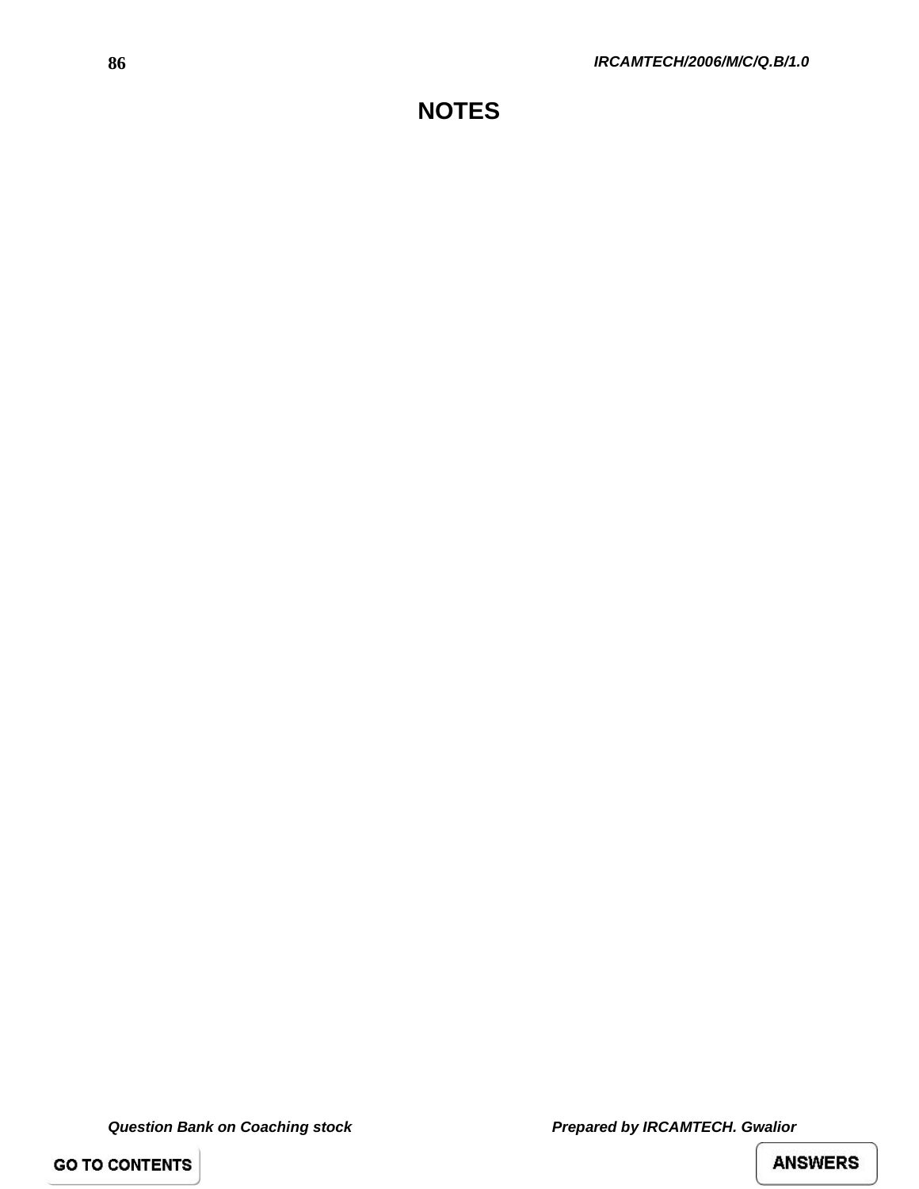# NOTES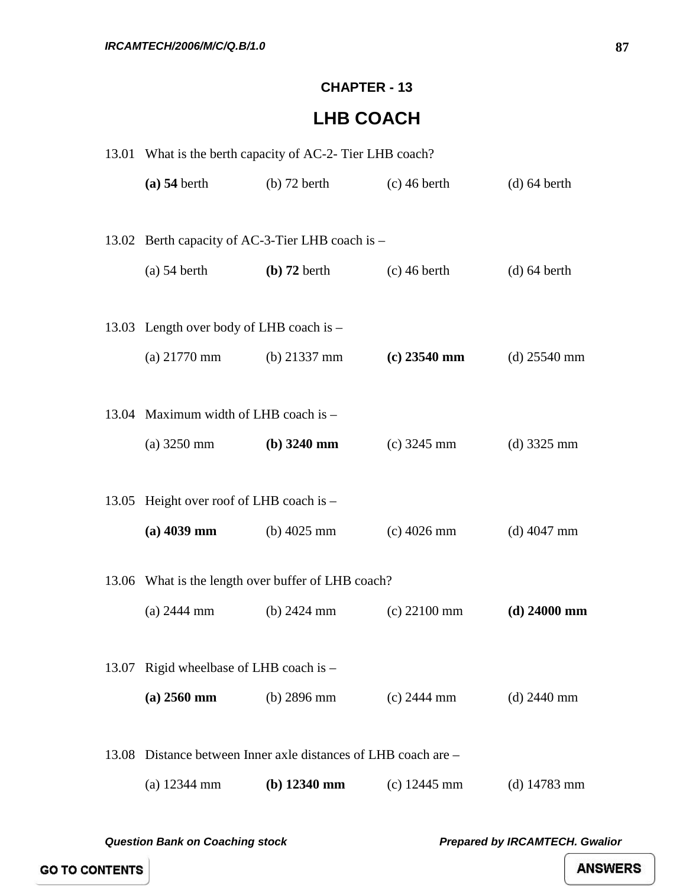## CHAPTER - 13

# LHB COACH

13.01 What is the berth capacity of AC-2- Tier LHB coach?

**(a) 54** berth (b) 72 berth (c) 46 berth (d) 64 berth

13.02 Berth capacity of AC-3-Tier LHB coach is –

(a) 54 berth **(b) 72** berth (c) 46 berth (d) 64 berth

13.03 Length over body of LHB coach is –

(a) 21770 mm (b) 21337 mm **(c) 23540 mm** (d) 25540 mm

13.04 Maximum width of LHB coach is –

(a) 3250 mm **(b) 3240 mm** (c) 3245 mm (d) 3325 mm

13.05 Height over roof of LHB coach is –

**(a) 4039 mm** (b) 4025 mm (c) 4026 mm (d) 4047 mm

13.06 What is the length over buffer of LHB coach?

(a) 2444 mm (b) 2424 mm (c) 22100 mm **(d) 24000 mm**

13.07 Rigid wheelbase of LHB coach is –

**(a) 2560 mm** (b) 2896 mm (c) 2444 mm (d) 2440 mm

13.08 Distance between Inner axle distances of LHB coach are –

(a) 12344 mm **(b) 12340 mm** (c) 12445 mm (d) 14783 mm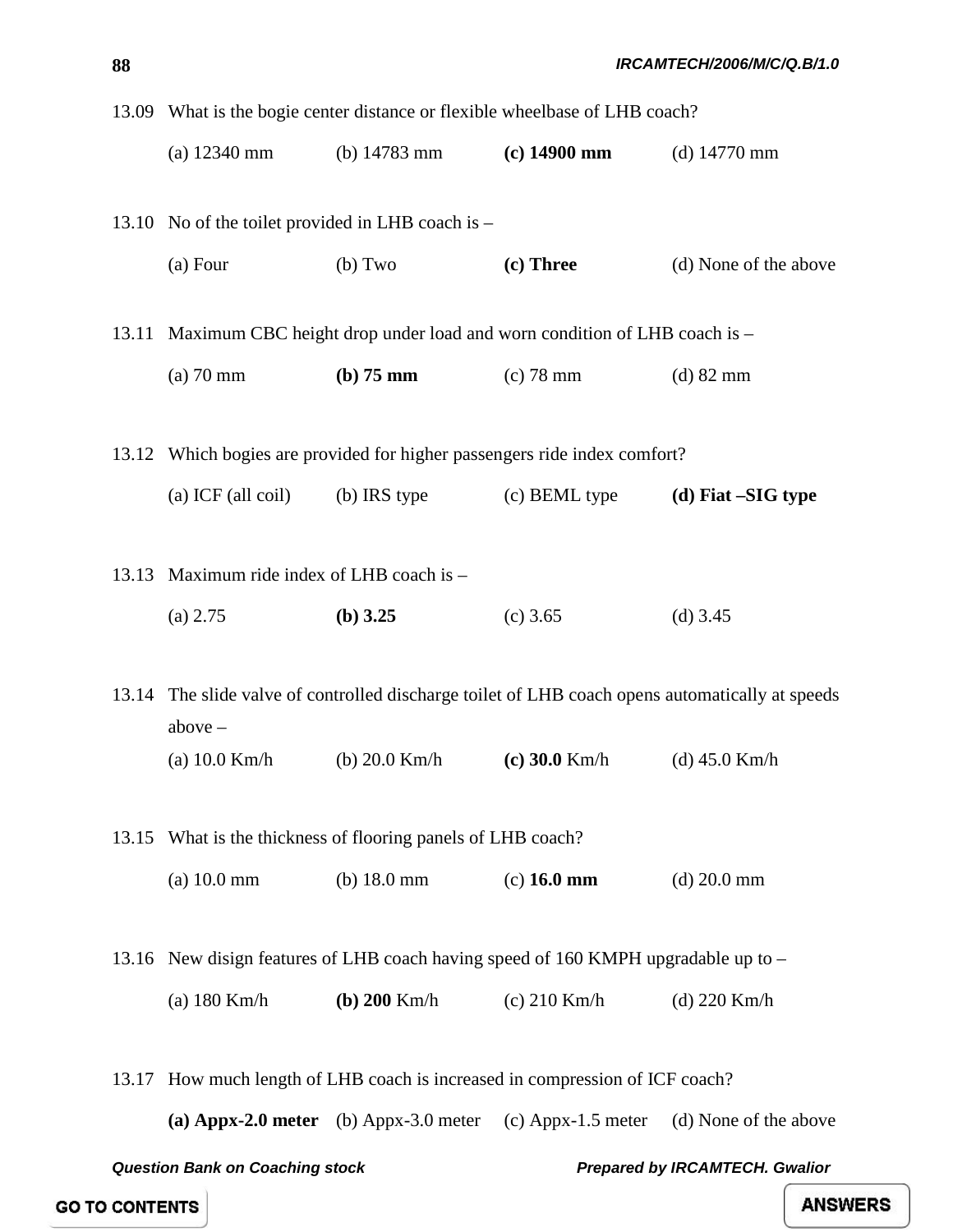13.09 What is the bogie center distance or flexible wheelbase of LHB coach?

(a) 12340 mm (b) 14783 mm **(c) 14900 mm** (d) 14770 mm

13.10 No of the toilet provided in LHB coach is –

(a) Four (b) Two **(c) Three** (d) None of the above

13.11 Maximum CBC height drop under load and worn condition of LHB coach is –

(a) 70 mm **(b) 75 mm** (c) 78 mm (d) 82 mm

13.12 Which bogies are provided for higher passengers ride index comfort?

(a) ICF (all coil) (b) IRS type (c) BEML type **(d) Fiat –SIG type**

13.13 Maximum ride index of LHB coach is –

(a) 2.75 **(b) 3.25** (c) 3.65 (d) 3.45

13.14 The slide valve of controlled discharge toilet of LHB coach opens automatically at speeds above –

(a) 10.0 Km/h (b) 20.0 Km/h **(c) 30.0** Km/h (d) 45.0 Km/h

13.15 What is the thickness of flooring panels of LHB coach?

(a) 10.0 mm (b) 18.0 mm (c) **16.0 mm** (d) 20.0 mm

13.16 New disign features of LHB coach having speed of 160 KMPH upgradable up to –

(a) 180 Km/h **(b) 200** Km/h (c) 210 Km/h (d) 220 Km/h

13.17 How much length of LHB coach is increased in compression of ICF coach?

**(a) Appx-2.0 meter** (b) Appx-3.0 meter (c) Appx-1.5 meter (d) None of the above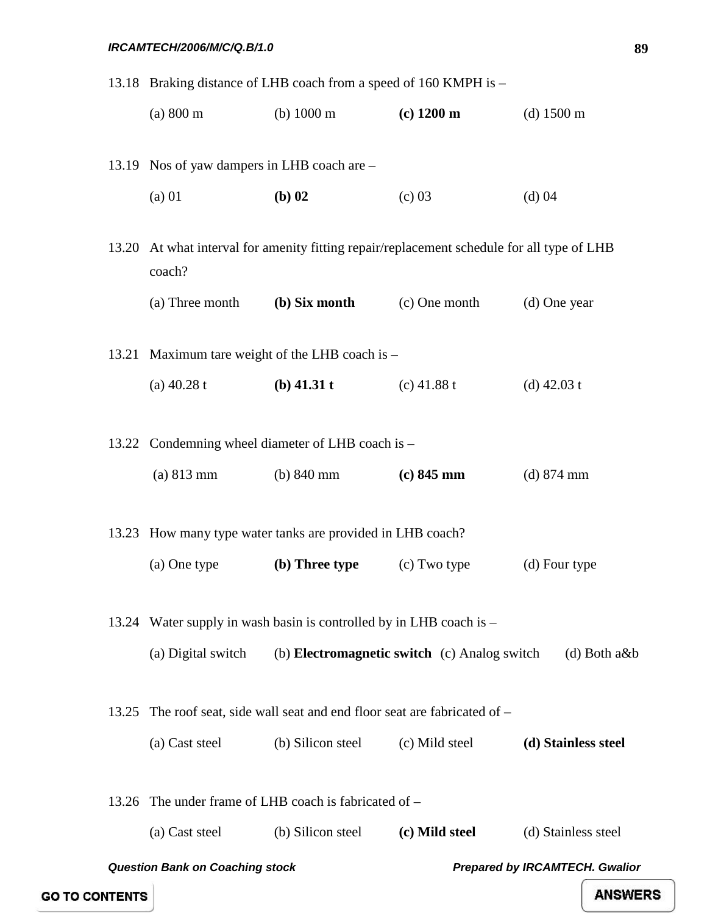13.18 Braking distance of LHB coach from a speed of 160 KMPH is –

(a) 800 m (b) 1000 m **(c) 1200 m** (d) 1500 m

13.19 Nos of yaw dampers in LHB coach are –

(a) 01 **(b) 02** (c) 03 (d) 04

13.20 At what interval for amenity fitting repair/replacement schedule for all type of LHB coach?

(a) Three month **(b) Six month** (c) One month (d) One year

13.21 Maximum tare weight of the LHB coach is –

(a) 40.28 t **(b) 41.31 t** (c) 41.88 t (d) 42.03 t

13.22 Condemning wheel diameter of LHB coach is –

(a) 813 mm (b) 840 mm **(c) 845 mm** (d) 874 mm

13.23 How many type water tanks are provided in LHB coach?

(a) One type **(b) Three type** (c) Two type (d) Four type

13.24 Water supply in wash basin is controlled by in LHB coach is –

(a) Digital switch (b) **Electromagnetic switch** (c) Analog switch (d) Both a&b

13.25 The roof seat, side wall seat and end floor seat are fabricated of –

(a) Cast steel (b) Silicon steel (c) Mild steel **(d) Stainless steel**

13.26 The under frame of LHB coach is fabricated of –

(a) Cast steel (b) Silicon steel **(c) Mild steel** (d) Stainless steel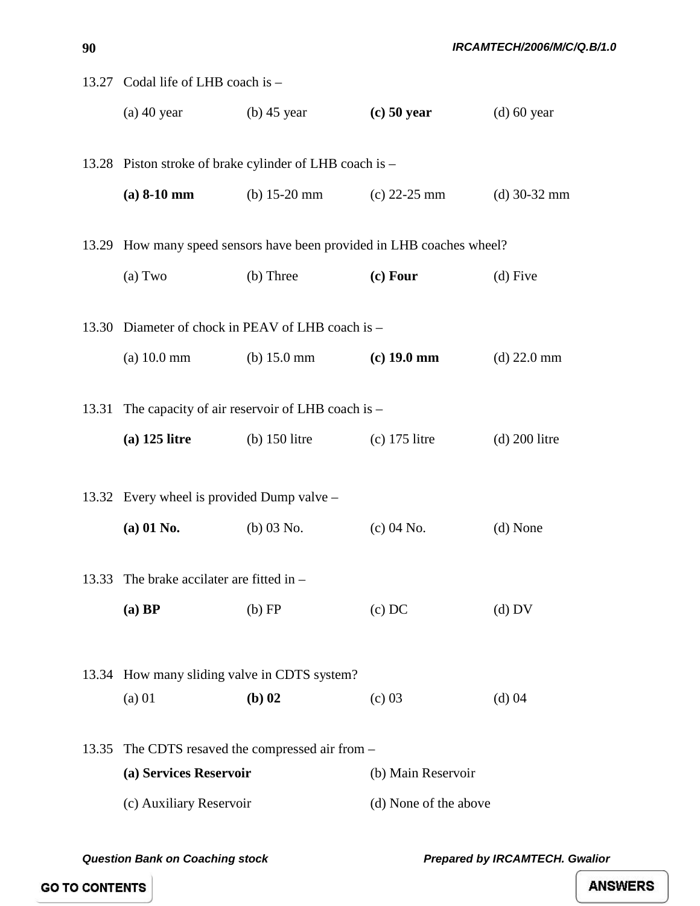13.27 Codal life of LHB coach is –

(a) 40 year (b) 45 year **(c) 50 year** (d) 60 year

13.28 Piston stroke of brake cylinder of LHB coach is –

**(a) 8-10 mm** (b) 15-20 mm (c) 22-25 mm (d) 30-32 mm

13.29 How many speed sensors have been provided in LHB coaches wheel?

(a) Two (b) Three **(c) Four** (d) Five

13.30 Diameter of chock in PEAV of LHB coach is –

(a) 10.0 mm (b) 15.0 mm **(c) 19.0 mm** (d) 22.0 mm

13.31 The capacity of air reservoir of LHB coach is –

**(a) 125 litre** (b) 150 litre (c) 175 litre (d) 200 litre

13.32 Every wheel is provided Dump valve –

**(a) 01 No.** (b) 03 No. (c) 04 No. (d) None

13.33 The brake accilater are fitted in –

**(a) BP** (b) FP (c) DC (d) DV

13.34 How many sliding valve in CDTS system?

(a) 01 **(b) 02** (c) 03 (d) 04

13.35 The CDTS resaved the compressed air from –

**(a) Services Reservoir** (b) Main Reservoir

(c) Auxiliary Reservoir (d) None of the above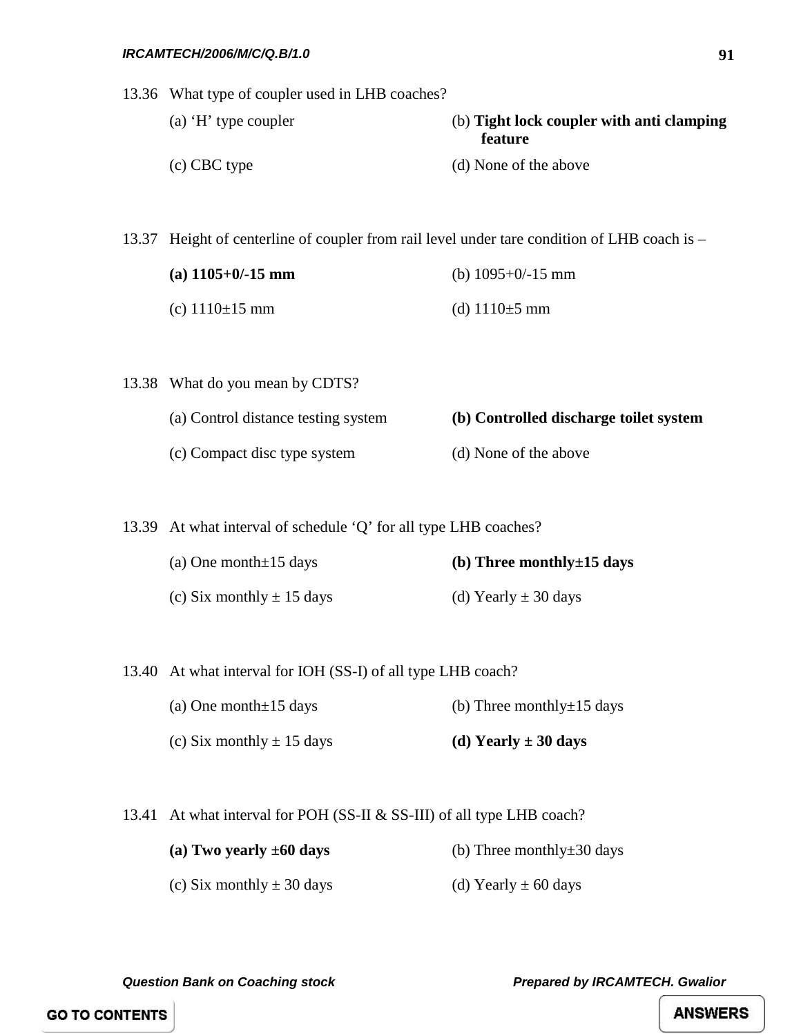13.36 What type of coupler used in LHB coaches?

(a) ‘H’ type coupler
(b) **Tight lock coupler with anti clamping feature**
(c) CBC type
(d) None of the above

13.37 Height of centerline of coupler from rail level under tare condition of LHB coach is –

**(a) 1105+0/-15 mm**
(b) 1095+0/-15 mm
(c) 1110±15 mm
(d) 1110±5 mm

13.38 What do you mean by CDTS?

(a) Control distance testing system
**(b) Controlled discharge toilet system**
(c) Compact disc type system
(d) None of the above

13.39 At what interval of schedule ‘Q’ for all type LHB coaches?

(a) One month±15 days
**(b) Three monthly±15 days**
(c) Six monthly ± 15 days
(d) Yearly ± 30 days

13.40 At what interval for IOH (SS-I) of all type LHB coach?

(a) One month±15 days
(b) Three monthly±15 days
(c) Six monthly ± 15 days
**(d) Yearly ± 30 days**

13.41 At what interval for POH (SS-II & SS-III) of all type LHB coach?

**(a) Two yearly ±60 days**
(b) Three monthly±30 days
(c) Six monthly ± 30 days
(d) Yearly ± 60 days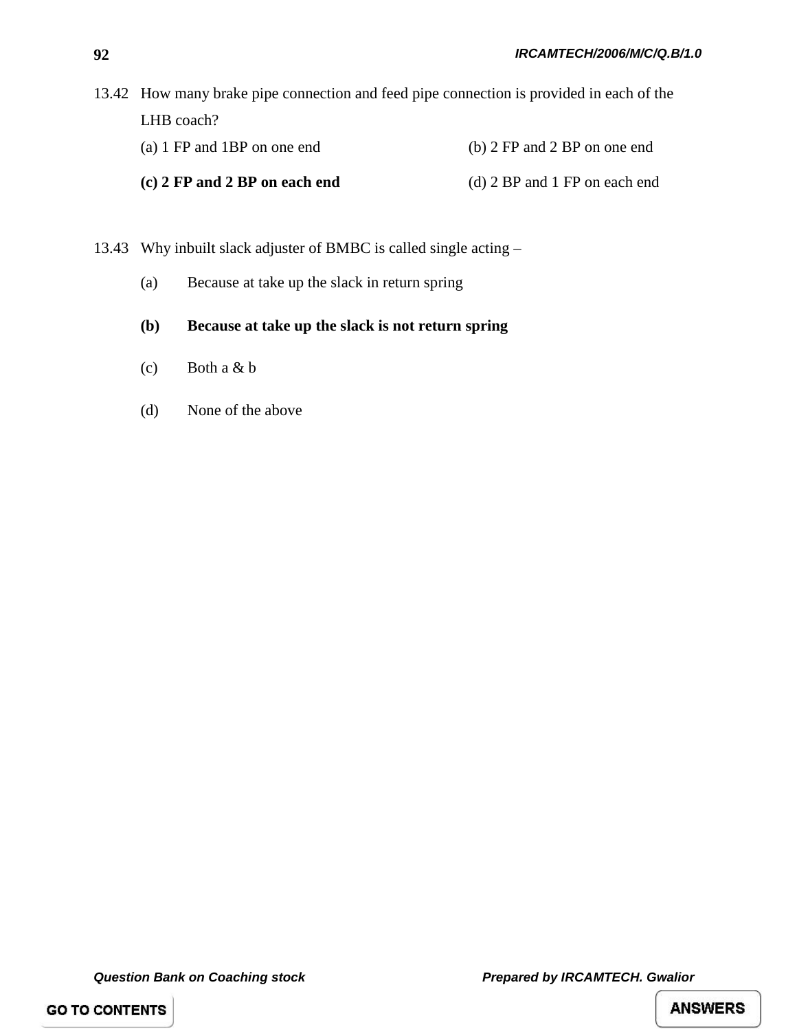13.42 How many brake pipe connection and feed pipe connection is provided in each of the LHB coach?

(a) 1 FP and 1BP on one end

(b) 2 FP and 2 BP on one end

**(c) 2 FP and 2 BP on each end**

(d) 2 BP and 1 FP on each end

13.43 Why inbuilt slack adjuster of BMBC is called single acting –

(a) Because at take up the slack in return spring

**(b) Because at take up the slack is not return spring**

(c) Both a & b

(d) None of the above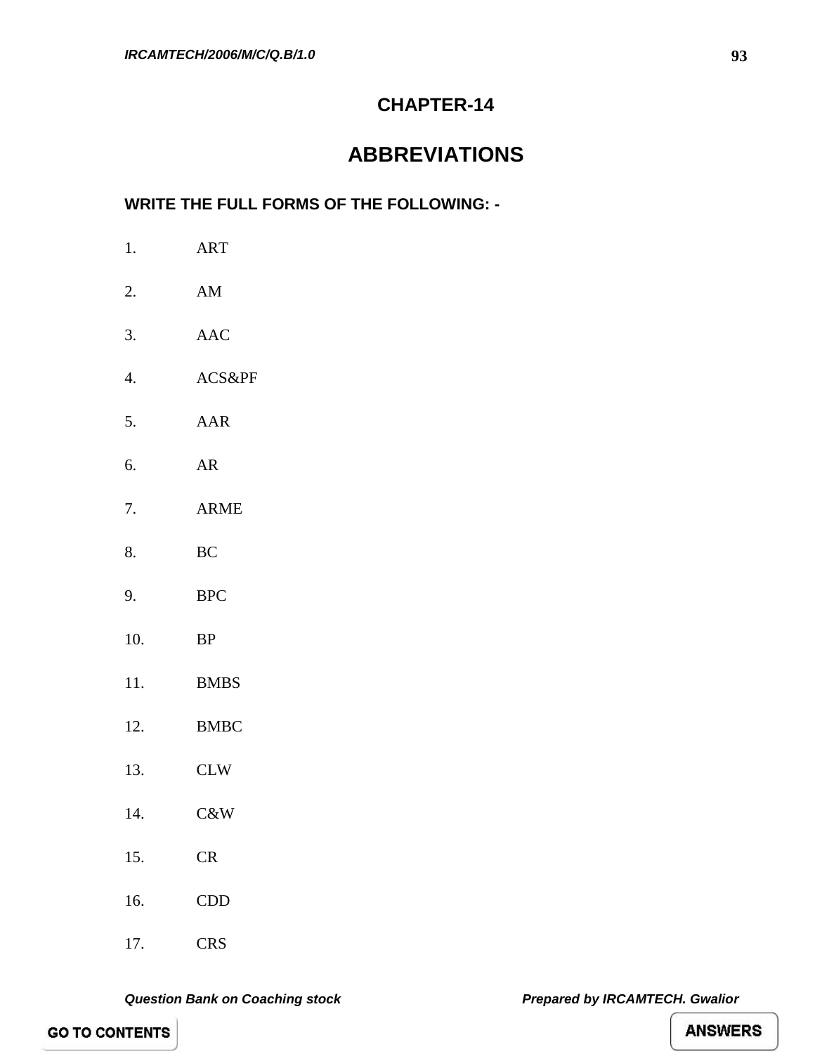# CHAPTER-14

# ABBREVIATIONS

**WRITE THE FULL FORMS OF THE FOLLOWING: -**

1. ART
2. AM
3. AAC
4. ACS&PF
5. AAR
6. AR
7. ARME
8. BC
9. BPC
10. BP
11. BMBS
12. BMBC
13. CLW
14. C&W
15. CR
16. CDD
17. CRS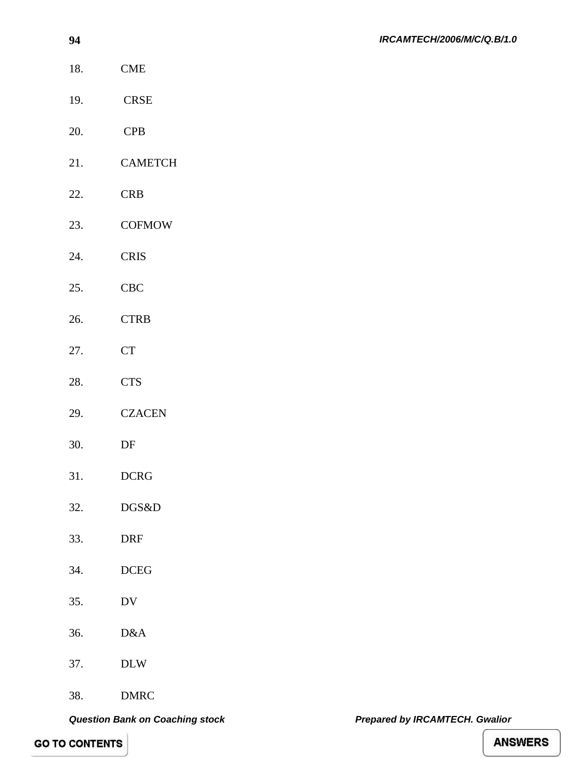18. CME

19. CRSE

20. CPB

21. CAMETCH

22. CRB

23. COFMOW

24. CRIS

25. CBC

26. CTRB

27. CT

28. CTS

29. CZACEN

30. DF

31. DCRG

32. DGS&D

33. DRF

34. DCEG

35. DV

36. D&A

37. DLW

38. DMRC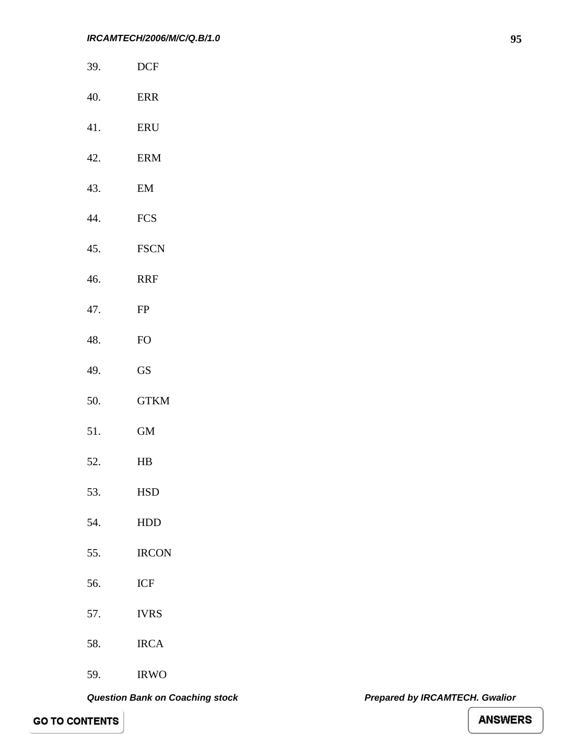39. DCF

40. ERR

41. ERU

42. ERM

43. EM

44. FCS

45. FSCN

46. RRF

47. FP

48. FO

49. GS

50. GTKM

51. GM

52. HB

53. HSD

54. HDD

55. IRCON

56. ICF

57. IVRS

58. IRCA

59. IRWO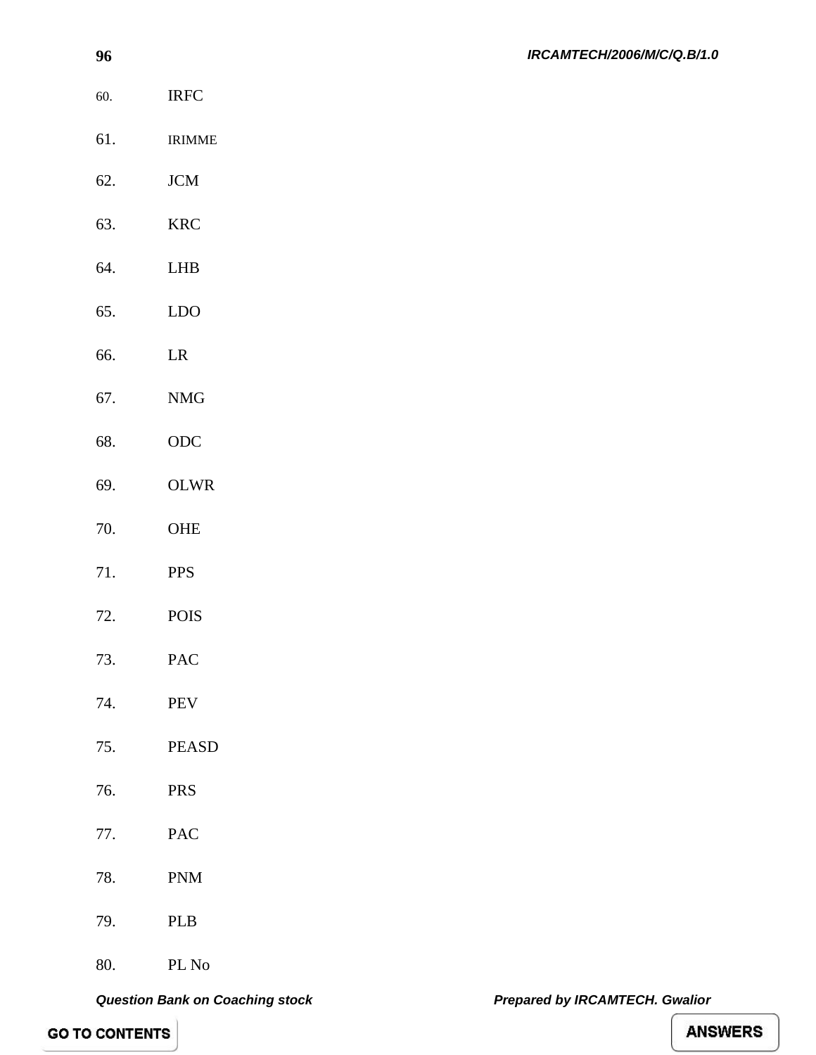60. IRFC

61. IRIMME

62. JCM

63. KRC

64. LHB

65. LDO

66. LR

67. NMG

68. ODC

69. OLWR

70. OHE

71. PPS

72. POIS

73. PAC

74. PEV

75. PEASD

76. PRS

77. PAC

78. PNM

79. PLB

80. PL No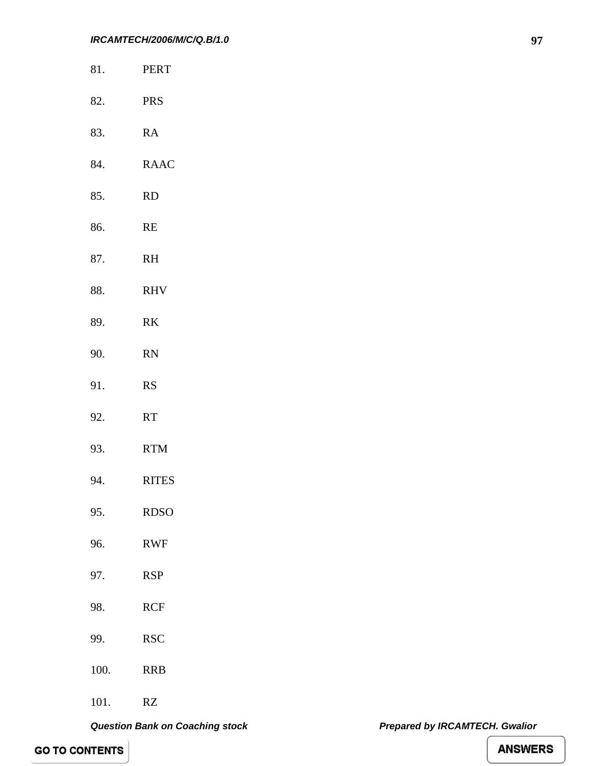81. PERT

82. PRS

83. RA

84. RAAC

85. RD

86. RE

87. RH

88. RHV

89. RK

90. RN

91. RS

92. RT

93. RTM

94. RITES

95. RDSO

96. RWF

97. RSP

98. RCF

99. RSC

100. RRB

101. RZ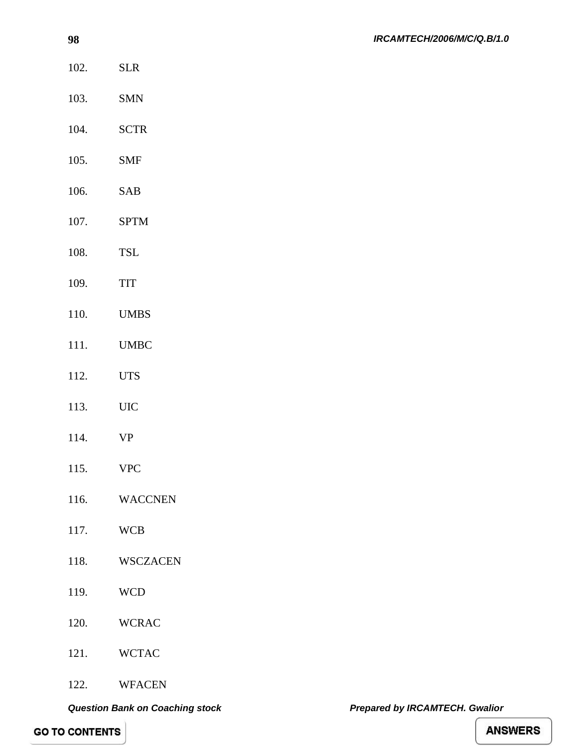102. SLR

103. SMN

104. SCTR

105. SMF

106. SAB

107. SPTM

108. TSL

109. TIT

110. UMBS

111. UMBC

112. UTS

113. UIC

114. VP

115. VPC

116. WACCNEN

117. WCB

118. WSCZACEN

119. WCD

120. WCRAC

121. WCTAC

122. WFACEN

GO TO CONTENTS

ANSWERS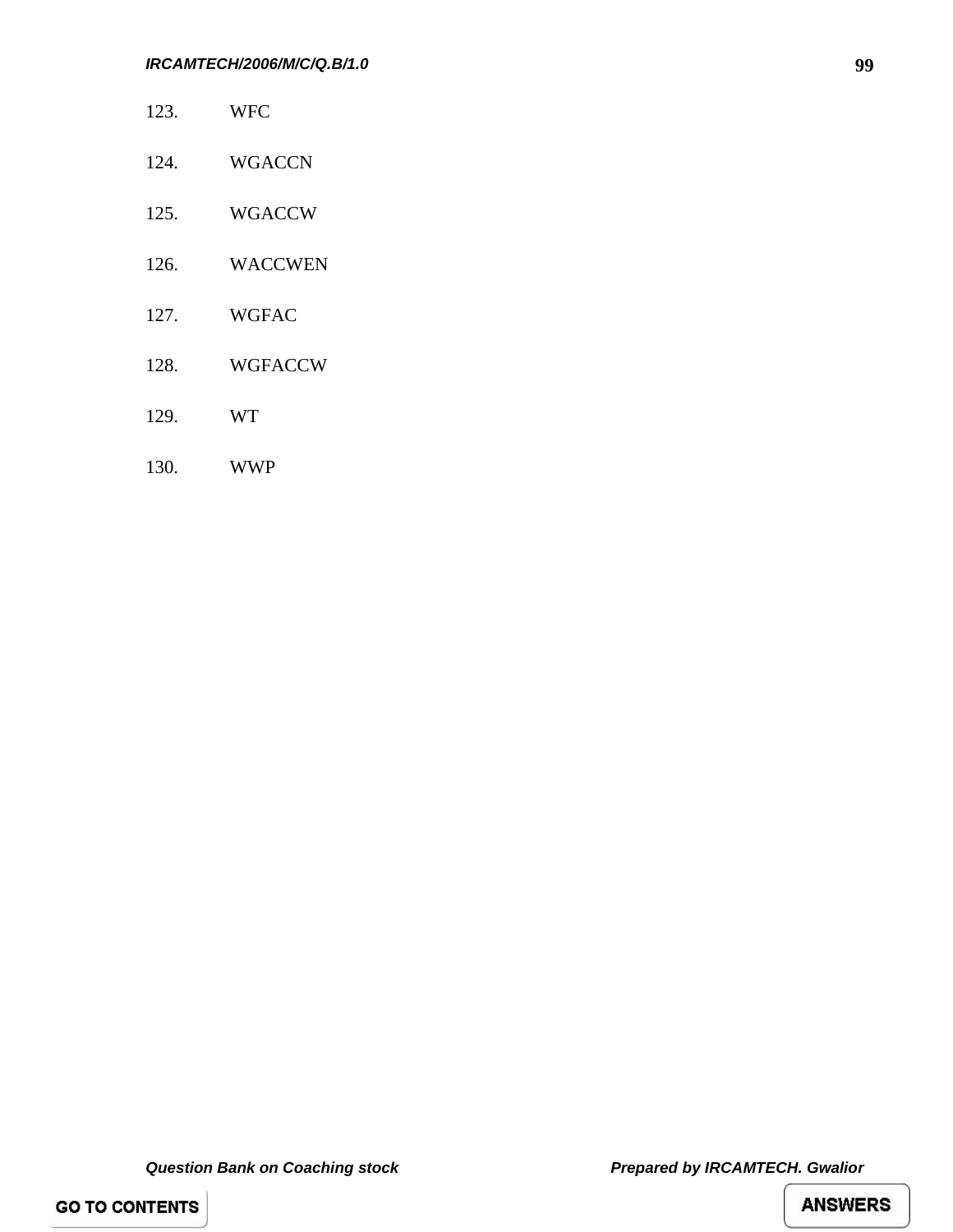123. WFC

124. WGACCN

125. WGACCW

126. WACCWEN

127. WGFAC

128. WGFACCW

129. WT

130. WWP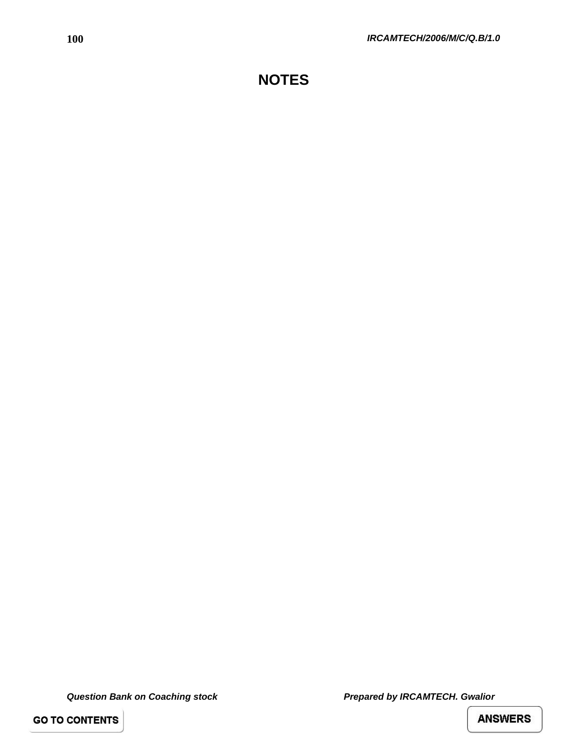# NOTES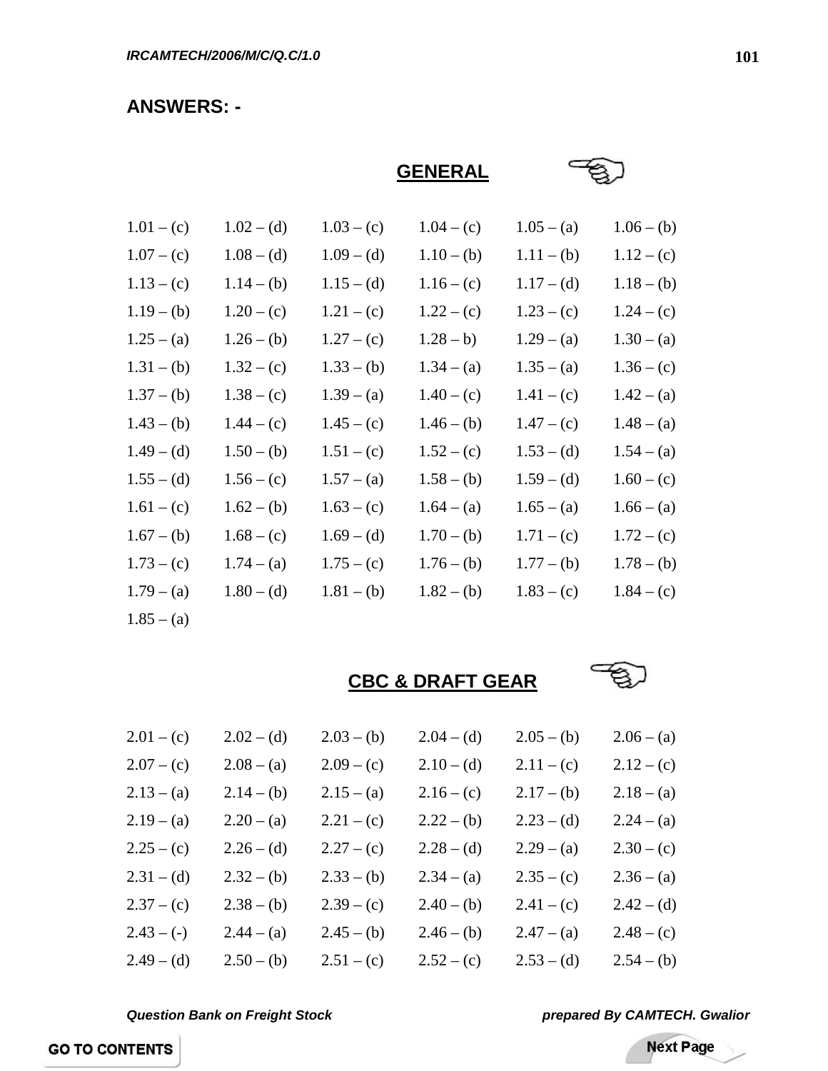## ANSWERS: -

### GENERAL

| | | | | | |
|---|---|---|---|---|---|
| 1.01 – (c) | 1.02 – (d) | 1.03 – (c) | 1.04 – (c) | 1.05 – (a) | 1.06 – (b) |
| 1.07 – (c) | 1.08 – (d) | 1.09 – (d) | 1.10 – (b) | 1.11 – (b) | 1.12 – (c) |
| 1.13 – (c) | 1.14 – (b) | 1.15 – (d) | 1.16 – (c) | 1.17 – (d) | 1.18 – (b) |
| 1.19 – (b) | 1.20 – (c) | 1.21 – (c) | 1.22 – (c) | 1.23 – (c) | 1.24 – (c) |
| 1.25 – (a) | 1.26 – (b) | 1.27 – (c) | 1.28 – b) | 1.29 – (a) | 1.30 – (a) |
| 1.31 – (b) | 1.32 – (c) | 1.33 – (b) | 1.34 – (a) | 1.35 – (a) | 1.36 – (c) |
| 1.37 – (b) | 1.38 – (c) | 1.39 – (a) | 1.40 – (c) | 1.41 – (c) | 1.42 – (a) |
| 1.43 – (b) | 1.44 – (c) | 1.45 – (c) | 1.46 – (b) | 1.47 – (c) | 1.48 – (a) |
| 1.49 – (d) | 1.50 – (b) | 1.51 – (c) | 1.52 – (c) | 1.53 – (d) | 1.54 – (a) |
| 1.55 – (d) | 1.56 – (c) | 1.57 – (a) | 1.58 – (b) | 1.59 – (d) | 1.60 – (c) |
| 1.61 – (c) | 1.62 – (b) | 1.63 – (c) | 1.64 – (a) | 1.65 – (a) | 1.66 – (a) |
| 1.67 – (b) | 1.68 – (c) | 1.69 – (d) | 1.70 – (b) | 1.71 – (c) | 1.72 – (c) |
| 1.73 – (c) | 1.74 – (a) | 1.75 – (c) | 1.76 – (b) | 1.77 – (b) | 1.78 – (b) |
| 1.79 – (a) | 1.80 – (d) | 1.81 – (b) | 1.82 – (b) | 1.83 – (c) | 1.84 – (c) |
| 1.85 – (a) | | | | | |

### CBC & DRAFT GEAR

| | | | | | |
|---|---|---|---|---|---|
| 2.01 – (c) | 2.02 – (d) | 2.03 – (b) | 2.04 – (d) | 2.05 – (b) | 2.06 – (a) |
| 2.07 – (c) | 2.08 – (a) | 2.09 – (c) | 2.10 – (d) | 2.11 – (c) | 2.12 – (c) |
| 2.13 – (a) | 2.14 – (b) | 2.15 – (a) | 2.16 – (c) | 2.17 – (b) | 2.18 – (a) |
| 2.19 – (a) | 2.20 – (a) | 2.21 – (c) | 2.22 – (b) | 2.23 – (d) | 2.24 – (a) |
| 2.25 – (c) | 2.26 – (d) | 2.27 – (c) | 2.28 – (d) | 2.29 – (a) | 2.30 – (c) |
| 2.31 – (d) | 2.32 – (b) | 2.33 – (b) | 2.34 – (a) | 2.35 – (c) | 2.36 – (a) |
| 2.37 – (c) | 2.38 – (b) | 2.39 – (c) | 2.40 – (b) | 2.41 – (c) | 2.42 – (d) |
| 2.43 – (-) | 2.44 – (a) | 2.45 – (b) | 2.46 – (b) | 2.47 – (a) | 2.48 – (c) |
| 2.49 – (d) | 2.50 – (b) | 2.51 – (c) | 2.52 – (c) | 2.53 – (d) | 2.54 – (b) |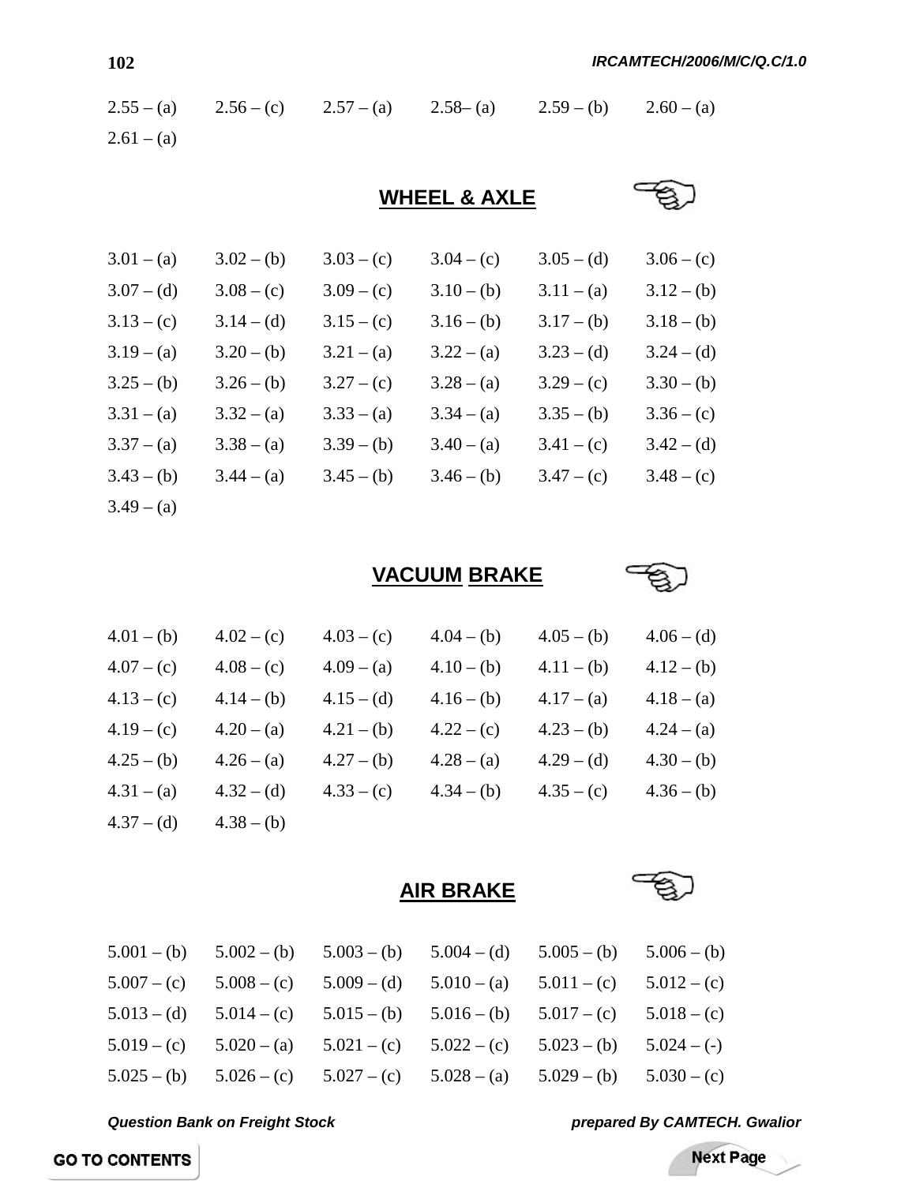2.55 – (a) 2.56 – (c) 2.57 – (a) 2.58– (a) 2.59 – (b) 2.60 – (a)
2.61 – (a)

## WHEEL & AXLE

3.01 – (a) 3.02 – (b) 3.03 – (c) 3.04 – (c) 3.05 – (d) 3.06 – (c)
3.07 – (d) 3.08 – (c) 3.09 – (c) 3.10 – (b) 3.11 – (a) 3.12 – (b)
3.13 – (c) 3.14 – (d) 3.15 – (c) 3.16 – (b) 3.17 – (b) 3.18 – (b)
3.19 – (a) 3.20 – (b) 3.21 – (a) 3.22 – (a) 3.23 – (d) 3.24 – (d)
3.25 – (b) 3.26 – (b) 3.27 – (c) 3.28 – (a) 3.29 – (c) 3.30 – (b)
3.31 – (a) 3.32 – (a) 3.33 – (a) 3.34 – (a) 3.35 – (b) 3.36 – (c)
3.37 – (a) 3.38 – (a) 3.39 – (b) 3.40 – (a) 3.41 – (c) 3.42 – (d)
3.43 – (b) 3.44 – (a) 3.45 – (b) 3.46 – (b) 3.47 – (c) 3.48 – (c)
3.49 – (a)

## VACUUM BRAKE

4.01 – (b) 4.02 – (c) 4.03 – (c) 4.04 – (b) 4.05 – (b) 4.06 – (d)
4.07 – (c) 4.08 – (c) 4.09 – (a) 4.10 – (b) 4.11 – (b) 4.12 – (b)
4.13 – (c) 4.14 – (b) 4.15 – (d) 4.16 – (b) 4.17 – (a) 4.18 – (a)
4.19 – (c) 4.20 – (a) 4.21 – (b) 4.22 – (c) 4.23 – (b) 4.24 – (a)
4.25 – (b) 4.26 – (a) 4.27 – (b) 4.28 – (a) 4.29 – (d) 4.30 – (b)
4.31 – (a) 4.32 – (d) 4.33 – (c) 4.34 – (b) 4.35 – (c) 4.36 – (b)
4.37 – (d) 4.38 – (b)

## AIR BRAKE

5.001 – (b) 5.002 – (b) 5.003 – (b) 5.004 – (d) 5.005 – (b) 5.006 – (b)
5.007 – (c) 5.008 – (c) 5.009 – (d) 5.010 – (a) 5.011 – (c) 5.012 – (c)
5.013 – (d) 5.014 – (c) 5.015 – (b) 5.016 – (b) 5.017 – (c) 5.018 – (c)
5.019 – (c) 5.020 – (a) 5.021 – (c) 5.022 – (c) 5.023 – (b) 5.024 – (-)
5.025 – (b) 5.026 – (c) 5.027 – (c) 5.028 – (a) 5.029 – (b) 5.030 – (c)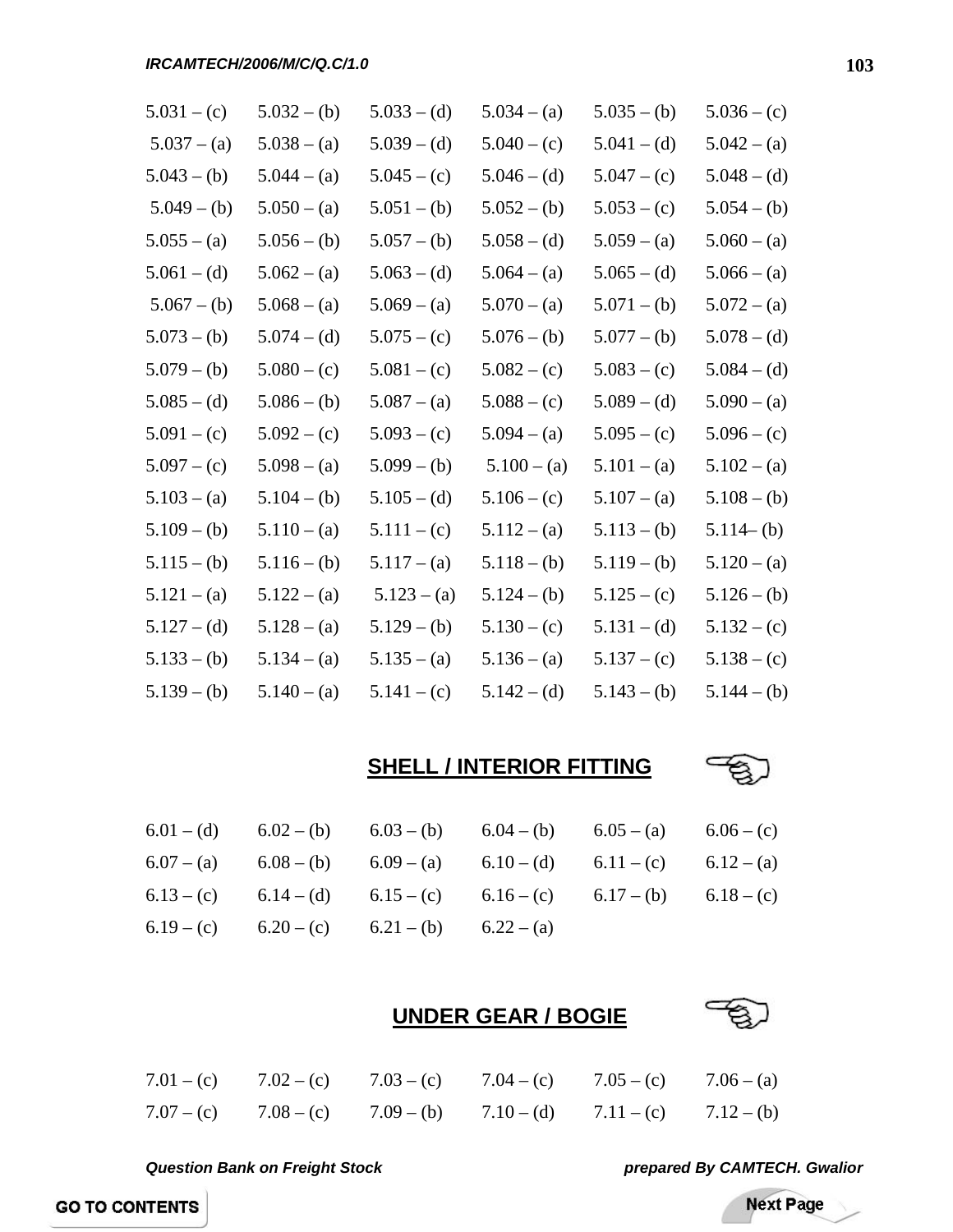| | | | | | |
|---|---|---|---|---|---|
| 5.031 – (c) | 5.032 – (b) | 5.033 – (d) | 5.034 – (a) | 5.035 – (b) | 5.036 – (c) |
| 5.037 – (a) | 5.038 – (a) | 5.039 – (d) | 5.040 – (c) | 5.041 – (d) | 5.042 – (a) |
| 5.043 – (b) | 5.044 – (a) | 5.045 – (c) | 5.046 – (d) | 5.047 – (c) | 5.048 – (d) |
| 5.049 – (b) | 5.050 – (a) | 5.051 – (b) | 5.052 – (b) | 5.053 – (c) | 5.054 – (b) |
| 5.055 – (a) | 5.056 – (b) | 5.057 – (b) | 5.058 – (d) | 5.059 – (a) | 5.060 – (a) |
| 5.061 – (d) | 5.062 – (a) | 5.063 – (d) | 5.064 – (a) | 5.065 – (d) | 5.066 – (a) |
| 5.067 – (b) | 5.068 – (a) | 5.069 – (a) | 5.070 – (a) | 5.071 – (b) | 5.072 – (a) |
| 5.073 – (b) | 5.074 – (d) | 5.075 – (c) | 5.076 – (b) | 5.077 – (b) | 5.078 – (d) |
| 5.079 – (b) | 5.080 – (c) | 5.081 – (c) | 5.082 – (c) | 5.083 – (c) | 5.084 – (d) |
| 5.085 – (d) | 5.086 – (b) | 5.087 – (a) | 5.088 – (c) | 5.089 – (d) | 5.090 – (a) |
| 5.091 – (c) | 5.092 – (c) | 5.093 – (c) | 5.094 – (a) | 5.095 – (c) | 5.096 – (c) |
| 5.097 – (c) | 5.098 – (a) | 5.099 – (b) | 5.100 – (a) | 5.101 – (a) | 5.102 – (a) |
| 5.103 – (a) | 5.104 – (b) | 5.105 – (d) | 5.106 – (c) | 5.107 – (a) | 5.108 – (b) |
| 5.109 – (b) | 5.110 – (a) | 5.111 – (c) | 5.112 – (a) | 5.113 – (b) | 5.114– (b) |
| 5.115 – (b) | 5.116 – (b) | 5.117 – (a) | 5.118 – (b) | 5.119 – (b) | 5.120 – (a) |
| 5.121 – (a) | 5.122 – (a) | 5.123 – (a) | 5.124 – (b) | 5.125 – (c) | 5.126 – (b) |
| 5.127 – (d) | 5.128 – (a) | 5.129 – (b) | 5.130 – (c) | 5.131 – (d) | 5.132 – (c) |
| 5.133 – (b) | 5.134 – (a) | 5.135 – (a) | 5.136 – (a) | 5.137 – (c) | 5.138 – (c) |
| 5.139 – (b) | 5.140 – (a) | 5.141 – (c) | 5.142 – (d) | 5.143 – (b) | 5.144 – (b) |

## SHELL / INTERIOR FITTING

| | | | | | |
|---|---|---|---|---|---|
| 6.01 – (d) | 6.02 – (b) | 6.03 – (b) | 6.04 – (b) | 6.05 – (a) | 6.06 – (c) |
| 6.07 – (a) | 6.08 – (b) | 6.09 – (a) | 6.10 – (d) | 6.11 – (c) | 6.12 – (a) |
| 6.13 – (c) | 6.14 – (d) | 6.15 – (c) | 6.16 – (c) | 6.17 – (b) | 6.18 – (c) |
| 6.19 – (c) | 6.20 – (c) | 6.21 – (b) | 6.22 – (a) | | |

## UNDER GEAR / BOGIE

| | | | | | |
|---|---|---|---|---|---|
| 7.01 – (c) | 7.02 – (c) | 7.03 – (c) | 7.04 – (c) | 7.05 – (c) | 7.06 – (a) |
| 7.07 – (c) | 7.08 – (c) | 7.09 – (b) | 7.10 – (d) | 7.11 – (c) | 7.12 – (b) |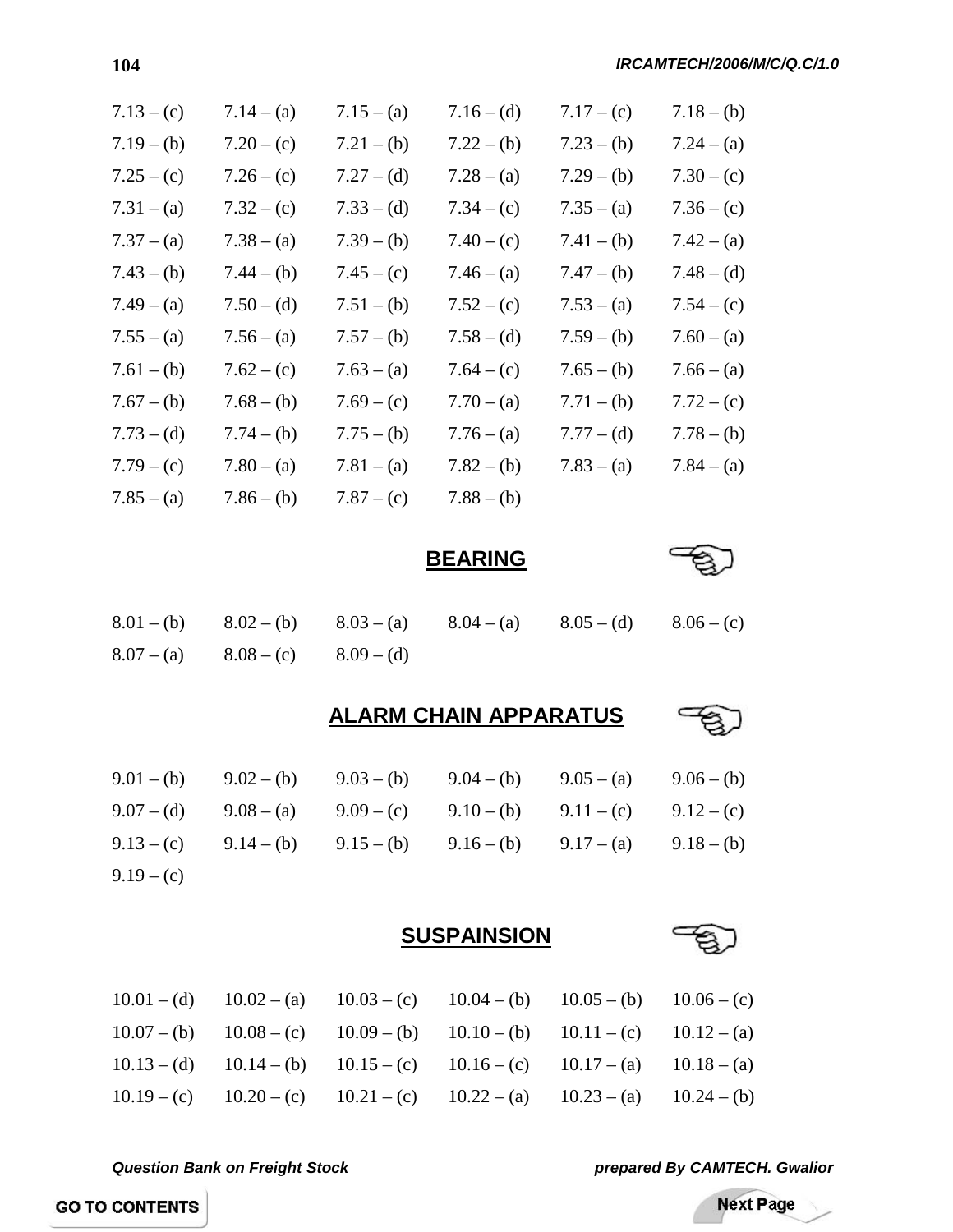7.13 – (c)    7.14 – (a)    7.15 – (a)    7.16 – (d)    7.17 – (c)    7.18 – (b)
7.19 – (b)    7.20 – (c)    7.21 – (b)    7.22 – (b)    7.23 – (b)    7.24 – (a)
7.25 – (c)    7.26 – (c)    7.27 – (d)    7.28 – (a)    7.29 – (b)    7.30 – (c)
7.31 – (a)    7.32 – (c)    7.33 – (d)    7.34 – (c)    7.35 – (a)    7.36 – (c)
7.37 – (a)    7.38 – (a)    7.39 – (b)    7.40 – (c)    7.41 – (b)    7.42 – (a)
7.43 – (b)    7.44 – (b)    7.45 – (c)    7.46 – (a)    7.47 – (b)    7.48 – (d)
7.49 – (a)    7.50 – (d)    7.51 – (b)    7.52 – (c)    7.53 – (a)    7.54 – (c)
7.55 – (a)    7.56 – (a)    7.57 – (b)    7.58 – (d)    7.59 – (b)    7.60 – (a)
7.61 – (b)    7.62 – (c)    7.63 – (a)    7.64 – (c)    7.65 – (b)    7.66 – (a)
7.67 – (b)    7.68 – (b)    7.69 – (c)    7.70 – (a)    7.71 – (b)    7.72 – (c)
7.73 – (d)    7.74 – (b)    7.75 – (b)    7.76 – (a)    7.77 – (d)    7.78 – (b)
7.79 – (c)    7.80 – (a)    7.81 – (a)    7.82 – (b)    7.83 – (a)    7.84 – (a)
7.85 – (a)    7.86 – (b)    7.87 – (c)    7.88 – (b)

## BEARING

8.01 – (b)    8.02 – (b)    8.03 – (a)    8.04 – (a)    8.05 – (d)    8.06 – (c)
8.07 – (a)    8.08 – (c)    8.09 – (d)

## ALARM CHAIN APPARATUS

9.01 – (b)    9.02 – (b)    9.03 – (b)    9.04 – (b)    9.05 – (a)    9.06 – (b)
9.07 – (d)    9.08 – (a)    9.09 – (c)    9.10 – (b)    9.11 – (c)    9.12 – (c)
9.13 – (c)    9.14 – (b)    9.15 – (b)    9.16 – (b)    9.17 – (a)    9.18 – (b)
9.19 – (c)

## SUSPAINSION

10.01 – (d)    10.02 – (a)    10.03 – (c)    10.04 – (b)    10.05 – (b)    10.06 – (c)
10.07 – (b)    10.08 – (c)    10.09 – (b)    10.10 – (b)    10.11 – (c)    10.12 – (a)
10.13 – (d)    10.14 – (b)    10.15 – (c)    10.16 – (c)    10.17 – (a)    10.18 – (a)
10.19 – (c)    10.20 – (c)    10.21 – (c)    10.22 – (a)    10.23 – (a)    10.24 – (b)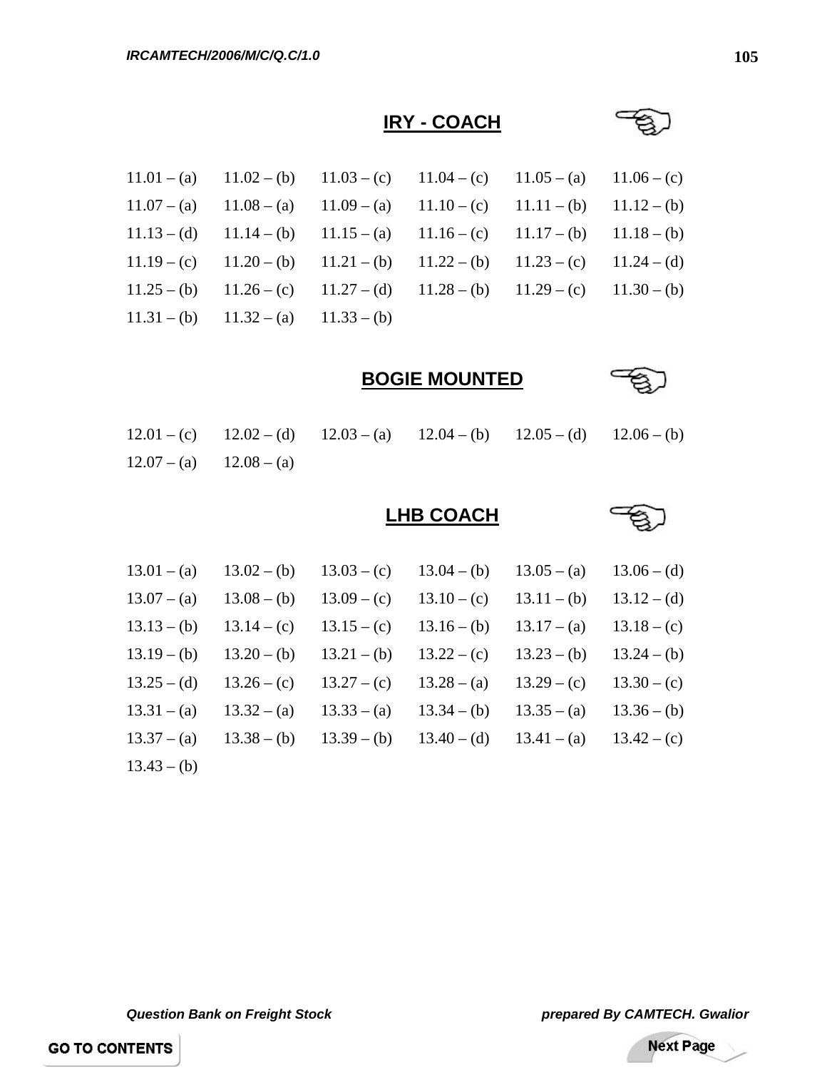## IRY - COACH

| | | | | | |
|---|---|---|---|---|---|
| 11.01 – (a) | 11.02 – (b) | 11.03 – (c) | 11.04 – (c) | 11.05 – (a) | 11.06 – (c) |
| 11.07 – (a) | 11.08 – (a) | 11.09 – (a) | 11.10 – (c) | 11.11 – (b) | 11.12 – (b) |
| 11.13 – (d) | 11.14 – (b) | 11.15 – (a) | 11.16 – (c) | 11.17 – (b) | 11.18 – (b) |
| 11.19 – (c) | 11.20 – (b) | 11.21 – (b) | 11.22 – (b) | 11.23 – (c) | 11.24 – (d) |
| 11.25 – (b) | 11.26 – (c) | 11.27 – (d) | 11.28 – (b) | 11.29 – (c) | 11.30 – (b) |
| 11.31 – (b) | 11.32 – (a) | 11.33 – (b) | | | |

## BOGIE MOUNTED

| | | | | | |
|---|---|---|---|---|---|
| 12.01 – (c) | 12.02 – (d) | 12.03 – (a) | 12.04 – (b) | 12.05 – (d) | 12.06 – (b) |
| 12.07 – (a) | 12.08 – (a) | | | | |

## LHB COACH

| | | | | | |
|---|---|---|---|---|---|
| 13.01 – (a) | 13.02 – (b) | 13.03 – (c) | 13.04 – (b) | 13.05 – (a) | 13.06 – (d) |
| 13.07 – (a) | 13.08 – (b) | 13.09 – (c) | 13.10 – (c) | 13.11 – (b) | 13.12 – (d) |
| 13.13 – (b) | 13.14 – (c) | 13.15 – (c) | 13.16 – (b) | 13.17 – (a) | 13.18 – (c) |
| 13.19 – (b) | 13.20 – (b) | 13.21 – (b) | 13.22 – (c) | 13.23 – (b) | 13.24 – (b) |
| 13.25 – (d) | 13.26 – (c) | 13.27 – (c) | 13.28 – (a) | 13.29 – (c) | 13.30 – (c) |
| 13.31 – (a) | 13.32 – (a) | 13.33 – (a) | 13.34 – (b) | 13.35 – (a) | 13.36 – (b) |
| 13.37 – (a) | 13.38 – (b) | 13.39 – (b) | 13.40 – (d) | 13.41 – (a) | 13.42 – (c) |
| 13.43 – (b) | | | | | |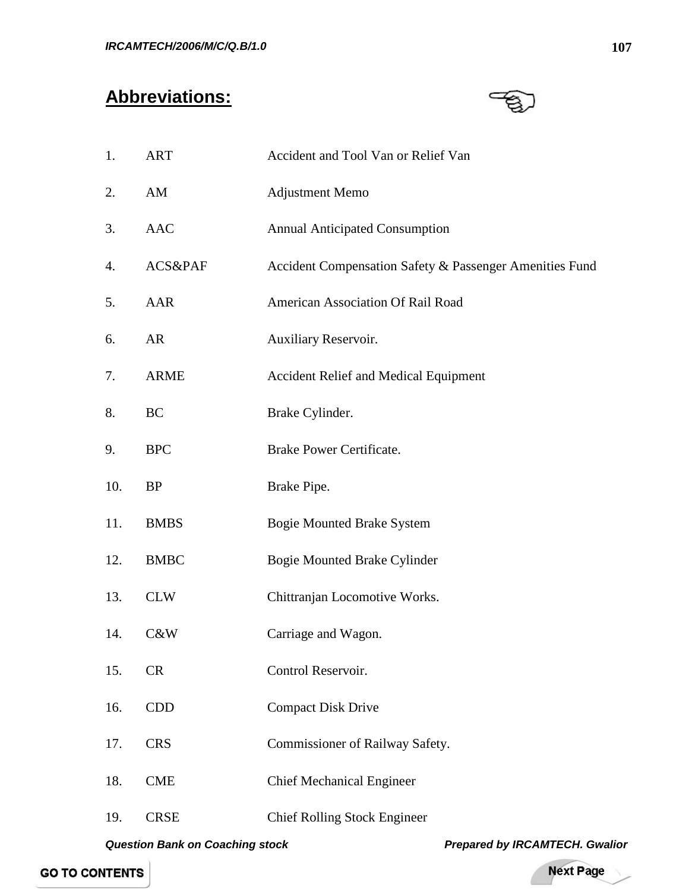## Abbreviations:

| | | |
|---|---|---|
| 1. | ART | Accident and Tool Van or Relief Van |
| 2. | AM | Adjustment Memo |
| 3. | AAC | Annual Anticipated Consumption |
| 4. | ACS&PAF | Accident Compensation Safety & Passenger Amenities Fund |
| 5. | AAR | American Association Of Rail Road |
| 6. | AR | Auxiliary Reservoir. |
| 7. | ARME | Accident Relief and Medical Equipment |
| 8. | BC | Brake Cylinder. |
| 9. | BPC | Brake Power Certificate. |
| 10. | BP | Brake Pipe. |
| 11. | BMBS | Bogie Mounted Brake System |
| 12. | BMBC | Bogie Mounted Brake Cylinder |
| 13. | CLW | Chittranjan Locomotive Works. |
| 14. | C&W | Carriage and Wagon. |
| 15. | CR | Control Reservoir. |
| 16. | CDD | Compact Disk Drive |
| 17. | CRS | Commissioner of Railway Safety. |
| 18. | CME | Chief Mechanical Engineer |
| 19. | CRSE | Chief Rolling Stock Engineer |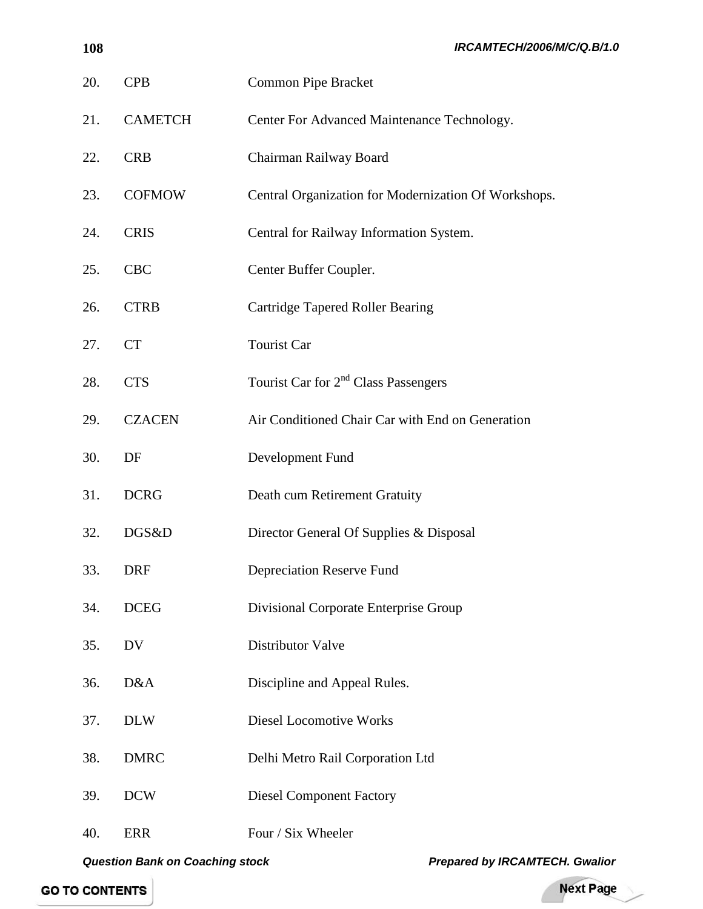| | | |
|---|---|---|
| 20. | CPB | Common Pipe Bracket |
| 21. | CAMETCH | Center For Advanced Maintenance Technology. |
| 22. | CRB | Chairman Railway Board |
| 23. | COFMOW | Central Organization for Modernization Of Workshops. |
| 24. | CRIS | Central for Railway Information System. |
| 25. | CBC | Center Buffer Coupler. |
| 26. | CTRB | Cartridge Tapered Roller Bearing |
| 27. | CT | Tourist Car |
| 28. | CTS | Tourist Car for 2nd Class Passengers |
| 29. | CZACEN | Air Conditioned Chair Car with End on Generation |
| 30. | DF | Development Fund |
| 31. | DCRG | Death cum Retirement Gratuity |
| 32. | DGS&D | Director General Of Supplies & Disposal |
| 33. | DRF | Depreciation Reserve Fund |
| 34. | DCEG | Divisional Corporate Enterprise Group |
| 35. | DV | Distributor Valve |
| 36. | D&A | Discipline and Appeal Rules. |
| 37. | DLW | Diesel Locomotive Works |
| 38. | DMRC | Delhi Metro Rail Corporation Ltd |
| 39. | DCW | Diesel Component Factory |
| 40. | ERR | Four / Six Wheeler |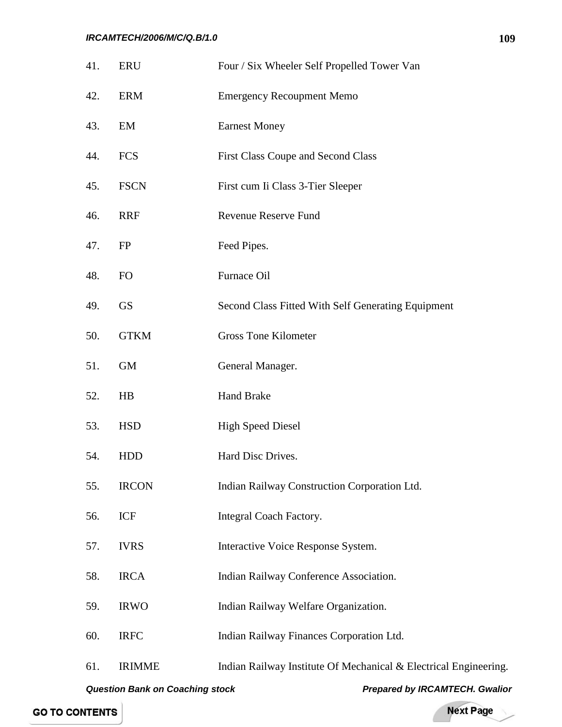| | | |
|---|---|---|
| 41. | ERU | Four / Six Wheeler Self Propelled Tower Van |
| 42. | ERM | Emergency Recoupment Memo |
| 43. | EM | Earnest Money |
| 44. | FCS | First Class Coupe and Second Class |
| 45. | FSCN | First cum Ii Class 3-Tier Sleeper |
| 46. | RRF | Revenue Reserve Fund |
| 47. | FP | Feed Pipes. |
| 48. | FO | Furnace Oil |
| 49. | GS | Second Class Fitted With Self Generating Equipment |
| 50. | GTKM | Gross Tone Kilometer |
| 51. | GM | General Manager. |
| 52. | HB | Hand Brake |
| 53. | HSD | High Speed Diesel |
| 54. | HDD | Hard Disc Drives. |
| 55. | IRCON | Indian Railway Construction Corporation Ltd. |
| 56. | ICF | Integral Coach Factory. |
| 57. | IVRS | Interactive Voice Response System. |
| 58. | IRCA | Indian Railway Conference Association. |
| 59. | IRWO | Indian Railway Welfare Organization. |
| 60. | IRFC | Indian Railway Finances Corporation Ltd. |
| 61. | IRIMME | Indian Railway Institute Of Mechanical & Electrical Engineering. |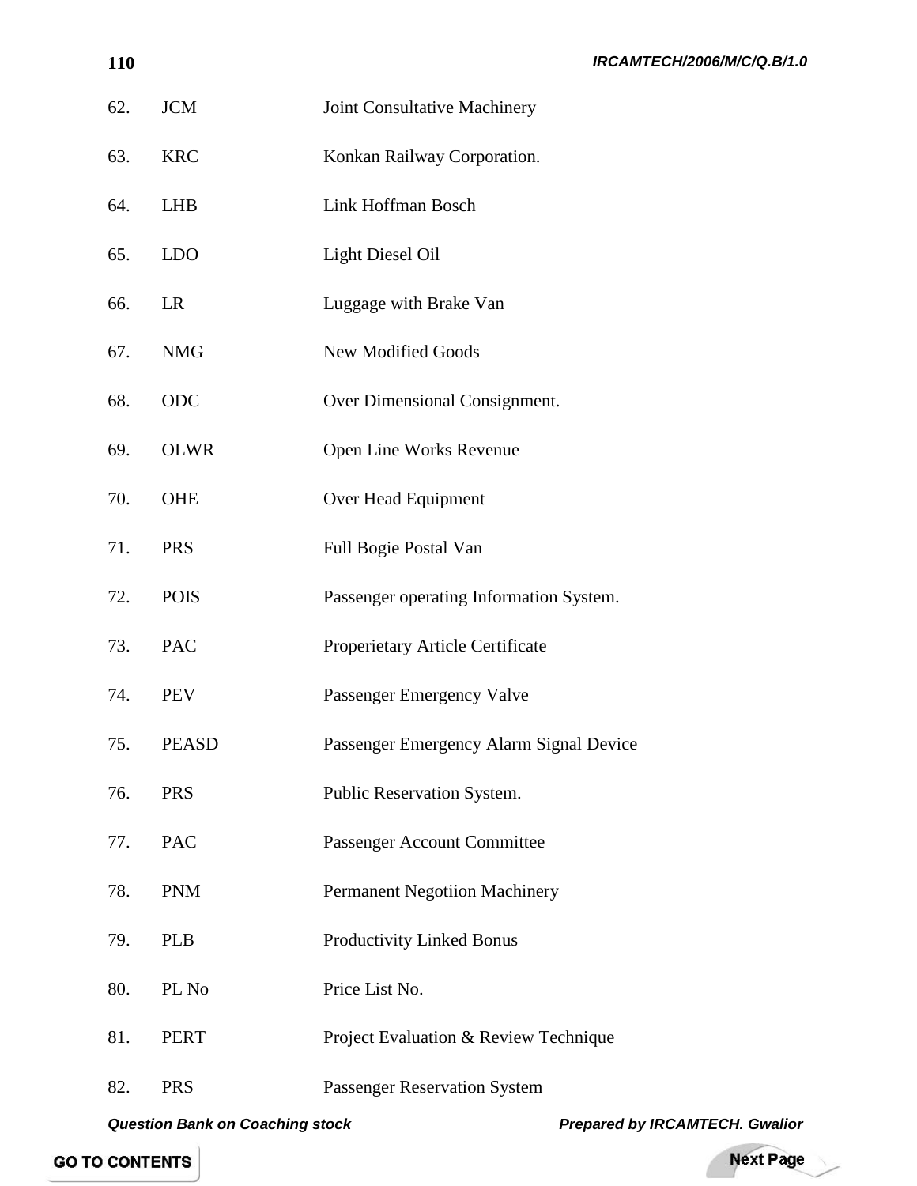| | | |
|---|---|---|
| 62. | JCM | Joint Consultative Machinery |
| 63. | KRC | Konkan Railway Corporation. |
| 64. | LHB | Link Hoffman Bosch |
| 65. | LDO | Light Diesel Oil |
| 66. | LR | Luggage with Brake Van |
| 67. | NMG | New Modified Goods |
| 68. | ODC | Over Dimensional Consignment. |
| 69. | OLWR | Open Line Works Revenue |
| 70. | OHE | Over Head Equipment |
| 71. | PRS | Full Bogie Postal Van |
| 72. | POIS | Passenger operating Information System. |
| 73. | PAC | Properietary Article Certificate |
| 74. | PEV | Passenger Emergency Valve |
| 75. | PEASD | Passenger Emergency Alarm Signal Device |
| 76. | PRS | Public Reservation System. |
| 77. | PAC | Passenger Account Committee |
| 78. | PNM | Permanent Negotiion Machinery |
| 79. | PLB | Productivity Linked Bonus |
| 80. | PL No | Price List No. |
| 81. | PERT | Project Evaluation & Review Technique |
| 82. | PRS | Passenger Reservation System |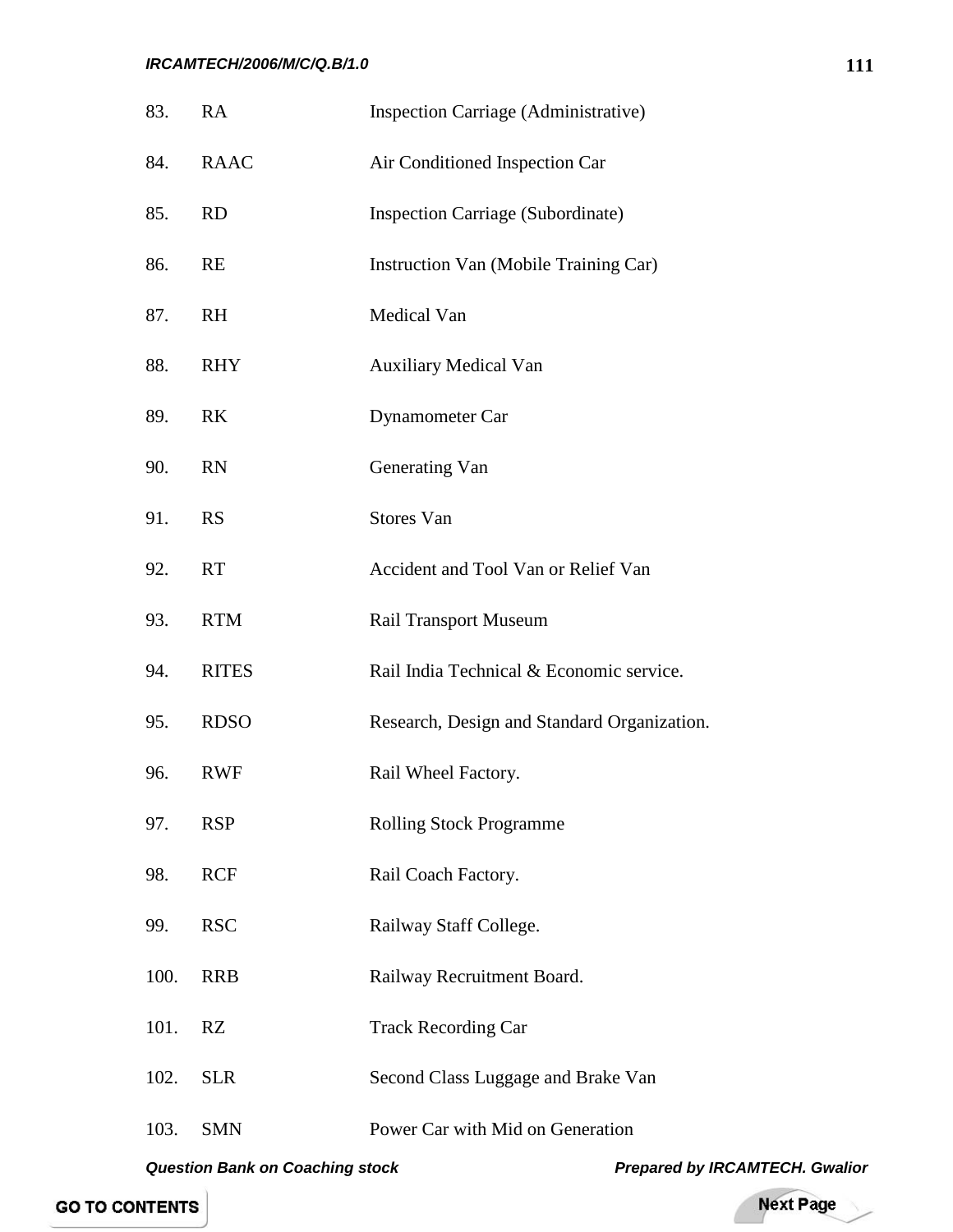| | | |
|---|---|---|
| 83. | RA | Inspection Carriage (Administrative) |
| 84. | RAAC | Air Conditioned Inspection Car |
| 85. | RD | Inspection Carriage (Subordinate) |
| 86. | RE | Instruction Van (Mobile Training Car) |
| 87. | RH | Medical Van |
| 88. | RHY | Auxiliary Medical Van |
| 89. | RK | Dynamometer Car |
| 90. | RN | Generating Van |
| 91. | RS | Stores Van |
| 92. | RT | Accident and Tool Van or Relief Van |
| 93. | RTM | Rail Transport Museum |
| 94. | RITES | Rail India Technical & Economic service. |
| 95. | RDSO | Research, Design and Standard Organization. |
| 96. | RWF | Rail Wheel Factory. |
| 97. | RSP | Rolling Stock Programme |
| 98. | RCF | Rail Coach Factory. |
| 99. | RSC | Railway Staff College. |
| 100. | RRB | Railway Recruitment Board. |
| 101. | RZ | Track Recording Car |
| 102. | SLR | Second Class Luggage and Brake Van |
| 103. | SMN | Power Car with Mid on Generation |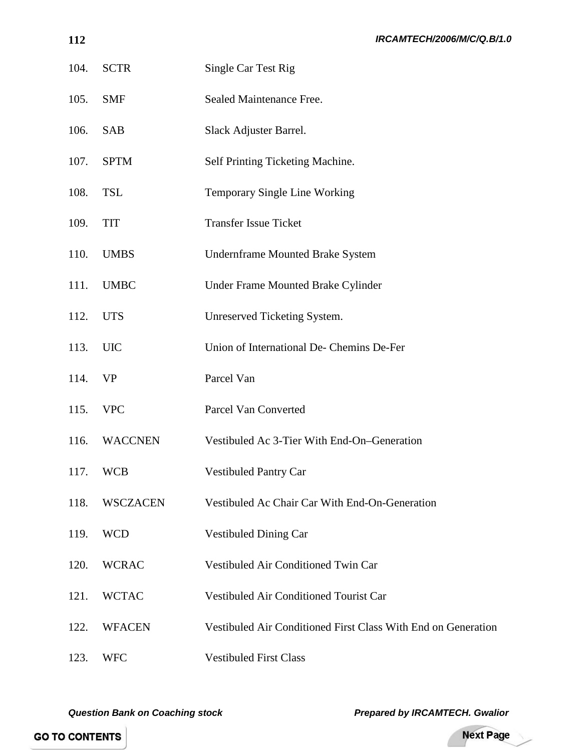| | | |
|---|---|---|
| 104. | SCTR | Single Car Test Rig |
| 105. | SMF | Sealed Maintenance Free. |
| 106. | SAB | Slack Adjuster Barrel. |
| 107. | SPTM | Self Printing Ticketing Machine. |
| 108. | TSL | Temporary Single Line Working |
| 109. | TIT | Transfer Issue Ticket |
| 110. | UMBS | Undernframe Mounted Brake System |
| 111. | UMBC | Under Frame Mounted Brake Cylinder |
| 112. | UTS | Unreserved Ticketing System. |
| 113. | UIC | Union of International De- Chemins De-Fer |
| 114. | VP | Parcel Van |
| 115. | VPC | Parcel Van Converted |
| 116. | WACCNEN | Vestibuled Ac 3-Tier With End-On–Generation |
| 117. | WCB | Vestibuled Pantry Car |
| 118. | WSCZACEN | Vestibuled Ac Chair Car With End-On-Generation |
| 119. | WCD | Vestibuled Dining Car |
| 120. | WCRAC | Vestibuled Air Conditioned Twin Car |
| 121. | WCTAC | Vestibuled Air Conditioned Tourist Car |
| 122. | WFACEN | Vestibuled Air Conditioned First Class With End on Generation |
| 123. | WFC | Vestibuled First Class |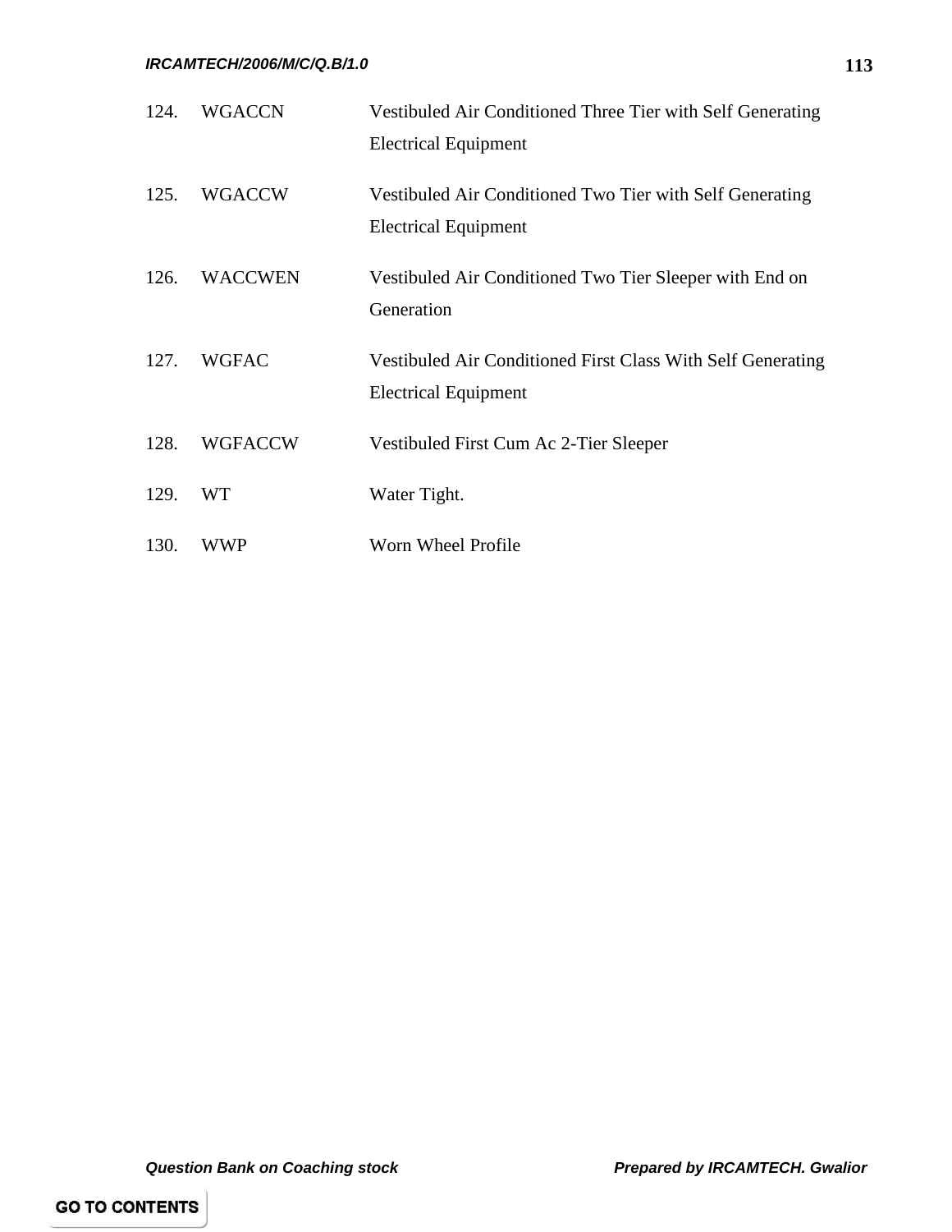| | | |
|---|---|---|
| 124. | WGACCN | Vestibuled Air Conditioned Three Tier with Self Generating Electrical Equipment |
| 125. | WGACCW | Vestibuled Air Conditioned Two Tier with Self Generating Electrical Equipment |
| 126. | WACCWEN | Vestibuled Air Conditioned Two Tier Sleeper with End on Generation |
| 127. | WGFAC | Vestibuled Air Conditioned First Class With Self Generating Electrical Equipment |
| 128. | WGFACCW | Vestibuled First Cum Ac 2-Tier Sleeper |
| 129. | WT | Water Tight. |
| 130. | WWP | Worn Wheel Profile |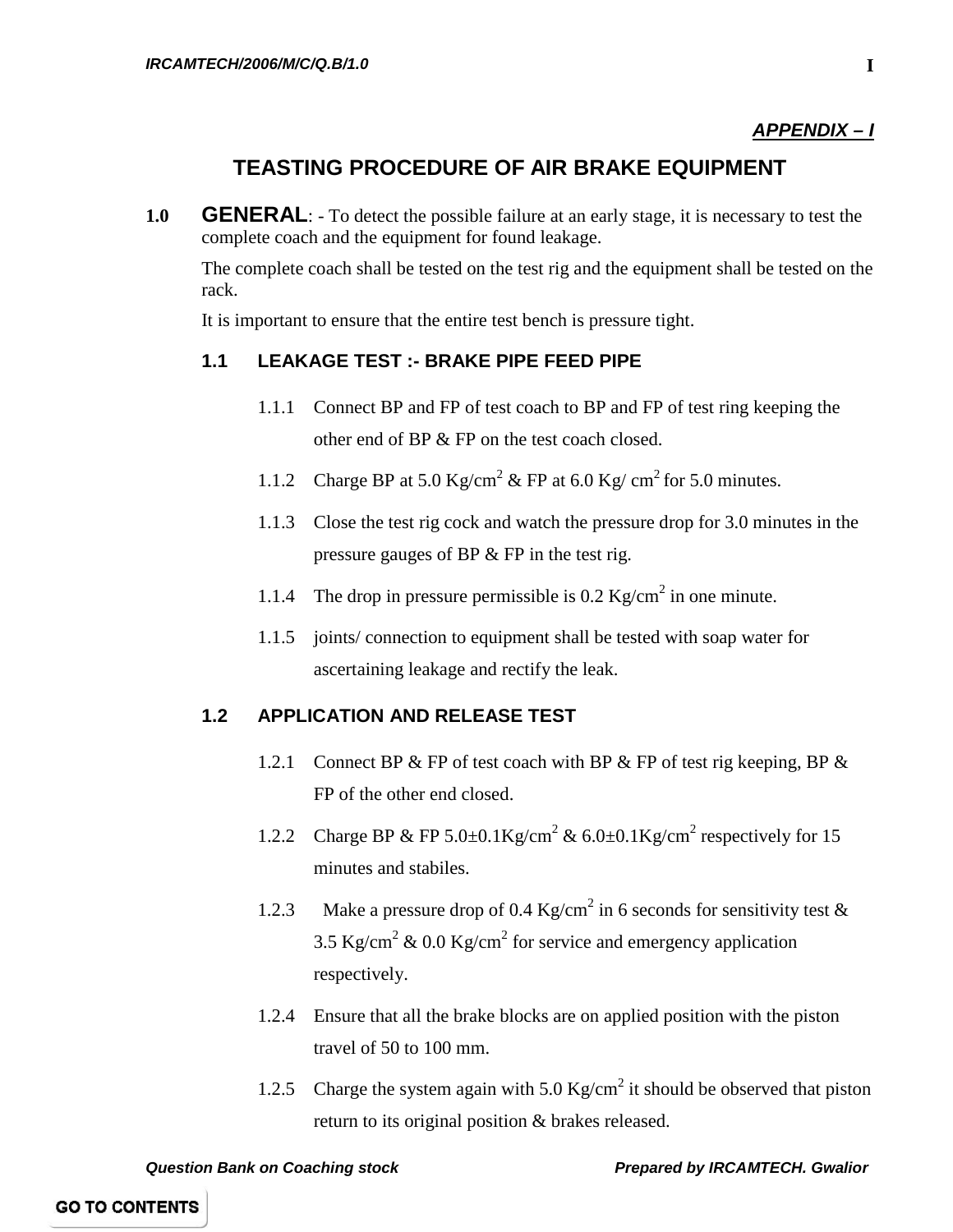***APPENDIX – I***

# TEASTING PROCEDURE OF AIR BRAKE EQUIPMENT

**1.0 GENERAL**: - To detect the possible failure at an early stage, it is necessary to test the complete coach and the equipment for found leakage.

The complete coach shall be tested on the test rig and the equipment shall be tested on the rack.

It is important to ensure that the entire test bench is pressure tight.

## 1.1 LEAKAGE TEST :- BRAKE PIPE FEED PIPE

1.1.1 Connect BP and FP of test coach to BP and FP of test ring keeping the other end of BP & FP on the test coach closed.

1.1.2 Charge BP at 5.0 $Kg/cm^2$ & FP at 6.0 $Kg/cm^2$ for 5.0 minutes.

1.1.3 Close the test rig cock and watch the pressure drop for 3.0 minutes in the pressure gauges of BP & FP in the test rig.

1.1.4 The drop in pressure permissible is 0.2 $Kg/cm^2$ in one minute.

1.1.5 joints/ connection to equipment shall be tested with soap water for ascertaining leakage and rectify the leak.

## 1.2 APPLICATION AND RELEASE TEST

1.2.1 Connect BP & FP of test coach with BP & FP of test rig keeping, BP & FP of the other end closed.

1.2.2 Charge BP & FP $5.0\pm0.1Kg/cm^2$ & $6.0\pm0.1Kg/cm^2$ respectively for 15 minutes and stabiles.

1.2.3 Make a pressure drop of 0.4 $Kg/cm^2$ in 6 seconds for sensitivity test & 3.5 $Kg/cm^2$ & 0.0 $Kg/cm^2$ for service and emergency application respectively.

1.2.4 Ensure that all the brake blocks are on applied position with the piston travel of 50 to 100 mm.

1.2.5 Charge the system again with 5.0 $Kg/cm^2$ it should be observed that piston return to its original position & brakes released.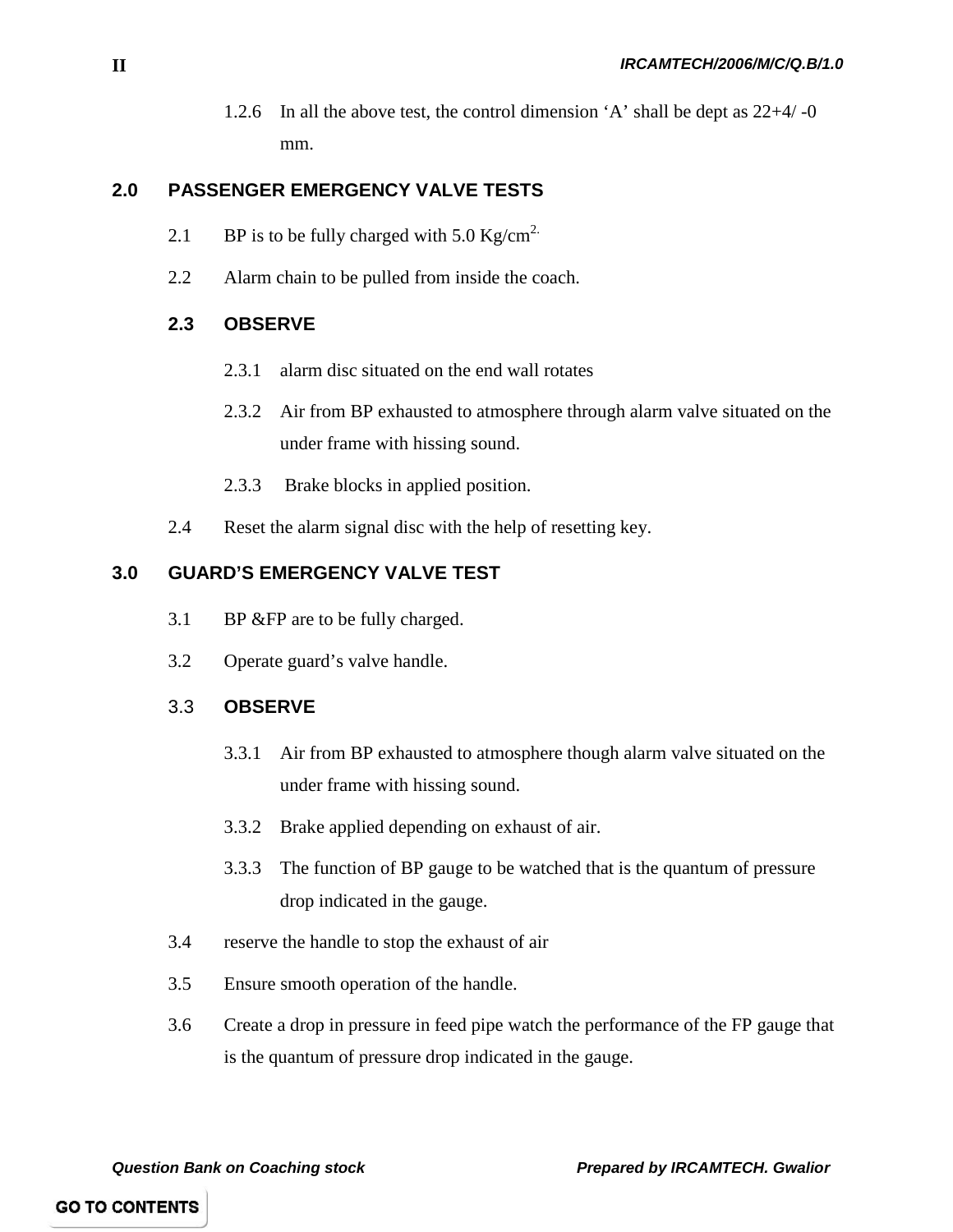1.2.6 In all the above test, the control dimension ‘A’ shall be dept as 22+4/ -0 mm.

## 2.0 PASSENGER EMERGENCY VALVE TESTS

2.1 BP is to be fully charged with 5.0 Kg/cm$^{2.}$

2.2 Alarm chain to be pulled from inside the coach.

### 2.3 OBSERVE

2.3.1 alarm disc situated on the end wall rotates

2.3.2 Air from BP exhausted to atmosphere through alarm valve situated on the under frame with hissing sound.

2.3.3 Brake blocks in applied position.

2.4 Reset the alarm signal disc with the help of resetting key.

## 3.0 GUARD’S EMERGENCY VALVE TEST

3.1 BP &FP are to be fully charged.

3.2 Operate guard’s valve handle.

### 3.3 OBSERVE

3.3.1 Air from BP exhausted to atmosphere though alarm valve situated on the under frame with hissing sound.

3.3.2 Brake applied depending on exhaust of air.

3.3.3 The function of BP gauge to be watched that is the quantum of pressure drop indicated in the gauge.

3.4 reserve the handle to stop the exhaust of air

3.5 Ensure smooth operation of the handle.

3.6 Create a drop in pressure in feed pipe watch the performance of the FP gauge that is the quantum of pressure drop indicated in the gauge.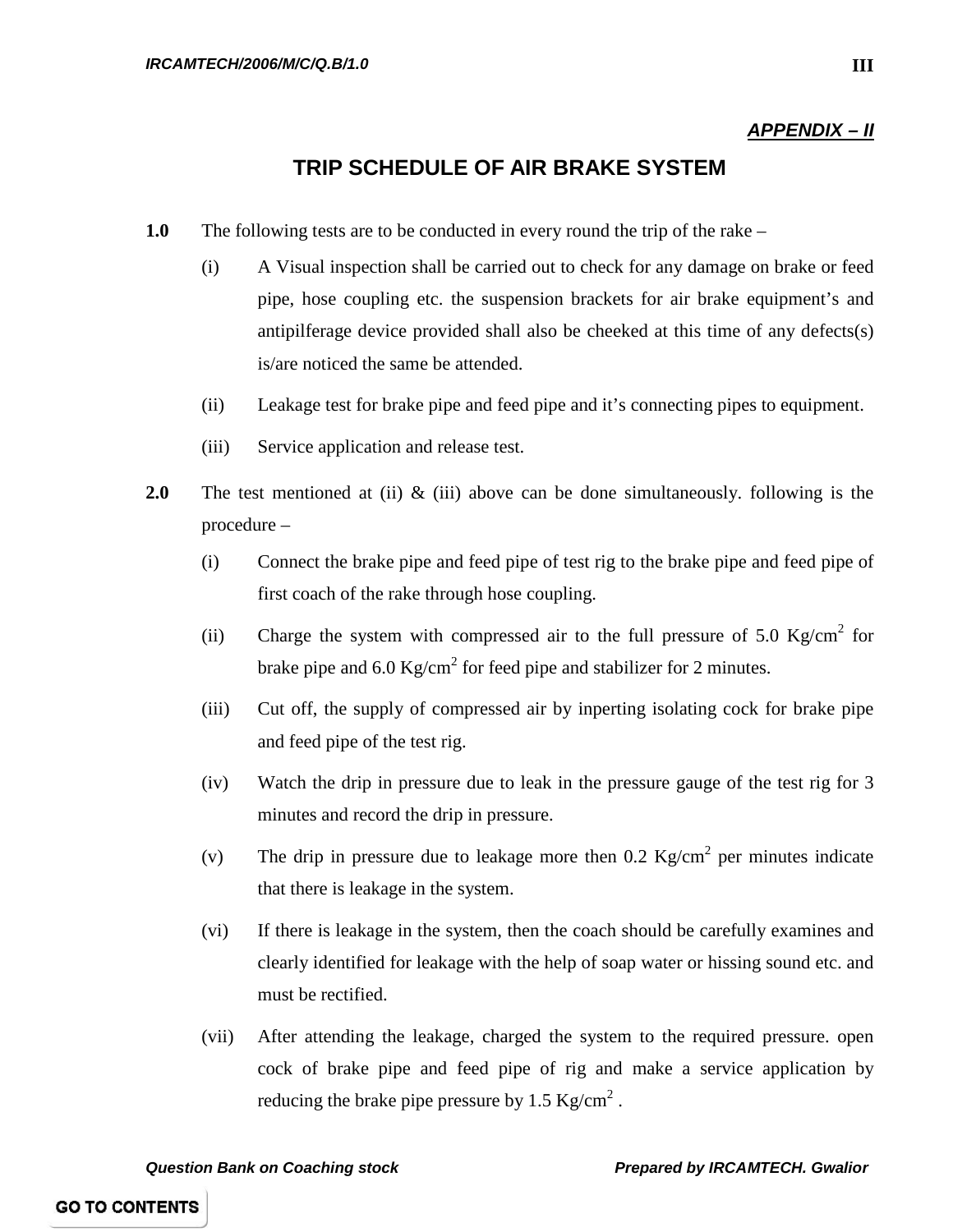***APPENDIX – II***

## TRIP SCHEDULE OF AIR BRAKE SYSTEM

**1.0** The following tests are to be conducted in every round the trip of the rake –

(i) A Visual inspection shall be carried out to check for any damage on brake or feed pipe, hose coupling etc. the suspension brackets for air brake equipment's and antipilferage device provided shall also be cheeked at this time of any defects(s) is/are noticed the same be attended.

(ii) Leakage test for brake pipe and feed pipe and it's connecting pipes to equipment.

(iii) Service application and release test.

**2.0** The test mentioned at (ii) & (iii) above can be done simultaneously. following is the procedure –

(i) Connect the brake pipe and feed pipe of test rig to the brake pipe and feed pipe of first coach of the rake through hose coupling.

(ii) Charge the system with compressed air to the full pressure of 5.0 Kg/cm$^2$ for brake pipe and 6.0 Kg/cm$^2$ for feed pipe and stabilizer for 2 minutes.

(iii) Cut off, the supply of compressed air by inperting isolating cock for brake pipe and feed pipe of the test rig.

(iv) Watch the drip in pressure due to leak in the pressure gauge of the test rig for 3 minutes and record the drip in pressure.

(v) The drip in pressure due to leakage more then 0.2 Kg/cm$^2$ per minutes indicate that there is leakage in the system.

(vi) If there is leakage in the system, then the coach should be carefully examines and clearly identified for leakage with the help of soap water or hissing sound etc. and must be rectified.

(vii) After attending the leakage, charged the system to the required pressure. open cock of brake pipe and feed pipe of rig and make a service application by reducing the brake pipe pressure by 1.5 Kg/cm$^2$ .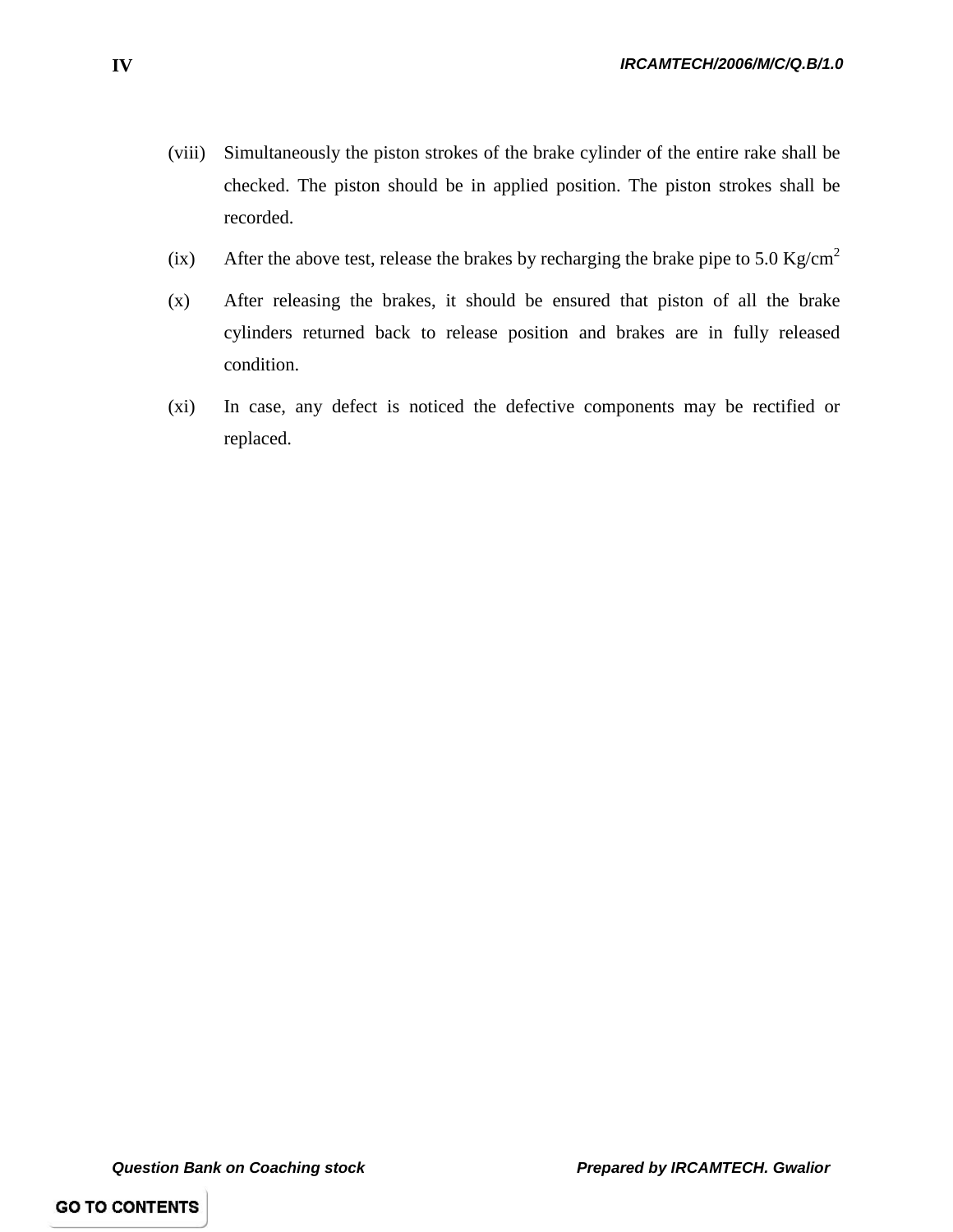(viii) Simultaneously the piston strokes of the brake cylinder of the entire rake shall be checked. The piston should be in applied position. The piston strokes shall be recorded.

(ix) After the above test, release the brakes by recharging the brake pipe to 5.0 $Kg/cm^2$

(x) After releasing the brakes, it should be ensured that piston of all the brake cylinders returned back to release position and brakes are in fully released condition.

(xi) In case, any defect is noticed the defective components may be rectified or replaced.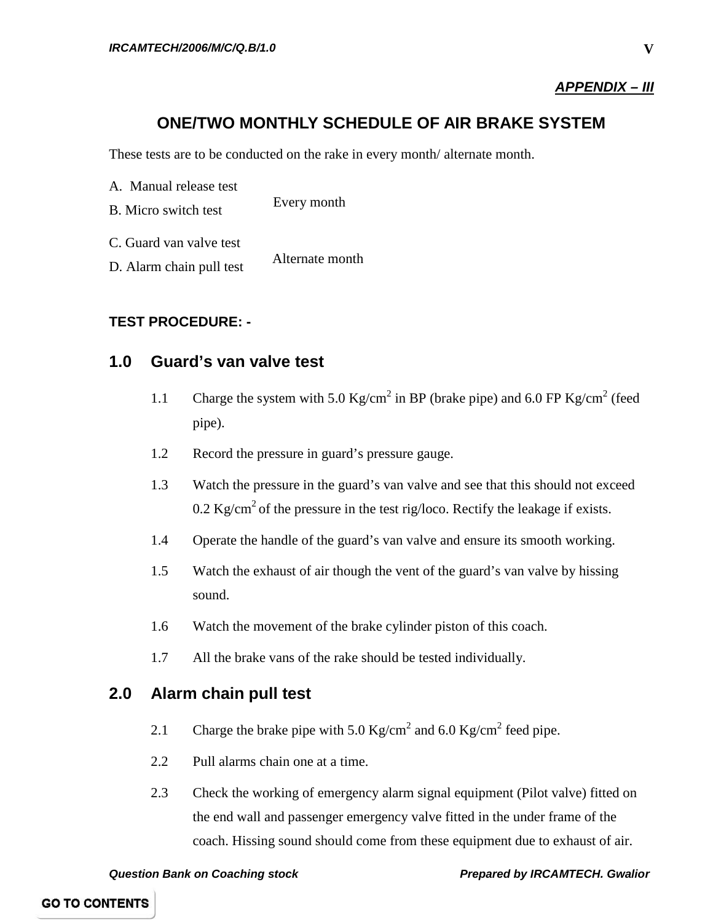*APPENDIX – III*

## ONE/TWO MONTHLY SCHEDULE OF AIR BRAKE SYSTEM

These tests are to be conducted on the rake in every month/ alternate month.

| Test | Frequency |
| --- | --- |
| A. Manual release test<br>B. Micro switch test | Every month |
| C. Guard van valve test<br>D. Alarm chain pull test | Alternate month |

**TEST PROCEDURE: -**

### 1.0 Guard's van valve test

1.1 Charge the system with 5.0 $Kg/cm^2$ in BP (brake pipe) and 6.0 FP $Kg/cm^2$ (feed pipe).

1.2 Record the pressure in guard's pressure gauge.

1.3 Watch the pressure in the guard's van valve and see that this should not exceed 0.2 $Kg/cm^2$ of the pressure in the test rig/loco. Rectify the leakage if exists.

1.4 Operate the handle of the guard's van valve and ensure its smooth working.

1.5 Watch the exhaust of air though the vent of the guard's van valve by hissing sound.

1.6 Watch the movement of the brake cylinder piston of this coach.

1.7 All the brake vans of the rake should be tested individually.

### 2.0 Alarm chain pull test

2.1 Charge the brake pipe with 5.0 $Kg/cm^2$ and 6.0 $Kg/cm^2$ feed pipe.

2.2 Pull alarms chain one at a time.

2.3 Check the working of emergency alarm signal equipment (Pilot valve) fitted on the end wall and passenger emergency valve fitted in the under frame of the coach. Hissing sound should come from these equipment due to exhaust of air.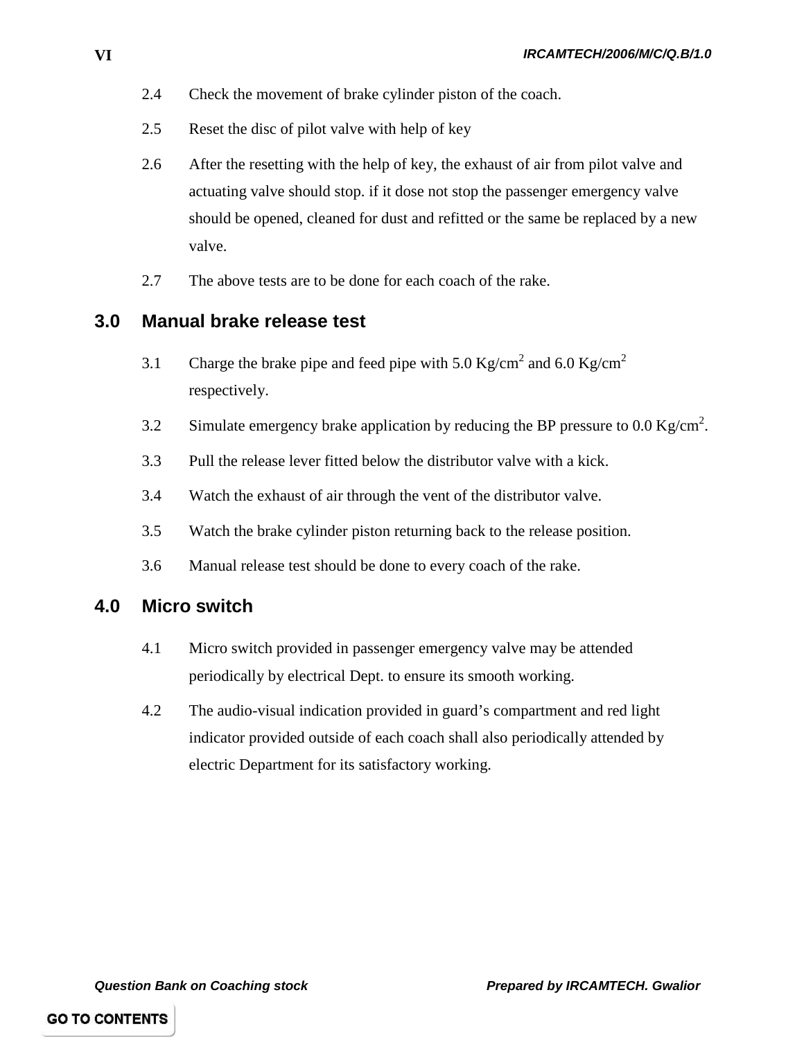2.4 Check the movement of brake cylinder piston of the coach.

2.5 Reset the disc of pilot valve with help of key

2.6 After the resetting with the help of key, the exhaust of air from pilot valve and actuating valve should stop. if it dose not stop the passenger emergency valve should be opened, cleaned for dust and refitted or the same be replaced by a new valve.

2.7 The above tests are to be done for each coach of the rake.

## 3.0 Manual brake release test

3.1 Charge the brake pipe and feed pipe with 5.0 $Kg/cm^2$ and 6.0 $Kg/cm^2$ respectively.

3.2 Simulate emergency brake application by reducing the BP pressure to 0.0 $Kg/cm^2$.

3.3 Pull the release lever fitted below the distributor valve with a kick.

3.4 Watch the exhaust of air through the vent of the distributor valve.

3.5 Watch the brake cylinder piston returning back to the release position.

3.6 Manual release test should be done to every coach of the rake.

## 4.0 Micro switch

4.1 Micro switch provided in passenger emergency valve may be attended periodically by electrical Dept. to ensure its smooth working.

4.2 The audio-visual indication provided in guard's compartment and red light indicator provided outside of each coach shall also periodically attended by electric Department for its satisfactory working.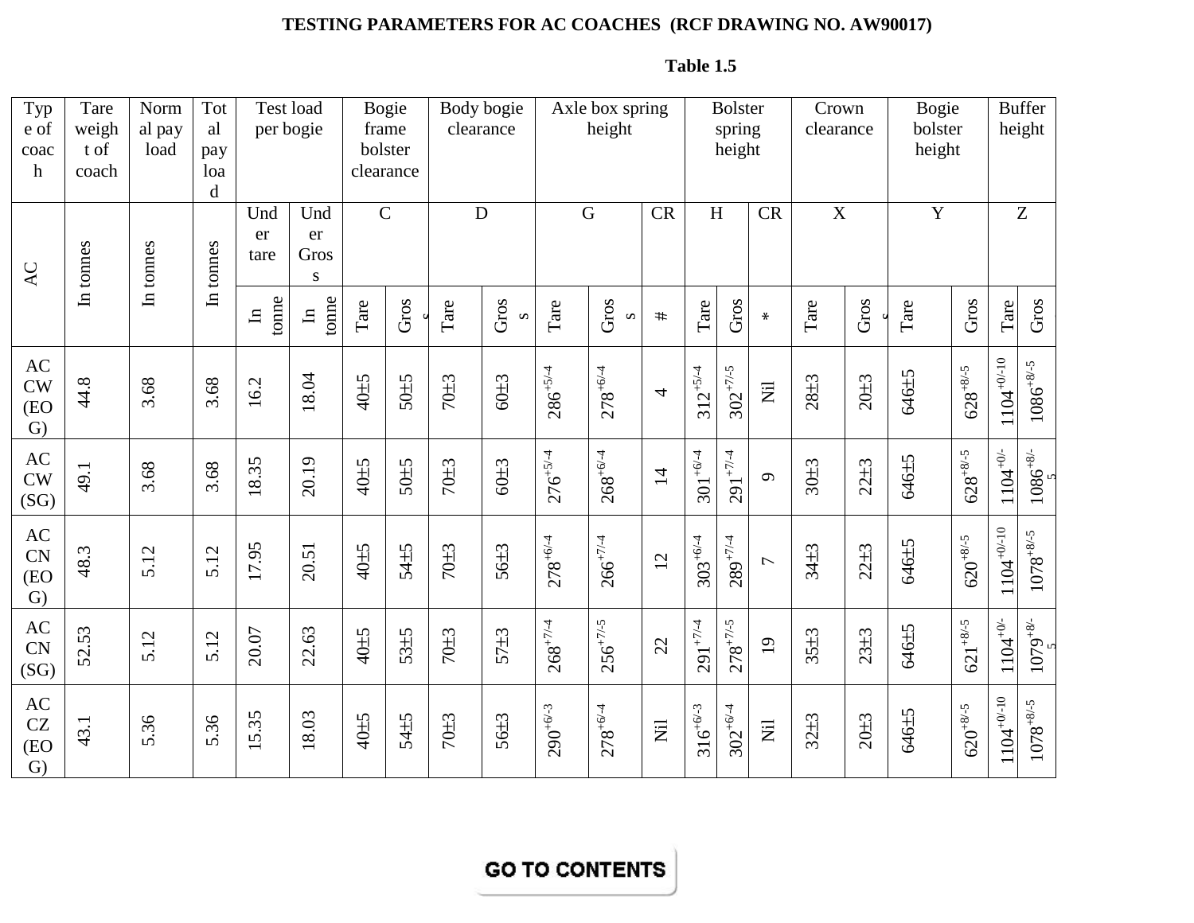**TESTING PARAMETERS FOR AC COACHES (RCF DRAWING NO. AW90017)**

**Table 1.5**

| Type of coach | Tare weight of coach | Normal pay load | Total pay load | Test load per bogie | | Bogie frame bolster clearance | | Body bogie clearance | | Axle box spring height | | | Bolster spring height | | | Crown clearance | | Bogie bolster height | | Buffer height | |
|---|---|---|---|---|---|---|---|---|---|---|---|---|---|---|---|---|---|---|---|---|---|
| AC | | | | Under tare | Under Gross | C | | D | | G | | CR | H | | CR | X | | Y | | Z | |
| | In tonnes | In tonnes | In tonnes | In tonne | In tonne | Tare | Gross | Tare | Gross | Tare | Gross | # | Tare | Gross | * | Tare | Gross | Tare | Gross | Tare | Gross |
| AC CW (EOG) | 44.8 | 3.68 | 3.68 | 16.2 | 18.04 | 40±5 | 50±5 | 70±3 | 60±3 | $286^{+5/-4}$ | $278^{+6/-4}$ | 4 | $312^{+5/-4}$ | $302^{+7/-5}$ | Nil | 28±3 | 20±3 | 646±5 | $628^{+8/-5}$ | $1104^{+0/-10}$ | $1086^{+8/-5}$ |
| AC CW (SG) | 49.1 | 3.68 | 3.68 | 18.35 | 20.19 | 40±5 | 50±5 | 70±3 | 60±3 | $276^{+5/-4}$ | $268^{+6/-4}$ | 14 | $301^{+6/-4}$ | $291^{+7/-4}$ | 9 | 30±3 | 22±3 | 646±5 | $628^{+8/-5}$ | $1104^{+0/-}$ | $1086^{+8/-5}$ |
| AC CN (EOG) | 48.3 | 5.12 | 5.12 | 17.95 | 20.51 | 40±5 | 54±5 | 70±3 | 56±3 | $278^{+6/-4}$ | $266^{+7/-4}$ | 12 | $303^{+6/-4}$ | $289^{+7/-4}$ | 7 | 34±3 | 22±3 | 646±5 | $620^{+8/-5}$ | $1104^{+0/-10}$ | $1078^{+8/-5}$ |
| AC CN (SG) | 52.53 | 5.12 | 5.12 | 20.07 | 22.63 | 40±5 | 53±5 | 70±3 | 57±3 | $268^{+7/-4}$ | $256^{+7/-5}$ | 22 | $291^{+7/-4}$ | $278^{+7/-5}$ | 19 | 35±3 | 23±3 | 646±5 | $621^{+8/-5}$ | $1104^{+0/-}$ | $1079^{+8/-5}$ |
| AC CZ (EOG) | 43.1 | 5.36 | 5.36 | 15.35 | 18.03 | 40±5 | 54±5 | 70±3 | 56±3 | $290^{+6/-3}$ | $278^{+6/-4}$ | Nil | $316^{+6/-3}$ | $302^{+6/-4}$ | Nil | 32±3 | 20±3 | 646±5 | $620^{+8/-5}$ | $1104^{+0/-10}$ | $1078^{+8/-5}$ |

GO TO CONTENTS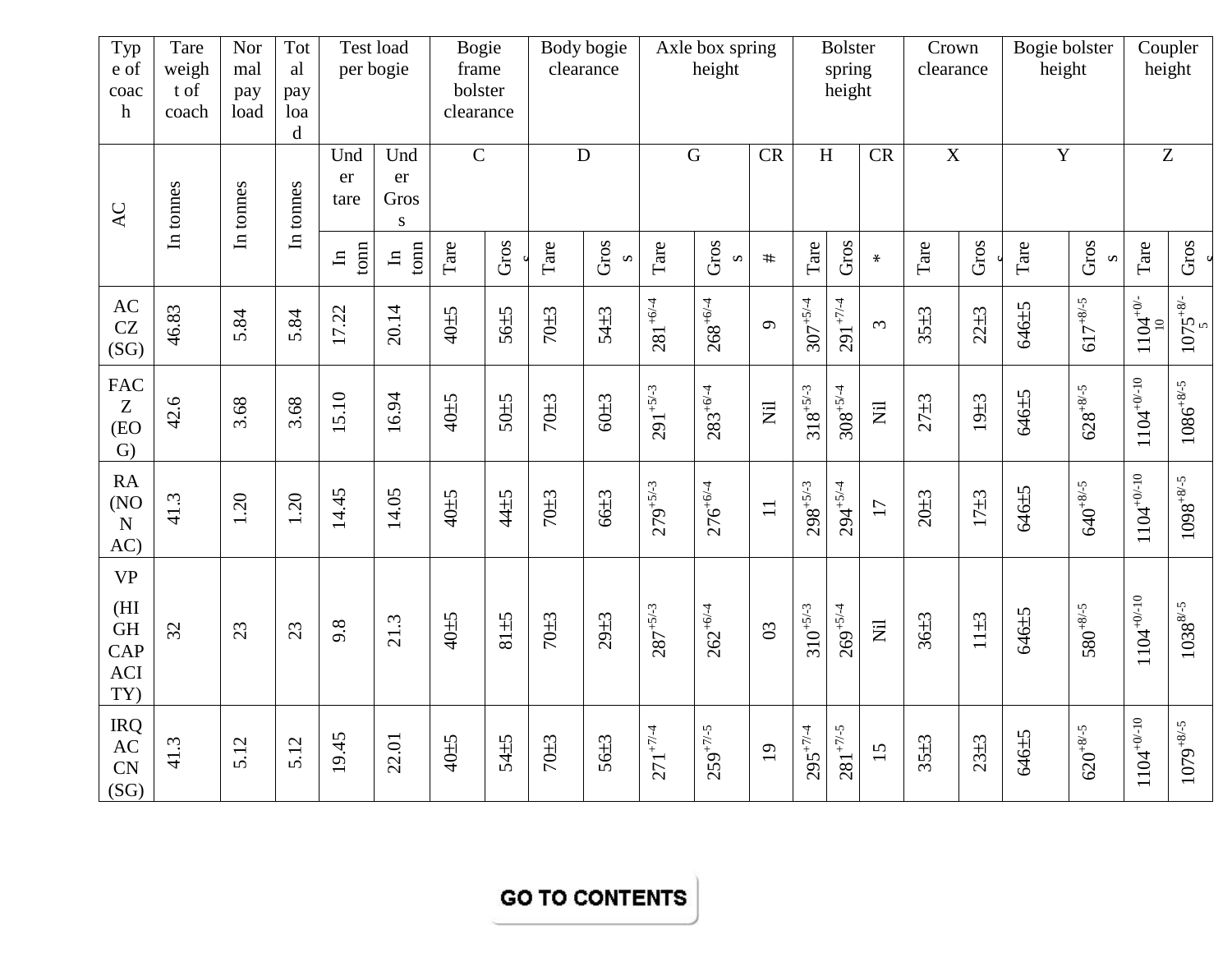| Type of coach | Tare weight of coach | Normal pay load | Total pay load | Test load per bogie | | Bogie frame bolster clearance | | Body bogie clearance | | Axle box spring height | | | Bolster spring height | | | Crown clearance | | Bogie bolster height | | Coupler height | |
|---|---|---|---|---|---|---|---|---|---|---|---|---|---|---|---|---|---|---|---|---|---|
| AC | In tonnes | In tonnes | In tonnes | Under tare | Under Gross | C | | D | | G | | CR | H | | CR | X | | Y | | Z | |
| | | | | In tonn | In tonn | Tare | Gross | Tare | Gross | Tare | Gross | # | Tare | Gross | * | Tare | Gross | Tare | Gross | Tare | Gross |
| AC CZ (SG) | 46.83 | 5.84 | 5.84 | 17.22 | 20.14 | 40±5 | 56±5 | 70±3 | 54±3 | $281^{+6/-4}$ | $268^{+6/-4}$ | 9 | $307^{+5/-4}$ | $291^{+7/-4}$ | 3 | 35±3 | 22±3 | 646±5 | $617^{+8/-5}$ | $1104^{+0/-10}$ | $1075^{+8/-5}$ |
| FACZ (EOG) | 42.6 | 3.68 | 3.68 | 15.10 | 16.94 | 40±5 | 50±5 | 70±3 | 60±3 | $291^{+5/-3}$ | $283^{+6/-4}$ | Nil | $318^{+5/-3}$ | $308^{+5/-4}$ | Nil | 27±3 | 19±3 | 646±5 | $628^{+8/-5}$ | $1104^{+0/-10}$ | $1086^{+8/-5}$ |
| RA (NON AC) | 41.3 | 1.20 | 1.20 | 14.45 | 14.05 | 40±5 | 44±5 | 70±3 | 66±3 | $279^{+5/-3}$ | $276^{+6/-4}$ | 11 | $298^{+5/-3}$ | $294^{+5/-4}$ | 17 | 20±3 | 17±3 | 646±5 | $640^{+8/-5}$ | $1104^{+0/-10}$ | $1098^{+8/-5}$ |
| VP (HIGH CAPACITY) | 32 | 23 | 23 | 9.8 | 21.3 | 40±5 | 81±5 | 70±3 | 29±3 | $287^{+5/-3}$ | $262^{+6/-4}$ | 03 | $310^{+5/-3}$ | $269^{+5/-4}$ | Nil | 36±3 | 11±3 | 646±5 | $580^{+8/-5}$ | $1104^{+0/-10}$ | $1038^{8/-5}$ |
| IRQ AC CN (SG) | 41.3 | 5.12 | 5.12 | 19.45 | 22.01 | 40±5 | 54±5 | 70±3 | 56±3 | $271^{+7/-4}$ | $259^{+7/-5}$ | 19 | $295^{+7/-4}$ | $281^{+7/-5}$ | 15 | 35±3 | 23±3 | 646±5 | $620^{+8/-5}$ | $1104^{+0/-10}$ | $1079^{+8/-5}$ |

GO TO CONTENTS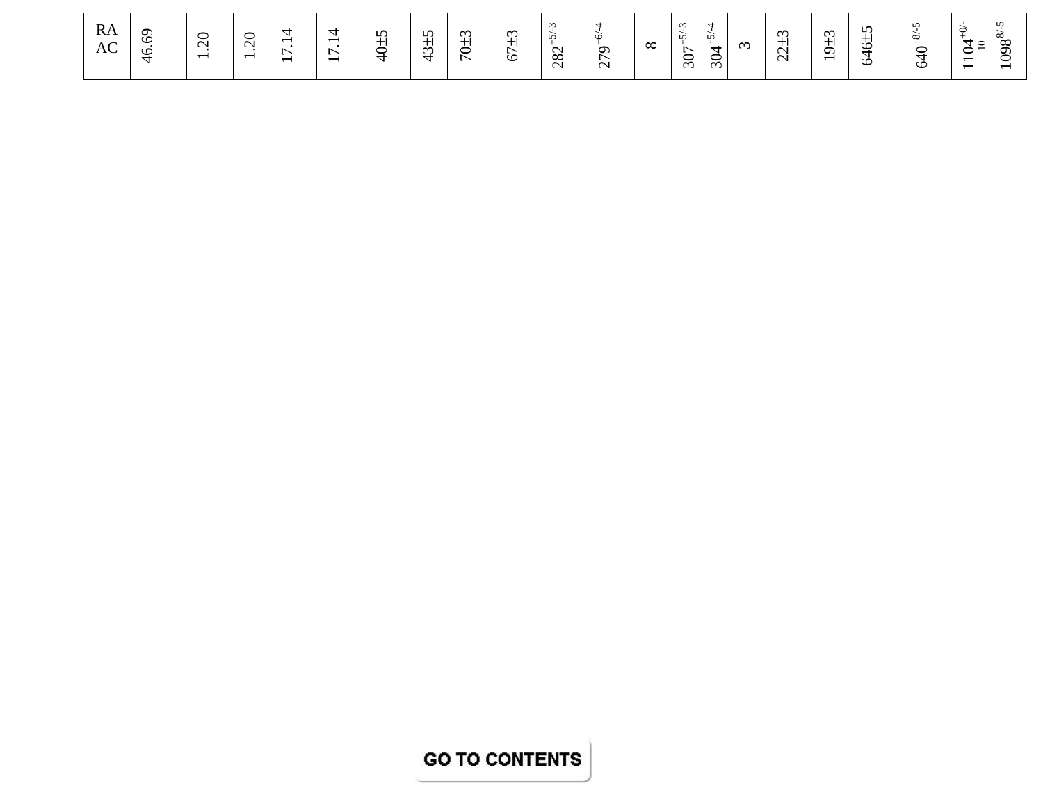| RA AC | 46.69 | 1.20 | 1.20 | 17.14 | 17.14 | 40±5 | 43±5 | 70±3 | 67±3 | $282^{+5/-3}$ | $279^{+6/-4}$ | 8 | $307^{+5/-3}$ | $304^{+5/-4}$ | 3 | 22±3 | 19±3 | 646±5 | $640^{+8/-5}$ | $1104^{+0/-10}$ | $1098^{8/-5}$ |
|---|---|---|---|---|---|---|---|---|---|---|---|---|---|---|---|---|---|---|---|---|---|

GO TO CONTENTS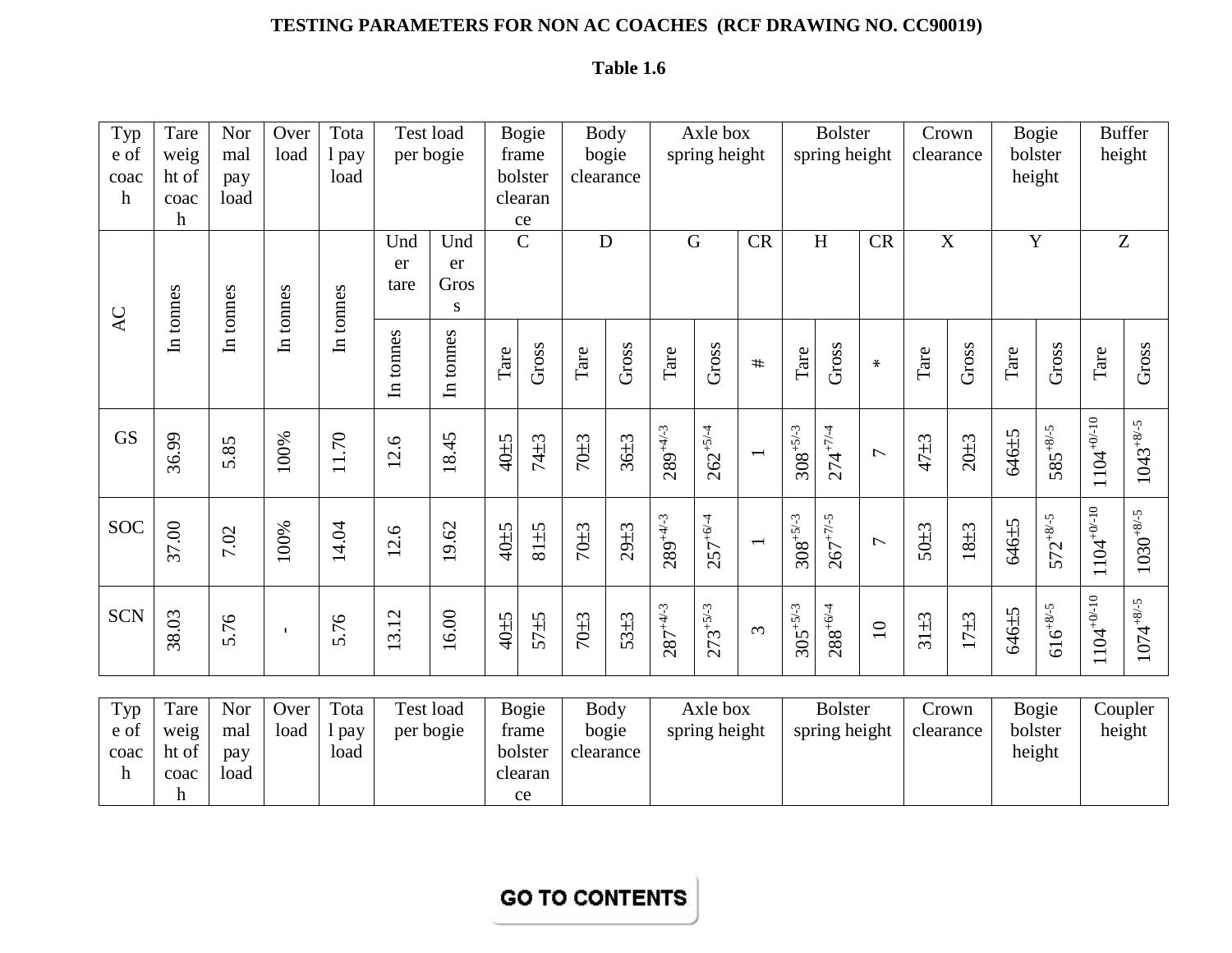**TESTING PARAMETERS FOR NON AC COACHES (RCF DRAWING NO. CC90019)**

**Table 1.6**

| Type of coach | Tare weight of coach | Normal pay load | Over load | Total pay load | Test load per bogie | | Bogie frame bolster clearance | | Body bogie clearance | | Axle box spring height | | | Bolster spring height | | | Crown clearance | | Bogie bolster height | | Buffer height | |
|---|---|---|---|---|---|---|---|---|---|---|---|---|---|---|---|---|---|---|---|---|---|---|
| AC | In tonnes | In tonnes | In tonnes | In tonnes | Under tare | Under Gross | C | | D | | G | | CR | H | | CR | X | | Y | | Z | |
| | | | | | In tonnes | In tonnes | Tare | Gross | Tare | Gross | Tare | Gross | # | Tare | Gross | * | Tare | Gross | Tare | Gross | Tare | Gross |
| GS | 36.99 | 5.85 | 100% | 11.70 | 12.6 | 18.45 | 40±5 | 74±3 | 70±3 | 36±3 | $289^{+4/-3}$ | $262^{+5/-4}$ | 1 | $308^{+5/-3}$ | $274^{+7/-4}$ | 7 | 47±3 | 20±3 | 646±5 | $585^{+8/-5}$ | $1104^{+0/-10}$ | $1043^{+8/-5}$ |
| SOC | 37.00 | 7.02 | 100% | 14.04 | 12.6 | 19.62 | 40±5 | 81±5 | 70±3 | 29±3 | $289^{+4/-3}$ | $257^{+6/-4}$ | 1 | $308^{+5/-3}$ | $267^{+7/-5}$ | 7 | 50±3 | 18±3 | 646±5 | $572^{+8/-5}$ | $1104^{+0/-10}$ | $1030^{+8/-5}$ |
| SCN | 38.03 | 5.76 | - | 5.76 | 13.12 | 16.00 | 40±5 | 57±5 | 70±3 | 53±3 | $287^{+4/-3}$ | $273^{+5/-3}$ | 3 | $305^{+5/-3}$ | $288^{+6/-4}$ | 10 | 31±3 | 17±3 | 646±5 | $616^{+8/-5}$ | $1104^{+0/-10}$ | $1074^{+8/-5}$ |

| Type of coach | Tare weight of coach | Normal pay load | Over load | Total pay load | Test load per bogie | Bogie frame bolster clearance | Body bogie clearance | Axle box spring height | Bolster spring height | Crown clearance | Bogie bolster height | Coupler height |
|---|---|---|---|---|---|---|---|---|---|---|---|---|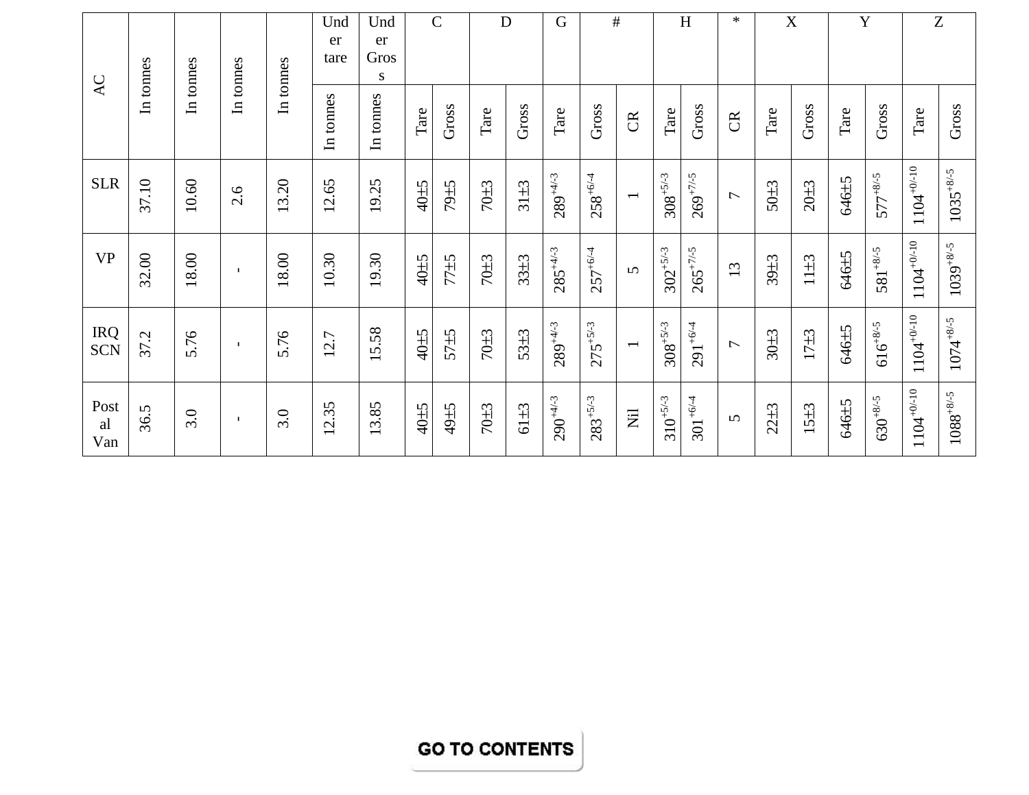| AC | In tonnes | In tonnes | In tonnes | In tonnes | Under tare | Under Gross | C | | D | | G | # | | H | | * | X | | Y | | Z | |
|---|---|---|---|---|---|---|---|---|---|---|---|---|---|---|---|---|---|---|---|---|---|---|
| | | | | | In tonnes | In tonnes | Tare | Gross | Tare | Gross | Tare | Gross | CR | Tare | Gross | CR | Tare | Gross | Tare | Gross | Tare | Gross |
| SLR | 37.10 | 10.60 | 2.6 | 13.20 | 12.65 | 19.25 | 40±5 | 79±5 | 70±3 | 31±3 | $289^{+4/-3}$ | $258^{+6/-4}$ | 1 | $308^{+5/-3}$ | $269^{+7/-5}$ | 7 | 50±3 | 20±3 | 646±5 | $577^{+8/-5}$ | $1104^{+0/-10}$ | $1035^{+8/-5}$ |
| VP | 32.00 | 18.00 | - | 18.00 | 10.30 | 19.30 | 40±5 | 77±5 | 70±3 | 33±3 | $285^{+4/-3}$ | $257^{+6/-4}$ | 5 | $302^{+5/-3}$ | $265^{+7/-5}$ | 13 | 39±3 | 11±3 | 646±5 | $581^{+8/-5}$ | $1104^{+0/-10}$ | $1039^{+8/-5}$ |
| IRQ SCN | 37.2 | 5.76 | - | 5.76 | 12.7 | 15.58 | 40±5 | 57±5 | 70±3 | 53±3 | $289^{+4/-3}$ | $275^{+5/-3}$ | 1 | $308^{+5/-3}$ | $291^{+6/-4}$ | 7 | 30±3 | 17±3 | 646±5 | $616^{+8/-5}$ | $1104^{+0/-10}$ | $1074^{+8/-5}$ |
| Postal Van | 36.5 | 3.0 | - | 3.0 | 12.35 | 13.85 | 40±5 | 49±5 | 70±3 | 61±3 | $290^{+4/-3}$ | $283^{+5/-3}$ | Nil | $310^{+5/-3}$ | $301^{+6/-4}$ | 5 | 22±3 | 15±3 | 646±5 | $630^{+8/-5}$ | $1104^{+0/-10}$ | $1088^{+8/-5}$ |

GO TO CONTENTS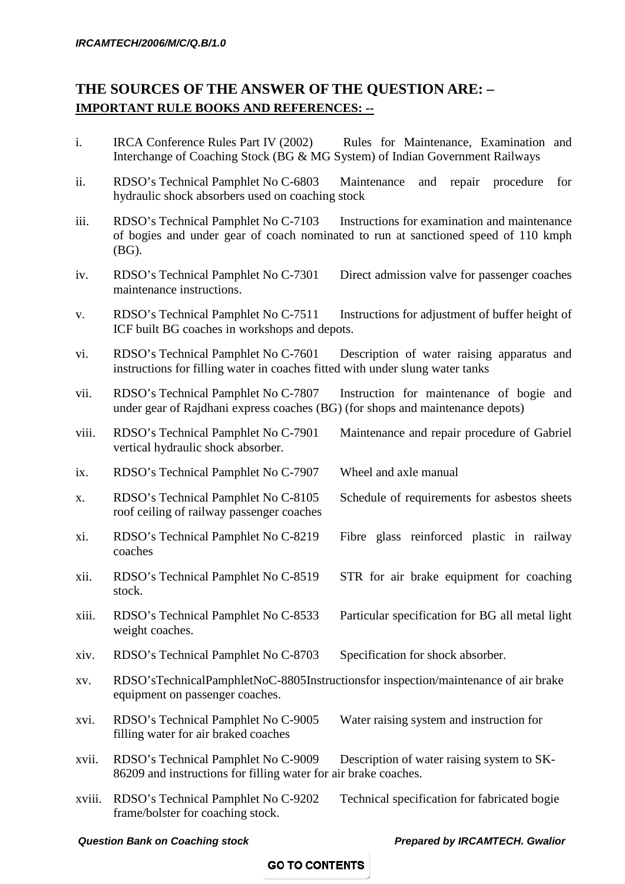## THE SOURCES OF THE ANSWER OF THE QUESTION ARE: –

**IMPORTANT RULE BOOKS AND REFERENCES: --**

i. IRCA Conference Rules Part IV (2002) Rules for Maintenance, Examination and Interchange of Coaching Stock (BG & MG System) of Indian Government Railways

ii. RDSO's Technical Pamphlet No C-6803 Maintenance and repair procedure for hydraulic shock absorbers used on coaching stock

iii. RDSO's Technical Pamphlet No C-7103 Instructions for examination and maintenance of bogies and under gear of coach nominated to run at sanctioned speed of 110 kmph (BG).

iv. RDSO's Technical Pamphlet No C-7301 Direct admission valve for passenger coaches maintenance instructions.

v. RDSO's Technical Pamphlet No C-7511 Instructions for adjustment of buffer height of ICF built BG coaches in workshops and depots.

vi. RDSO's Technical Pamphlet No C-7601 Description of water raising apparatus and instructions for filling water in coaches fitted with under slung water tanks

vii. RDSO's Technical Pamphlet No C-7807 Instruction for maintenance of bogie and under gear of Rajdhani express coaches (BG) (for shops and maintenance depots)

viii. RDSO's Technical Pamphlet No C-7901 Maintenance and repair procedure of Gabriel vertical hydraulic shock absorber.

ix. RDSO's Technical Pamphlet No C-7907 Wheel and axle manual

x. RDSO's Technical Pamphlet No C-8105 Schedule of requirements for asbestos sheets roof ceiling of railway passenger coaches

xi. RDSO's Technical Pamphlet No C-8219 Fibre glass reinforced plastic in railway coaches

xii. RDSO's Technical Pamphlet No C-8519 STR for air brake equipment for coaching stock.

xiii. RDSO's Technical Pamphlet No C-8533 Particular specification for BG all metal light weight coaches.

xiv. RDSO's Technical Pamphlet No C-8703 Specification for shock absorber.

xv. RDSO'sTechnicalPamphletNoC-8805Instructionsfor inspection/maintenance of air brake equipment on passenger coaches.

xvi. RDSO's Technical Pamphlet No C-9005 Water raising system and instruction for filling water for air braked coaches

xvii. RDSO's Technical Pamphlet No C-9009 Description of water raising system to SK-86209 and instructions for filling water for air brake coaches.

xviii. RDSO's Technical Pamphlet No C-9202 Technical specification for fabricated bogie frame/bolster for coaching stock.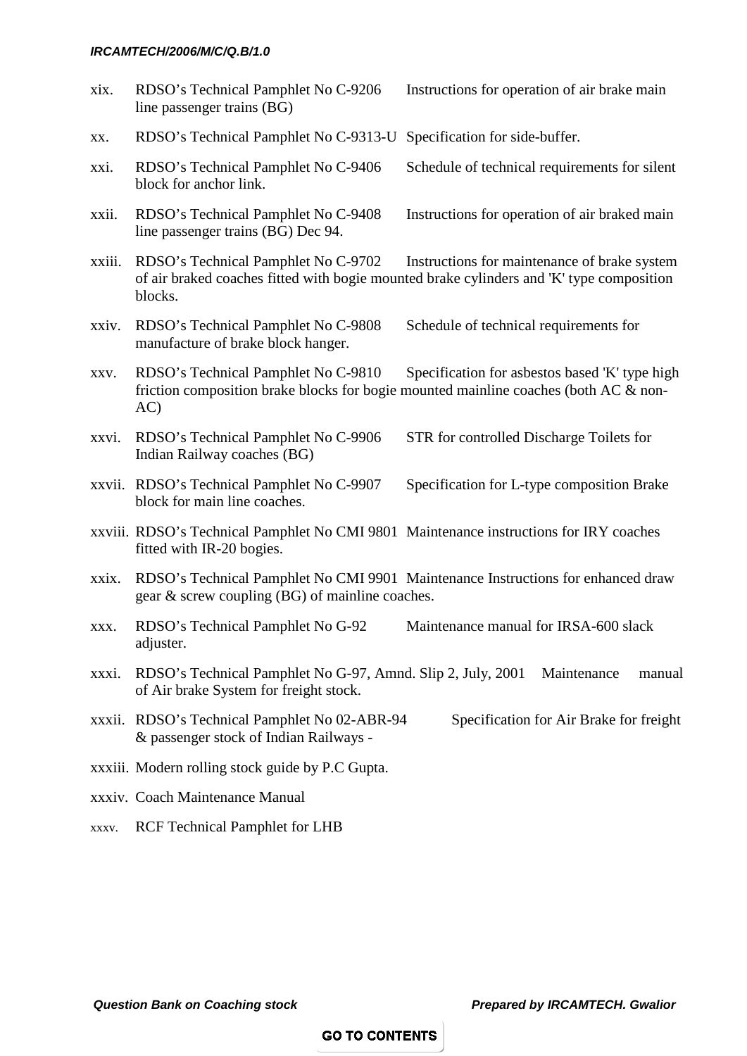xix. RDSO's Technical Pamphlet No C-9206 Instructions for operation of air brake main line passenger trains (BG)

xx. RDSO's Technical Pamphlet No C-9313-U Specification for side-buffer.

xxi. RDSO's Technical Pamphlet No C-9406 Schedule of technical requirements for silent block for anchor link.

xxii. RDSO's Technical Pamphlet No C-9408 Instructions for operation of air braked main line passenger trains (BG) Dec 94.

xxiii. RDSO's Technical Pamphlet No C-9702 Instructions for maintenance of brake system of air braked coaches fitted with bogie mounted brake cylinders and 'K' type composition blocks.

xxiv. RDSO's Technical Pamphlet No C-9808 Schedule of technical requirements for manufacture of brake block hanger.

xxv. RDSO's Technical Pamphlet No C-9810 Specification for asbestos based 'K' type high friction composition brake blocks for bogie mounted mainline coaches (both AC & non-AC)

xxvi. RDSO's Technical Pamphlet No C-9906 STR for controlled Discharge Toilets for Indian Railway coaches (BG)

xxvii. RDSO's Technical Pamphlet No C-9907 Specification for L-type composition Brake block for main line coaches.

xxviii. RDSO's Technical Pamphlet No CMI 9801 Maintenance instructions for IRY coaches fitted with IR-20 bogies.

xxix. RDSO's Technical Pamphlet No CMI 9901 Maintenance Instructions for enhanced draw gear & screw coupling (BG) of mainline coaches.

xxx. RDSO's Technical Pamphlet No G-92 Maintenance manual for IRSA-600 slack adjuster.

xxxi. RDSO's Technical Pamphlet No G-97, Amnd. Slip 2, July, 2001 Maintenance manual of Air brake System for freight stock.

xxxii. RDSO's Technical Pamphlet No 02-ABR-94 Specification for Air Brake for freight & passenger stock of Indian Railways -

xxxiii. Modern rolling stock guide by P.C Gupta.

xxxiv. Coach Maintenance Manual

xxxv. RCF Technical Pamphlet for LHB